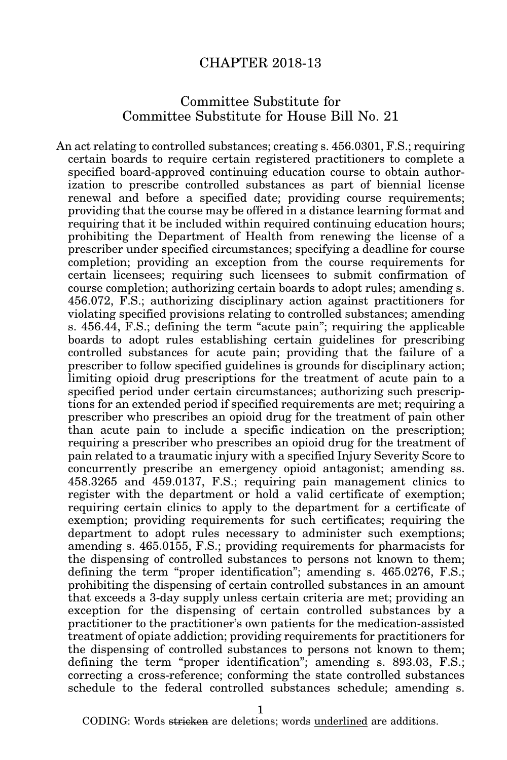# CHAPTER 2018-13

## Committee Substitute for Committee Substitute for House Bill No. 21

An act relating to controlled substances; creating s. 456.0301, F.S.; requiring certain boards to require certain registered practitioners to complete a specified board-approved continuing education course to obtain authorization to prescribe controlled substances as part of biennial license renewal and before a specified date; providing course requirements; providing that the course may be offered in a distance learning format and requiring that it be included within required continuing education hours; prohibiting the Department of Health from renewing the license of a prescriber under specified circumstances; specifying a deadline for course completion; providing an exception from the course requirements for certain licensees; requiring such licensees to submit confirmation of course completion; authorizing certain boards to adopt rules; amending s. 456.072, F.S.; authorizing disciplinary action against practitioners for violating specified provisions relating to controlled substances; amending s. 456.44, F.S.; defining the term "acute pain"; requiring the applicable boards to adopt rules establishing certain guidelines for prescribing controlled substances for acute pain; providing that the failure of a prescriber to follow specified guidelines is grounds for disciplinary action; limiting opioid drug prescriptions for the treatment of acute pain to a specified period under certain circumstances; authorizing such prescriptions for an extended period if specified requirements are met; requiring a prescriber who prescribes an opioid drug for the treatment of pain other than acute pain to include a specific indication on the prescription; requiring a prescriber who prescribes an opioid drug for the treatment of pain related to a traumatic injury with a specified Injury Severity Score to concurrently prescribe an emergency opioid antagonist; amending ss. 458.3265 and 459.0137, F.S.; requiring pain management clinics to register with the department or hold a valid certificate of exemption; requiring certain clinics to apply to the department for a certificate of exemption; providing requirements for such certificates; requiring the department to adopt rules necessary to administer such exemptions; amending s. 465.0155, F.S.; providing requirements for pharmacists for the dispensing of controlled substances to persons not known to them; defining the term "proper identification"; amending s. 465.0276, F.S.; prohibiting the dispensing of certain controlled substances in an amount that exceeds a 3-day supply unless certain criteria are met; providing an exception for the dispensing of certain controlled substances by a practitioner to the practitioner's own patients for the medication-assisted treatment of opiate addiction; providing requirements for practitioners for the dispensing of controlled substances to persons not known to them; defining the term "proper identification"; amending s. 893.03, F.S.; correcting a cross-reference; conforming the state controlled substances schedule to the federal controlled substances schedule; amending s.

CODING: Words ~~stricken~~ are deletions; words underlined are additions.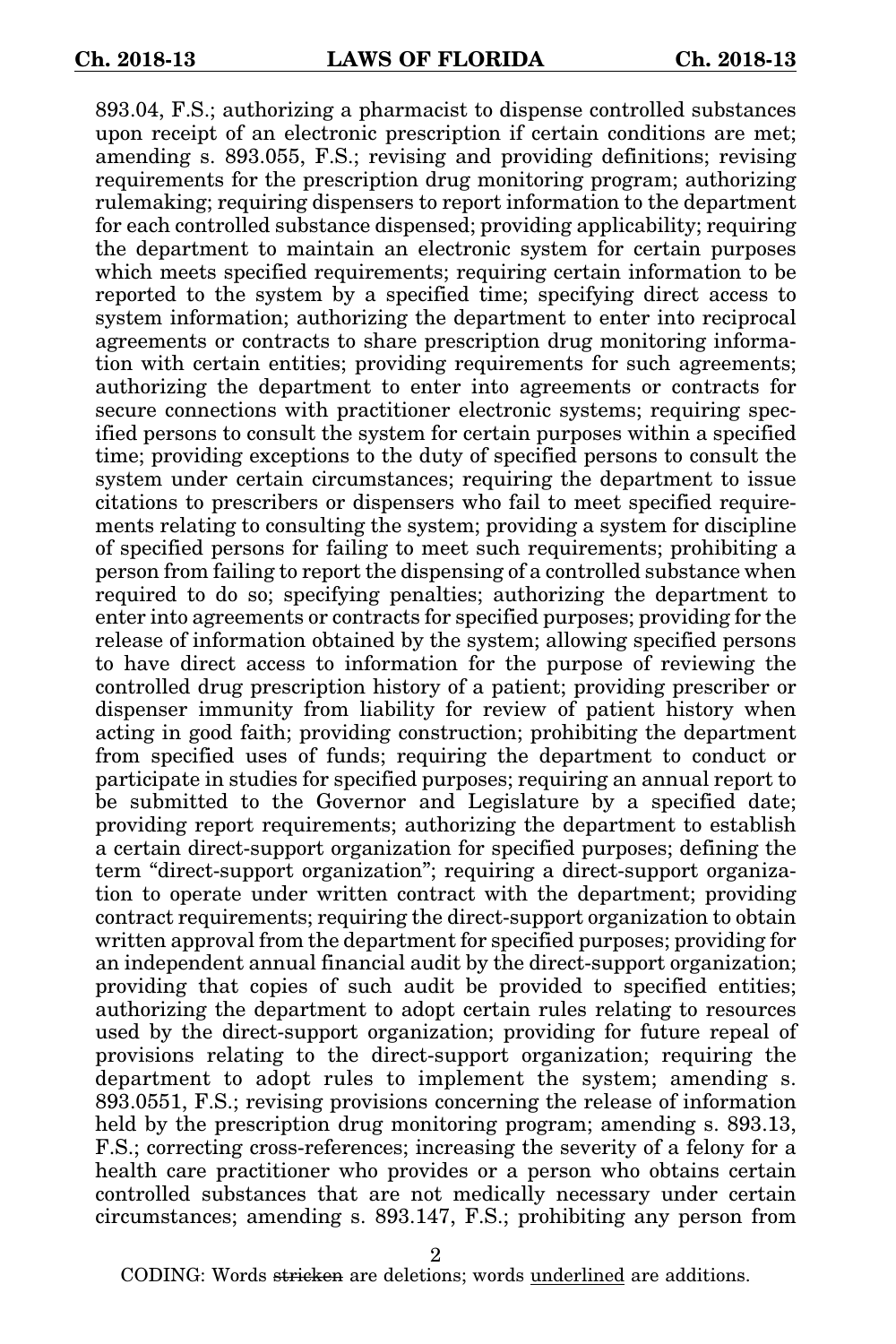893.04, F.S.; authorizing a pharmacist to dispense controlled substances upon receipt of an electronic prescription if certain conditions are met; amending s. 893.055, F.S.; revising and providing definitions; revising requirements for the prescription drug monitoring program; authorizing rulemaking; requiring dispensers to report information to the department for each controlled substance dispensed; providing applicability; requiring the department to maintain an electronic system for certain purposes which meets specified requirements; requiring certain information to be reported to the system by a specified time; specifying direct access to system information; authorizing the department to enter into reciprocal agreements or contracts to share prescription drug monitoring information with certain entities; providing requirements for such agreements; authorizing the department to enter into agreements or contracts for secure connections with practitioner electronic systems; requiring specified persons to consult the system for certain purposes within a specified time; providing exceptions to the duty of specified persons to consult the system under certain circumstances; requiring the department to issue citations to prescribers or dispensers who fail to meet specified requirements relating to consulting the system; providing a system for discipline of specified persons for failing to meet such requirements; prohibiting a person from failing to report the dispensing of a controlled substance when required to do so; specifying penalties; authorizing the department to enter into agreements or contracts for specified purposes; providing for the release of information obtained by the system; allowing specified persons to have direct access to information for the purpose of reviewing the controlled drug prescription history of a patient; providing prescriber or dispenser immunity from liability for review of patient history when acting in good faith; providing construction; prohibiting the department from specified uses of funds; requiring the department to conduct or participate in studies for specified purposes; requiring an annual report to be submitted to the Governor and Legislature by a specified date; providing report requirements; authorizing the department to establish a certain direct-support organization for specified purposes; defining the term "direct-support organization"; requiring a direct-support organization to operate under written contract with the department; providing contract requirements; requiring the direct-support organization to obtain written approval from the department for specified purposes; providing for an independent annual financial audit by the direct-support organization; providing that copies of such audit be provided to specified entities; authorizing the department to adopt certain rules relating to resources used by the direct-support organization; providing for future repeal of provisions relating to the direct-support organization; requiring the department to adopt rules to implement the system; amending s. 893.0551, F.S.; revising provisions concerning the release of information held by the prescription drug monitoring program; amending s. 893.13, F.S.; correcting cross-references; increasing the severity of a felony for a health care practitioner who provides or a person who obtains certain controlled substances that are not medically necessary under certain circumstances; amending s. 893.147, F.S.; prohibiting any person from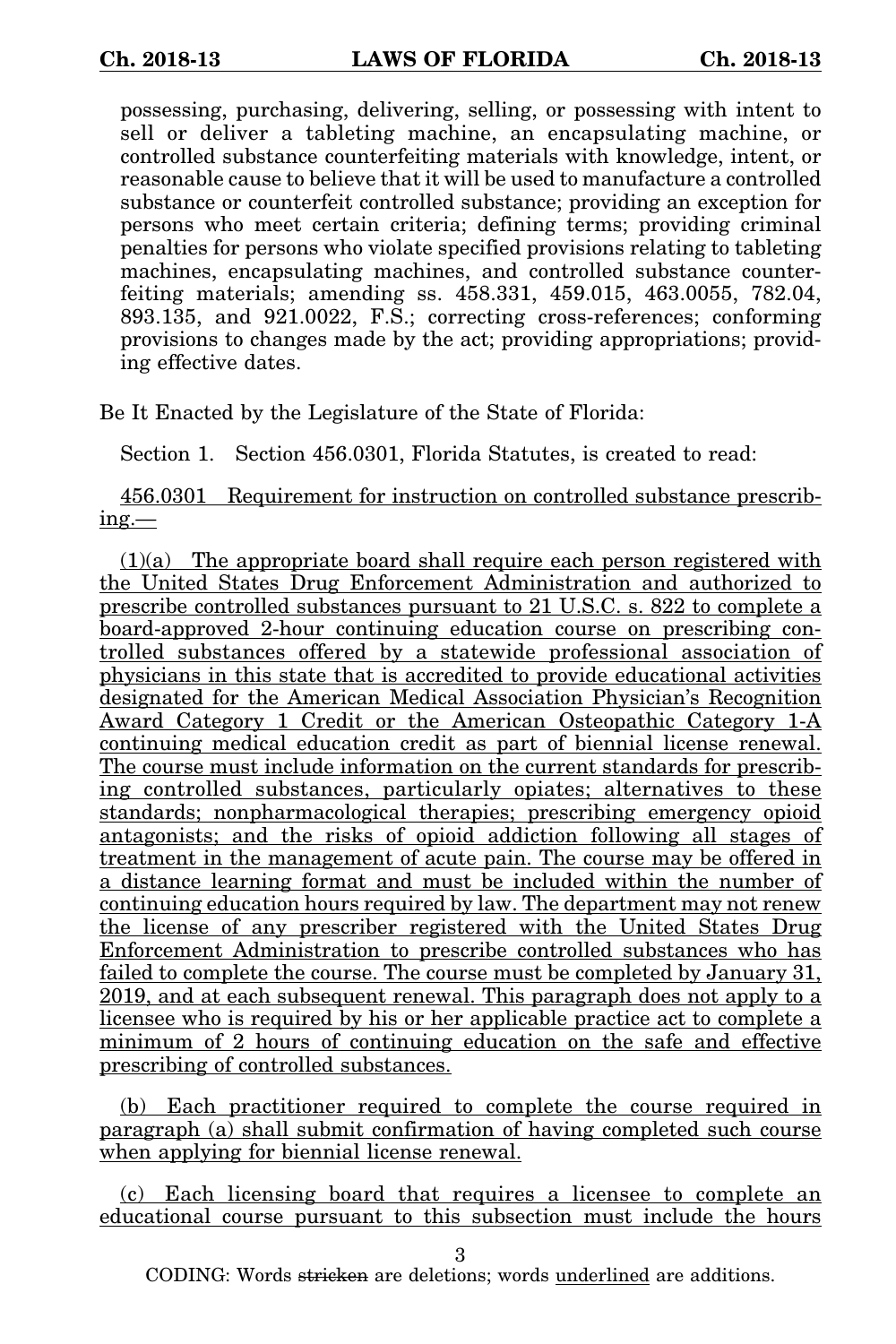possessing, purchasing, delivering, selling, or possessing with intent to sell or deliver a tableting machine, an encapsulating machine, or controlled substance counterfeiting materials with knowledge, intent, or reasonable cause to believe that it will be used to manufacture a controlled substance or counterfeit controlled substance; providing an exception for persons who meet certain criteria; defining terms; providing criminal penalties for persons who violate specified provisions relating to tableting machines, encapsulating machines, and controlled substance counterfeiting materials; amending ss. 458.331, 459.015, 463.0055, 782.04, 893.135, and 921.0022, F.S.; correcting cross-references; conforming provisions to changes made by the act; providing appropriations; providing effective dates.

Be It Enacted by the Legislature of the State of Florida:

Section 1. Section 456.0301, Florida Statutes, is created to read:

456.0301 Requirement for instruction on controlled substance prescribing.—

(1)(a) The appropriate board shall require each person registered with the United States Drug Enforcement Administration and authorized to prescribe controlled substances pursuant to 21 U.S.C. s. 822 to complete a board-approved 2-hour continuing education course on prescribing controlled substances offered by a statewide professional association of physicians in this state that is accredited to provide educational activities designated for the American Medical Association Physician's Recognition Award Category 1 Credit or the American Osteopathic Category 1-A continuing medical education credit as part of biennial license renewal. The course must include information on the current standards for prescribing controlled substances, particularly opiates; alternatives to these standards; nonpharmacological therapies; prescribing emergency opioid antagonists; and the risks of opioid addiction following all stages of treatment in the management of acute pain. The course may be offered in a distance learning format and must be included within the number of continuing education hours required by law. The department may not renew the license of any prescriber registered with the United States Drug Enforcement Administration to prescribe controlled substances who has failed to complete the course. The course must be completed by January 31, 2019, and at each subsequent renewal. This paragraph does not apply to a licensee who is required by his or her applicable practice act to complete a minimum of 2 hours of continuing education on the safe and effective prescribing of controlled substances.

(b) Each practitioner required to complete the course required in paragraph (a) shall submit confirmation of having completed such course when applying for biennial license renewal.

(c) Each licensing board that requires a licensee to complete an educational course pursuant to this subsection must include the hours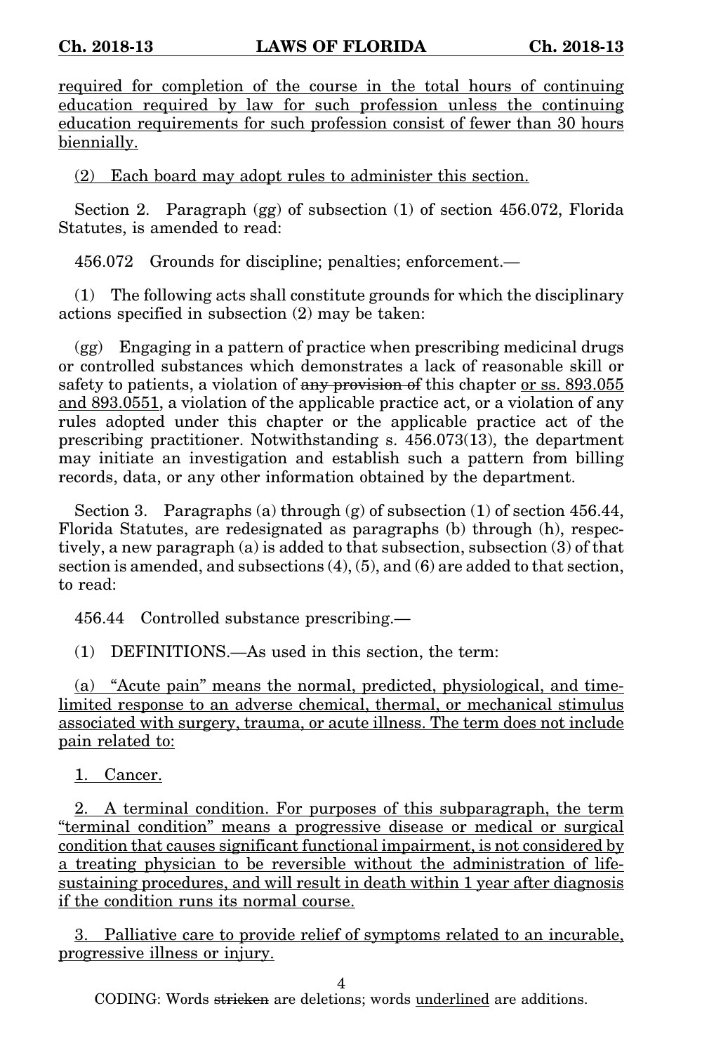required for completion of the course in the total hours of continuing education required by law for such profession unless the continuing education requirements for such profession consist of fewer than 30 hours biennially.

(2) Each board may adopt rules to administer this section.

Section 2. Paragraph (gg) of subsection (1) of section 456.072, Florida Statutes, is amended to read:

456.072 Grounds for discipline; penalties; enforcement.—

(1) The following acts shall constitute grounds for which the disciplinary actions specified in subsection (2) may be taken:

(gg) Engaging in a pattern of practice when prescribing medicinal drugs or controlled substances which demonstrates a lack of reasonable skill or safety to patients, a violation of ~~any provision of~~ this chapter or ss. 893.055 and 893.0551, a violation of the applicable practice act, or a violation of any rules adopted under this chapter or the applicable practice act of the prescribing practitioner. Notwithstanding s. 456.073(13), the department may initiate an investigation and establish such a pattern from billing records, data, or any other information obtained by the department.

Section 3. Paragraphs (a) through (g) of subsection (1) of section 456.44, Florida Statutes, are redesignated as paragraphs (b) through (h), respectively, a new paragraph (a) is added to that subsection, subsection (3) of that section is amended, and subsections (4), (5), and (6) are added to that section, to read:

456.44 Controlled substance prescribing.—

(1) DEFINITIONS.—As used in this section, the term:

(a) "Acute pain" means the normal, predicted, physiological, and time-limited response to an adverse chemical, thermal, or mechanical stimulus associated with surgery, trauma, or acute illness. The term does not include pain related to:

1. Cancer.

2. A terminal condition. For purposes of this subparagraph, the term "terminal condition" means a progressive disease or medical or surgical condition that causes significant functional impairment, is not considered by a treating physician to be reversible without the administration of life-sustaining procedures, and will result in death within 1 year after diagnosis if the condition runs its normal course.

3. Palliative care to provide relief of symptoms related to an incurable, progressive illness or injury.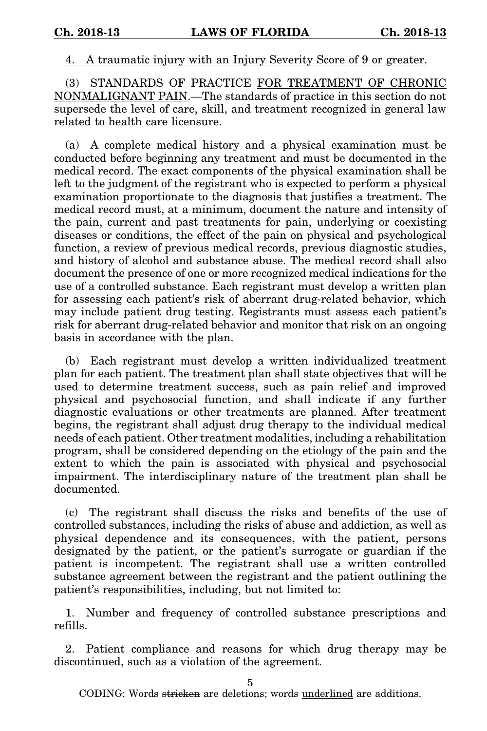4. A traumatic injury with an Injury Severity Score of 9 or greater.

(3) STANDARDS OF PRACTICE FOR TREATMENT OF CHRONIC NONMALIGNANT PAIN.—The standards of practice in this section do not supersede the level of care, skill, and treatment recognized in general law related to health care licensure.

(a) A complete medical history and a physical examination must be conducted before beginning any treatment and must be documented in the medical record. The exact components of the physical examination shall be left to the judgment of the registrant who is expected to perform a physical examination proportionate to the diagnosis that justifies a treatment. The medical record must, at a minimum, document the nature and intensity of the pain, current and past treatments for pain, underlying or coexisting diseases or conditions, the effect of the pain on physical and psychological function, a review of previous medical records, previous diagnostic studies, and history of alcohol and substance abuse. The medical record shall also document the presence of one or more recognized medical indications for the use of a controlled substance. Each registrant must develop a written plan for assessing each patient's risk of aberrant drug-related behavior, which may include patient drug testing. Registrants must assess each patient's risk for aberrant drug-related behavior and monitor that risk on an ongoing basis in accordance with the plan.

(b) Each registrant must develop a written individualized treatment plan for each patient. The treatment plan shall state objectives that will be used to determine treatment success, such as pain relief and improved physical and psychosocial function, and shall indicate if any further diagnostic evaluations or other treatments are planned. After treatment begins, the registrant shall adjust drug therapy to the individual medical needs of each patient. Other treatment modalities, including a rehabilitation program, shall be considered depending on the etiology of the pain and the extent to which the pain is associated with physical and psychosocial impairment. The interdisciplinary nature of the treatment plan shall be documented.

(c) The registrant shall discuss the risks and benefits of the use of controlled substances, including the risks of abuse and addiction, as well as physical dependence and its consequences, with the patient, persons designated by the patient, or the patient's surrogate or guardian if the patient is incompetent. The registrant shall use a written controlled substance agreement between the registrant and the patient outlining the patient's responsibilities, including, but not limited to:

1. Number and frequency of controlled substance prescriptions and refills.

2. Patient compliance and reasons for which drug therapy may be discontinued, such as a violation of the agreement.

CODING: Words stricken are deletions; words underlined are additions.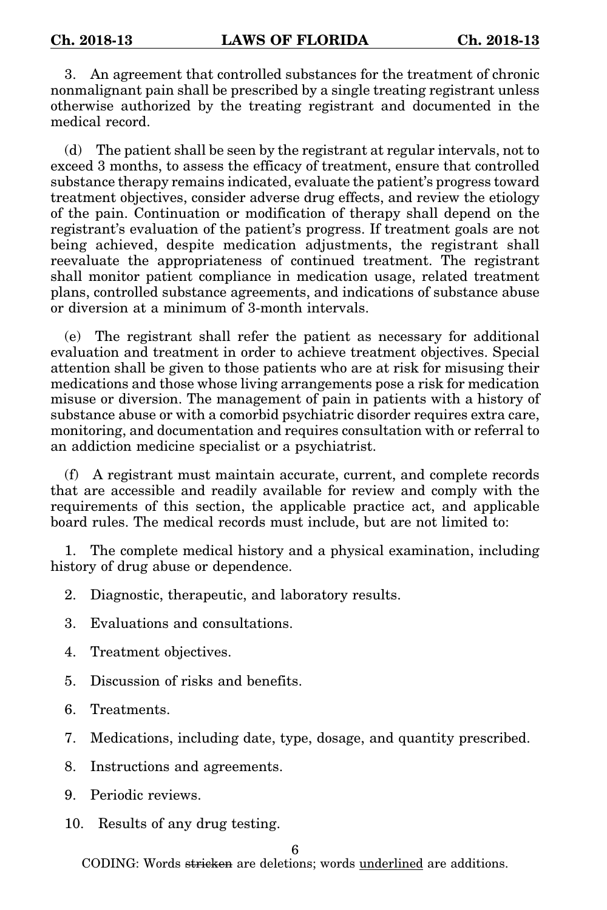3. An agreement that controlled substances for the treatment of chronic nonmalignant pain shall be prescribed by a single treating registrant unless otherwise authorized by the treating registrant and documented in the medical record.

(d) The patient shall be seen by the registrant at regular intervals, not to exceed 3 months, to assess the efficacy of treatment, ensure that controlled substance therapy remains indicated, evaluate the patient's progress toward treatment objectives, consider adverse drug effects, and review the etiology of the pain. Continuation or modification of therapy shall depend on the registrant's evaluation of the patient's progress. If treatment goals are not being achieved, despite medication adjustments, the registrant shall reevaluate the appropriateness of continued treatment. The registrant shall monitor patient compliance in medication usage, related treatment plans, controlled substance agreements, and indications of substance abuse or diversion at a minimum of 3-month intervals.

(e) The registrant shall refer the patient as necessary for additional evaluation and treatment in order to achieve treatment objectives. Special attention shall be given to those patients who are at risk for misusing their medications and those whose living arrangements pose a risk for medication misuse or diversion. The management of pain in patients with a history of substance abuse or with a comorbid psychiatric disorder requires extra care, monitoring, and documentation and requires consultation with or referral to an addiction medicine specialist or a psychiatrist.

(f) A registrant must maintain accurate, current, and complete records that are accessible and readily available for review and comply with the requirements of this section, the applicable practice act, and applicable board rules. The medical records must include, but are not limited to:

1. The complete medical history and a physical examination, including history of drug abuse or dependence.

2. Diagnostic, therapeutic, and laboratory results.

3. Evaluations and consultations.

4. Treatment objectives.

5. Discussion of risks and benefits.

6. Treatments.

7. Medications, including date, type, dosage, and quantity prescribed.

8. Instructions and agreements.

9. Periodic reviews.

10. Results of any drug testing.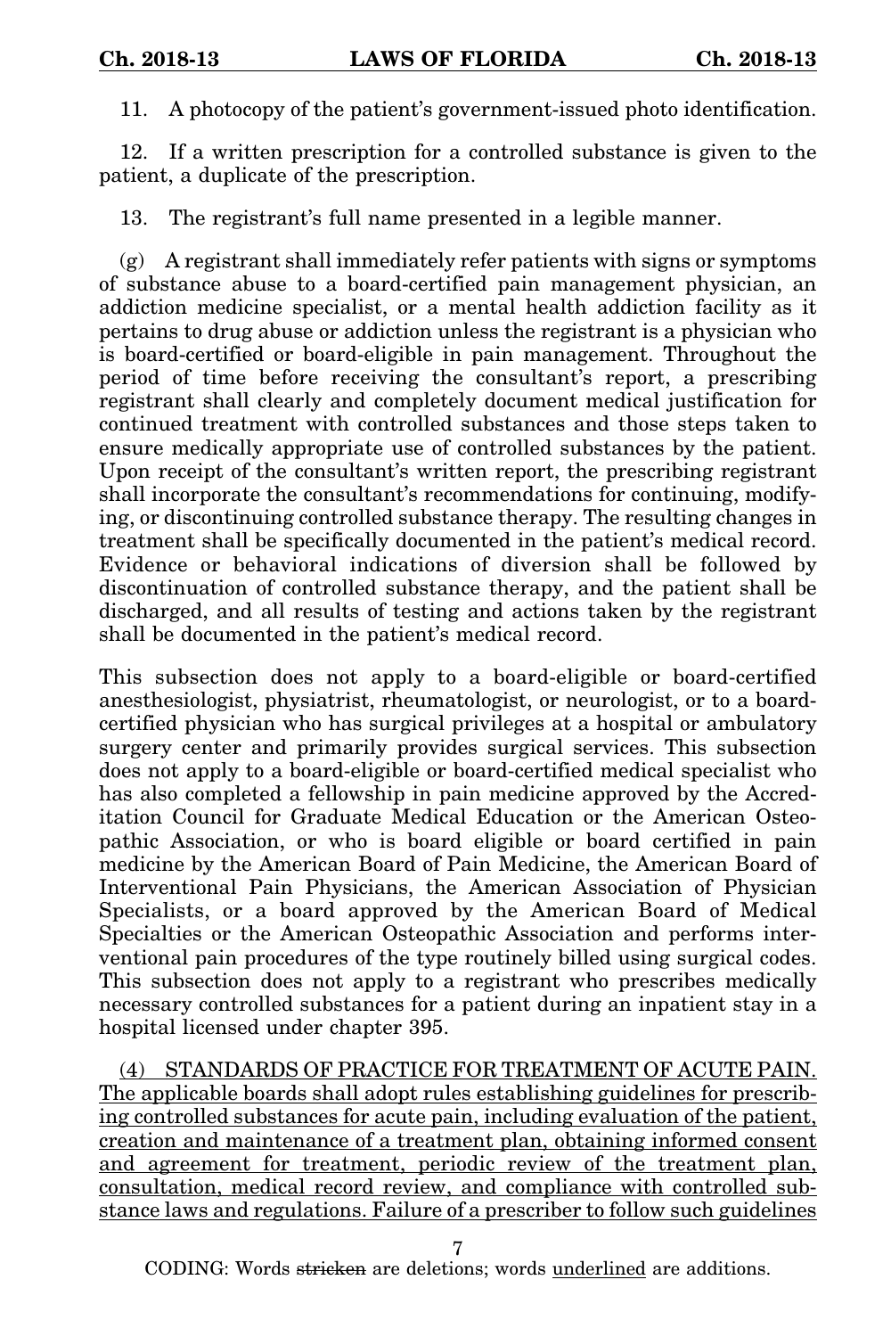11. A photocopy of the patient's government-issued photo identification.

12. If a written prescription for a controlled substance is given to the patient, a duplicate of the prescription.

13. The registrant's full name presented in a legible manner.

(g) A registrant shall immediately refer patients with signs or symptoms of substance abuse to a board-certified pain management physician, an addiction medicine specialist, or a mental health addiction facility as it pertains to drug abuse or addiction unless the registrant is a physician who is board-certified or board-eligible in pain management. Throughout the period of time before receiving the consultant's report, a prescribing registrant shall clearly and completely document medical justification for continued treatment with controlled substances and those steps taken to ensure medically appropriate use of controlled substances by the patient. Upon receipt of the consultant's written report, the prescribing registrant shall incorporate the consultant's recommendations for continuing, modifying, or discontinuing controlled substance therapy. The resulting changes in treatment shall be specifically documented in the patient's medical record. Evidence or behavioral indications of diversion shall be followed by discontinuation of controlled substance therapy, and the patient shall be discharged, and all results of testing and actions taken by the registrant shall be documented in the patient's medical record.

This subsection does not apply to a board-eligible or board-certified anesthesiologist, physiatrist, rheumatologist, or neurologist, or to a board-certified physician who has surgical privileges at a hospital or ambulatory surgery center and primarily provides surgical services. This subsection does not apply to a board-eligible or board-certified medical specialist who has also completed a fellowship in pain medicine approved by the Accreditation Council for Graduate Medical Education or the American Osteopathic Association, or who is board eligible or board certified in pain medicine by the American Board of Pain Medicine, the American Board of Interventional Pain Physicians, the American Association of Physician Specialists, or a board approved by the American Board of Medical Specialties or the American Osteopathic Association and performs interventional pain procedures of the type routinely billed using surgical codes. This subsection does not apply to a registrant who prescribes medically necessary controlled substances for a patient during an inpatient stay in a hospital licensed under chapter 395.

<u>(4) STANDARDS OF PRACTICE FOR TREATMENT OF ACUTE PAIN. The applicable boards shall adopt rules establishing guidelines for prescribing controlled substances for acute pain, including evaluation of the patient, creation and maintenance of a treatment plan, obtaining informed consent and agreement for treatment, periodic review of the treatment plan, consultation, medical record review, and compliance with controlled substance laws and regulations. Failure of a prescriber to follow such guidelines</u>

CODING: Words ~~stricken~~ are deletions; words <u>underlined</u> are additions.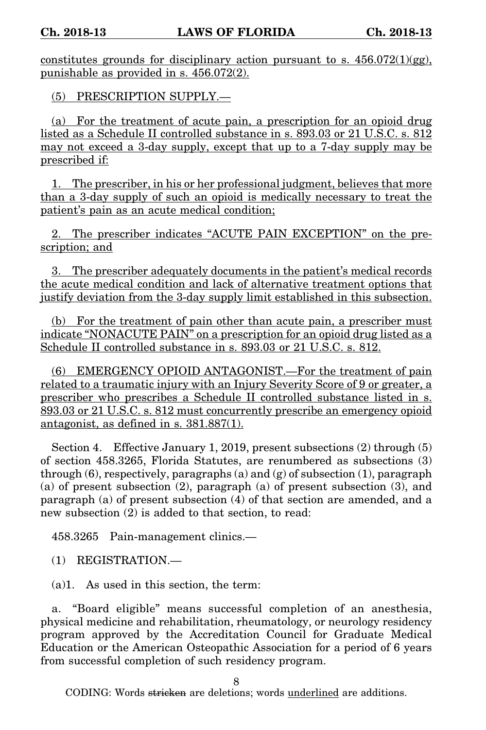constitutes grounds for disciplinary action pursuant to s. 456.072(1)(gg), punishable as provided in s. 456.072(2).

(5) PRESCRIPTION SUPPLY.—

(a) For the treatment of acute pain, a prescription for an opioid drug listed as a Schedule II controlled substance in s. 893.03 or 21 U.S.C. s. 812 may not exceed a 3-day supply, except that up to a 7-day supply may be prescribed if:

1. The prescriber, in his or her professional judgment, believes that more than a 3-day supply of such an opioid is medically necessary to treat the patient's pain as an acute medical condition;

2. The prescriber indicates "ACUTE PAIN EXCEPTION" on the prescription; and

3. The prescriber adequately documents in the patient's medical records the acute medical condition and lack of alternative treatment options that justify deviation from the 3-day supply limit established in this subsection.

(b) For the treatment of pain other than acute pain, a prescriber must indicate "NONACUTE PAIN" on a prescription for an opioid drug listed as a Schedule II controlled substance in s. 893.03 or 21 U.S.C. s. 812.

(6) EMERGENCY OPIOID ANTAGONIST.—For the treatment of pain related to a traumatic injury with an Injury Severity Score of 9 or greater, a prescriber who prescribes a Schedule II controlled substance listed in s. 893.03 or 21 U.S.C. s. 812 must concurrently prescribe an emergency opioid antagonist, as defined in s. 381.887(1).

Section 4. Effective January 1, 2019, present subsections (2) through (5) of section 458.3265, Florida Statutes, are renumbered as subsections (3) through (6), respectively, paragraphs (a) and (g) of subsection (1), paragraph (a) of present subsection (2), paragraph (a) of present subsection (3), and paragraph (a) of present subsection (4) of that section are amended, and a new subsection (2) is added to that section, to read:

458.3265 Pain-management clinics.—

(1) REGISTRATION.—

(a)1. As used in this section, the term:

a. "Board eligible" means successful completion of an anesthesia, physical medicine and rehabilitation, rheumatology, or neurology residency program approved by the Accreditation Council for Graduate Medical Education or the American Osteopathic Association for a period of 6 years from successful completion of such residency program.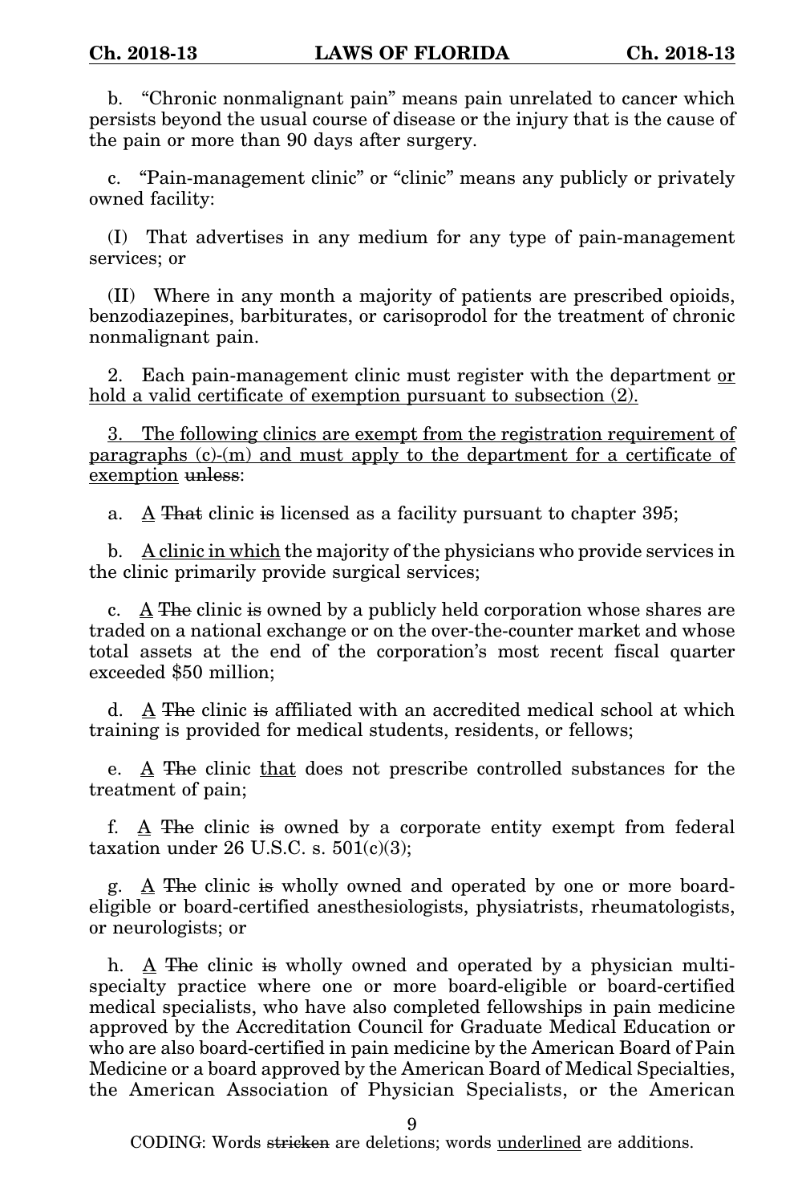b. "Chronic nonmalignant pain" means pain unrelated to cancer which persists beyond the usual course of disease or the injury that is the cause of the pain or more than 90 days after surgery.

c. "Pain-management clinic" or "clinic" means any publicly or privately owned facility:

(I) That advertises in any medium for any type of pain-management services; or

(II) Where in any month a majority of patients are prescribed opioids, benzodiazepines, barbiturates, or carisoprodol for the treatment of chronic nonmalignant pain.

2. Each pain-management clinic must register with the department <u>or hold a valid certificate of exemption pursuant to subsection (2).</u>

<u>3. The following clinics are exempt from the registration requirement of paragraphs (c)-(m) and must apply to the department for a certificate of exemption</u> ~~unless~~:

a. <u>A</u> ~~That~~ clinic ~~is~~ licensed as a facility pursuant to chapter 395;

b. <u>A clinic in which</u> the majority of the physicians who provide services in the clinic primarily provide surgical services;

c. <u>A</u> ~~The~~ clinic ~~is~~ owned by a publicly held corporation whose shares are traded on a national exchange or on the over-the-counter market and whose total assets at the end of the corporation's most recent fiscal quarter exceeded $50 million;

d. <u>A</u> ~~The~~ clinic ~~is~~ affiliated with an accredited medical school at which training is provided for medical students, residents, or fellows;

e. <u>A</u> ~~The~~ clinic <u>that</u> does not prescribe controlled substances for the treatment of pain;

f. <u>A</u> ~~The~~ clinic ~~is~~ owned by a corporate entity exempt from federal taxation under 26 U.S.C. s. 501(c)(3);

g. <u>A</u> ~~The~~ clinic ~~is~~ wholly owned and operated by one or more board-eligible or board-certified anesthesiologists, physiatrists, rheumatologists, or neurologists; or

h. <u>A</u> ~~The~~ clinic ~~is~~ wholly owned and operated by a physician multi-specialty practice where one or more board-eligible or board-certified medical specialists, who have also completed fellowships in pain medicine approved by the Accreditation Council for Graduate Medical Education or who are also board-certified in pain medicine by the American Board of Pain Medicine or a board approved by the American Board of Medical Specialties, the American Association of Physician Specialists, or the American

CODING: Words ~~stricken~~ are deletions; words <u>underlined</u> are additions.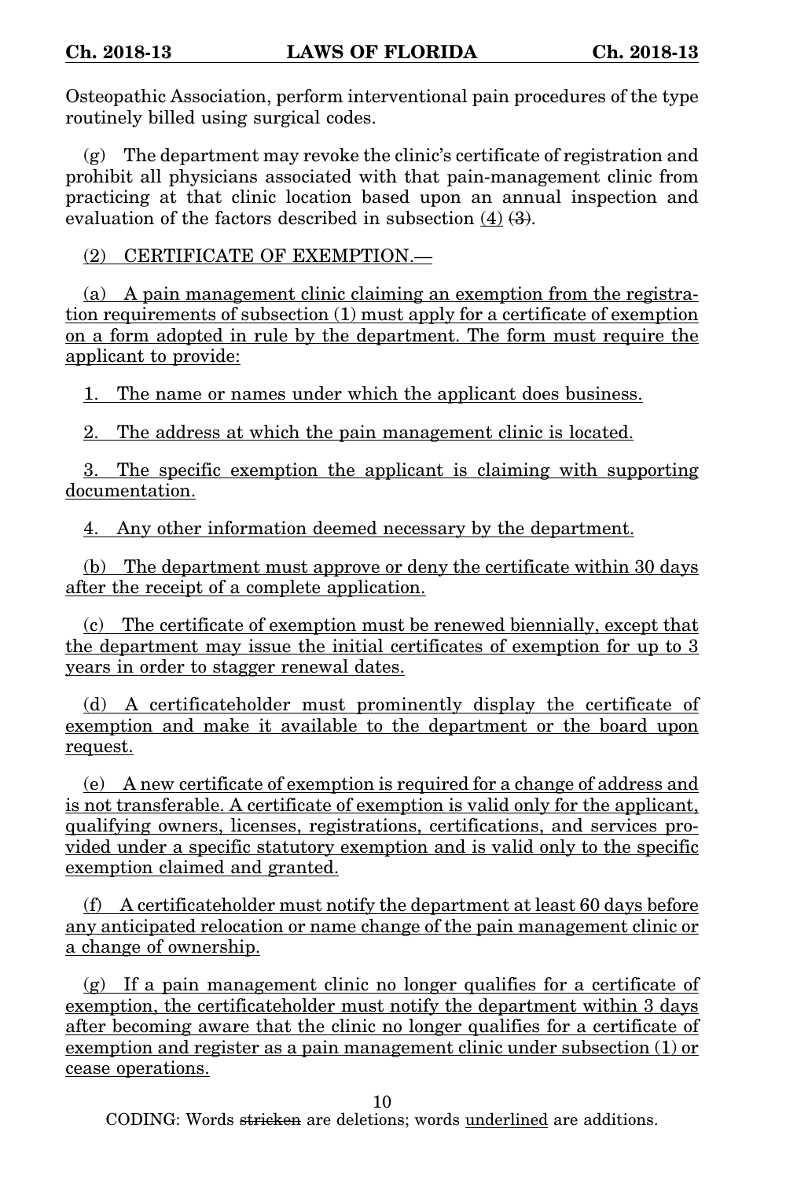Osteopathic Association, perform interventional pain procedures of the type routinely billed using surgical codes.

(g) The department may revoke the clinic's certificate of registration and prohibit all physicians associated with that pain-management clinic from practicing at that clinic location based upon an annual inspection and evaluation of the factors described in subsection (4) ~~(3)~~.

(2) CERTIFICATE OF EXEMPTION.—

(a) A pain management clinic claiming an exemption from the registration requirements of subsection (1) must apply for a certificate of exemption on a form adopted in rule by the department. The form must require the applicant to provide:

1. The name or names under which the applicant does business.

2. The address at which the pain management clinic is located.

3. The specific exemption the applicant is claiming with supporting documentation.

4. Any other information deemed necessary by the department.

(b) The department must approve or deny the certificate within 30 days after the receipt of a complete application.

(c) The certificate of exemption must be renewed biennially, except that the department may issue the initial certificates of exemption for up to 3 years in order to stagger renewal dates.

(d) A certificateholder must prominently display the certificate of exemption and make it available to the department or the board upon request.

(e) A new certificate of exemption is required for a change of address and is not transferable. A certificate of exemption is valid only for the applicant, qualifying owners, licenses, registrations, certifications, and services provided under a specific statutory exemption and is valid only to the specific exemption claimed and granted.

(f) A certificateholder must notify the department at least 60 days before any anticipated relocation or name change of the pain management clinic or a change of ownership.

(g) If a pain management clinic no longer qualifies for a certificate of exemption, the certificateholder must notify the department within 3 days after becoming aware that the clinic no longer qualifies for a certificate of exemption and register as a pain management clinic under subsection (1) or cease operations.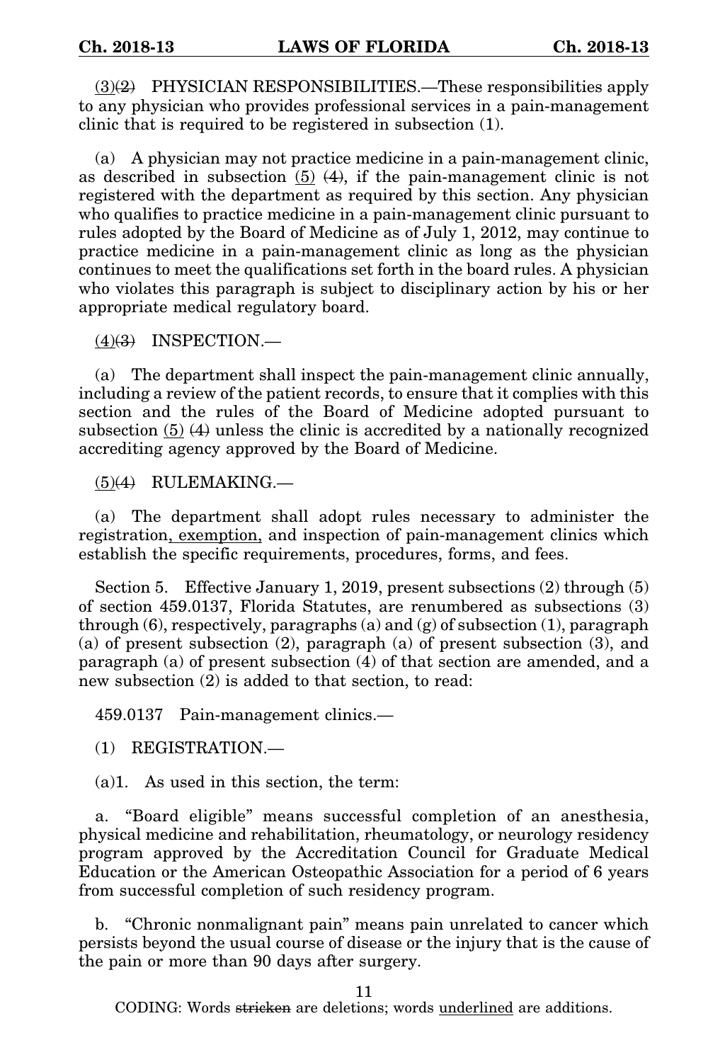(3)~~(2)~~ PHYSICIAN RESPONSIBILITIES.—These responsibilities apply to any physician who provides professional services in a pain-management clinic that is required to be registered in subsection (1).

(a) A physician may not practice medicine in a pain-management clinic, as described in subsection <u>(5)</u> ~~(4)~~, if the pain-management clinic is not registered with the department as required by this section. Any physician who qualifies to practice medicine in a pain-management clinic pursuant to rules adopted by the Board of Medicine as of July 1, 2012, may continue to practice medicine in a pain-management clinic as long as the physician continues to meet the qualifications set forth in the board rules. A physician who violates this paragraph is subject to disciplinary action by his or her appropriate medical regulatory board.

<u>(4)</u>~~(3)~~ INSPECTION.—

(a) The department shall inspect the pain-management clinic annually, including a review of the patient records, to ensure that it complies with this section and the rules of the Board of Medicine adopted pursuant to subsection <u>(5)</u> ~~(4)~~ unless the clinic is accredited by a nationally recognized accrediting agency approved by the Board of Medicine.

<u>(5)</u>~~(4)~~ RULEMAKING.—

(a) The department shall adopt rules necessary to administer the registration<u>, exemption,</u> and inspection of pain-management clinics which establish the specific requirements, procedures, forms, and fees.

Section 5. Effective January 1, 2019, present subsections (2) through (5) of section 459.0137, Florida Statutes, are renumbered as subsections (3) through (6), respectively, paragraphs (a) and (g) of subsection (1), paragraph (a) of present subsection (2), paragraph (a) of present subsection (3), and paragraph (a) of present subsection (4) of that section are amended, and a new subsection (2) is added to that section, to read:

459.0137 Pain-management clinics.—

(1) REGISTRATION.—

(a)1. As used in this section, the term:

a. "Board eligible" means successful completion of an anesthesia, physical medicine and rehabilitation, rheumatology, or neurology residency program approved by the Accreditation Council for Graduate Medical Education or the American Osteopathic Association for a period of 6 years from successful completion of such residency program.

b. "Chronic nonmalignant pain" means pain unrelated to cancer which persists beyond the usual course of disease or the injury that is the cause of the pain or more than 90 days after surgery.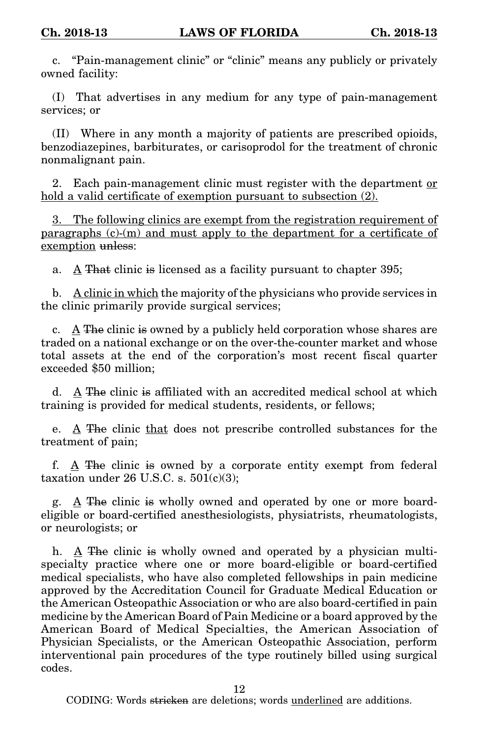c. “Pain-management clinic” or “clinic” means any publicly or privately owned facility:

(I) That advertises in any medium for any type of pain-management services; or

(II) Where in any month a majority of patients are prescribed opioids, benzodiazepines, barbiturates, or carisoprodol for the treatment of chronic nonmalignant pain.

2. Each pain-management clinic must register with the department <u>or hold a valid certificate of exemption pursuant to subsection (2).</u>

<u>3. The following clinics are exempt from the registration requirement of paragraphs (c)-(m) and must apply to the department for a certificate of exemption</u> ~~unless~~:

a. <u>A</u> ~~That~~ clinic ~~is~~ licensed as a facility pursuant to chapter 395;

b. <u>A clinic in which</u> the majority of the physicians who provide services in the clinic primarily provide surgical services;

c. <u>A</u> ~~The~~ clinic ~~is~~ owned by a publicly held corporation whose shares are traded on a national exchange or on the over-the-counter market and whose total assets at the end of the corporation’s most recent fiscal quarter exceeded $50 million;

d. <u>A</u> ~~The~~ clinic ~~is~~ affiliated with an accredited medical school at which training is provided for medical students, residents, or fellows;

e. <u>A</u> ~~The~~ clinic <u>that</u> does not prescribe controlled substances for the treatment of pain;

f. <u>A</u> ~~The~~ clinic ~~is~~ owned by a corporate entity exempt from federal taxation under 26 U.S.C. s. 501(c)(3);

g. <u>A</u> ~~The~~ clinic ~~is~~ wholly owned and operated by one or more board-eligible or board-certified anesthesiologists, physiatrists, rheumatologists, or neurologists; or

h. <u>A</u> ~~The~~ clinic ~~is~~ wholly owned and operated by a physician multi-specialty practice where one or more board-eligible or board-certified medical specialists, who have also completed fellowships in pain medicine approved by the Accreditation Council for Graduate Medical Education or the American Osteopathic Association or who are also board-certified in pain medicine by the American Board of Pain Medicine or a board approved by the American Board of Medical Specialties, the American Association of Physician Specialists, or the American Osteopathic Association, perform interventional pain procedures of the type routinely billed using surgical codes.

CODING: Words ~~stricken~~ are deletions; words <u>underlined</u> are additions.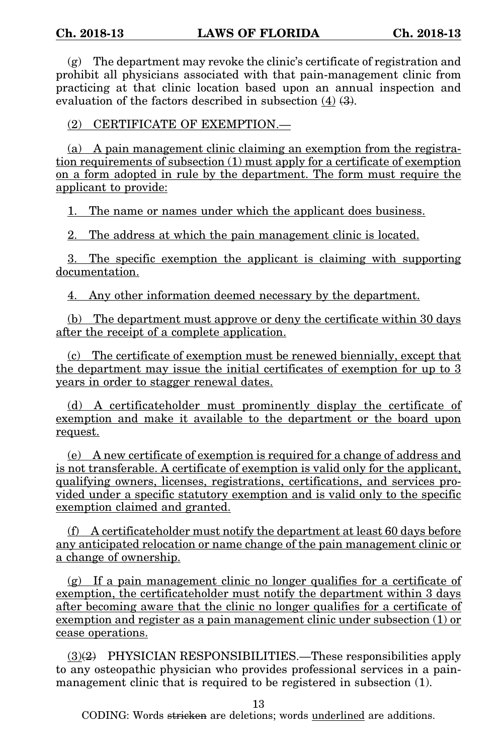(g) The department may revoke the clinic's certificate of registration and prohibit all physicians associated with that pain-management clinic from practicing at that clinic location based upon an annual inspection and evaluation of the factors described in subsection (4) ~~(3)~~.

(2) CERTIFICATE OF EXEMPTION.—

(a) A pain management clinic claiming an exemption from the registration requirements of subsection (1) must apply for a certificate of exemption on a form adopted in rule by the department. The form must require the applicant to provide:

1. The name or names under which the applicant does business.

2. The address at which the pain management clinic is located.

3. The specific exemption the applicant is claiming with supporting documentation.

4. Any other information deemed necessary by the department.

(b) The department must approve or deny the certificate within 30 days after the receipt of a complete application.

(c) The certificate of exemption must be renewed biennially, except that the department may issue the initial certificates of exemption for up to 3 years in order to stagger renewal dates.

(d) A certificateholder must prominently display the certificate of exemption and make it available to the department or the board upon request.

(e) A new certificate of exemption is required for a change of address and is not transferable. A certificate of exemption is valid only for the applicant, qualifying owners, licenses, registrations, certifications, and services provided under a specific statutory exemption and is valid only to the specific exemption claimed and granted.

(f) A certificateholder must notify the department at least 60 days before any anticipated relocation or name change of the pain management clinic or a change of ownership.

(g) If a pain management clinic no longer qualifies for a certificate of exemption, the certificateholder must notify the department within 3 days after becoming aware that the clinic no longer qualifies for a certificate of exemption and register as a pain management clinic under subsection (1) or cease operations.

(3)~~(2)~~ PHYSICIAN RESPONSIBILITIES.—These responsibilities apply to any osteopathic physician who provides professional services in a pain-management clinic that is required to be registered in subsection (1).

CODING: Words ~~stricken~~ are deletions; words underlined are additions.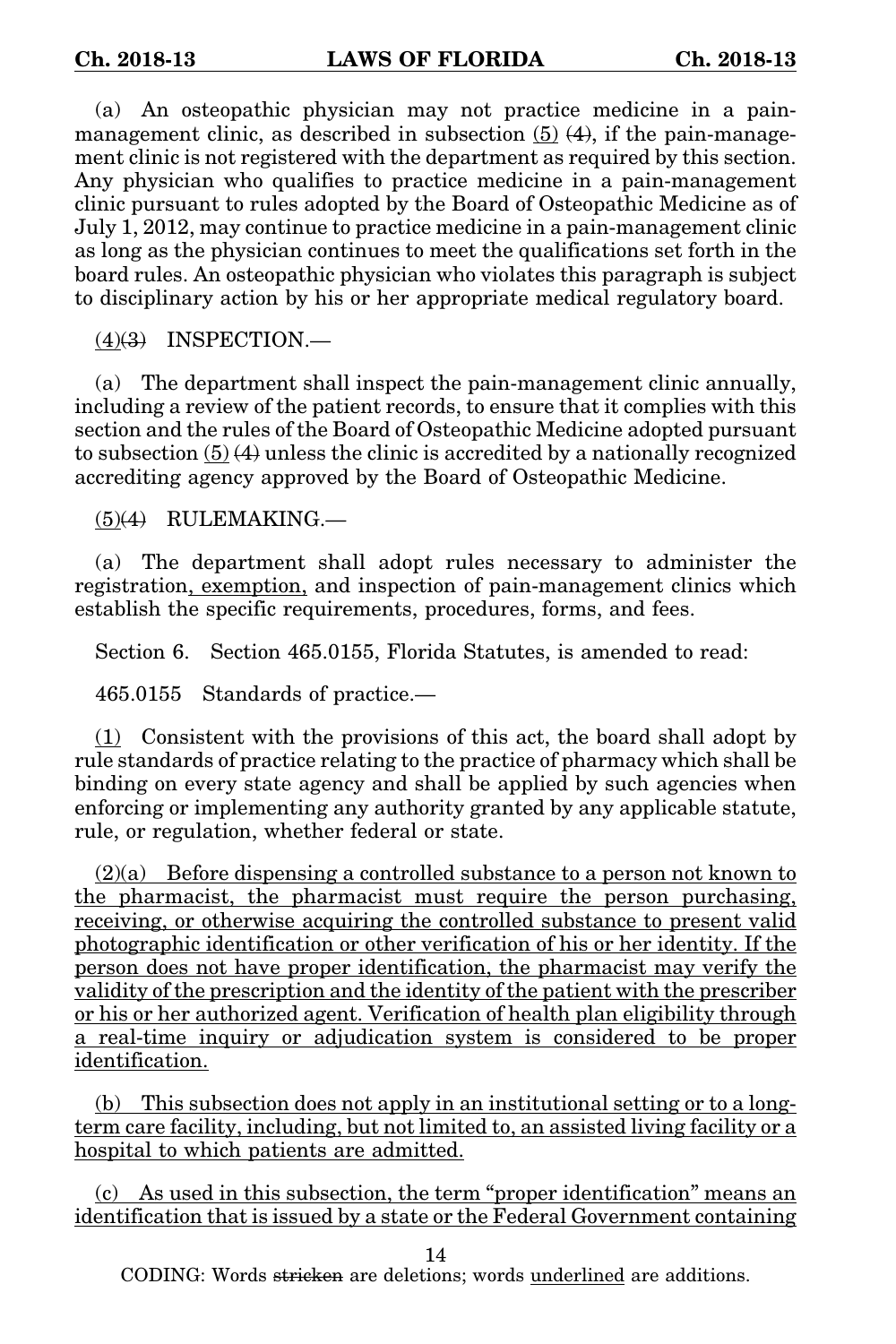(a) An osteopathic physician may not practice medicine in a pain-management clinic, as described in subsection <u>(5)</u> ~~(4)~~, if the pain-management clinic is not registered with the department as required by this section. Any physician who qualifies to practice medicine in a pain-management clinic pursuant to rules adopted by the Board of Osteopathic Medicine as of July 1, 2012, may continue to practice medicine in a pain-management clinic as long as the physician continues to meet the qualifications set forth in the board rules. An osteopathic physician who violates this paragraph is subject to disciplinary action by his or her appropriate medical regulatory board.

<u>(4)</u>~~(3)~~ INSPECTION.—

(a) The department shall inspect the pain-management clinic annually, including a review of the patient records, to ensure that it complies with this section and the rules of the Board of Osteopathic Medicine adopted pursuant to subsection <u>(5)</u> ~~(4)~~ unless the clinic is accredited by a nationally recognized accrediting agency approved by the Board of Osteopathic Medicine.

<u>(5)</u>~~(4)~~ RULEMAKING.—

(a) The department shall adopt rules necessary to administer the registration<u>, exemption,</u> and inspection of pain-management clinics which establish the specific requirements, procedures, forms, and fees.

Section 6. Section 465.0155, Florida Statutes, is amended to read:

465.0155 Standards of practice.—

<u>(1)</u> Consistent with the provisions of this act, the board shall adopt by rule standards of practice relating to the practice of pharmacy which shall be binding on every state agency and shall be applied by such agencies when enforcing or implementing any authority granted by any applicable statute, rule, or regulation, whether federal or state.

<u>(2)(a) Before dispensing a controlled substance to a person not known to the pharmacist, the pharmacist must require the person purchasing, receiving, or otherwise acquiring the controlled substance to present valid photographic identification or other verification of his or her identity. If the person does not have proper identification, the pharmacist may verify the validity of the prescription and the identity of the patient with the prescriber or his or her authorized agent. Verification of health plan eligibility through a real-time inquiry or adjudication system is considered to be proper identification.</u>

<u>(b) This subsection does not apply in an institutional setting or to a long-term care facility, including, but not limited to, an assisted living facility or a hospital to which patients are admitted.</u>

<u>(c) As used in this subsection, the term "proper identification" means an identification that is issued by a state or the Federal Government containing</u>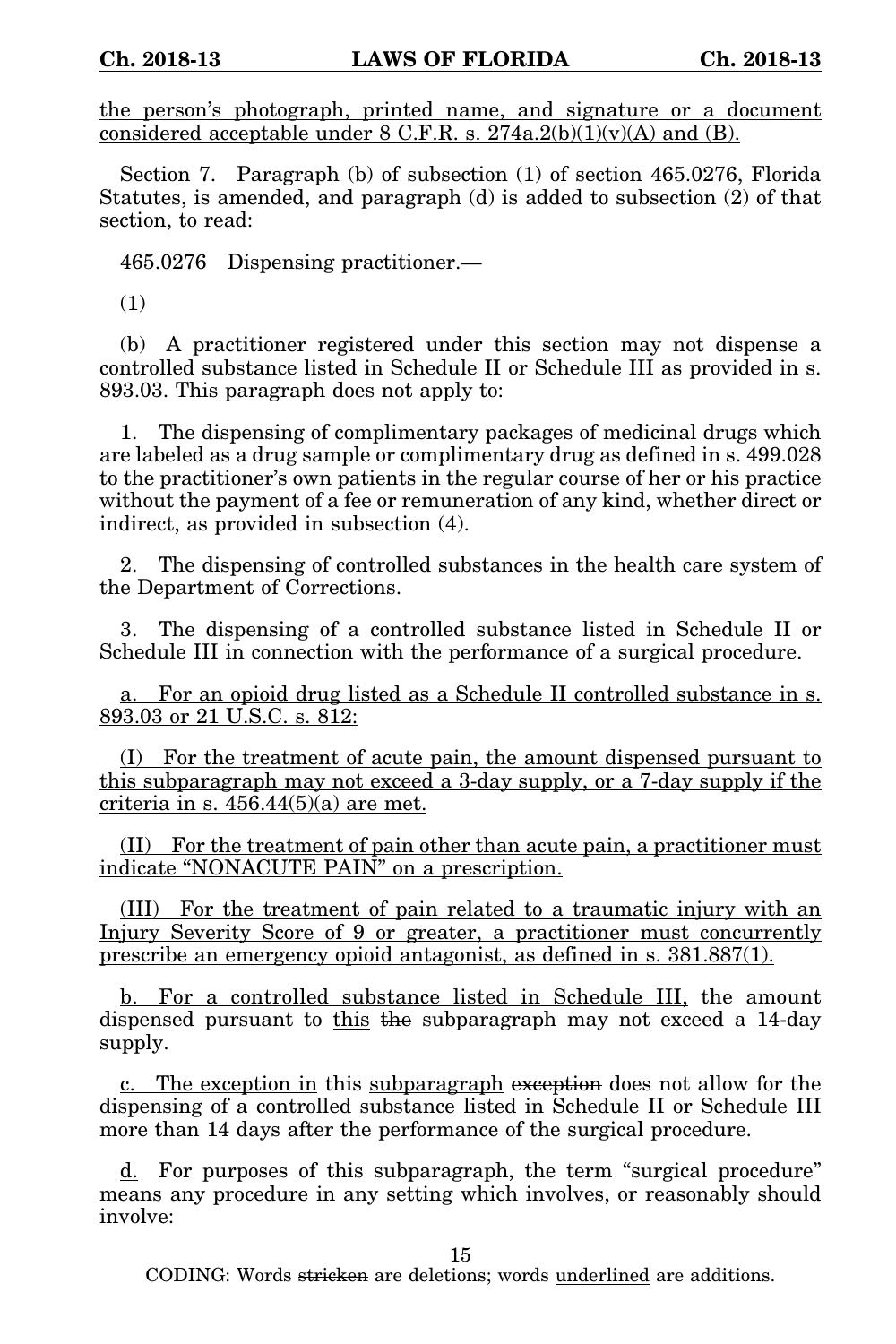the person's photograph, printed name, and signature or a document considered acceptable under 8 C.F.R. s. 274a.2(b)(1)(v)(A) and (B).

Section 7. Paragraph (b) of subsection (1) of section 465.0276, Florida Statutes, is amended, and paragraph (d) is added to subsection (2) of that section, to read:

465.0276 Dispensing practitioner.—

(1)

(b) A practitioner registered under this section may not dispense a controlled substance listed in Schedule II or Schedule III as provided in s. 893.03. This paragraph does not apply to:

1. The dispensing of complimentary packages of medicinal drugs which are labeled as a drug sample or complimentary drug as defined in s. 499.028 to the practitioner's own patients in the regular course of her or his practice without the payment of a fee or remuneration of any kind, whether direct or indirect, as provided in subsection (4).

2. The dispensing of controlled substances in the health care system of the Department of Corrections.

3. The dispensing of a controlled substance listed in Schedule II or Schedule III in connection with the performance of a surgical procedure.

a. For an opioid drug listed as a Schedule II controlled substance in s. 893.03 or 21 U.S.C. s. 812:

(I) For the treatment of acute pain, the amount dispensed pursuant to this subparagraph may not exceed a 3-day supply, or a 7-day supply if the criteria in s. 456.44(5)(a) are met.

(II) For the treatment of pain other than acute pain, a practitioner must indicate "NONACUTE PAIN" on a prescription.

(III) For the treatment of pain related to a traumatic injury with an Injury Severity Score of 9 or greater, a practitioner must concurrently prescribe an emergency opioid antagonist, as defined in s. 381.887(1).

b. For a controlled substance listed in Schedule III, the amount dispensed pursuant to this ~~the~~ subparagraph may not exceed a 14-day supply.

c. The exception in this subparagraph ~~exception~~ does not allow for the dispensing of a controlled substance listed in Schedule II or Schedule III more than 14 days after the performance of the surgical procedure.

d. For purposes of this subparagraph, the term "surgical procedure" means any procedure in any setting which involves, or reasonably should involve:

CODING: Words ~~stricken~~ are deletions; words underlined are additions.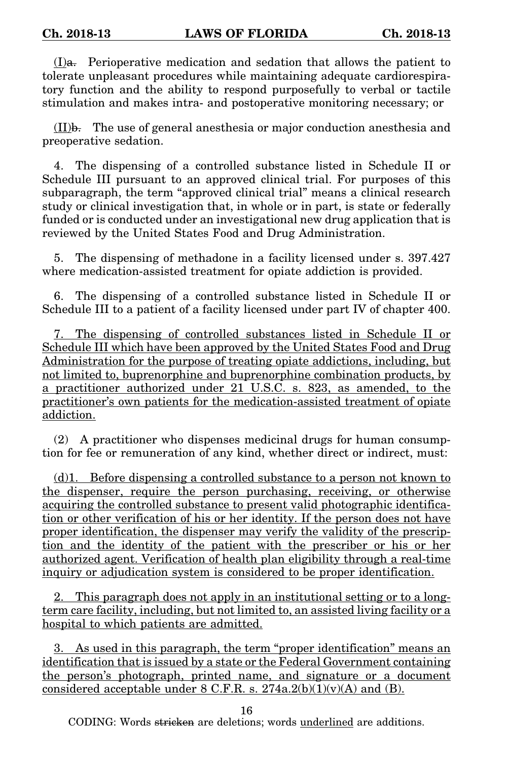(I)~~a.~~ Perioperative medication and sedation that allows the patient to tolerate unpleasant procedures while maintaining adequate cardiorespiratory function and the ability to respond purposefully to verbal or tactile stimulation and makes intra- and postoperative monitoring necessary; or

(II)~~b.~~ The use of general anesthesia or major conduction anesthesia and preoperative sedation.

4. The dispensing of a controlled substance listed in Schedule II or Schedule III pursuant to an approved clinical trial. For purposes of this subparagraph, the term "approved clinical trial" means a clinical research study or clinical investigation that, in whole or in part, is state or federally funded or is conducted under an investigational new drug application that is reviewed by the United States Food and Drug Administration.

5. The dispensing of methadone in a facility licensed under s. 397.427 where medication-assisted treatment for opiate addiction is provided.

6. The dispensing of a controlled substance listed in Schedule II or Schedule III to a patient of a facility licensed under part IV of chapter 400.

7. The dispensing of controlled substances listed in Schedule II or Schedule III which have been approved by the United States Food and Drug Administration for the purpose of treating opiate addictions, including, but not limited to, buprenorphine and buprenorphine combination products, by a practitioner authorized under 21 U.S.C. s. 823, as amended, to the practitioner's own patients for the medication-assisted treatment of opiate addiction.

(2) A practitioner who dispenses medicinal drugs for human consumption for fee or remuneration of any kind, whether direct or indirect, must:

(d)1. Before dispensing a controlled substance to a person not known to the dispenser, require the person purchasing, receiving, or otherwise acquiring the controlled substance to present valid photographic identification or other verification of his or her identity. If the person does not have proper identification, the dispenser may verify the validity of the prescription and the identity of the patient with the prescriber or his or her authorized agent. Verification of health plan eligibility through a real-time inquiry or adjudication system is considered to be proper identification.

2. This paragraph does not apply in an institutional setting or to a long-term care facility, including, but not limited to, an assisted living facility or a hospital to which patients are admitted.

3. As used in this paragraph, the term "proper identification" means an identification that is issued by a state or the Federal Government containing the person's photograph, printed name, and signature or a document considered acceptable under 8 C.F.R. s. 274a.2(b)(1)(v)(A) and (B).

CODING: Words ~~stricken~~ are deletions; words underlined are additions.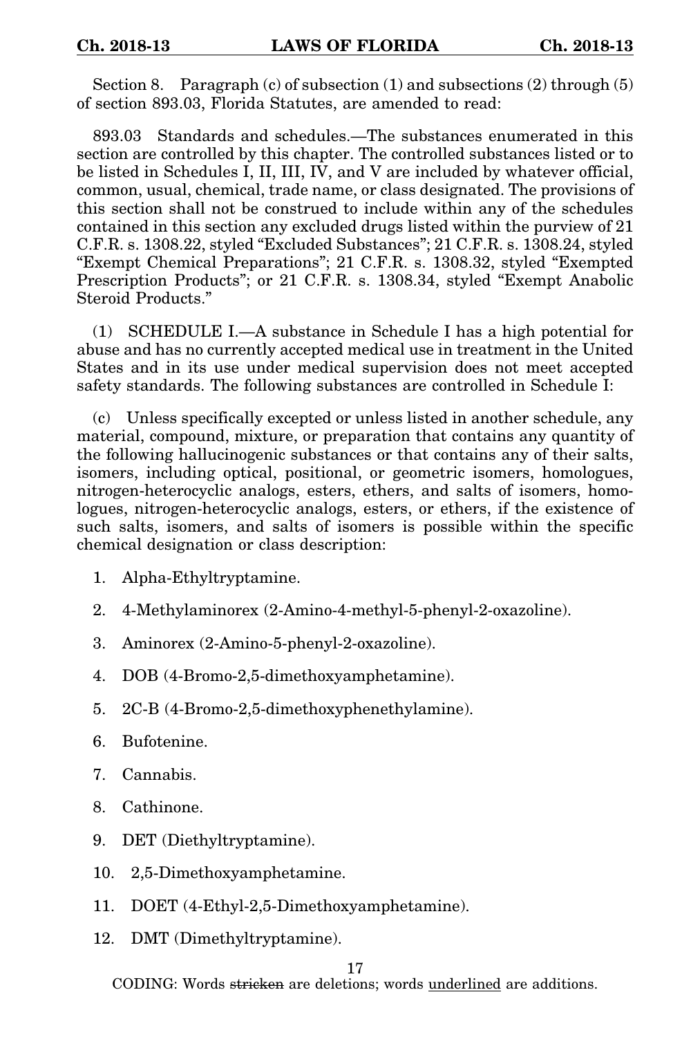Section 8. Paragraph (c) of subsection (1) and subsections (2) through (5) of section 893.03, Florida Statutes, are amended to read:

893.03 Standards and schedules.—The substances enumerated in this section are controlled by this chapter. The controlled substances listed or to be listed in Schedules I, II, III, IV, and V are included by whatever official, common, usual, chemical, trade name, or class designated. The provisions of this section shall not be construed to include within any of the schedules contained in this section any excluded drugs listed within the purview of 21 C.F.R. s. 1308.22, styled "Excluded Substances"; 21 C.F.R. s. 1308.24, styled "Exempt Chemical Preparations"; 21 C.F.R. s. 1308.32, styled "Exempted Prescription Products"; or 21 C.F.R. s. 1308.34, styled "Exempt Anabolic Steroid Products."

(1) SCHEDULE I.—A substance in Schedule I has a high potential for abuse and has no currently accepted medical use in treatment in the United States and in its use under medical supervision does not meet accepted safety standards. The following substances are controlled in Schedule I:

(c) Unless specifically excepted or unless listed in another schedule, any material, compound, mixture, or preparation that contains any quantity of the following hallucinogenic substances or that contains any of their salts, isomers, including optical, positional, or geometric isomers, homologues, nitrogen-heterocyclic analogs, esters, ethers, and salts of isomers, homologues, nitrogen-heterocyclic analogs, esters, or ethers, if the existence of such salts, isomers, and salts of isomers is possible within the specific chemical designation or class description:

1. Alpha-Ethyltryptamine.
2. 4-Methylaminorex (2-Amino-4-methyl-5-phenyl-2-oxazoline).
3. Aminorex (2-Amino-5-phenyl-2-oxazoline).
4. DOB (4-Bromo-2,5-dimethoxyamphetamine).
5. 2C-B (4-Bromo-2,5-dimethoxyphenethylamine).
6. Bufotenine.
7. Cannabis.
8. Cathinone.
9. DET (Diethyltryptamine).
10. 2,5-Dimethoxyamphetamine.
11. DOET (4-Ethyl-2,5-Dimethoxyamphetamine).
12. DMT (Dimethyltryptamine).

CODING: Words stricken are deletions; words underlined are additions.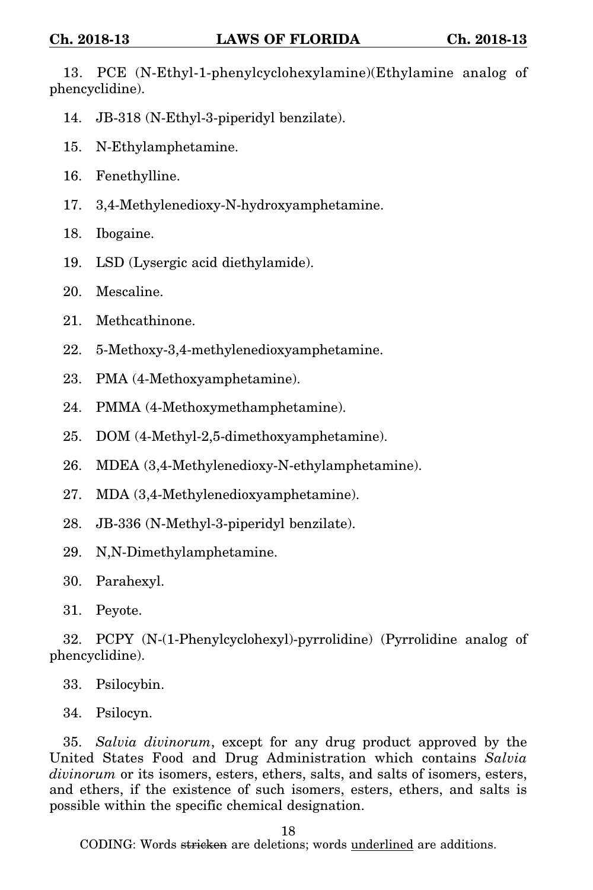13. PCE (N-Ethyl-1-phenylcyclohexylamine)(Ethylamine analog of phencyclidine).

14. JB-318 (N-Ethyl-3-piperidyl benzilate).

15. N-Ethylamphetamine.

16. Fenethylline.

17. 3,4-Methylenedioxy-N-hydroxyamphetamine.

18. Ibogaine.

19. LSD (Lysergic acid diethylamide).

20. Mescaline.

21. Methcathinone.

22. 5-Methoxy-3,4-methylenedioxyamphetamine.

23. PMA (4-Methoxyamphetamine).

24. PMMA (4-Methoxymethamphetamine).

25. DOM (4-Methyl-2,5-dimethoxyamphetamine).

26. MDEA (3,4-Methylenedioxy-N-ethylamphetamine).

27. MDA (3,4-Methylenedioxyamphetamine).

28. JB-336 (N-Methyl-3-piperidyl benzilate).

29. N,N-Dimethylamphetamine.

30. Parahexyl.

31. Peyote.

32. PCPY (N-(1-Phenylcyclohexyl)-pyrrolidine) (Pyrrolidine analog of phencyclidine).

33. Psilocybin.

34. Psilocyn.

35. *Salvia divinorum*, except for any drug product approved by the United States Food and Drug Administration which contains *Salvia divinorum* or its isomers, esters, ethers, salts, and salts of isomers, esters, and ethers, if the existence of such isomers, esters, ethers, and salts is possible within the specific chemical designation.

CODING: Words ~~stricken~~ are deletions; words <u>underlined</u> are additions.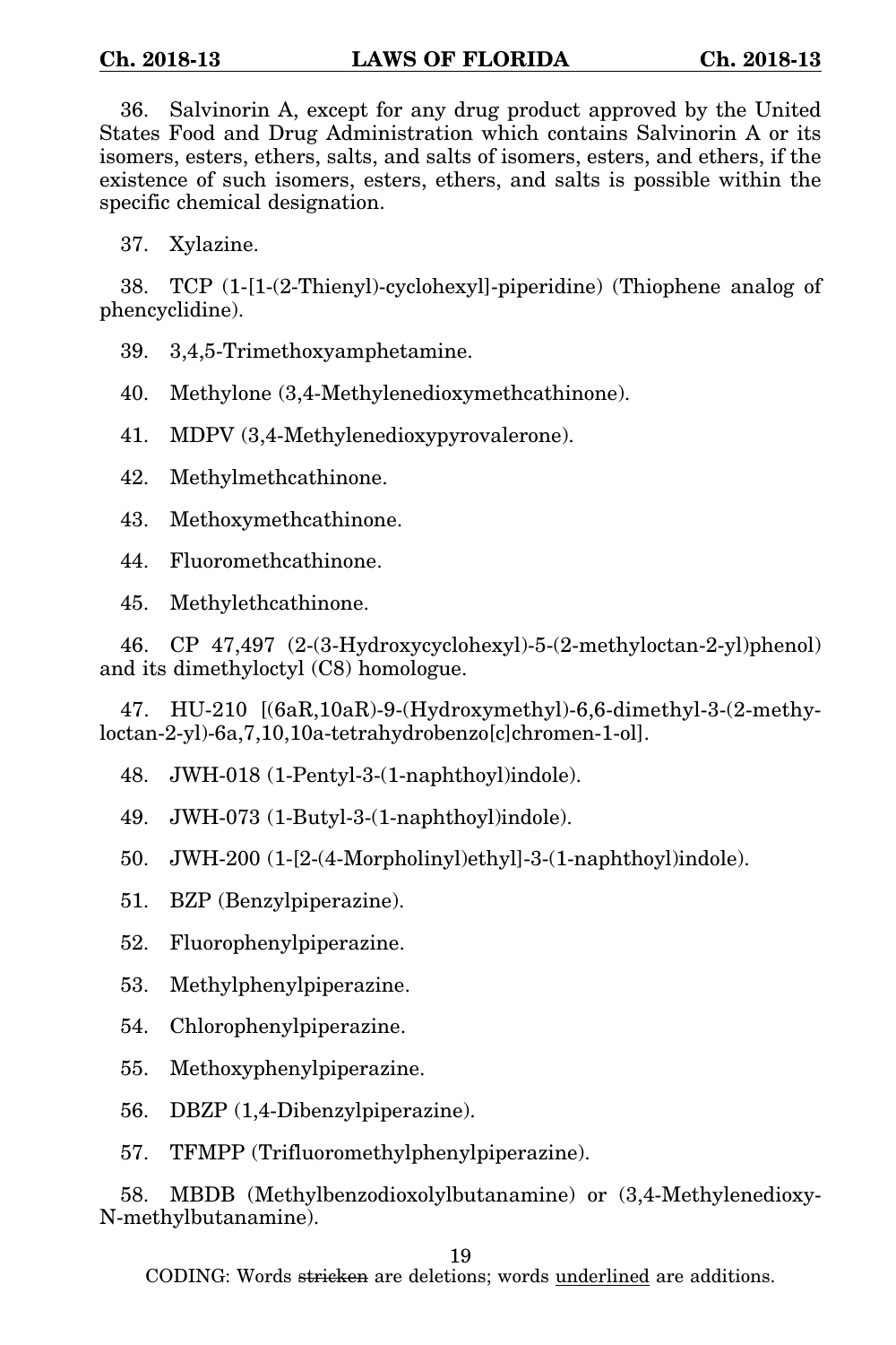36. Salvinorin A, except for any drug product approved by the United States Food and Drug Administration which contains Salvinorin A or its isomers, esters, ethers, salts, and salts of isomers, esters, and ethers, if the existence of such isomers, esters, ethers, and salts is possible within the specific chemical designation.

37. Xylazine.

38. TCP (1-[1-(2-Thienyl)-cyclohexyl]-piperidine) (Thiophene analog of phencyclidine).

39. 3,4,5-Trimethoxyamphetamine.

40. Methylone (3,4-Methylenedioxymethcathinone).

41. MDPV (3,4-Methylenedioxypyrovalerone).

42. Methylmethcathinone.

43. Methoxymethcathinone.

44. Fluoromethcathinone.

45. Methylethcathinone.

46. CP 47,497 (2-(3-Hydroxycyclohexyl)-5-(2-methyloctan-2-yl)phenol) and its dimethyloctyl (C8) homologue.

47. HU-210 [(6aR,10aR)-9-(Hydroxymethyl)-6,6-dimethyl-3-(2-methyloctan-2-yl)-6a,7,10,10a-tetrahydrobenzo[c]chromen-1-ol].

48. JWH-018 (1-Pentyl-3-(1-naphthoyl)indole).

49. JWH-073 (1-Butyl-3-(1-naphthoyl)indole).

50. JWH-200 (1-[2-(4-Morpholinyl)ethyl]-3-(1-naphthoyl)indole).

51. BZP (Benzylpiperazine).

52. Fluorophenylpiperazine.

53. Methylphenylpiperazine.

54. Chlorophenylpiperazine.

55. Methoxyphenylpiperazine.

56. DBZP (1,4-Dibenzylpiperazine).

57. TFMPP (Trifluoromethylphenylpiperazine).

58. MBDB (Methylbenzodioxolylbutanamine) or (3,4-Methylenedioxy-N-methylbutanamine).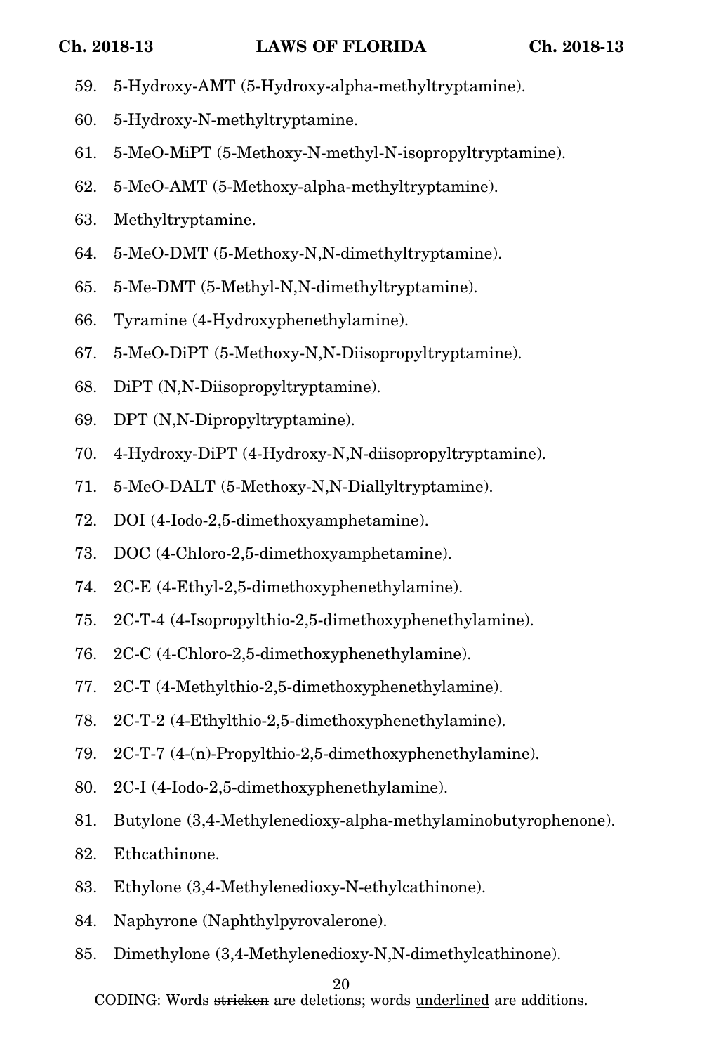59. 5-Hydroxy-AMT (5-Hydroxy-alpha-methyltryptamine).

60. 5-Hydroxy-N-methyltryptamine.

61. 5-MeO-MiPT (5-Methoxy-N-methyl-N-isopropyltryptamine).

62. 5-MeO-AMT (5-Methoxy-alpha-methyltryptamine).

63. Methyltryptamine.

64. 5-MeO-DMT (5-Methoxy-N,N-dimethyltryptamine).

65. 5-Me-DMT (5-Methyl-N,N-dimethyltryptamine).

66. Tyramine (4-Hydroxyphenethylamine).

67. 5-MeO-DiPT (5-Methoxy-N,N-Diisopropyltryptamine).

68. DiPT (N,N-Diisopropyltryptamine).

69. DPT (N,N-Dipropyltryptamine).

70. 4-Hydroxy-DiPT (4-Hydroxy-N,N-diisopropyltryptamine).

71. 5-MeO-DALT (5-Methoxy-N,N-Diallyltryptamine).

72. DOI (4-Iodo-2,5-dimethoxyamphetamine).

73. DOC (4-Chloro-2,5-dimethoxyamphetamine).

74. 2C-E (4-Ethyl-2,5-dimethoxyphenethylamine).

75. 2C-T-4 (4-Isopropylthio-2,5-dimethoxyphenethylamine).

76. 2C-C (4-Chloro-2,5-dimethoxyphenethylamine).

77. 2C-T (4-Methylthio-2,5-dimethoxyphenethylamine).

78. 2C-T-2 (4-Ethylthio-2,5-dimethoxyphenethylamine).

79. 2C-T-7 (4-(n)-Propylthio-2,5-dimethoxyphenethylamine).

80. 2C-I (4-Iodo-2,5-dimethoxyphenethylamine).

81. Butylone (3,4-Methylenedioxy-alpha-methylaminobutyrophenone).

82. Ethcathinone.

83. Ethylone (3,4-Methylenedioxy-N-ethylcathinone).

84. Naphyrone (Naphthylpyrovalerone).

85. Dimethylone (3,4-Methylenedioxy-N,N-dimethylcathinone).

CODING: Words ~~stricken~~ are deletions; words <u>underlined</u> are additions.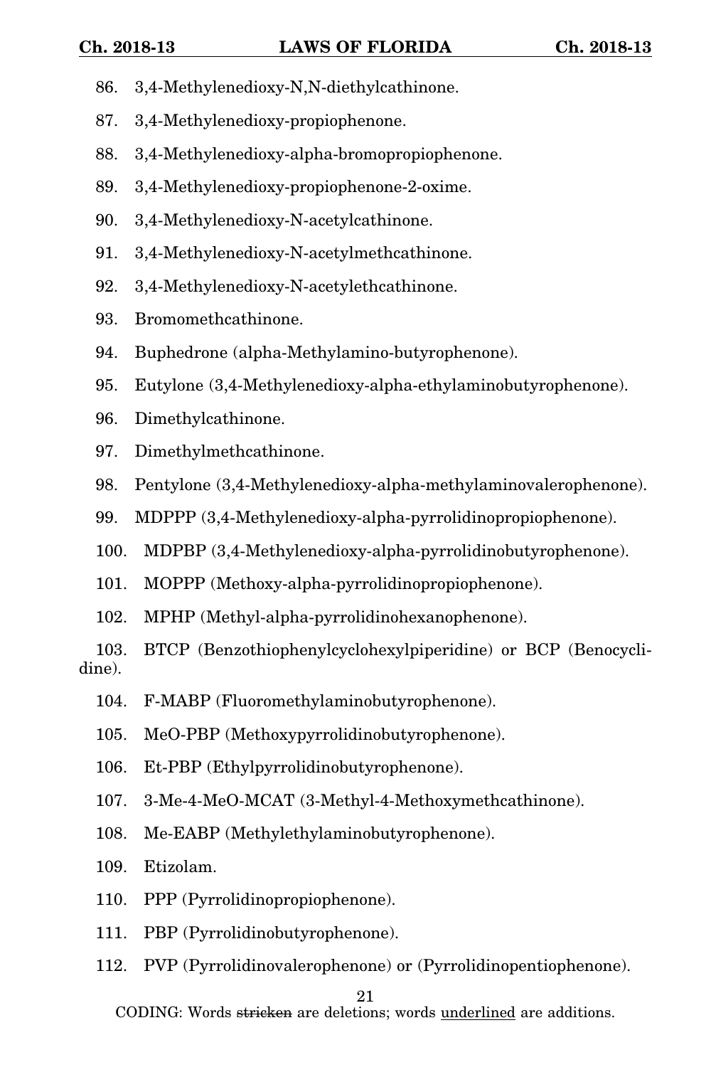86. 3,4-Methylenedioxy-N,N-diethylcathinone.

87. 3,4-Methylenedioxy-propiophenone.

88. 3,4-Methylenedioxy-alpha-bromopropiophenone.

89. 3,4-Methylenedioxy-propiophenone-2-oxime.

90. 3,4-Methylenedioxy-N-acetylcathinone.

91. 3,4-Methylenedioxy-N-acetylmethcathinone.

92. 3,4-Methylenedioxy-N-acetylethcathinone.

93. Bromomethcathinone.

94. Buphedrone (alpha-Methylamino-butyrophenone).

95. Eutylone (3,4-Methylenedioxy-alpha-ethylaminobutyrophenone).

96. Dimethylcathinone.

97. Dimethylmethcathinone.

98. Pentylone (3,4-Methylenedioxy-alpha-methylaminovalerophenone).

99. MDPPP (3,4-Methylenedioxy-alpha-pyrrolidinopropiophenone).

100. MDPBP (3,4-Methylenedioxy-alpha-pyrrolidinobutyrophenone).

101. MOPPP (Methoxy-alpha-pyrrolidinopropiophenone).

102. MPHP (Methyl-alpha-pyrrolidinohexanophenone).

103. BTCP (Benzothiophenylcyclohexylpiperidine) or BCP (Benocyclidine).

104. F-MABP (Fluoromethylaminobutyrophenone).

105. MeO-PBP (Methoxypyrrolidinobutyrophenone).

106. Et-PBP (Ethylpyrrolidinobutyrophenone).

107. 3-Me-4-MeO-MCAT (3-Methyl-4-Methoxymethcathinone).

108. Me-EABP (Methylethylaminobutyrophenone).

109. Etizolam.

110. PPP (Pyrrolidinopropiophenone).

111. PBP (Pyrrolidinobutyrophenone).

112. PVP (Pyrrolidinovalerophenone) or (Pyrrolidinopentiophenone).

CODING: Words stricken are deletions; words underlined are additions.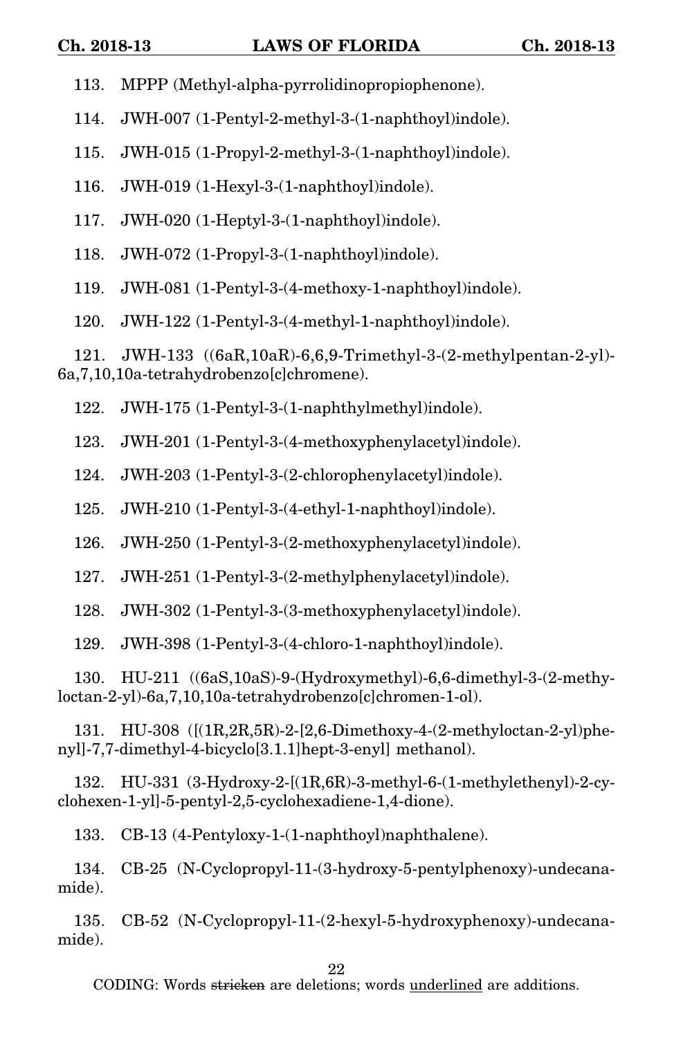113. MPPP (Methyl-alpha-pyrrolidinopropiophenone).

114. JWH-007 (1-Pentyl-2-methyl-3-(1-naphthoyl)indole).

115. JWH-015 (1-Propyl-2-methyl-3-(1-naphthoyl)indole).

116. JWH-019 (1-Hexyl-3-(1-naphthoyl)indole).

117. JWH-020 (1-Heptyl-3-(1-naphthoyl)indole).

118. JWH-072 (1-Propyl-3-(1-naphthoyl)indole).

119. JWH-081 (1-Pentyl-3-(4-methoxy-1-naphthoyl)indole).

120. JWH-122 (1-Pentyl-3-(4-methyl-1-naphthoyl)indole).

121. JWH-133 ((6aR,10aR)-6,6,9-Trimethyl-3-(2-methylpentan-2-yl)-6a,7,10,10a-tetrahydrobenzo[c]chromene).

122. JWH-175 (1-Pentyl-3-(1-naphthylmethyl)indole).

123. JWH-201 (1-Pentyl-3-(4-methoxyphenylacetyl)indole).

124. JWH-203 (1-Pentyl-3-(2-chlorophenylacetyl)indole).

125. JWH-210 (1-Pentyl-3-(4-ethyl-1-naphthoyl)indole).

126. JWH-250 (1-Pentyl-3-(2-methoxyphenylacetyl)indole).

127. JWH-251 (1-Pentyl-3-(2-methylphenylacetyl)indole).

128. JWH-302 (1-Pentyl-3-(3-methoxyphenylacetyl)indole).

129. JWH-398 (1-Pentyl-3-(4-chloro-1-naphthoyl)indole).

130. HU-211 ((6aS,10aS)-9-(Hydroxymethyl)-6,6-dimethyl-3-(2-methyloctan-2-yl)-6a,7,10,10a-tetrahydrobenzo[c]chromen-1-ol).

131. HU-308 ([(1R,2R,5R)-2-[2,6-Dimethoxy-4-(2-methyloctan-2-yl)phenyl]-7,7-dimethyl-4-bicyclo[3.1.1]hept-3-enyl] methanol).

132. HU-331 (3-Hydroxy-2-[(1R,6R)-3-methyl-6-(1-methylethenyl)-2-cyclohexen-1-yl]-5-pentyl-2,5-cyclohexadiene-1,4-dione).

133. CB-13 (4-Pentyloxy-1-(1-naphthoyl)naphthalene).

134. CB-25 (N-Cyclopropyl-11-(3-hydroxy-5-pentylphenoxy)-undecanamide).

135. CB-52 (N-Cyclopropyl-11-(2-hexyl-5-hydroxyphenoxy)-undecanamide).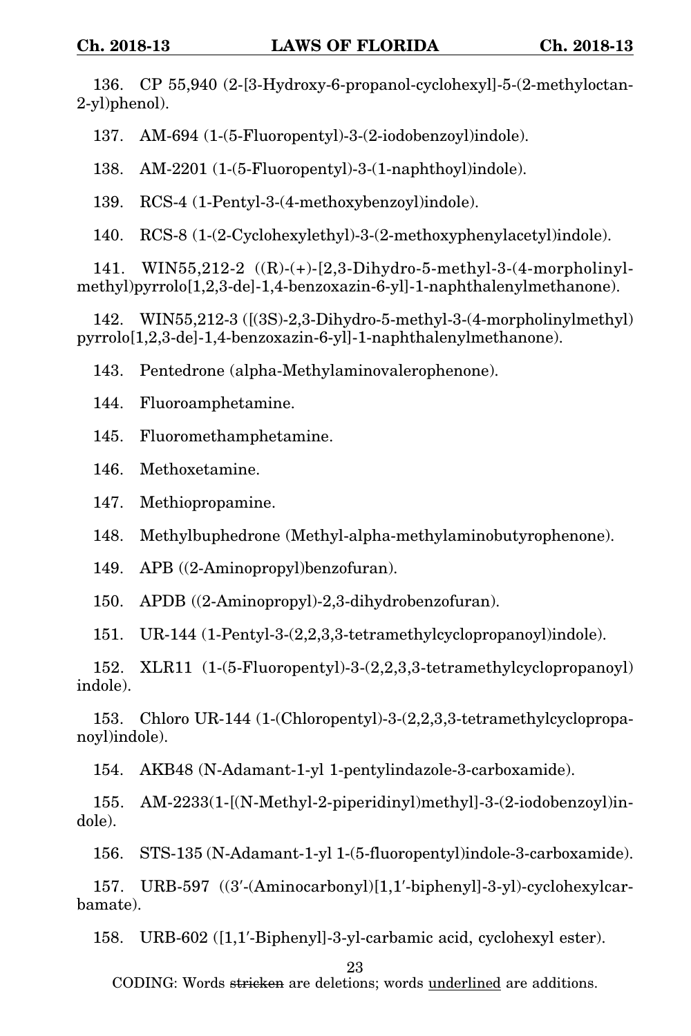136. CP 55,940 (2-[3-Hydroxy-6-propanol-cyclohexyl]-5-(2-methyloctan-2-yl)phenol).

137. AM-694 (1-(5-Fluoropentyl)-3-(2-iodobenzoyl)indole).

138. AM-2201 (1-(5-Fluoropentyl)-3-(1-naphthoyl)indole).

139. RCS-4 (1-Pentyl-3-(4-methoxybenzoyl)indole).

140. RCS-8 (1-(2-Cyclohexylethyl)-3-(2-methoxyphenylacetyl)indole).

141. WIN55,212-2 ((R)-(+)-[2,3-Dihydro-5-methyl-3-(4-morpholinylmethyl)pyrrolo[1,2,3-de]-1,4-benzoxazin-6-yl]-1-naphthalenylmethanone).

142. WIN55,212-3 ([(3S)-2,3-Dihydro-5-methyl-3-(4-morpholinylmethyl)pyrrolo[1,2,3-de]-1,4-benzoxazin-6-yl]-1-naphthalenylmethanone).

143. Pentedrone (alpha-Methylaminovalerophenone).

144. Fluoroamphetamine.

145. Fluoromethamphetamine.

146. Methoxetamine.

147. Methiopropamine.

148. Methylbuphedrone (Methyl-alpha-methylaminobutyrophenone).

149. APB ((2-Aminopropyl)benzofuran).

150. APDB ((2-Aminopropyl)-2,3-dihydrobenzofuran).

151. UR-144 (1-Pentyl-3-(2,2,3,3-tetramethylcyclopropanoyl)indole).

152. XLR11 (1-(5-Fluoropentyl)-3-(2,2,3,3-tetramethylcyclopropanoyl)indole).

153. Chloro UR-144 (1-(Chloropentyl)-3-(2,2,3,3-tetramethylcyclopropanoyl)indole).

154. AKB48 (N-Adamant-1-yl 1-pentylindazole-3-carboxamide).

155. AM-2233(1-[(N-Methyl-2-piperidinyl)methyl]-3-(2-iodobenzoyl)indole).

156. STS-135 (N-Adamant-1-yl 1-(5-fluoropentyl)indole-3-carboxamide).

157. URB-597 ((3′-(Aminocarbonyl)[1,1′-biphenyl]-3-yl)-cyclohexylcarbamate).

158. URB-602 ([1,1′-Biphenyl]-3-yl-carbamic acid, cyclohexyl ester).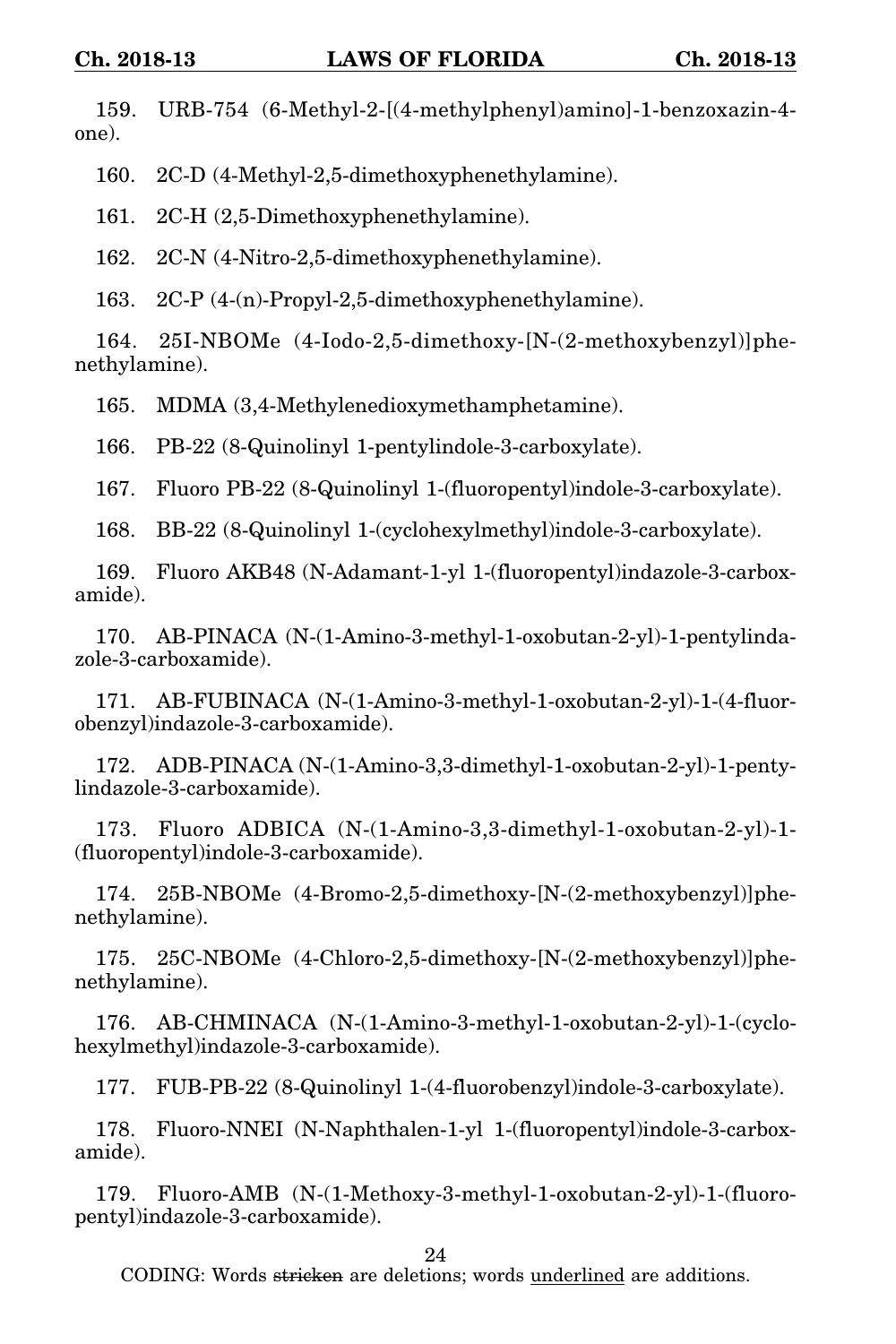159. URB-754 (6-Methyl-2-[(4-methylphenyl)amino]-1-benzoxazin-4-one).

160. 2C-D (4-Methyl-2,5-dimethoxyphenethylamine).

161. 2C-H (2,5-Dimethoxyphenethylamine).

162. 2C-N (4-Nitro-2,5-dimethoxyphenethylamine).

163. 2C-P (4-(n)-Propyl-2,5-dimethoxyphenethylamine).

164. 25I-NBOMe (4-Iodo-2,5-dimethoxy-[N-(2-methoxybenzyl)]phenethylamine).

165. MDMA (3,4-Methylenedioxymethamphetamine).

166. PB-22 (8-Quinolinyl 1-pentylindole-3-carboxylate).

167. Fluoro PB-22 (8-Quinolinyl 1-(fluoropentyl)indole-3-carboxylate).

168. BB-22 (8-Quinolinyl 1-(cyclohexylmethyl)indole-3-carboxylate).

169. Fluoro AKB48 (N-Adamant-1-yl 1-(fluoropentyl)indazole-3-carboxamide).

170. AB-PINACA (N-(1-Amino-3-methyl-1-oxobutan-2-yl)-1-pentylindazole-3-carboxamide).

171. AB-FUBINACA (N-(1-Amino-3-methyl-1-oxobutan-2-yl)-1-(4-fluorobenzyl)indazole-3-carboxamide).

172. ADB-PINACA (N-(1-Amino-3,3-dimethyl-1-oxobutan-2-yl)-1-pentylindazole-3-carboxamide).

173. Fluoro ADBICA (N-(1-Amino-3,3-dimethyl-1-oxobutan-2-yl)-1-(fluoropentyl)indole-3-carboxamide).

174. 25B-NBOMe (4-Bromo-2,5-dimethoxy-[N-(2-methoxybenzyl)]phenethylamine).

175. 25C-NBOMe (4-Chloro-2,5-dimethoxy-[N-(2-methoxybenzyl)]phenethylamine).

176. AB-CHMINACA (N-(1-Amino-3-methyl-1-oxobutan-2-yl)-1-(cyclohexylmethyl)indazole-3-carboxamide).

177. FUB-PB-22 (8-Quinolinyl 1-(4-fluorobenzyl)indole-3-carboxylate).

178. Fluoro-NNEI (N-Naphthalen-1-yl 1-(fluoropentyl)indole-3-carboxamide).

179. Fluoro-AMB (N-(1-Methoxy-3-methyl-1-oxobutan-2-yl)-1-(fluoropentyl)indazole-3-carboxamide).

CODING: Words ~~stricken~~ are deletions; words <u>underlined</u> are additions.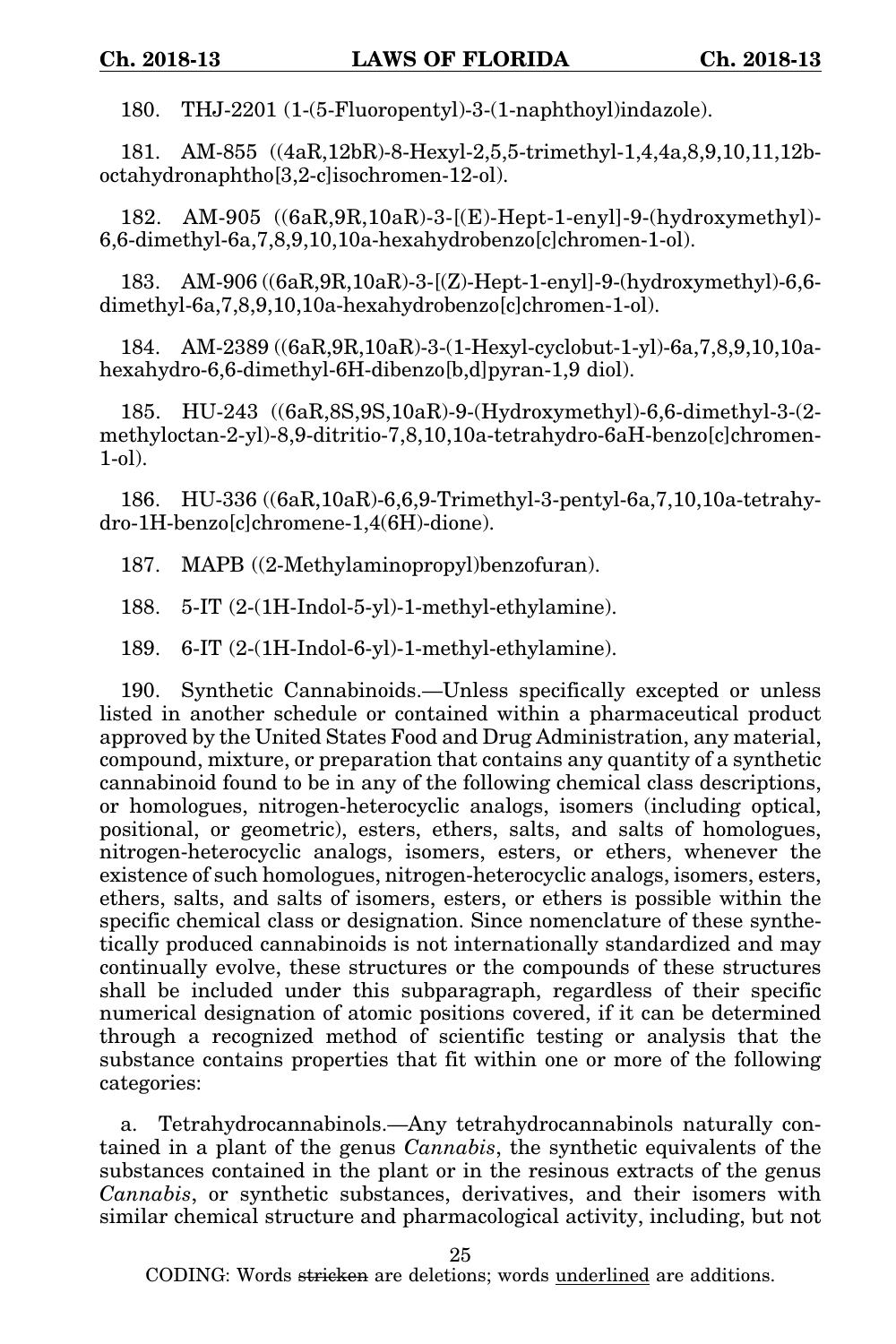180. THJ-2201 (1-(5-Fluoropentyl)-3-(1-naphthoyl)indazole).

181. AM-855 ((4aR,12bR)-8-Hexyl-2,5,5-trimethyl-1,4,4a,8,9,10,11,12b-octahydronaphtho[3,2-c]isochromen-12-ol).

182. AM-905 ((6aR,9R,10aR)-3-[(E)-Hept-1-enyl]-9-(hydroxymethyl)-6,6-dimethyl-6a,7,8,9,10,10a-hexahydrobenzo[c]chromen-1-ol).

183. AM-906 ((6aR,9R,10aR)-3-[(Z)-Hept-1-enyl]-9-(hydroxymethyl)-6,6-dimethyl-6a,7,8,9,10,10a-hexahydrobenzo[c]chromen-1-ol).

184. AM-2389 ((6aR,9R,10aR)-3-(1-Hexyl-cyclobut-1-yl)-6a,7,8,9,10,10a-hexahydro-6,6-dimethyl-6H-dibenzo[b,d]pyran-1,9 diol).

185. HU-243 ((6aR,8S,9S,10aR)-9-(Hydroxymethyl)-6,6-dimethyl-3-(2-methyloctan-2-yl)-8,9-ditritio-7,8,10,10a-tetrahydro-6aH-benzo[c]chromen-1-ol).

186. HU-336 ((6aR,10aR)-6,6,9-Trimethyl-3-pentyl-6a,7,10,10a-tetrahydro-1H-benzo[c]chromene-1,4(6H)-dione).

187. MAPB ((2-Methylaminopropyl)benzofuran).

188. 5-IT (2-(1H-Indol-5-yl)-1-methyl-ethylamine).

189. 6-IT (2-(1H-Indol-6-yl)-1-methyl-ethylamine).

190. Synthetic Cannabinoids.—Unless specifically excepted or unless listed in another schedule or contained within a pharmaceutical product approved by the United States Food and Drug Administration, any material, compound, mixture, or preparation that contains any quantity of a synthetic cannabinoid found to be in any of the following chemical class descriptions, or homologues, nitrogen-heterocyclic analogs, isomers (including optical, positional, or geometric), esters, ethers, salts, and salts of homologues, nitrogen-heterocyclic analogs, isomers, esters, or ethers, whenever the existence of such homologues, nitrogen-heterocyclic analogs, isomers, esters, ethers, salts, and salts of isomers, esters, or ethers is possible within the specific chemical class or designation. Since nomenclature of these synthetically produced cannabinoids is not internationally standardized and may continually evolve, these structures or the compounds of these structures shall be included under this subparagraph, regardless of their specific numerical designation of atomic positions covered, if it can be determined through a recognized method of scientific testing or analysis that the substance contains properties that fit within one or more of the following categories:

a. Tetrahydrocannabinols.—Any tetrahydrocannabinols naturally contained in a plant of the genus *Cannabis*, the synthetic equivalents of the substances contained in the plant or in the resinous extracts of the genus *Cannabis*, or synthetic substances, derivatives, and their isomers with similar chemical structure and pharmacological activity, including, but not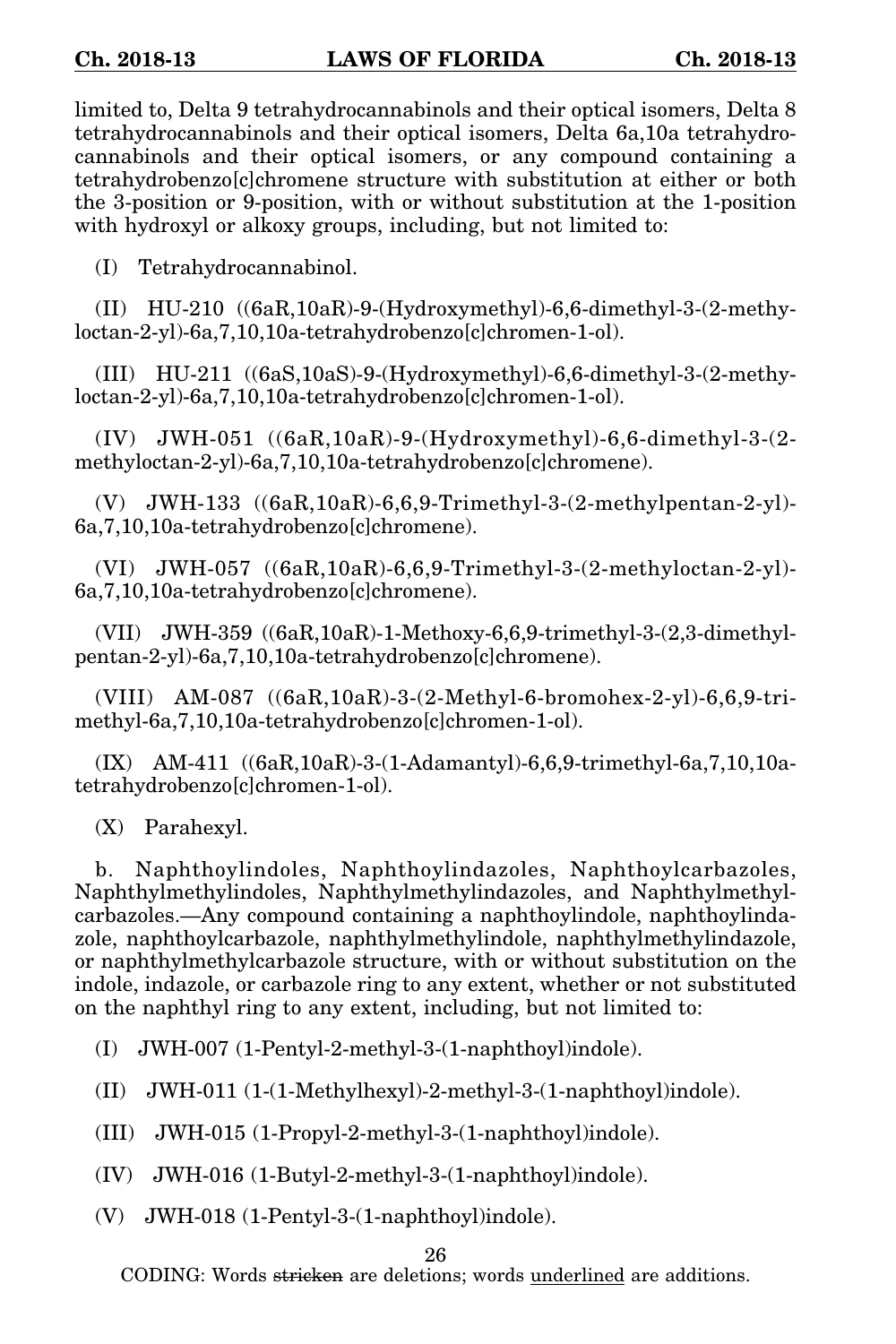limited to, Delta 9 tetrahydrocannabinols and their optical isomers, Delta 8 tetrahydrocannabinols and their optical isomers, Delta 6a,10a tetrahydrocannabinols and their optical isomers, or any compound containing a tetrahydrobenzo[c]chromene structure with substitution at either or both the 3-position or 9-position, with or without substitution at the 1-position with hydroxyl or alkoxy groups, including, but not limited to:

(I) Tetrahydrocannabinol.

(II) HU-210 ((6aR,10aR)-9-(Hydroxymethyl)-6,6-dimethyl-3-(2-methyloctan-2-yl)-6a,7,10,10a-tetrahydrobenzo[c]chromen-1-ol).

(III) HU-211 ((6aS,10aS)-9-(Hydroxymethyl)-6,6-dimethyl-3-(2-methyloctan-2-yl)-6a,7,10,10a-tetrahydrobenzo[c]chromen-1-ol).

(IV) JWH-051 ((6aR,10aR)-9-(Hydroxymethyl)-6,6-dimethyl-3-(2-methyloctan-2-yl)-6a,7,10,10a-tetrahydrobenzo[c]chromene).

(V) JWH-133 ((6aR,10aR)-6,6,9-Trimethyl-3-(2-methylpentan-2-yl)-6a,7,10,10a-tetrahydrobenzo[c]chromene).

(VI) JWH-057 ((6aR,10aR)-6,6,9-Trimethyl-3-(2-methyloctan-2-yl)-6a,7,10,10a-tetrahydrobenzo[c]chromene).

(VII) JWH-359 ((6aR,10aR)-1-Methoxy-6,6,9-trimethyl-3-(2,3-dimethylpentan-2-yl)-6a,7,10,10a-tetrahydrobenzo[c]chromene).

(VIII) AM-087 ((6aR,10aR)-3-(2-Methyl-6-bromohex-2-yl)-6,6,9-trimethyl-6a,7,10,10a-tetrahydrobenzo[c]chromen-1-ol).

(IX) AM-411 ((6aR,10aR)-3-(1-Adamantyl)-6,6,9-trimethyl-6a,7,10,10a-tetrahydrobenzo[c]chromen-1-ol).

(X) Parahexyl.

b. Naphthoylindoles, Naphthoylindazoles, Naphthoylcarbazoles, Naphthylmethylindoles, Naphthylmethylindazoles, and Naphthylmethylcarbazoles.—Any compound containing a naphthoylindole, naphthoylindazole, naphthoylcarbazole, naphthylmethylindole, naphthylmethylindazole, or naphthylmethylcarbazole structure, with or without substitution on the indole, indazole, or carbazole ring to any extent, whether or not substituted on the naphthyl ring to any extent, including, but not limited to:

(I) JWH-007 (1-Pentyl-2-methyl-3-(1-naphthoyl)indole).

(II) JWH-011 (1-(1-Methylhexyl)-2-methyl-3-(1-naphthoyl)indole).

(III) JWH-015 (1-Propyl-2-methyl-3-(1-naphthoyl)indole).

(IV) JWH-016 (1-Butyl-2-methyl-3-(1-naphthoyl)indole).

(V) JWH-018 (1-Pentyl-3-(1-naphthoyl)indole).

CODING: Words ~~stricken~~ are deletions; words underlined are additions.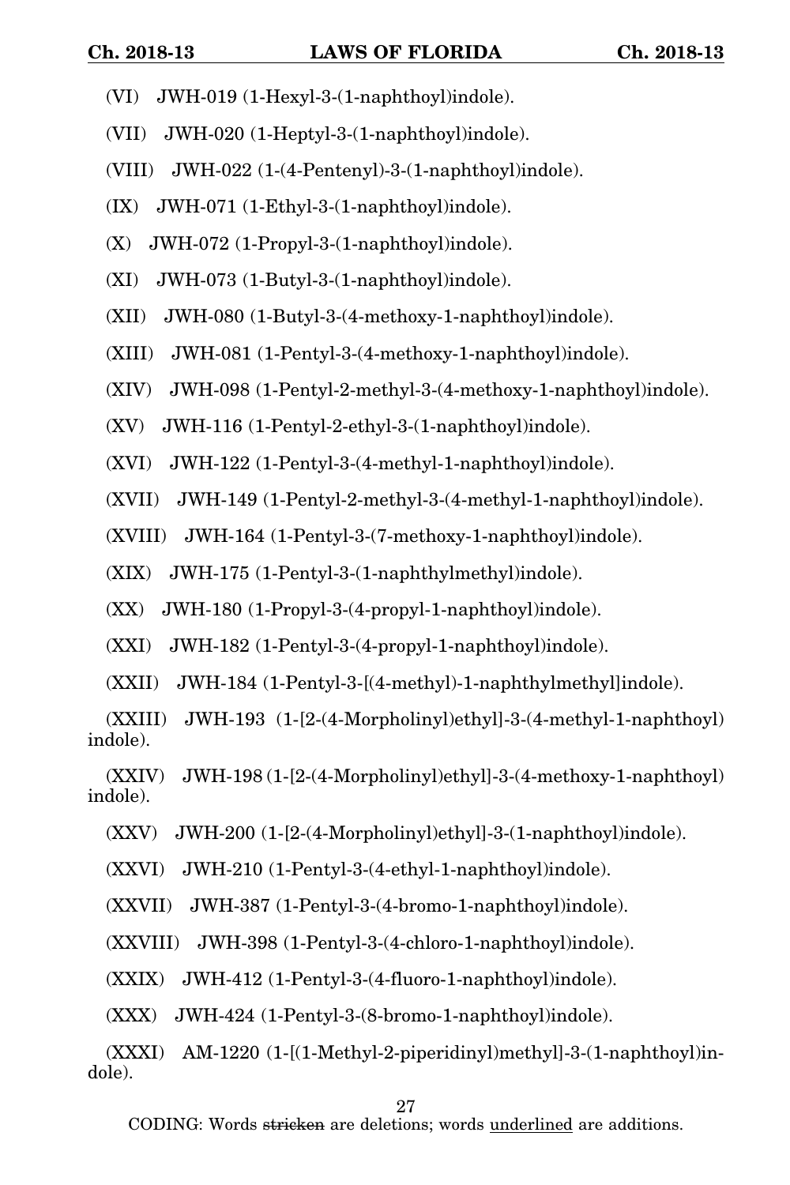(VI) JWH-019 (1-Hexyl-3-(1-naphthoyl)indole).

(VII) JWH-020 (1-Heptyl-3-(1-naphthoyl)indole).

(VIII) JWH-022 (1-(4-Pentenyl)-3-(1-naphthoyl)indole).

(IX) JWH-071 (1-Ethyl-3-(1-naphthoyl)indole).

(X) JWH-072 (1-Propyl-3-(1-naphthoyl)indole).

(XI) JWH-073 (1-Butyl-3-(1-naphthoyl)indole).

(XII) JWH-080 (1-Butyl-3-(4-methoxy-1-naphthoyl)indole).

(XIII) JWH-081 (1-Pentyl-3-(4-methoxy-1-naphthoyl)indole).

(XIV) JWH-098 (1-Pentyl-2-methyl-3-(4-methoxy-1-naphthoyl)indole).

(XV) JWH-116 (1-Pentyl-2-ethyl-3-(1-naphthoyl)indole).

(XVI) JWH-122 (1-Pentyl-3-(4-methyl-1-naphthoyl)indole).

(XVII) JWH-149 (1-Pentyl-2-methyl-3-(4-methyl-1-naphthoyl)indole).

(XVIII) JWH-164 (1-Pentyl-3-(7-methoxy-1-naphthoyl)indole).

(XIX) JWH-175 (1-Pentyl-3-(1-naphthylmethyl)indole).

(XX) JWH-180 (1-Propyl-3-(4-propyl-1-naphthoyl)indole).

(XXI) JWH-182 (1-Pentyl-3-(4-propyl-1-naphthoyl)indole).

(XXII) JWH-184 (1-Pentyl-3-[(4-methyl)-1-naphthylmethyl]indole).

(XXIII) JWH-193 (1-[2-(4-Morpholinyl)ethyl]-3-(4-methyl-1-naphthoyl) indole).

(XXIV) JWH-198 (1-[2-(4-Morpholinyl)ethyl]-3-(4-methoxy-1-naphthoyl) indole).

(XXV) JWH-200 (1-[2-(4-Morpholinyl)ethyl]-3-(1-naphthoyl)indole).

(XXVI) JWH-210 (1-Pentyl-3-(4-ethyl-1-naphthoyl)indole).

(XXVII) JWH-387 (1-Pentyl-3-(4-bromo-1-naphthoyl)indole).

(XXVIII) JWH-398 (1-Pentyl-3-(4-chloro-1-naphthoyl)indole).

(XXIX) JWH-412 (1-Pentyl-3-(4-fluoro-1-naphthoyl)indole).

(XXX) JWH-424 (1-Pentyl-3-(8-bromo-1-naphthoyl)indole).

(XXXI) AM-1220 (1-[(1-Methyl-2-piperidinyl)methyl]-3-(1-naphthoyl)indole).

CODING: Words ~~stricken~~ are deletions; words underlined are additions.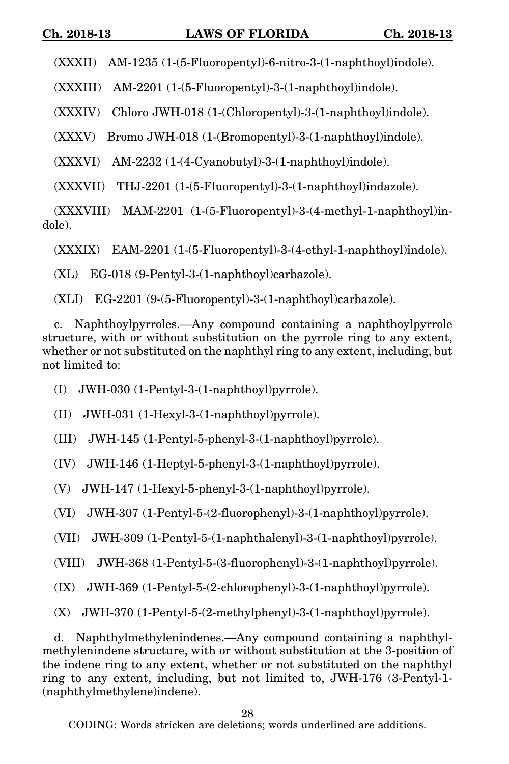(XXXII) AM-1235 (1-(5-Fluoropentyl)-6-nitro-3-(1-naphthoyl)indole).

(XXXIII) AM-2201 (1-(5-Fluoropentyl)-3-(1-naphthoyl)indole).

(XXXIV) Chloro JWH-018 (1-(Chloropentyl)-3-(1-naphthoyl)indole).

(XXXV) Bromo JWH-018 (1-(Bromopentyl)-3-(1-naphthoyl)indole).

(XXXVI) AM-2232 (1-(4-Cyanobutyl)-3-(1-naphthoyl)indole).

(XXXVII) THJ-2201 (1-(5-Fluoropentyl)-3-(1-naphthoyl)indazole).

(XXXVIII) MAM-2201 (1-(5-Fluoropentyl)-3-(4-methyl-1-naphthoyl)indole).

(XXXIX) EAM-2201 (1-(5-Fluoropentyl)-3-(4-ethyl-1-naphthoyl)indole).

(XL) EG-018 (9-Pentyl-3-(1-naphthoyl)carbazole).

(XLI) EG-2201 (9-(5-Fluoropentyl)-3-(1-naphthoyl)carbazole).

c. Naphthoylpyrroles.—Any compound containing a naphthoylpyrrole structure, with or without substitution on the pyrrole ring to any extent, whether or not substituted on the naphthyl ring to any extent, including, but not limited to:

(I) JWH-030 (1-Pentyl-3-(1-naphthoyl)pyrrole).

(II) JWH-031 (1-Hexyl-3-(1-naphthoyl)pyrrole).

(III) JWH-145 (1-Pentyl-5-phenyl-3-(1-naphthoyl)pyrrole).

(IV) JWH-146 (1-Heptyl-5-phenyl-3-(1-naphthoyl)pyrrole).

(V) JWH-147 (1-Hexyl-5-phenyl-3-(1-naphthoyl)pyrrole).

(VI) JWH-307 (1-Pentyl-5-(2-fluorophenyl)-3-(1-naphthoyl)pyrrole).

(VII) JWH-309 (1-Pentyl-5-(1-naphthalenyl)-3-(1-naphthoyl)pyrrole).

(VIII) JWH-368 (1-Pentyl-5-(3-fluorophenyl)-3-(1-naphthoyl)pyrrole).

(IX) JWH-369 (1-Pentyl-5-(2-chlorophenyl)-3-(1-naphthoyl)pyrrole).

(X) JWH-370 (1-Pentyl-5-(2-methylphenyl)-3-(1-naphthoyl)pyrrole).

d. Naphthylmethylenindenes.—Any compound containing a naphthylmethylenindene structure, with or without substitution at the 3-position of the indene ring to any extent, whether or not substituted on the naphthyl ring to any extent, including, but not limited to, JWH-176 (3-Pentyl-1-(naphthylmethylene)indene).

CODING: Words stricken are deletions; words underlined are additions.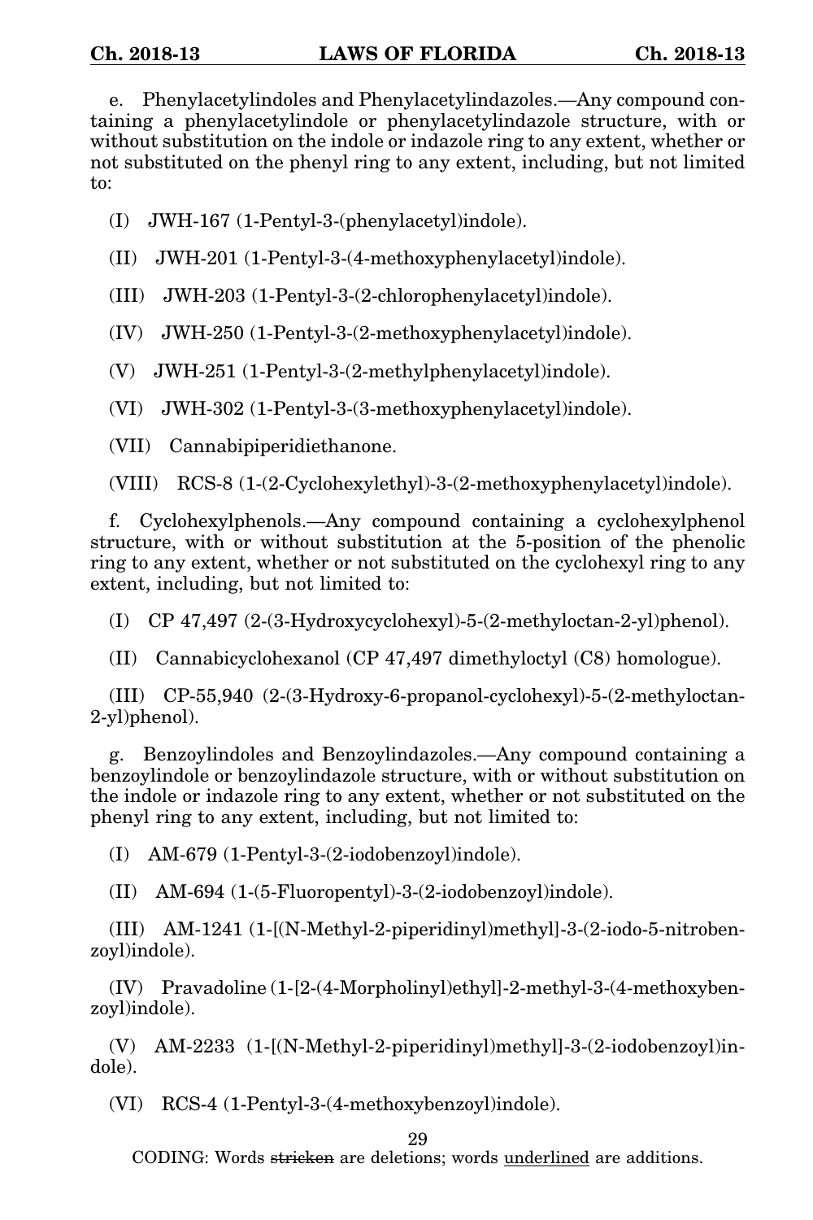e. Phenylacetylindoles and Phenylacetylindazoles.—Any compound containing a phenylacetylindole or phenylacetylindazole structure, with or without substitution on the indole or indazole ring to any extent, whether or not substituted on the phenyl ring to any extent, including, but not limited to:

(I) JWH-167 (1-Pentyl-3-(phenylacetyl)indole).

(II) JWH-201 (1-Pentyl-3-(4-methoxyphenylacetyl)indole).

(III) JWH-203 (1-Pentyl-3-(2-chlorophenylacetyl)indole).

(IV) JWH-250 (1-Pentyl-3-(2-methoxyphenylacetyl)indole).

(V) JWH-251 (1-Pentyl-3-(2-methylphenylacetyl)indole).

(VI) JWH-302 (1-Pentyl-3-(3-methoxyphenylacetyl)indole).

(VII) Cannabipiperidiethanone.

(VIII) RCS-8 (1-(2-Cyclohexylethyl)-3-(2-methoxyphenylacetyl)indole).

f. Cyclohexylphenols.—Any compound containing a cyclohexylphenol structure, with or without substitution at the 5-position of the phenolic ring to any extent, whether or not substituted on the cyclohexyl ring to any extent, including, but not limited to:

(I) CP 47,497 (2-(3-Hydroxycyclohexyl)-5-(2-methyloctan-2-yl)phenol).

(II) Cannabicyclohexanol (CP 47,497 dimethyloctyl (C8) homologue).

(III) CP-55,940 (2-(3-Hydroxy-6-propanol-cyclohexyl)-5-(2-methyloctan-2-yl)phenol).

g. Benzoylindoles and Benzoylindazoles.—Any compound containing a benzoylindole or benzoylindazole structure, with or without substitution on the indole or indazole ring to any extent, whether or not substituted on the phenyl ring to any extent, including, but not limited to:

(I) AM-679 (1-Pentyl-3-(2-iodobenzoyl)indole).

(II) AM-694 (1-(5-Fluoropentyl)-3-(2-iodobenzoyl)indole).

(III) AM-1241 (1-[(N-Methyl-2-piperidinyl)methyl]-3-(2-iodo-5-nitrobenzoyl)indole).

(IV) Pravadoline (1-[2-(4-Morpholinyl)ethyl]-2-methyl-3-(4-methoxybenzoyl)indole).

(V) AM-2233 (1-[(N-Methyl-2-piperidinyl)methyl]-3-(2-iodobenzoyl)indole).

(VI) RCS-4 (1-Pentyl-3-(4-methoxybenzoyl)indole).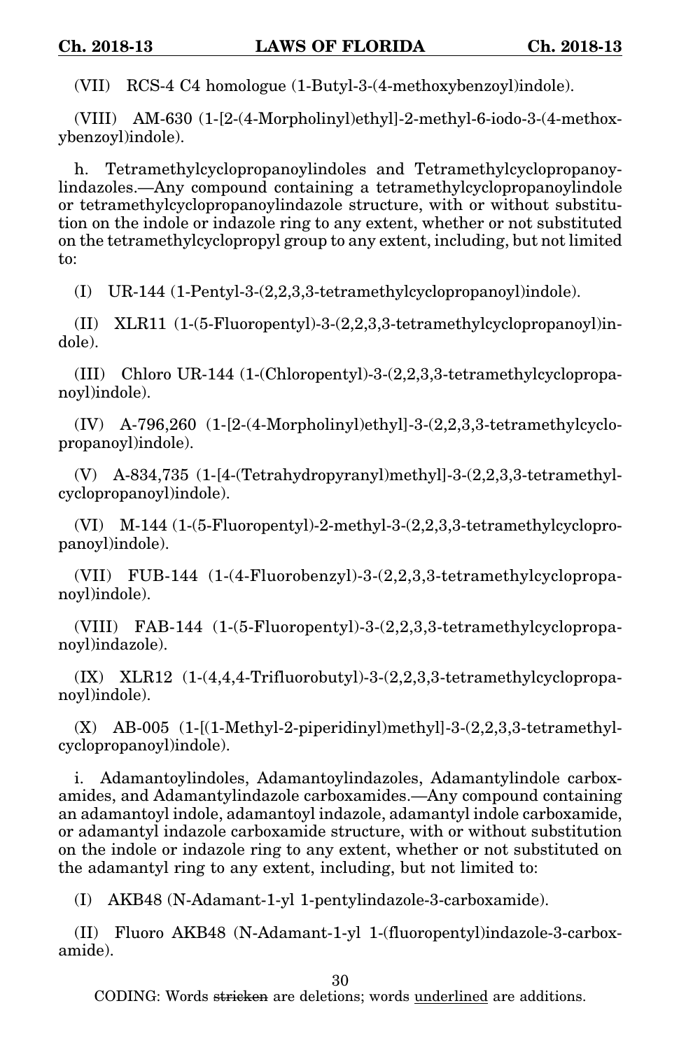(VII) RCS-4 C4 homologue (1-Butyl-3-(4-methoxybenzoyl)indole).

(VIII) AM-630 (1-[2-(4-Morpholinyl)ethyl]-2-methyl-6-iodo-3-(4-methoxybenzoyl)indole).

h. Tetramethylcyclopropanoylindoles and Tetramethylcyclopropanoylindazoles.—Any compound containing a tetramethylcyclopropanoylindole or tetramethylcyclopropanoylindazole structure, with or without substitution on the indole or indazole ring to any extent, whether or not substituted on the tetramethylcyclopropyl group to any extent, including, but not limited to:

(I) UR-144 (1-Pentyl-3-(2,2,3,3-tetramethylcyclopropanoyl)indole).

(II) XLR11 (1-(5-Fluoropentyl)-3-(2,2,3,3-tetramethylcyclopropanoyl)indole).

(III) Chloro UR-144 (1-(Chloropentyl)-3-(2,2,3,3-tetramethylcyclopropanoyl)indole).

(IV) A-796,260 (1-[2-(4-Morpholinyl)ethyl]-3-(2,2,3,3-tetramethylcyclopropanoyl)indole).

(V) A-834,735 (1-[4-(Tetrahydropyranyl)methyl]-3-(2,2,3,3-tetramethylcyclopropanoyl)indole).

(VI) M-144 (1-(5-Fluoropentyl)-2-methyl-3-(2,2,3,3-tetramethylcyclopropanoyl)indole).

(VII) FUB-144 (1-(4-Fluorobenzyl)-3-(2,2,3,3-tetramethylcyclopropanoyl)indole).

(VIII) FAB-144 (1-(5-Fluoropentyl)-3-(2,2,3,3-tetramethylcyclopropanoyl)indazole).

(IX) XLR12 (1-(4,4,4-Trifluorobutyl)-3-(2,2,3,3-tetramethylcyclopropanoyl)indole).

(X) AB-005 (1-[(1-Methyl-2-piperidinyl)methyl]-3-(2,2,3,3-tetramethylcyclopropanoyl)indole).

i. Adamantoylindoles, Adamantoylindazoles, Adamantylindole carboxamides, and Adamantylindazole carboxamides.—Any compound containing an adamantoyl indole, adamantoyl indazole, adamantyl indole carboxamide, or adamantyl indazole carboxamide structure, with or without substitution on the indole or indazole ring to any extent, whether or not substituted on the adamantyl ring to any extent, including, but not limited to:

(I) AKB48 (N-Adamant-1-yl 1-pentylindazole-3-carboxamide).

(II) Fluoro AKB48 (N-Adamant-1-yl 1-(fluoropentyl)indazole-3-carboxamide).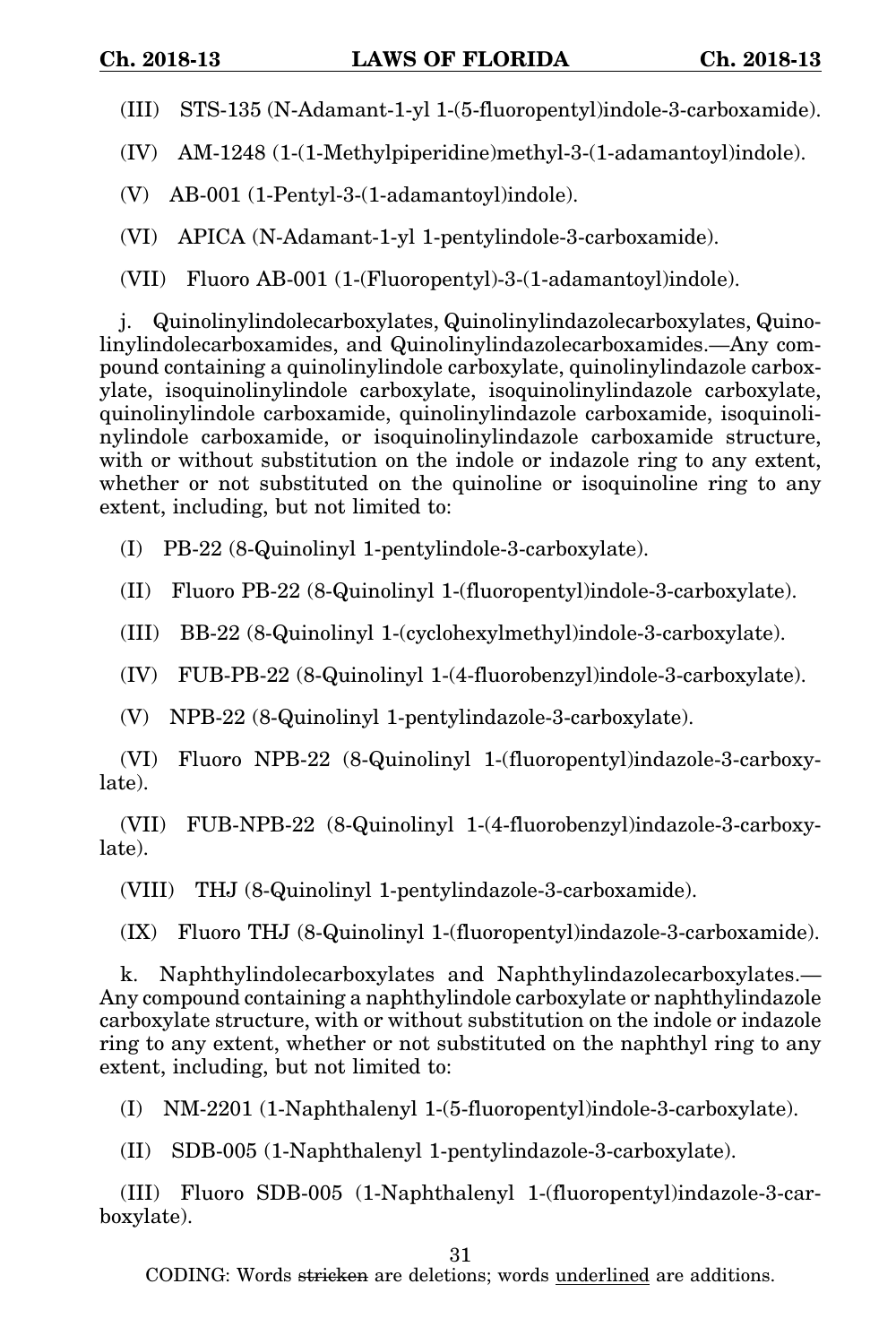(III) STS-135 (N-Adamant-1-yl 1-(5-fluoropentyl)indole-3-carboxamide).

(IV) AM-1248 (1-(1-Methylpiperidine)methyl-3-(1-adamantoyl)indole).

(V) AB-001 (1-Pentyl-3-(1-adamantoyl)indole).

(VI) APICA (N-Adamant-1-yl 1-pentylindole-3-carboxamide).

(VII) Fluoro AB-001 (1-(Fluoropentyl)-3-(1-adamantoyl)indole).

j. Quinolinylindolecarboxylates, Quinolinylindazolecarboxylates, Quinolinylindolecarboxamides, and Quinolinylindazolecarboxamides.—Any compound containing a quinolinylindole carboxylate, quinolinylindazole carboxylate, isoquinolinylindole carboxylate, isoquinolinylindazole carboxylate, quinolinylindole carboxamide, quinolinylindazole carboxamide, isoquinolinylindole carboxamide, or isoquinolinylindazole carboxamide structure, with or without substitution on the indole or indazole ring to any extent, whether or not substituted on the quinoline or isoquinoline ring to any extent, including, but not limited to:

(I) PB-22 (8-Quinolinyl 1-pentylindole-3-carboxylate).

(II) Fluoro PB-22 (8-Quinolinyl 1-(fluoropentyl)indole-3-carboxylate).

(III) BB-22 (8-Quinolinyl 1-(cyclohexylmethyl)indole-3-carboxylate).

(IV) FUB-PB-22 (8-Quinolinyl 1-(4-fluorobenzyl)indole-3-carboxylate).

(V) NPB-22 (8-Quinolinyl 1-pentylindazole-3-carboxylate).

(VI) Fluoro NPB-22 (8-Quinolinyl 1-(fluoropentyl)indazole-3-carboxylate).

(VII) FUB-NPB-22 (8-Quinolinyl 1-(4-fluorobenzyl)indazole-3-carboxylate).

(VIII) THJ (8-Quinolinyl 1-pentylindazole-3-carboxamide).

(IX) Fluoro THJ (8-Quinolinyl 1-(fluoropentyl)indazole-3-carboxamide).

k. Naphthylindolecarboxylates and Naphthylindazolecarboxylates.—Any compound containing a naphthylindole carboxylate or naphthylindazole carboxylate structure, with or without substitution on the indole or indazole ring to any extent, whether or not substituted on the naphthyl ring to any extent, including, but not limited to:

(I) NM-2201 (1-Naphthalenyl 1-(5-fluoropentyl)indole-3-carboxylate).

(II) SDB-005 (1-Naphthalenyl 1-pentylindazole-3-carboxylate).

(III) Fluoro SDB-005 (1-Naphthalenyl 1-(fluoropentyl)indazole-3-carboxylate).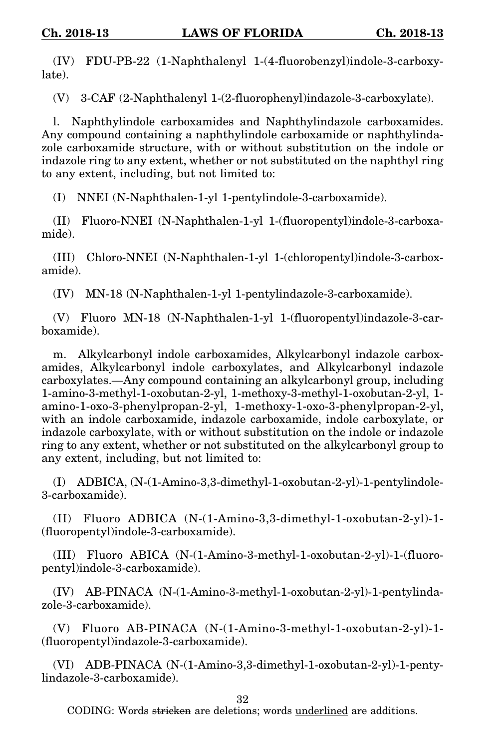(IV) FDU-PB-22 (1-Naphthalenyl 1-(4-fluorobenzyl)indole-3-carboxylate).

(V) 3-CAF (2-Naphthalenyl 1-(2-fluorophenyl)indazole-3-carboxylate).

l. Naphthylindole carboxamides and Naphthylindazole carboxamides. Any compound containing a naphthylindole carboxamide or naphthylindazole carboxamide structure, with or without substitution on the indole or indazole ring to any extent, whether or not substituted on the naphthyl ring to any extent, including, but not limited to:

(I) NNEI (N-Naphthalen-1-yl 1-pentylindole-3-carboxamide).

(II) Fluoro-NNEI (N-Naphthalen-1-yl 1-(fluoropentyl)indole-3-carboxamide).

(III) Chloro-NNEI (N-Naphthalen-1-yl 1-(chloropentyl)indole-3-carboxamide).

(IV) MN-18 (N-Naphthalen-1-yl 1-pentylindazole-3-carboxamide).

(V) Fluoro MN-18 (N-Naphthalen-1-yl 1-(fluoropentyl)indazole-3-carboxamide).

m. Alkylcarbonyl indole carboxamides, Alkylcarbonyl indazole carboxamides, Alkylcarbonyl indole carboxylates, and Alkylcarbonyl indazole carboxylates.—Any compound containing an alkylcarbonyl group, including 1-amino-3-methyl-1-oxobutan-2-yl, 1-methoxy-3-methyl-1-oxobutan-2-yl, 1-amino-1-oxo-3-phenylpropan-2-yl, 1-methoxy-1-oxo-3-phenylpropan-2-yl, with an indole carboxamide, indazole carboxamide, indole carboxylate, or indazole carboxylate, with or without substitution on the indole or indazole ring to any extent, whether or not substituted on the alkylcarbonyl group to any extent, including, but not limited to:

(I) ADBICA, (N-(1-Amino-3,3-dimethyl-1-oxobutan-2-yl)-1-pentylindole-3-carboxamide).

(II) Fluoro ADBICA (N-(1-Amino-3,3-dimethyl-1-oxobutan-2-yl)-1-(fluoropentyl)indole-3-carboxamide).

(III) Fluoro ABICA (N-(1-Amino-3-methyl-1-oxobutan-2-yl)-1-(fluoropentyl)indole-3-carboxamide).

(IV) AB-PINACA (N-(1-Amino-3-methyl-1-oxobutan-2-yl)-1-pentylindazole-3-carboxamide).

(V) Fluoro AB-PINACA (N-(1-Amino-3-methyl-1-oxobutan-2-yl)-1-(fluoropentyl)indazole-3-carboxamide).

(VI) ADB-PINACA (N-(1-Amino-3,3-dimethyl-1-oxobutan-2-yl)-1-pentylindazole-3-carboxamide).

CODING: Words ~~stricken~~ are deletions; words underlined are additions.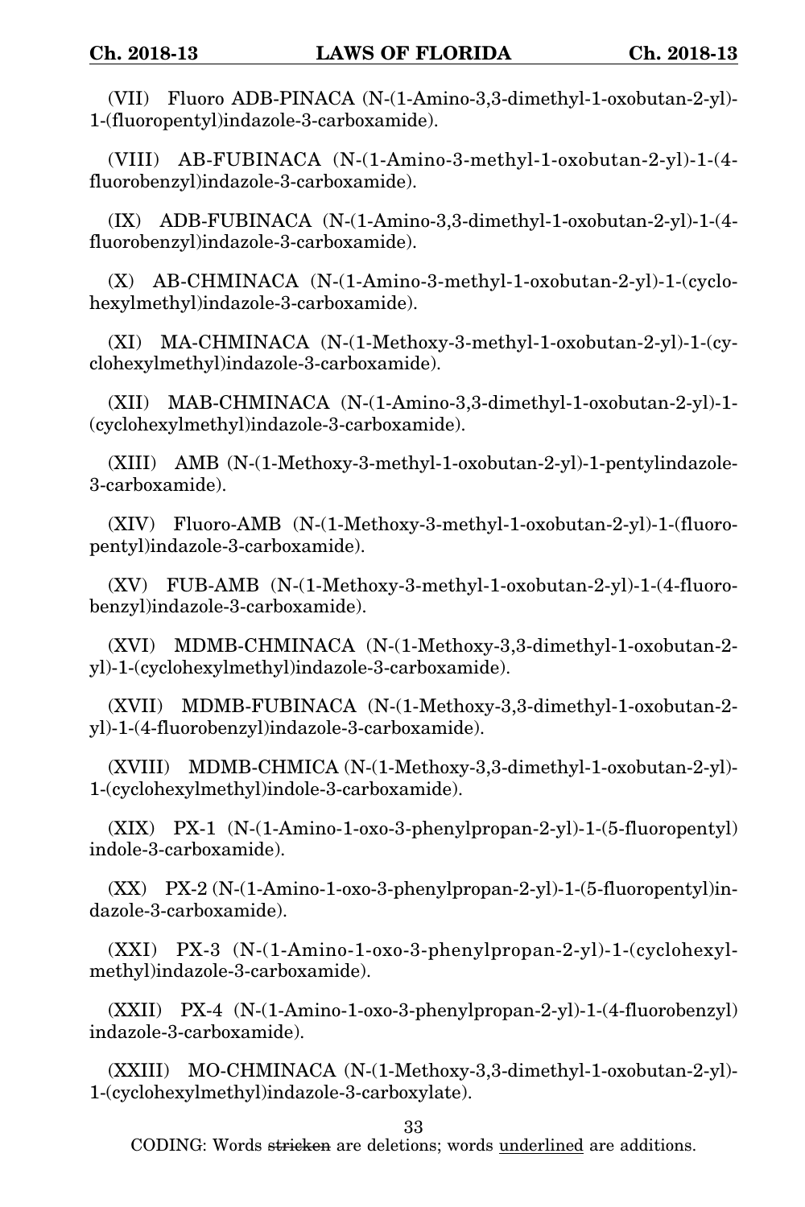(VII) Fluoro ADB-PINACA (N-(1-Amino-3,3-dimethyl-1-oxobutan-2-yl)-1-(fluoropentyl)indazole-3-carboxamide).

(VIII) AB-FUBINACA (N-(1-Amino-3-methyl-1-oxobutan-2-yl)-1-(4-fluorobenzyl)indazole-3-carboxamide).

(IX) ADB-FUBINACA (N-(1-Amino-3,3-dimethyl-1-oxobutan-2-yl)-1-(4-fluorobenzyl)indazole-3-carboxamide).

(X) AB-CHMINACA (N-(1-Amino-3-methyl-1-oxobutan-2-yl)-1-(cyclohexylmethyl)indazole-3-carboxamide).

(XI) MA-CHMINACA (N-(1-Methoxy-3-methyl-1-oxobutan-2-yl)-1-(cyclohexylmethyl)indazole-3-carboxamide).

(XII) MAB-CHMINACA (N-(1-Amino-3,3-dimethyl-1-oxobutan-2-yl)-1-(cyclohexylmethyl)indazole-3-carboxamide).

(XIII) AMB (N-(1-Methoxy-3-methyl-1-oxobutan-2-yl)-1-pentylindazole-3-carboxamide).

(XIV) Fluoro-AMB (N-(1-Methoxy-3-methyl-1-oxobutan-2-yl)-1-(fluoropentyl)indazole-3-carboxamide).

(XV) FUB-AMB (N-(1-Methoxy-3-methyl-1-oxobutan-2-yl)-1-(4-fluorobenzyl)indazole-3-carboxamide).

(XVI) MDMB-CHMINACA (N-(1-Methoxy-3,3-dimethyl-1-oxobutan-2-yl)-1-(cyclohexylmethyl)indazole-3-carboxamide).

(XVII) MDMB-FUBINACA (N-(1-Methoxy-3,3-dimethyl-1-oxobutan-2-yl)-1-(4-fluorobenzyl)indazole-3-carboxamide).

(XVIII) MDMB-CHMICA (N-(1-Methoxy-3,3-dimethyl-1-oxobutan-2-yl)-1-(cyclohexylmethyl)indole-3-carboxamide).

(XIX) PX-1 (N-(1-Amino-1-oxo-3-phenylpropan-2-yl)-1-(5-fluoropentyl) indole-3-carboxamide).

(XX) PX-2 (N-(1-Amino-1-oxo-3-phenylpropan-2-yl)-1-(5-fluoropentyl)indazole-3-carboxamide).

(XXI) PX-3 (N-(1-Amino-1-oxo-3-phenylpropan-2-yl)-1-(cyclohexylmethyl)indazole-3-carboxamide).

(XXII) PX-4 (N-(1-Amino-1-oxo-3-phenylpropan-2-yl)-1-(4-fluorobenzyl) indazole-3-carboxamide).

(XXIII) MO-CHMINACA (N-(1-Methoxy-3,3-dimethyl-1-oxobutan-2-yl)-1-(cyclohexylmethyl)indazole-3-carboxylate).

CODING: Words ~~stricken~~ are deletions; words <u>underlined</u> are additions.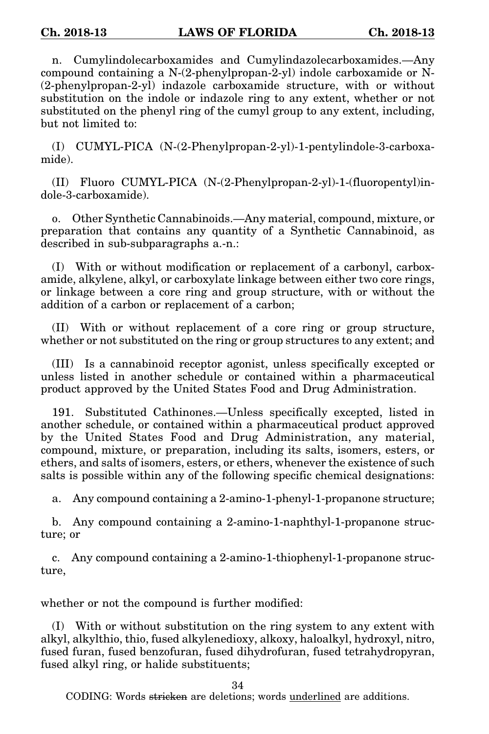n. Cumylindolecarboxamides and Cumylindazolecarboxamides.—Any compound containing a N-(2-phenylpropan-2-yl) indole carboxamide or N-(2-phenylpropan-2-yl) indazole carboxamide structure, with or without substitution on the indole or indazole ring to any extent, whether or not substituted on the phenyl ring of the cumyl group to any extent, including, but not limited to:

(I) CUMYL-PICA (N-(2-Phenylpropan-2-yl)-1-pentylindole-3-carboxamide).

(II) Fluoro CUMYL-PICA (N-(2-Phenylpropan-2-yl)-1-(fluoropentyl)indole-3-carboxamide).

o. Other Synthetic Cannabinoids.—Any material, compound, mixture, or preparation that contains any quantity of a Synthetic Cannabinoid, as described in sub-subparagraphs a.-n.:

(I) With or without modification or replacement of a carbonyl, carboxamide, alkylene, alkyl, or carboxylate linkage between either two core rings, or linkage between a core ring and group structure, with or without the addition of a carbon or replacement of a carbon;

(II) With or without replacement of a core ring or group structure, whether or not substituted on the ring or group structures to any extent; and

(III) Is a cannabinoid receptor agonist, unless specifically excepted or unless listed in another schedule or contained within a pharmaceutical product approved by the United States Food and Drug Administration.

191. Substituted Cathinones.—Unless specifically excepted, listed in another schedule, or contained within a pharmaceutical product approved by the United States Food and Drug Administration, any material, compound, mixture, or preparation, including its salts, isomers, esters, or ethers, and salts of isomers, esters, or ethers, whenever the existence of such salts is possible within any of the following specific chemical designations:

a. Any compound containing a 2-amino-1-phenyl-1-propanone structure;

b. Any compound containing a 2-amino-1-naphthyl-1-propanone structure; or

c. Any compound containing a 2-amino-1-thiophenyl-1-propanone structure,

whether or not the compound is further modified:

(I) With or without substitution on the ring system to any extent with alkyl, alkylthio, thio, fused alkylenedioxy, alkoxy, haloalkyl, hydroxyl, nitro, fused furan, fused benzofuran, fused dihydrofuran, fused tetrahydropyran, fused alkyl ring, or halide substituents;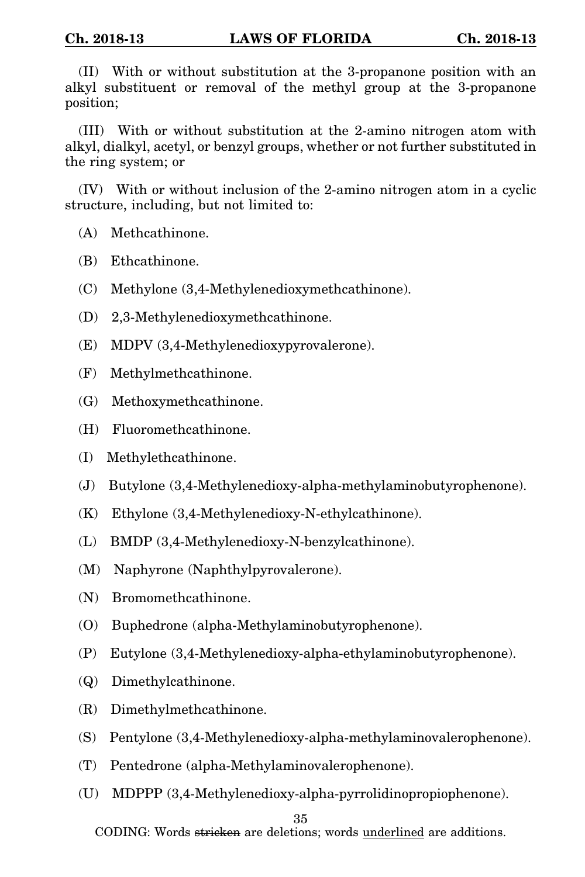(II) With or without substitution at the 3-propanone position with an alkyl substituent or removal of the methyl group at the 3-propanone position;

(III) With or without substitution at the 2-amino nitrogen atom with alkyl, dialkyl, acetyl, or benzyl groups, whether or not further substituted in the ring system; or

(IV) With or without inclusion of the 2-amino nitrogen atom in a cyclic structure, including, but not limited to:

(A) Methcathinone.

(B) Ethcathinone.

(C) Methylone (3,4-Methylenedioxymethcathinone).

(D) 2,3-Methylenedioxymethcathinone.

(E) MDPV (3,4-Methylenedioxypyrovalerone).

(F) Methylmethcathinone.

(G) Methoxymethcathinone.

(H) Fluoromethcathinone.

(I) Methylethcathinone.

(J) Butylone (3,4-Methylenedioxy-alpha-methylaminobutyrophenone).

(K) Ethylone (3,4-Methylenedioxy-N-ethylcathinone).

(L) BMDP (3,4-Methylenedioxy-N-benzylcathinone).

(M) Naphyrone (Naphthylpyrovalerone).

(N) Bromomethcathinone.

(O) Buphedrone (alpha-Methylaminobutyrophenone).

(P) Eutylone (3,4-Methylenedioxy-alpha-ethylaminobutyrophenone).

(Q) Dimethylcathinone.

(R) Dimethylmethcathinone.

(S) Pentylone (3,4-Methylenedioxy-alpha-methylaminovalerophenone).

(T) Pentedrone (alpha-Methylaminovalerophenone).

(U) MDPPP (3,4-Methylenedioxy-alpha-pyrrolidinopropiophenone).

CODING: Words stricken are deletions; words underlined are additions.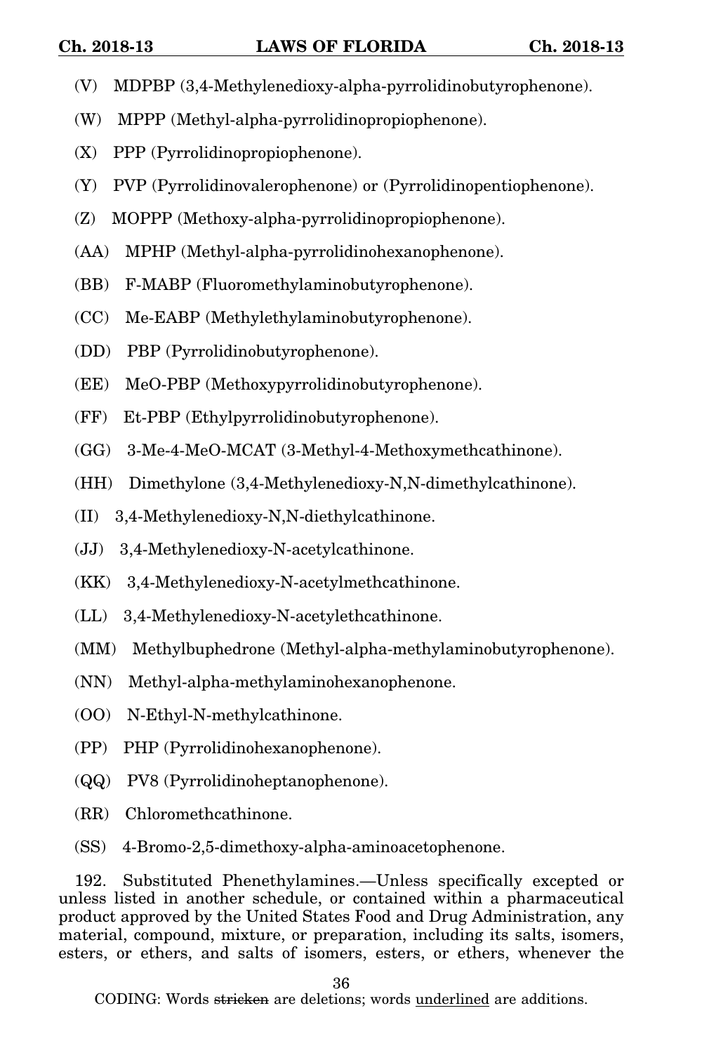(V) MDPBP (3,4-Methylenedioxy-alpha-pyrrolidinobutyrophenone).

(W) MPPP (Methyl-alpha-pyrrolidinopropiophenone).

(X) PPP (Pyrrolidinopropiophenone).

(Y) PVP (Pyrrolidinovalerophenone) or (Pyrrolidinopentiophenone).

(Z) MOPPP (Methoxy-alpha-pyrrolidinopropiophenone).

(AA) MPHP (Methyl-alpha-pyrrolidinohexanophenone).

(BB) F-MABP (Fluoromethylaminobutyrophenone).

(CC) Me-EABP (Methylethylaminobutyrophenone).

(DD) PBP (Pyrrolidinobutyrophenone).

(EE) MeO-PBP (Methoxypyrrolidinobutyrophenone).

(FF) Et-PBP (Ethylpyrrolidinobutyrophenone).

(GG) 3-Me-4-MeO-MCAT (3-Methyl-4-Methoxymethcathinone).

(HH) Dimethylone (3,4-Methylenedioxy-N,N-dimethylcathinone).

(II) 3,4-Methylenedioxy-N,N-diethylcathinone.

(JJ) 3,4-Methylenedioxy-N-acetylcathinone.

(KK) 3,4-Methylenedioxy-N-acetylmethcathinone.

(LL) 3,4-Methylenedioxy-N-acetylethcathinone.

(MM) Methylbuphedrone (Methyl-alpha-methylaminobutyrophenone).

(NN) Methyl-alpha-methylaminohexanophenone.

(OO) N-Ethyl-N-methylcathinone.

(PP) PHP (Pyrrolidinohexanophenone).

(QQ) PV8 (Pyrrolidinoheptanophenone).

(RR) Chloromethcathinone.

(SS) 4-Bromo-2,5-dimethoxy-alpha-aminoacetophenone.

192. Substituted Phenethylamines.—Unless specifically excepted or unless listed in another schedule, or contained within a pharmaceutical product approved by the United States Food and Drug Administration, any material, compound, mixture, or preparation, including its salts, isomers, esters, or ethers, and salts of isomers, esters, or ethers, whenever the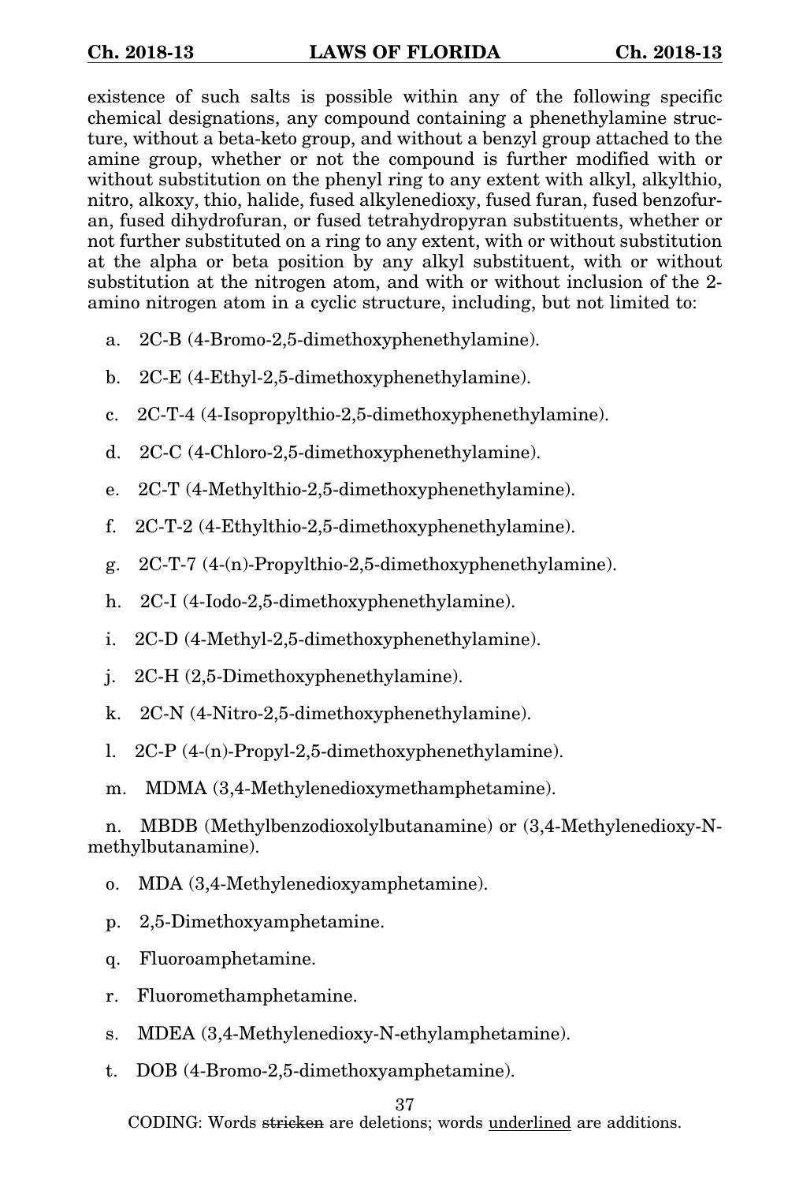existence of such salts is possible within any of the following specific chemical designations, any compound containing a phenethylamine structure, without a beta-keto group, and without a benzyl group attached to the amine group, whether or not the compound is further modified with or without substitution on the phenyl ring to any extent with alkyl, alkylthio, nitro, alkoxy, thio, halide, fused alkylenedioxy, fused furan, fused benzofuran, fused dihydrofuran, or fused tetrahydropyran substituents, whether or not further substituted on a ring to any extent, with or without substitution at the alpha or beta position by any alkyl substituent, with or without substitution at the nitrogen atom, and with or without inclusion of the 2-amino nitrogen atom in a cyclic structure, including, but not limited to:

a. 2C-B (4-Bromo-2,5-dimethoxyphenethylamine).

b. 2C-E (4-Ethyl-2,5-dimethoxyphenethylamine).

c. 2C-T-4 (4-Isopropylthio-2,5-dimethoxyphenethylamine).

d. 2C-C (4-Chloro-2,5-dimethoxyphenethylamine).

e. 2C-T (4-Methylthio-2,5-dimethoxyphenethylamine).

f. 2C-T-2 (4-Ethylthio-2,5-dimethoxyphenethylamine).

g. 2C-T-7 (4-(n)-Propylthio-2,5-dimethoxyphenethylamine).

h. 2C-I (4-Iodo-2,5-dimethoxyphenethylamine).

i. 2C-D (4-Methyl-2,5-dimethoxyphenethylamine).

j. 2C-H (2,5-Dimethoxyphenethylamine).

k. 2C-N (4-Nitro-2,5-dimethoxyphenethylamine).

l. 2C-P (4-(n)-Propyl-2,5-dimethoxyphenethylamine).

m. MDMA (3,4-Methylenedioxymethamphetamine).

n. MBDB (Methylbenzodioxolylbutanamine) or (3,4-Methylenedioxy-N-methylbutanamine).

o. MDA (3,4-Methylenedioxyamphetamine).

p. 2,5-Dimethoxyamphetamine.

q. Fluoroamphetamine.

r. Fluoromethamphetamine.

s. MDEA (3,4-Methylenedioxy-N-ethylamphetamine).

t. DOB (4-Bromo-2,5-dimethoxyamphetamine).

CODING: Words ~~stricken~~ are deletions; words <u>underlined</u> are additions.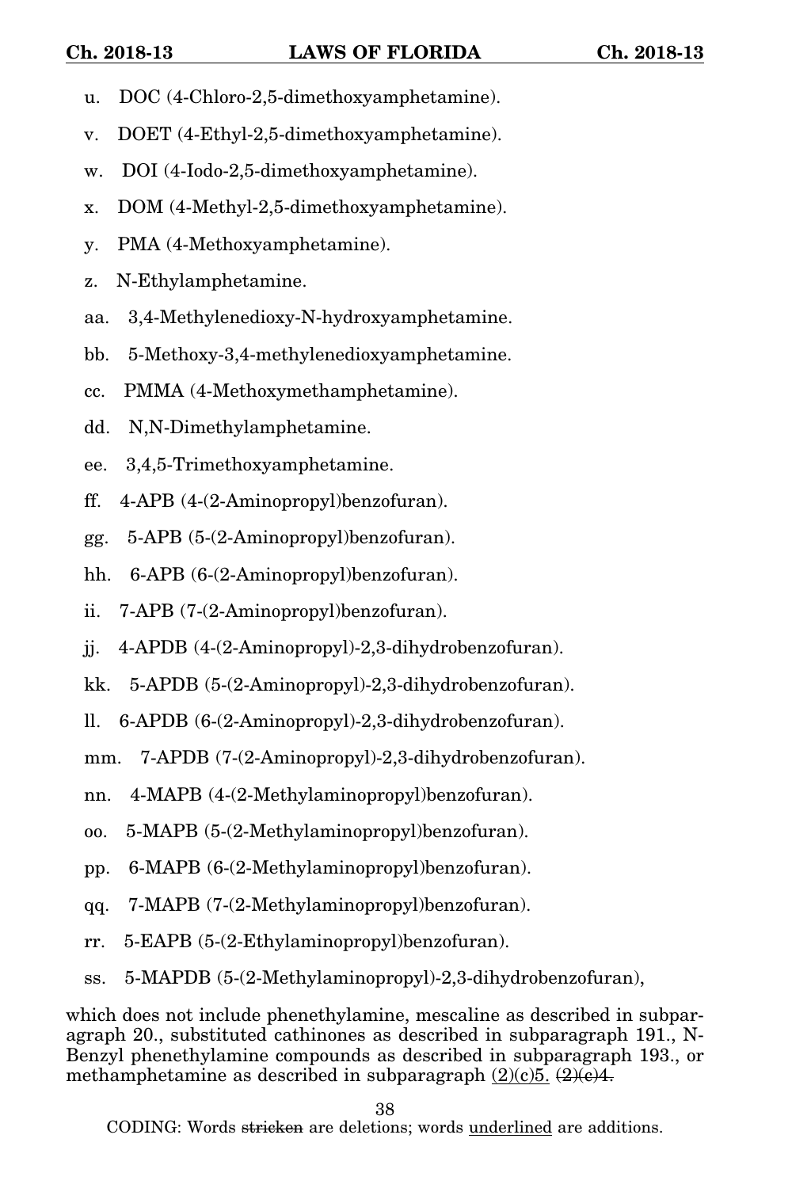u. DOC (4-Chloro-2,5-dimethoxyamphetamine).

v. DOET (4-Ethyl-2,5-dimethoxyamphetamine).

w. DOI (4-Iodo-2,5-dimethoxyamphetamine).

x. DOM (4-Methyl-2,5-dimethoxyamphetamine).

y. PMA (4-Methoxyamphetamine).

z. N-Ethylamphetamine.

aa. 3,4-Methylenedioxy-N-hydroxyamphetamine.

bb. 5-Methoxy-3,4-methylenedioxyamphetamine.

cc. PMMA (4-Methoxymethamphetamine).

dd. N,N-Dimethylamphetamine.

ee. 3,4,5-Trimethoxyamphetamine.

ff. 4-APB (4-(2-Aminopropyl)benzofuran).

gg. 5-APB (5-(2-Aminopropyl)benzofuran).

hh. 6-APB (6-(2-Aminopropyl)benzofuran).

ii. 7-APB (7-(2-Aminopropyl)benzofuran).

jj. 4-APDB (4-(2-Aminopropyl)-2,3-dihydrobenzofuran).

kk. 5-APDB (5-(2-Aminopropyl)-2,3-dihydrobenzofuran).

ll. 6-APDB (6-(2-Aminopropyl)-2,3-dihydrobenzofuran).

mm. 7-APDB (7-(2-Aminopropyl)-2,3-dihydrobenzofuran).

nn. 4-MAPB (4-(2-Methylaminopropyl)benzofuran).

oo. 5-MAPB (5-(2-Methylaminopropyl)benzofuran).

pp. 6-MAPB (6-(2-Methylaminopropyl)benzofuran).

qq. 7-MAPB (7-(2-Methylaminopropyl)benzofuran).

rr. 5-EAPB (5-(2-Ethylaminopropyl)benzofuran).

ss. 5-MAPDB (5-(2-Methylaminopropyl)-2,3-dihydrobenzofuran),

which does not include phenethylamine, mescaline as described in subparagraph 20., substituted cathinones as described in subparagraph 191., N-Benzyl phenethylamine compounds as described in subparagraph 193., or methamphetamine as described in subparagraph (2)(c)5. ~~(2)(c)4.~~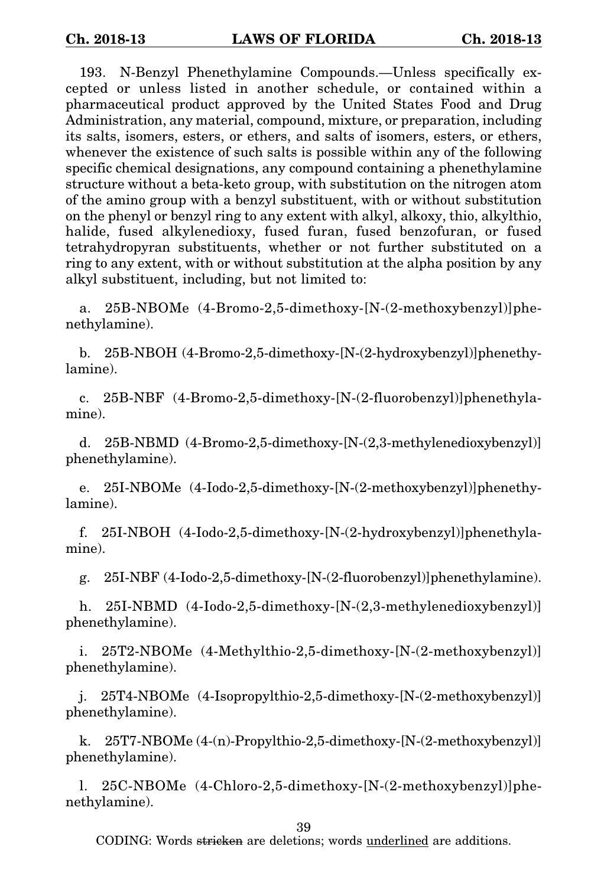193. N-Benzyl Phenethylamine Compounds.—Unless specifically excepted or unless listed in another schedule, or contained within a pharmaceutical product approved by the United States Food and Drug Administration, any material, compound, mixture, or preparation, including its salts, isomers, esters, or ethers, and salts of isomers, esters, or ethers, whenever the existence of such salts is possible within any of the following specific chemical designations, any compound containing a phenethylamine structure without a beta-keto group, with substitution on the nitrogen atom of the amino group with a benzyl substituent, with or without substitution on the phenyl or benzyl ring to any extent with alkyl, alkoxy, thio, alkylthio, halide, fused alkylenedioxy, fused furan, fused benzofuran, or fused tetrahydropyran substituents, whether or not further substituted on a ring to any extent, with or without substitution at the alpha position by any alkyl substituent, including, but not limited to:

a. 25B-NBOMe (4-Bromo-2,5-dimethoxy-[N-(2-methoxybenzyl)]phenethylamine).

b. 25B-NBOH (4-Bromo-2,5-dimethoxy-[N-(2-hydroxybenzyl)]phenethylamine).

c. 25B-NBF (4-Bromo-2,5-dimethoxy-[N-(2-fluorobenzyl)]phenethylamine).

d. 25B-NBMD (4-Bromo-2,5-dimethoxy-[N-(2,3-methylenedioxybenzyl)]phenethylamine).

e. 25I-NBOMe (4-Iodo-2,5-dimethoxy-[N-(2-methoxybenzyl)]phenethylamine).

f. 25I-NBOH (4-Iodo-2,5-dimethoxy-[N-(2-hydroxybenzyl)]phenethylamine).

g. 25I-NBF (4-Iodo-2,5-dimethoxy-[N-(2-fluorobenzyl)]phenethylamine).

h. 25I-NBMD (4-Iodo-2,5-dimethoxy-[N-(2,3-methylenedioxybenzyl)]phenethylamine).

i. 25T2-NBOMe (4-Methylthio-2,5-dimethoxy-[N-(2-methoxybenzyl)]phenethylamine).

j. 25T4-NBOMe (4-Isopropylthio-2,5-dimethoxy-[N-(2-methoxybenzyl)]phenethylamine).

k. 25T7-NBOMe (4-(n)-Propylthio-2,5-dimethoxy-[N-(2-methoxybenzyl)]phenethylamine).

l. 25C-NBOMe (4-Chloro-2,5-dimethoxy-[N-(2-methoxybenzyl)]phenethylamine).

CODING: Words stricken are deletions; words underlined are additions.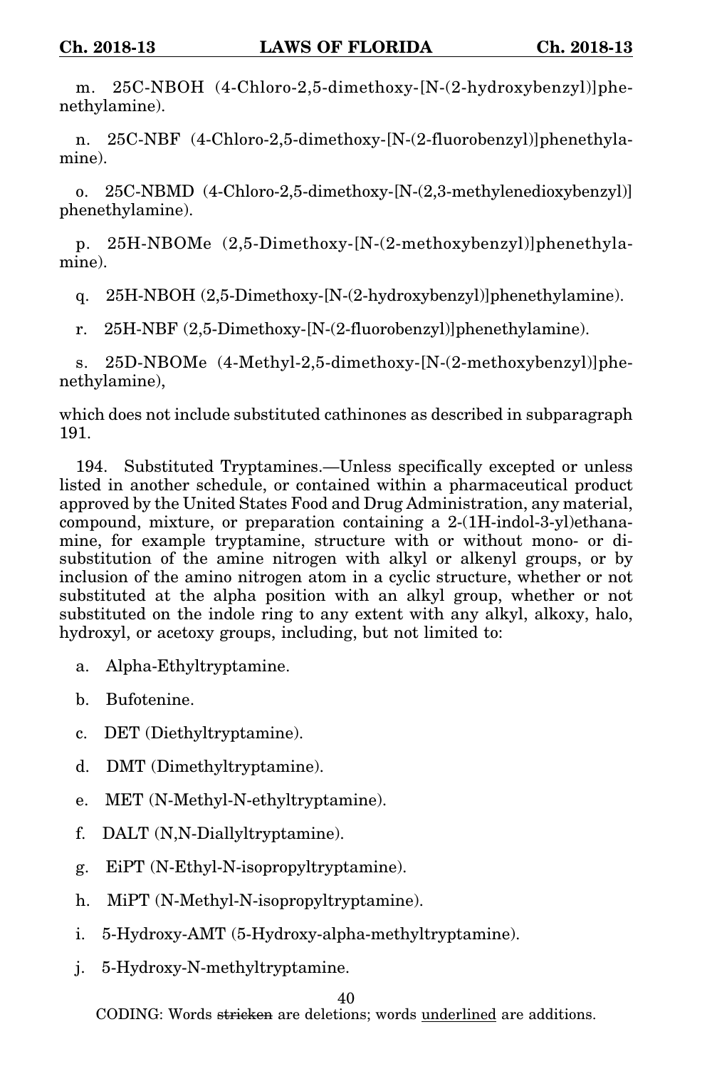m. 25C-NBOH (4-Chloro-2,5-dimethoxy-[N-(2-hydroxybenzyl)]phenethylamine).

n. 25C-NBF (4-Chloro-2,5-dimethoxy-[N-(2-fluorobenzyl)]phenethylamine).

o. 25C-NBMD (4-Chloro-2,5-dimethoxy-[N-(2,3-methylenedioxybenzyl)]phenethylamine).

p. 25H-NBOMe (2,5-Dimethoxy-[N-(2-methoxybenzyl)]phenethylamine).

q. 25H-NBOH (2,5-Dimethoxy-[N-(2-hydroxybenzyl)]phenethylamine).

r. 25H-NBF (2,5-Dimethoxy-[N-(2-fluorobenzyl)]phenethylamine).

s. 25D-NBOMe (4-Methyl-2,5-dimethoxy-[N-(2-methoxybenzyl)]phenethylamine),

which does not include substituted cathinones as described in subparagraph 191.

194. Substituted Tryptamines.—Unless specifically excepted or unless listed in another schedule, or contained within a pharmaceutical product approved by the United States Food and Drug Administration, any material, compound, mixture, or preparation containing a 2-(1H-indol-3-yl)ethanamine, for example tryptamine, structure with or without mono- or di-substitution of the amine nitrogen with alkyl or alkenyl groups, or by inclusion of the amino nitrogen atom in a cyclic structure, whether or not substituted at the alpha position with an alkyl group, whether or not substituted on the indole ring to any extent with any alkyl, alkoxy, halo, hydroxyl, or acetoxy groups, including, but not limited to:

a. Alpha-Ethyltryptamine.

b. Bufotenine.

c. DET (Diethyltryptamine).

d. DMT (Dimethyltryptamine).

e. MET (N-Methyl-N-ethyltryptamine).

f. DALT (N,N-Diallyltryptamine).

g. EiPT (N-Ethyl-N-isopropyltryptamine).

h. MiPT (N-Methyl-N-isopropyltryptamine).

i. 5-Hydroxy-AMT (5-Hydroxy-alpha-methyltryptamine).

j. 5-Hydroxy-N-methyltryptamine.

CODING: Words ~~stricken~~ are deletions; words underlined are additions.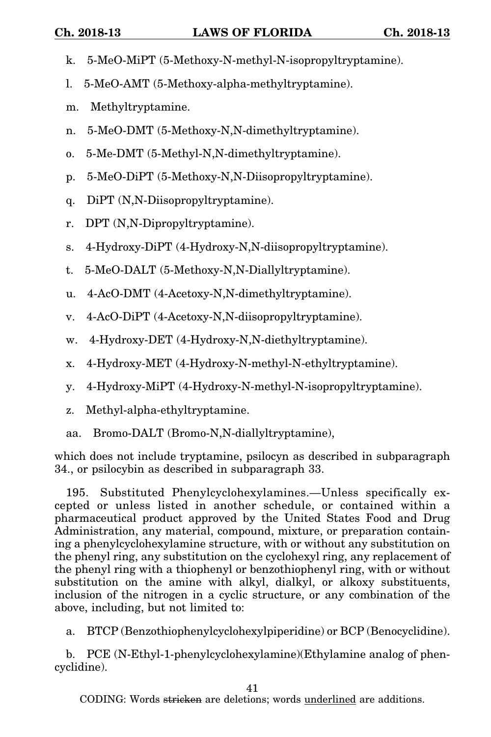k. 5-MeO-MiPT (5-Methoxy-N-methyl-N-isopropyltryptamine).

l. 5-MeO-AMT (5-Methoxy-alpha-methyltryptamine).

m. Methyltryptamine.

n. 5-MeO-DMT (5-Methoxy-N,N-dimethyltryptamine).

o. 5-Me-DMT (5-Methyl-N,N-dimethyltryptamine).

p. 5-MeO-DiPT (5-Methoxy-N,N-Diisopropyltryptamine).

q. DiPT (N,N-Diisopropyltryptamine).

r. DPT (N,N-Dipropyltryptamine).

s. 4-Hydroxy-DiPT (4-Hydroxy-N,N-diisopropyltryptamine).

t. 5-MeO-DALT (5-Methoxy-N,N-Diallyltryptamine).

u. 4-AcO-DMT (4-Acetoxy-N,N-dimethyltryptamine).

v. 4-AcO-DiPT (4-Acetoxy-N,N-diisopropyltryptamine).

w. 4-Hydroxy-DET (4-Hydroxy-N,N-diethyltryptamine).

x. 4-Hydroxy-MET (4-Hydroxy-N-methyl-N-ethyltryptamine).

y. 4-Hydroxy-MiPT (4-Hydroxy-N-methyl-N-isopropyltryptamine).

z. Methyl-alpha-ethyltryptamine.

aa. Bromo-DALT (Bromo-N,N-diallyltryptamine),

which does not include tryptamine, psilocyn as described in subparagraph 34., or psilocybin as described in subparagraph 33.

195. Substituted Phenylcyclohexylamines.—Unless specifically excepted or unless listed in another schedule, or contained within a pharmaceutical product approved by the United States Food and Drug Administration, any material, compound, mixture, or preparation containing a phenylcyclohexylamine structure, with or without any substitution on the phenyl ring, any substitution on the cyclohexyl ring, any replacement of the phenyl ring with a thiophenyl or benzothiophenyl ring, with or without substitution on the amine with alkyl, dialkyl, or alkoxy substituents, inclusion of the nitrogen in a cyclic structure, or any combination of the above, including, but not limited to:

a. BTCP (Benzothiophenylcyclohexylpiperidine) or BCP (Benocyclidine).

b. PCE (N-Ethyl-1-phenylcyclohexylamine)(Ethylamine analog of phencyclidine).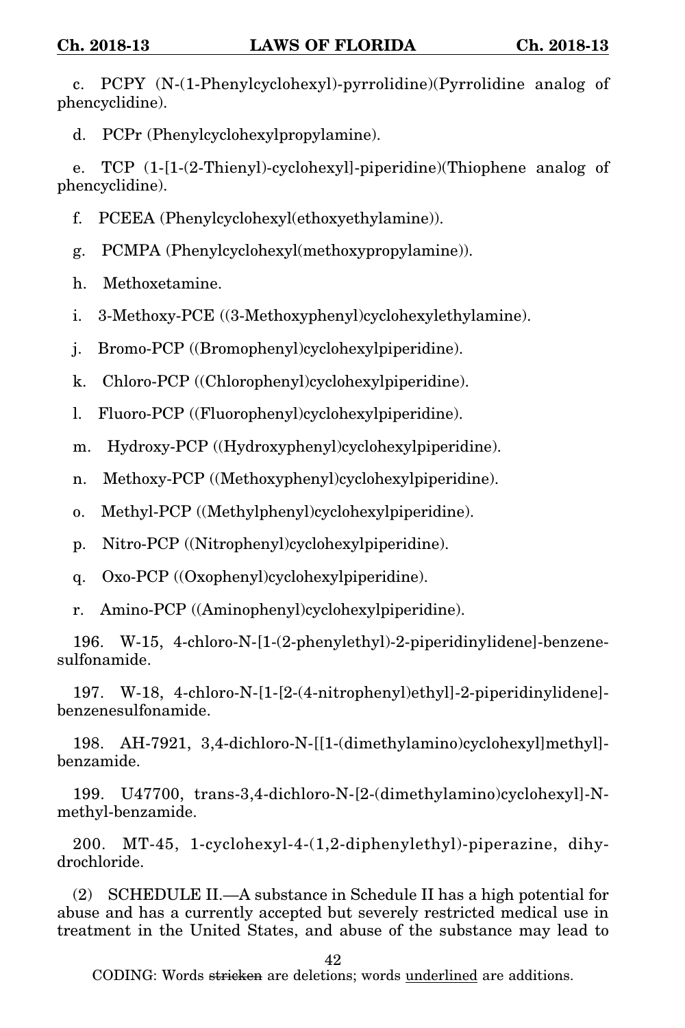c. PCPY (N-(1-Phenylcyclohexyl)-pyrrolidine)(Pyrrolidine analog of phencyclidine).

d. PCPr (Phenylcyclohexylpropylamine).

e. TCP (1-[1-(2-Thienyl)-cyclohexyl]-piperidine)(Thiophene analog of phencyclidine).

f. PCEEA (Phenylcyclohexyl(ethoxyethylamine)).

g. PCMPA (Phenylcyclohexyl(methoxypropylamine)).

h. Methoxetamine.

i. 3-Methoxy-PCE ((3-Methoxyphenyl)cyclohexylethylamine).

j. Bromo-PCP ((Bromophenyl)cyclohexylpiperidine).

k. Chloro-PCP ((Chlorophenyl)cyclohexylpiperidine).

l. Fluoro-PCP ((Fluorophenyl)cyclohexylpiperidine).

m. Hydroxy-PCP ((Hydroxyphenyl)cyclohexylpiperidine).

n. Methoxy-PCP ((Methoxyphenyl)cyclohexylpiperidine).

o. Methyl-PCP ((Methylphenyl)cyclohexylpiperidine).

p. Nitro-PCP ((Nitrophenyl)cyclohexylpiperidine).

q. Oxo-PCP ((Oxophenyl)cyclohexylpiperidine).

r. Amino-PCP ((Aminophenyl)cyclohexylpiperidine).

196. W-15, 4-chloro-N-[1-(2-phenylethyl)-2-piperidinylidene]-benzenesulfonamide.

197. W-18, 4-chloro-N-[1-[2-(4-nitrophenyl)ethyl]-2-piperidinylidene]-benzenesulfonamide.

198. AH-7921, 3,4-dichloro-N-[[1-(dimethylamino)cyclohexyl]methyl]-benzamide.

199. U47700, trans-3,4-dichloro-N-[2-(dimethylamino)cyclohexyl]-N-methyl-benzamide.

200. MT-45, 1-cyclohexyl-4-(1,2-diphenylethyl)-piperazine, dihydrochloride.

(2) SCHEDULE II.—A substance in Schedule II has a high potential for abuse and has a currently accepted but severely restricted medical use in treatment in the United States, and abuse of the substance may lead to

CODING: Words ~~stricken~~ are deletions; words <u>underlined</u> are additions.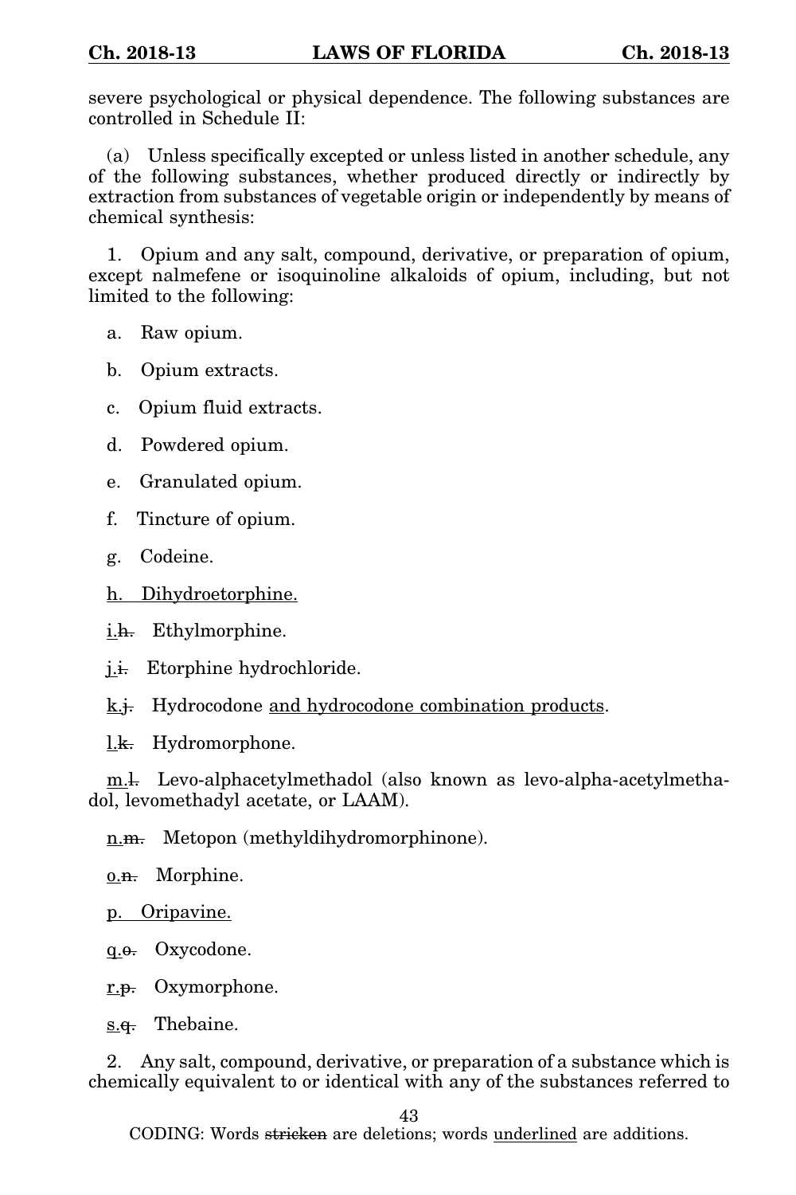severe psychological or physical dependence. The following substances are controlled in Schedule II:

(a) Unless specifically excepted or unless listed in another schedule, any of the following substances, whether produced directly or indirectly by extraction from substances of vegetable origin or independently by means of chemical synthesis:

1. Opium and any salt, compound, derivative, or preparation of opium, except nalmefene or isoquinoline alkaloids of opium, including, but not limited to the following:

a. Raw opium.

b. Opium extracts.

c. Opium fluid extracts.

d. Powdered opium.

e. Granulated opium.

f. Tincture of opium.

g. Codeine.

<u>h. Dihydroetorphine.</u>

<u>i.</u>~~h.~~ Ethylmorphine.

<u>j.</u>~~i.~~ Etorphine hydrochloride.

<u>k.</u>~~j.~~ Hydrocodone <u>and hydrocodone combination products</u>.

<u>l.</u>~~k.~~ Hydromorphone.

<u>m.</u>~~l.~~ Levo-alphacetylmethadol (also known as levo-alpha-acetylmethadol, levomethadyl acetate, or LAAM).

<u>n.</u>~~m.~~ Metopon (methyldihydromorphinone).

<u>o.</u>~~n.~~ Morphine.

<u>p. Oripavine.</u>

<u>q.</u>~~o.~~ Oxycodone.

<u>r.</u>~~p.~~ Oxymorphone.

<u>s.</u>~~q.~~ Thebaine.

2. Any salt, compound, derivative, or preparation of a substance which is chemically equivalent to or identical with any of the substances referred to

CODING: Words ~~stricken~~ are deletions; words <u>underlined</u> are additions.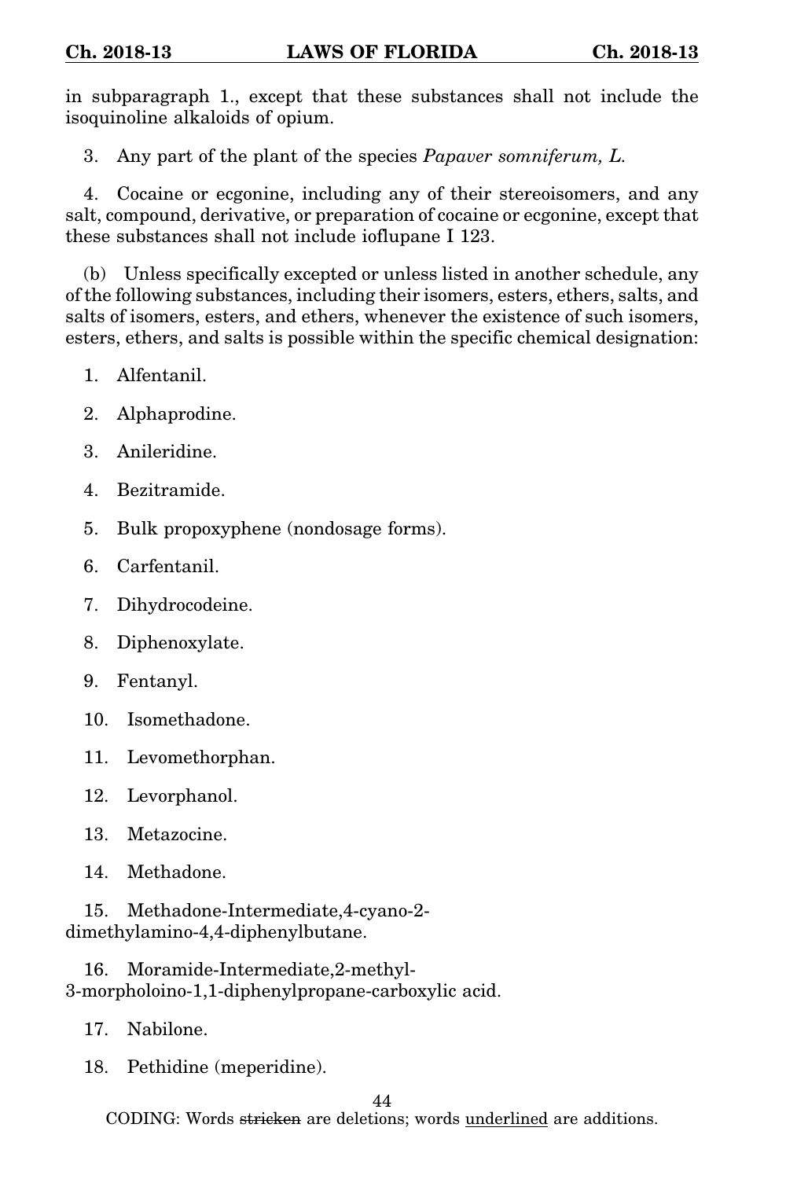in subparagraph 1., except that these substances shall not include the isoquinoline alkaloids of opium.

3. Any part of the plant of the species *Papaver somniferum, L.*

4. Cocaine or ecgonine, including any of their stereoisomers, and any salt, compound, derivative, or preparation of cocaine or ecgonine, except that these substances shall not include ioflupane I 123.

(b) Unless specifically excepted or unless listed in another schedule, any of the following substances, including their isomers, esters, ethers, salts, and salts of isomers, esters, and ethers, whenever the existence of such isomers, esters, ethers, and salts is possible within the specific chemical designation:

1. Alfentanil.

2. Alphaprodine.

3. Anileridine.

4. Bezitramide.

5. Bulk propoxyphene (nondosage forms).

6. Carfentanil.

7. Dihydrocodeine.

8. Diphenoxylate.

9. Fentanyl.

10. Isomethadone.

11. Levomethorphan.

12. Levorphanol.

13. Metazocine.

14. Methadone.

15. Methadone-Intermediate,4-cyano-2-dimethylamino-4,4-diphenylbutane.

16. Moramide-Intermediate,2-methyl-3-morpholoino-1,1-diphenylpropane-carboxylic acid.

17. Nabilone.

18. Pethidine (meperidine).

CODING: Words ~~stricken~~ are deletions; words <u>underlined</u> are additions.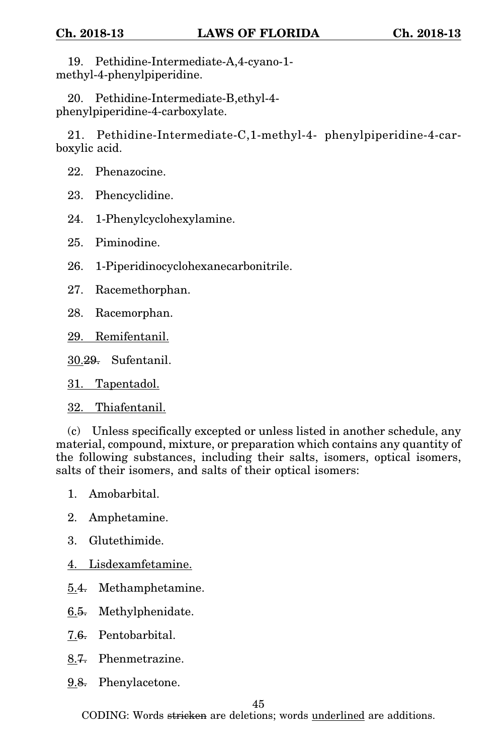19. Pethidine-Intermediate-A,4-cyano-1-methyl-4-phenylpiperidine.

20. Pethidine-Intermediate-B,ethyl-4-phenylpiperidine-4-carboxylate.

21. Pethidine-Intermediate-C,1-methyl-4- phenylpiperidine-4-carboxylic acid.

22. Phenazocine.

23. Phencyclidine.

24. 1-Phenylcyclohexylamine.

25. Piminodine.

26. 1-Piperidinocyclohexanecarbonitrile.

27. Racemethorphan.

28. Racemorphan.

<u>29. Remifentanil.</u>

<u>30.</u>~~29.~~ Sufentanil.

<u>31. Tapentadol.</u>

<u>32. Thiafentanil.</u>

(c) Unless specifically excepted or unless listed in another schedule, any material, compound, mixture, or preparation which contains any quantity of the following substances, including their salts, isomers, optical isomers, salts of their isomers, and salts of their optical isomers:

1. Amobarbital.

2. Amphetamine.

3. Glutethimide.

<u>4. Lisdexamfetamine.</u>

<u>5.</u>~~4.~~ Methamphetamine.

<u>6.</u>~~5.~~ Methylphenidate.

<u>7.</u>~~6.~~ Pentobarbital.

<u>8.</u>~~7.~~ Phenmetrazine.

<u>9.</u>~~8.~~ Phenylacetone.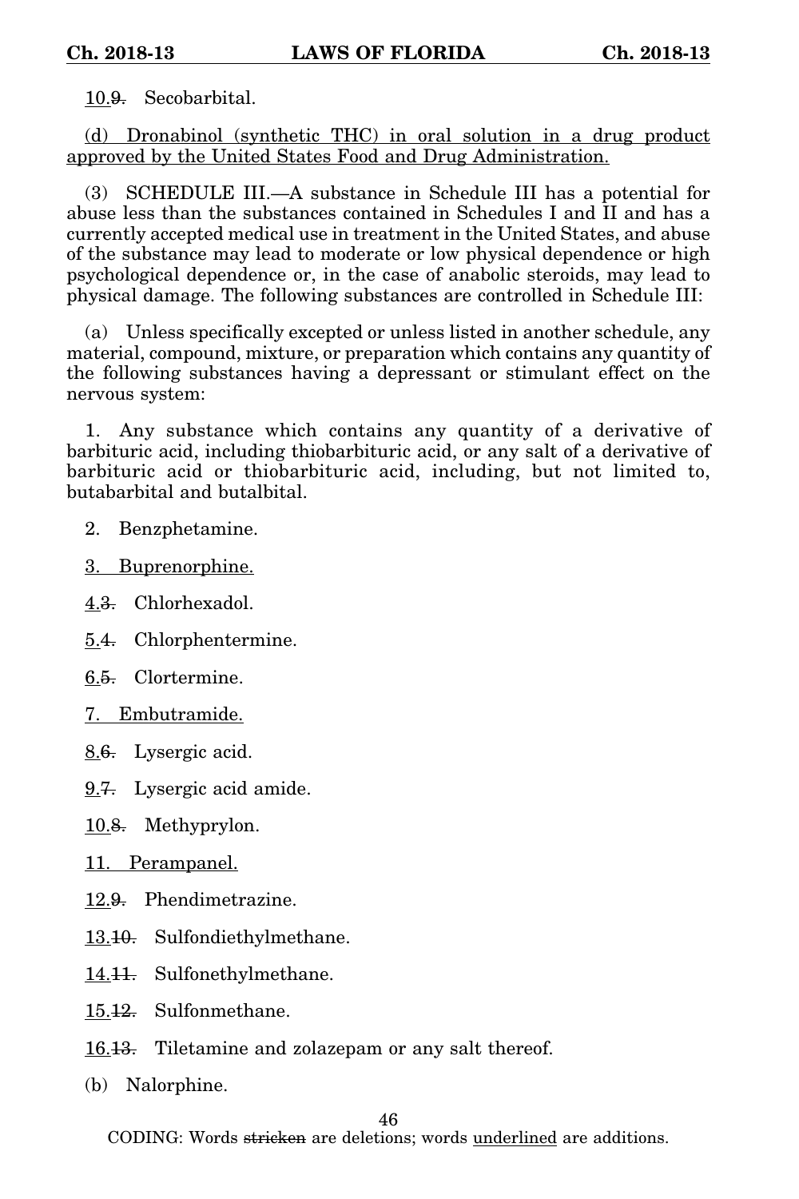<u>10.</u>~~9.~~ Secobarbital.

<u>(d) Dronabinol (synthetic THC) in oral solution in a drug product approved by the United States Food and Drug Administration.</u>

(3) SCHEDULE III.—A substance in Schedule III has a potential for abuse less than the substances contained in Schedules I and II and has a currently accepted medical use in treatment in the United States, and abuse of the substance may lead to moderate or low physical dependence or high psychological dependence or, in the case of anabolic steroids, may lead to physical damage. The following substances are controlled in Schedule III:

(a) Unless specifically excepted or unless listed in another schedule, any material, compound, mixture, or preparation which contains any quantity of the following substances having a depressant or stimulant effect on the nervous system:

1. Any substance which contains any quantity of a derivative of barbituric acid, including thiobarbituric acid, or any salt of a derivative of barbituric acid or thiobarbituric acid, including, but not limited to, butabarbital and butalbital.

2. Benzphetamine.

<u>3. Buprenorphine.</u>

<u>4.</u>~~3.~~ Chlorhexadol.

<u>5.</u>~~4.~~ Chlorphentermine.

<u>6.</u>~~5.~~ Clortermine.

<u>7. Embutramide.</u>

<u>8.</u>~~6.~~ Lysergic acid.

<u>9.</u>~~7.~~ Lysergic acid amide.

<u>10.</u>~~8.~~ Methyprylon.

<u>11. Perampanel.</u>

<u>12.</u>~~9.~~ Phendimetrazine.

<u>13.</u>~~10.~~ Sulfondiethylmethane.

<u>14.</u>~~11.~~ Sulfonethylmethane.

<u>15.</u>~~12.~~ Sulfonmethane.

<u>16.</u>~~13.~~ Tiletamine and zolazepam or any salt thereof.

(b) Nalorphine.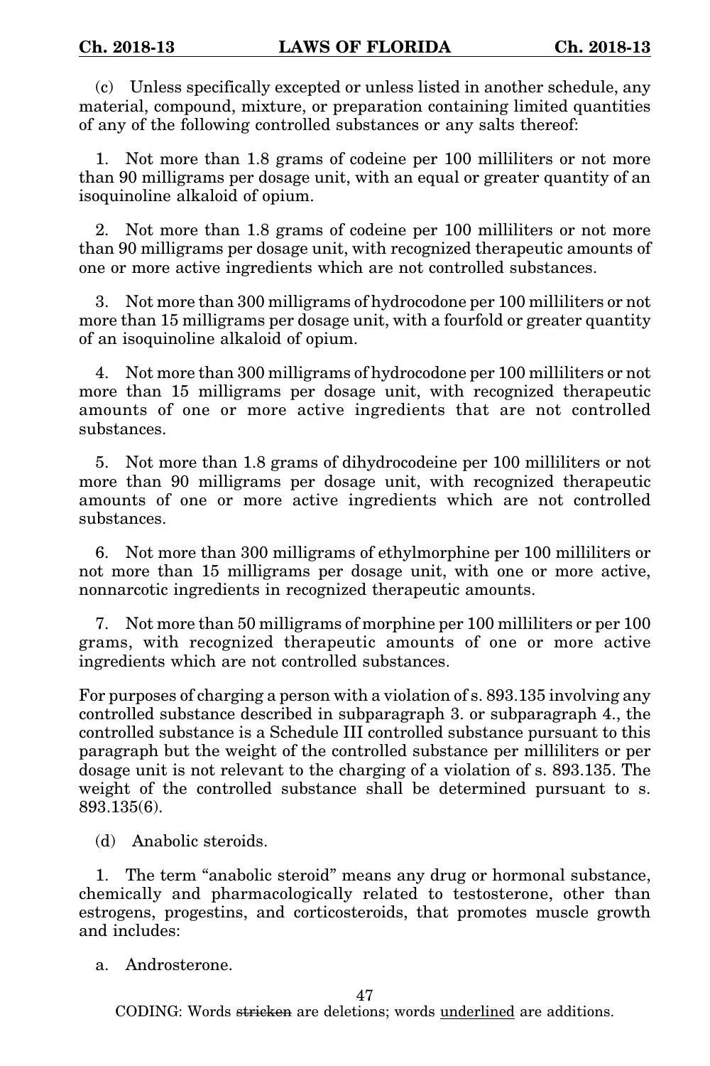(c) Unless specifically excepted or unless listed in another schedule, any material, compound, mixture, or preparation containing limited quantities of any of the following controlled substances or any salts thereof:

1. Not more than 1.8 grams of codeine per 100 milliliters or not more than 90 milligrams per dosage unit, with an equal or greater quantity of an isoquinoline alkaloid of opium.

2. Not more than 1.8 grams of codeine per 100 milliliters or not more than 90 milligrams per dosage unit, with recognized therapeutic amounts of one or more active ingredients which are not controlled substances.

3. Not more than 300 milligrams of hydrocodone per 100 milliliters or not more than 15 milligrams per dosage unit, with a fourfold or greater quantity of an isoquinoline alkaloid of opium.

4. Not more than 300 milligrams of hydrocodone per 100 milliliters or not more than 15 milligrams per dosage unit, with recognized therapeutic amounts of one or more active ingredients that are not controlled substances.

5. Not more than 1.8 grams of dihydrocodeine per 100 milliliters or not more than 90 milligrams per dosage unit, with recognized therapeutic amounts of one or more active ingredients which are not controlled substances.

6. Not more than 300 milligrams of ethylmorphine per 100 milliliters or not more than 15 milligrams per dosage unit, with one or more active, nonnarcotic ingredients in recognized therapeutic amounts.

7. Not more than 50 milligrams of morphine per 100 milliliters or per 100 grams, with recognized therapeutic amounts of one or more active ingredients which are not controlled substances.

For purposes of charging a person with a violation of s. 893.135 involving any controlled substance described in subparagraph 3. or subparagraph 4., the controlled substance is a Schedule III controlled substance pursuant to this paragraph but the weight of the controlled substance per milliliters or per dosage unit is not relevant to the charging of a violation of s. 893.135. The weight of the controlled substance shall be determined pursuant to s. 893.135(6).

(d) Anabolic steroids.

1. The term "anabolic steroid" means any drug or hormonal substance, chemically and pharmacologically related to testosterone, other than estrogens, progestins, and corticosteroids, that promotes muscle growth and includes:

a. Androsterone.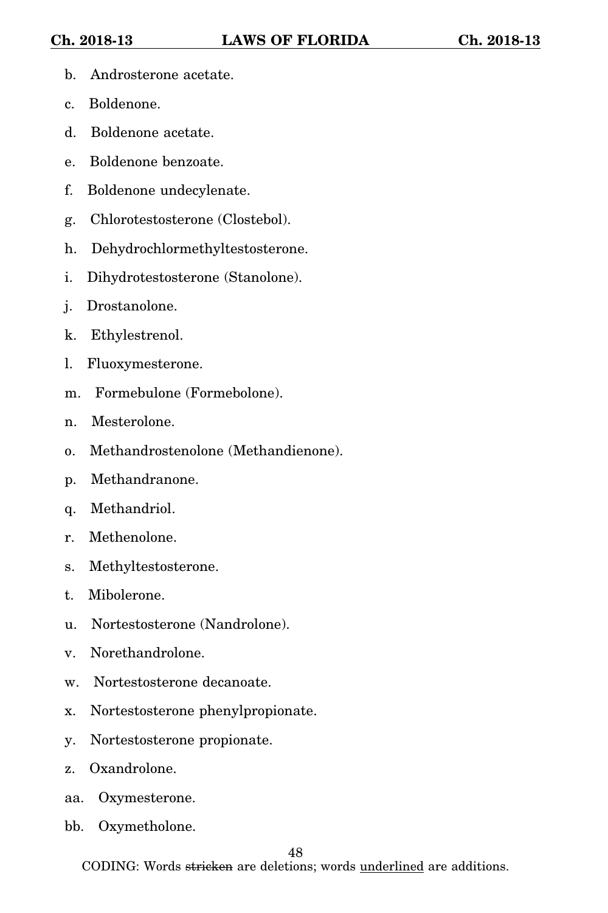b. Androsterone acetate.

c. Boldenone.

d. Boldenone acetate.

e. Boldenone benzoate.

f. Boldenone undecylenate.

g. Chlorotestosterone (Clostebol).

h. Dehydrochlormethyltestosterone.

i. Dihydrotestosterone (Stanolone).

j. Drostanolone.

k. Ethylestrenol.

l. Fluoxymesterone.

m. Formebulone (Formebolone).

n. Mesterolone.

o. Methandrostenolone (Methandienone).

p. Methandranone.

q. Methandriol.

r. Methenolone.

s. Methyltestosterone.

t. Mibolerone.

u. Nortestosterone (Nandrolone).

v. Norethandrolone.

w. Nortestosterone decanoate.

x. Nortestosterone phenylpropionate.

y. Nortestosterone propionate.

z. Oxandrolone.

aa. Oxymesterone.

bb. Oxymetholone.

CODING: Words ~~stricken~~ are deletions; words <u>underlined</u> are additions.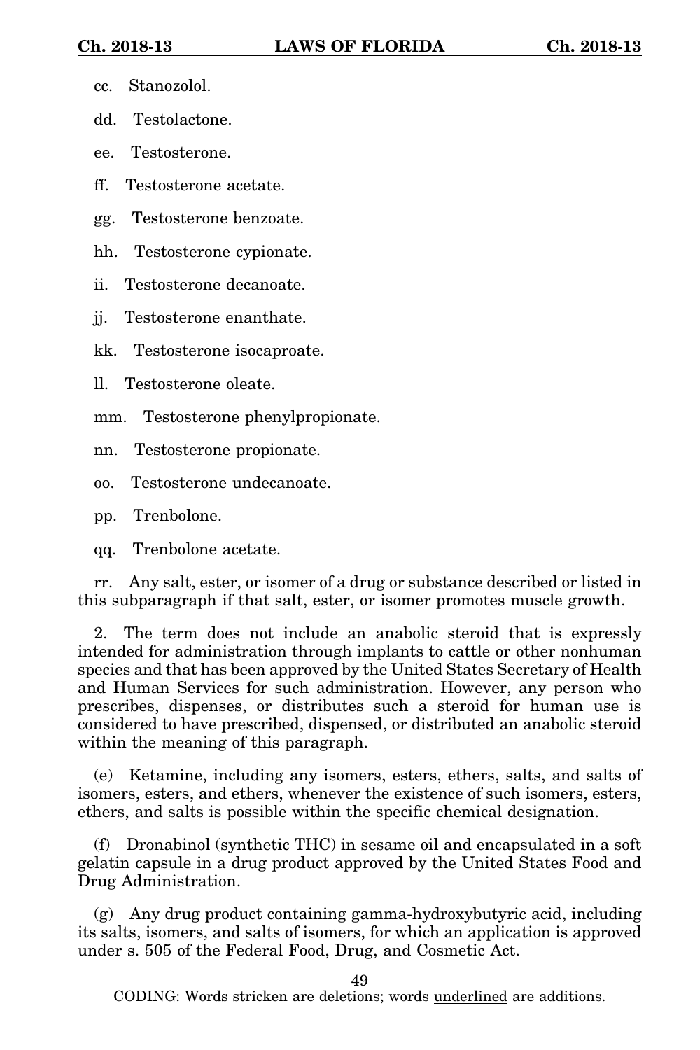cc. Stanozolol.

dd. Testolactone.

ee. Testosterone.

ff. Testosterone acetate.

gg. Testosterone benzoate.

hh. Testosterone cypionate.

ii. Testosterone decanoate.

jj. Testosterone enanthate.

kk. Testosterone isocaproate.

ll. Testosterone oleate.

mm. Testosterone phenylpropionate.

nn. Testosterone propionate.

oo. Testosterone undecanoate.

pp. Trenbolone.

qq. Trenbolone acetate.

rr. Any salt, ester, or isomer of a drug or substance described or listed in this subparagraph if that salt, ester, or isomer promotes muscle growth.

2. The term does not include an anabolic steroid that is expressly intended for administration through implants to cattle or other nonhuman species and that has been approved by the United States Secretary of Health and Human Services for such administration. However, any person who prescribes, dispenses, or distributes such a steroid for human use is considered to have prescribed, dispensed, or distributed an anabolic steroid within the meaning of this paragraph.

(e) Ketamine, including any isomers, esters, ethers, salts, and salts of isomers, esters, and ethers, whenever the existence of such isomers, esters, ethers, and salts is possible within the specific chemical designation.

(f) Dronabinol (synthetic THC) in sesame oil and encapsulated in a soft gelatin capsule in a drug product approved by the United States Food and Drug Administration.

(g) Any drug product containing gamma-hydroxybutyric acid, including its salts, isomers, and salts of isomers, for which an application is approved under s. 505 of the Federal Food, Drug, and Cosmetic Act.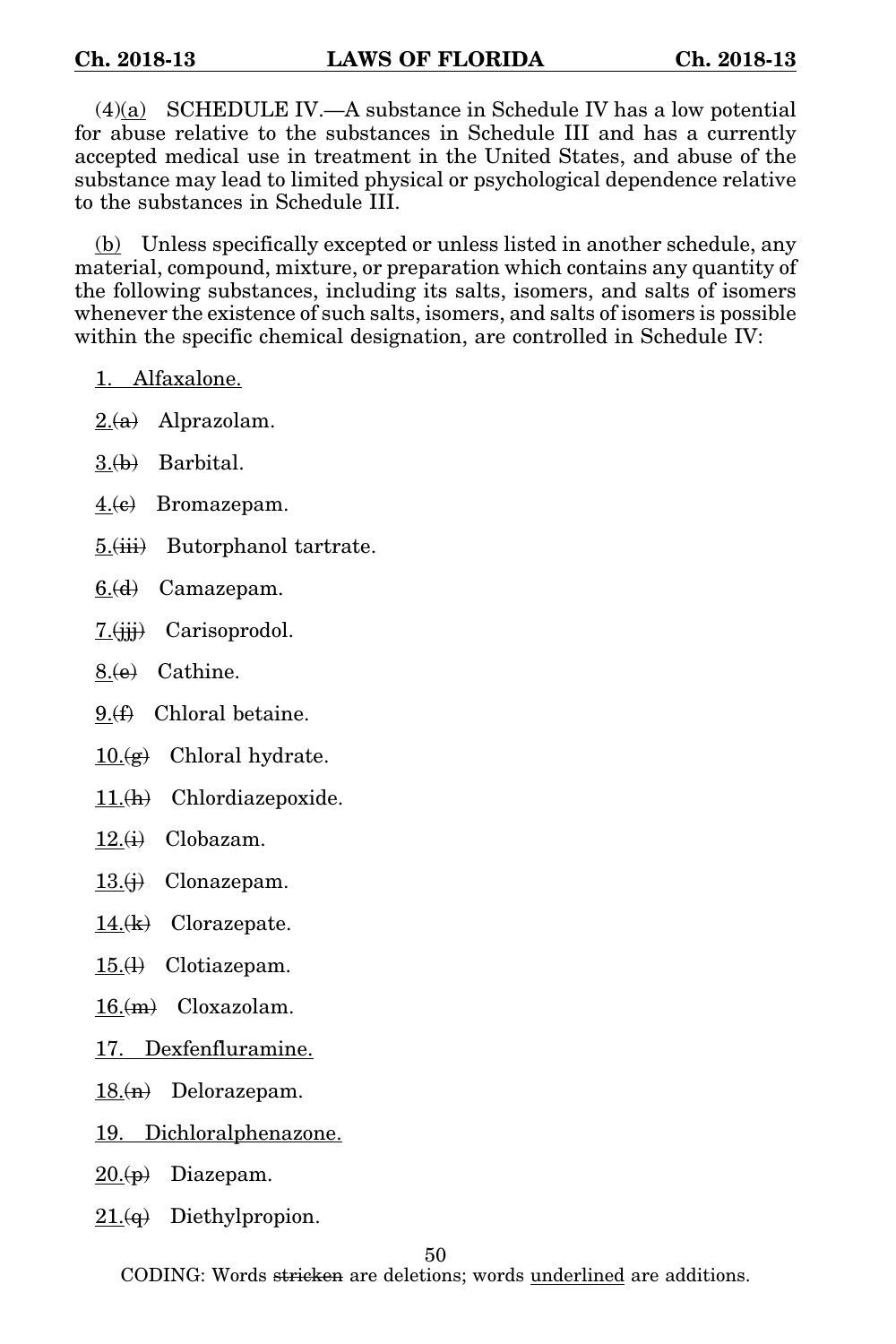(4)(a) SCHEDULE IV.—A substance in Schedule IV has a low potential for abuse relative to the substances in Schedule III and has a currently accepted medical use in treatment in the United States, and abuse of the substance may lead to limited physical or psychological dependence relative to the substances in Schedule III.

(b) Unless specifically excepted or unless listed in another schedule, any material, compound, mixture, or preparation which contains any quantity of the following substances, including its salts, isomers, and salts of isomers whenever the existence of such salts, isomers, and salts of isomers is possible within the specific chemical designation, are controlled in Schedule IV:

1. Alfaxalone.

2.~~(a)~~ Alprazolam.

3.~~(b)~~ Barbital.

4.~~(c)~~ Bromazepam.

5.~~(iii)~~ Butorphanol tartrate.

6.~~(d)~~ Camazepam.

7.~~(jjj)~~ Carisoprodol.

8.~~(e)~~ Cathine.

9.~~(f)~~ Chloral betaine.

10.~~(g)~~ Chloral hydrate.

11.~~(h)~~ Chlordiazepoxide.

12.~~(i)~~ Clobazam.

13.~~(j)~~ Clonazepam.

14.~~(k)~~ Clorazepate.

15.~~(l)~~ Clotiazepam.

16.~~(m)~~ Cloxazolam.

17. Dexfenfluramine.

18.~~(n)~~ Delorazepam.

19. Dichloralphenazone.

20.~~(p)~~ Diazepam.

21.~~(q)~~ Diethylpropion.

CODING: Words ~~stricken~~ are deletions; words underlined are additions.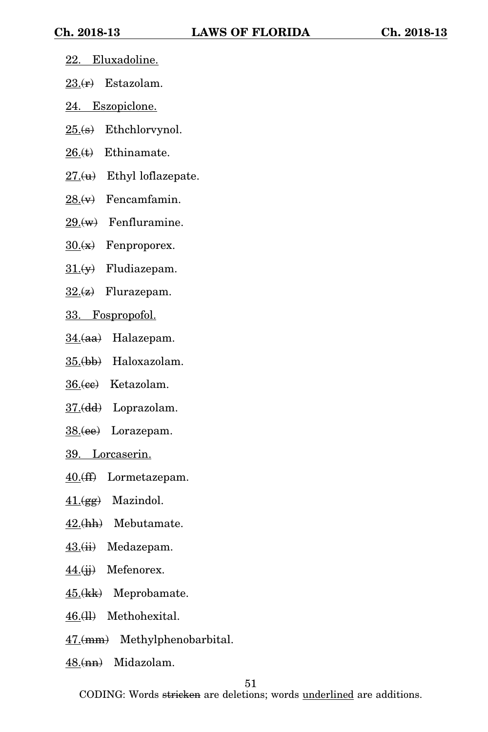22. Eluxadoline.

23.(r) Estazolam.

24. Eszopiclone.

25.(s) Ethchlorvynol.

26.(t) Ethinamate.

27.(u) Ethyl loflazepate.

28.(v) Fencamfamin.

29.(w) Fenfluramine.

30.(x) Fenproporex.

31.(y) Fludiazepam.

32.(z) Flurazepam.

33. Fospropofol.

34.(aa) Halazepam.

35.(bb) Haloxazolam.

36.(cc) Ketazolam.

37.(dd) Loprazolam.

38.(ee) Lorazepam.

39. Lorcaserin.

40.(ff) Lormetazepam.

41.(gg) Mazindol.

42.(hh) Mebutamate.

43.(ii) Medazepam.

44.(jj) Mefenorex.

45.(kk) Meprobamate.

46.(ll) Methohexital.

47.(mm) Methylphenobarbital.

48.(nn) Midazolam.

CODING: Words stricken are deletions; words underlined are additions.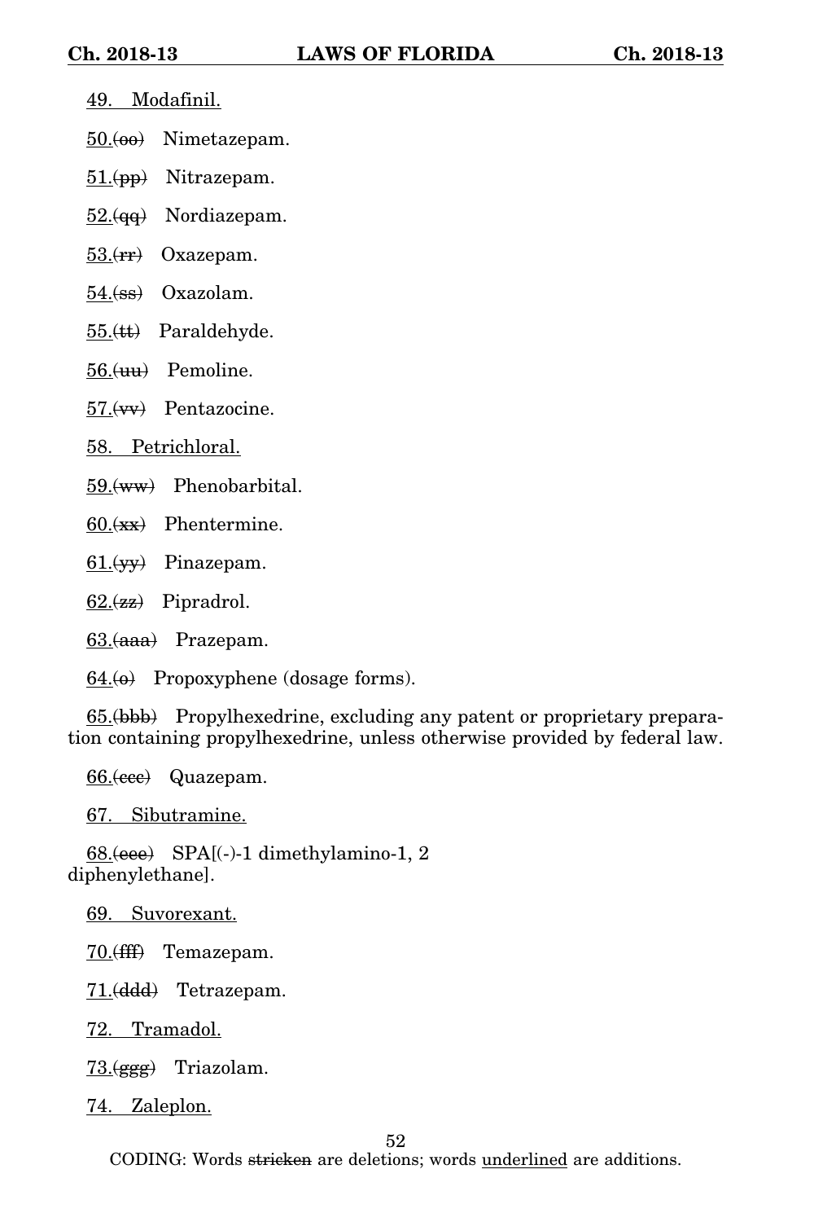49. Modafinil.

50.~~(oo)~~ Nimetazepam.

51.~~(pp)~~ Nitrazepam.

52.~~(qq)~~ Nordiazepam.

53.~~(rr)~~ Oxazepam.

54.~~(ss)~~ Oxazolam.

55.~~(tt)~~ Paraldehyde.

56.~~(uu)~~ Pemoline.

57.~~(vv)~~ Pentazocine.

58. Petrichloral.

59.~~(ww)~~ Phenobarbital.

60.~~(xx)~~ Phentermine.

61.~~(yy)~~ Pinazepam.

62.~~(zz)~~ Pipradrol.

63.~~(aaa)~~ Prazepam.

64.~~(o)~~ Propoxyphene (dosage forms).

65.~~(bbb)~~ Propylhexedrine, excluding any patent or proprietary preparation containing propylhexedrine, unless otherwise provided by federal law.

66.~~(ccc)~~ Quazepam.

67. Sibutramine.

68.~~(eee)~~ SPA[(-)-1 dimethylamino-1, 2 diphenylethane].

69. Suvorexant.

70.~~(fff)~~ Temazepam.

71.~~(ddd)~~ Tetrazepam.

72. Tramadol.

73.~~(ggg)~~ Triazolam.

74. Zaleplon.

CODING: Words ~~stricken~~ are deletions; words underlined are additions.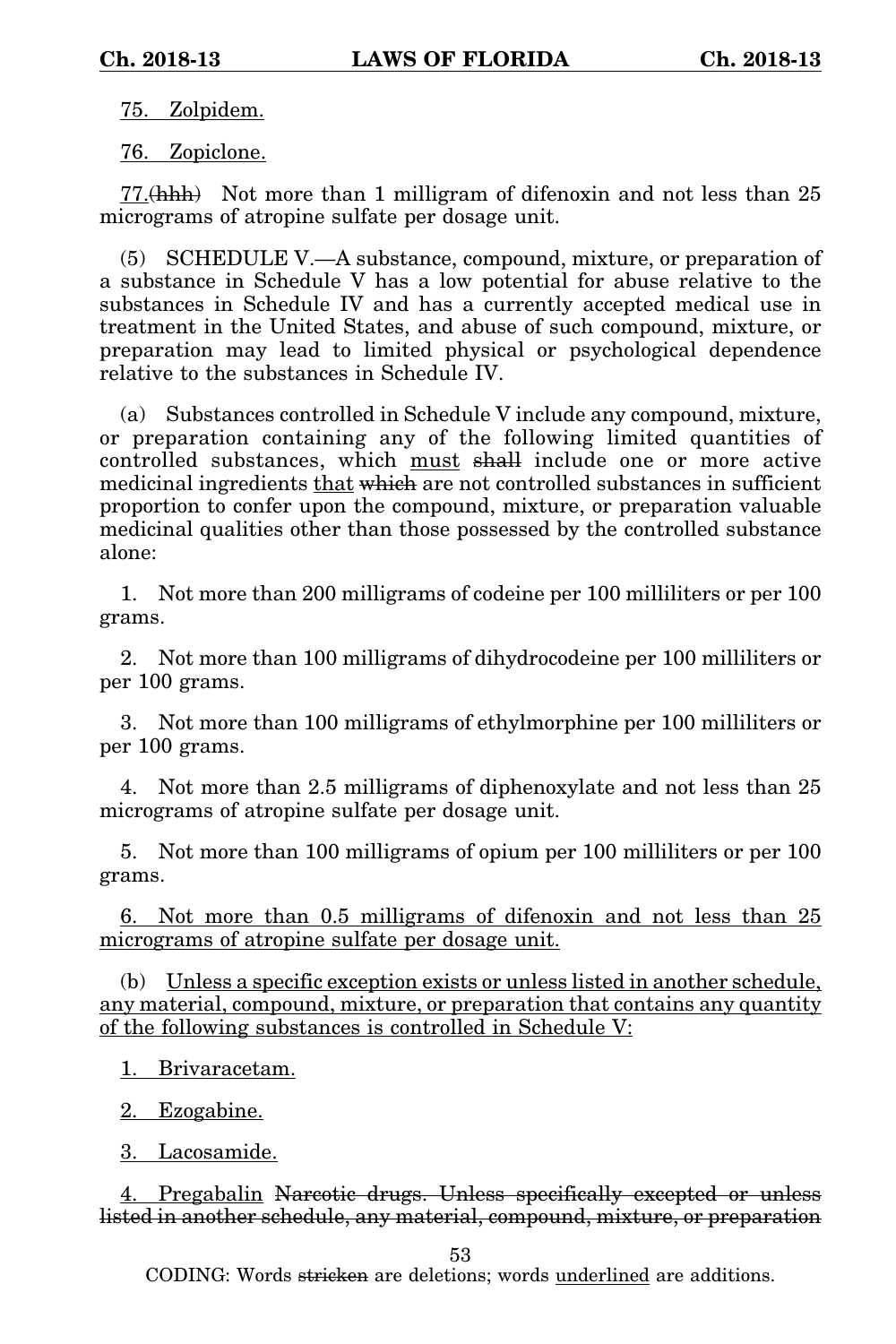75. Zolpidem.

76. Zopiclone.

77.~~(hhh)~~ Not more than 1 milligram of difenoxin and not less than 25 micrograms of atropine sulfate per dosage unit.

(5) SCHEDULE V.—A substance, compound, mixture, or preparation of a substance in Schedule V has a low potential for abuse relative to the substances in Schedule IV and has a currently accepted medical use in treatment in the United States, and abuse of such compound, mixture, or preparation may lead to limited physical or psychological dependence relative to the substances in Schedule IV.

(a) Substances controlled in Schedule V include any compound, mixture, or preparation containing any of the following limited quantities of controlled substances, which must ~~shall~~ include one or more active medicinal ingredients that ~~which~~ are not controlled substances in sufficient proportion to confer upon the compound, mixture, or preparation valuable medicinal qualities other than those possessed by the controlled substance alone:

1. Not more than 200 milligrams of codeine per 100 milliliters or per 100 grams.

2. Not more than 100 milligrams of dihydrocodeine per 100 milliliters or per 100 grams.

3. Not more than 100 milligrams of ethylmorphine per 100 milliliters or per 100 grams.

4. Not more than 2.5 milligrams of diphenoxylate and not less than 25 micrograms of atropine sulfate per dosage unit.

5. Not more than 100 milligrams of opium per 100 milliliters or per 100 grams.

6. Not more than 0.5 milligrams of difenoxin and not less than 25 micrograms of atropine sulfate per dosage unit.

(b) Unless a specific exception exists or unless listed in another schedule, any material, compound, mixture, or preparation that contains any quantity of the following substances is controlled in Schedule V:

1. Brivaracetam.

2. Ezogabine.

3. Lacosamide.

4. Pregabalin ~~Narcotic drugs. Unless specifically excepted or unless listed in another schedule, any material, compound, mixture, or preparation~~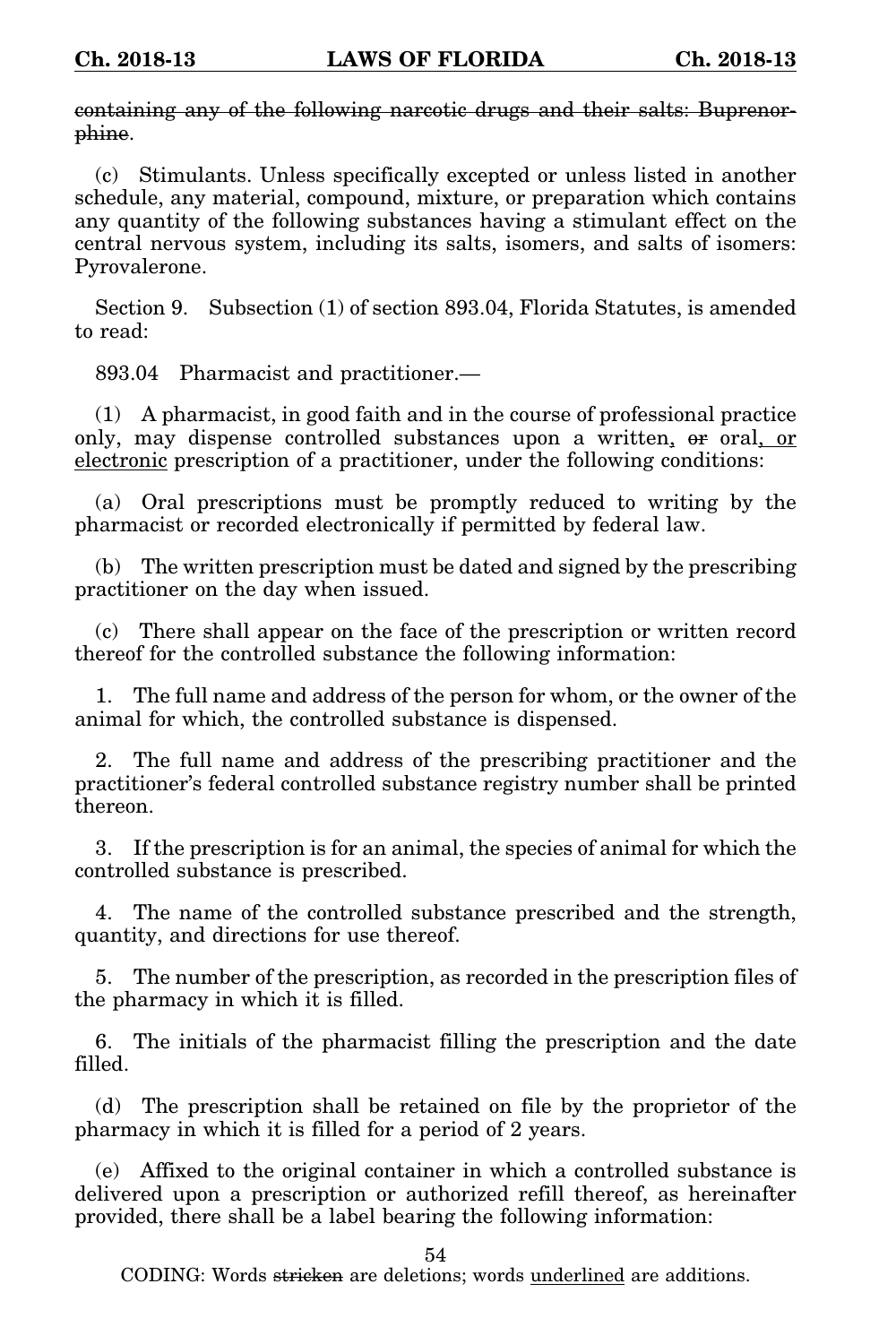~~containing any of the following narcotic drugs and their salts: Buprenorphine~~.

(c) Stimulants. Unless specifically excepted or unless listed in another schedule, any material, compound, mixture, or preparation which contains any quantity of the following substances having a stimulant effect on the central nervous system, including its salts, isomers, and salts of isomers: Pyrovalerone.

Section 9. Subsection (1) of section 893.04, Florida Statutes, is amended to read:

893.04 Pharmacist and practitioner.—

(1) A pharmacist, in good faith and in the course of professional practice only, may dispense controlled substances upon a written, ~~or~~ oral<u>, or electronic</u> prescription of a practitioner, under the following conditions:

(a) Oral prescriptions must be promptly reduced to writing by the pharmacist or recorded electronically if permitted by federal law.

(b) The written prescription must be dated and signed by the prescribing practitioner on the day when issued.

(c) There shall appear on the face of the prescription or written record thereof for the controlled substance the following information:

1. The full name and address of the person for whom, or the owner of the animal for which, the controlled substance is dispensed.

2. The full name and address of the prescribing practitioner and the practitioner's federal controlled substance registry number shall be printed thereon.

3. If the prescription is for an animal, the species of animal for which the controlled substance is prescribed.

4. The name of the controlled substance prescribed and the strength, quantity, and directions for use thereof.

5. The number of the prescription, as recorded in the prescription files of the pharmacy in which it is filled.

6. The initials of the pharmacist filling the prescription and the date filled.

(d) The prescription shall be retained on file by the proprietor of the pharmacy in which it is filled for a period of 2 years.

(e) Affixed to the original container in which a controlled substance is delivered upon a prescription or authorized refill thereof, as hereinafter provided, there shall be a label bearing the following information:

CODING: Words ~~stricken~~ are deletions; words <u>underlined</u> are additions.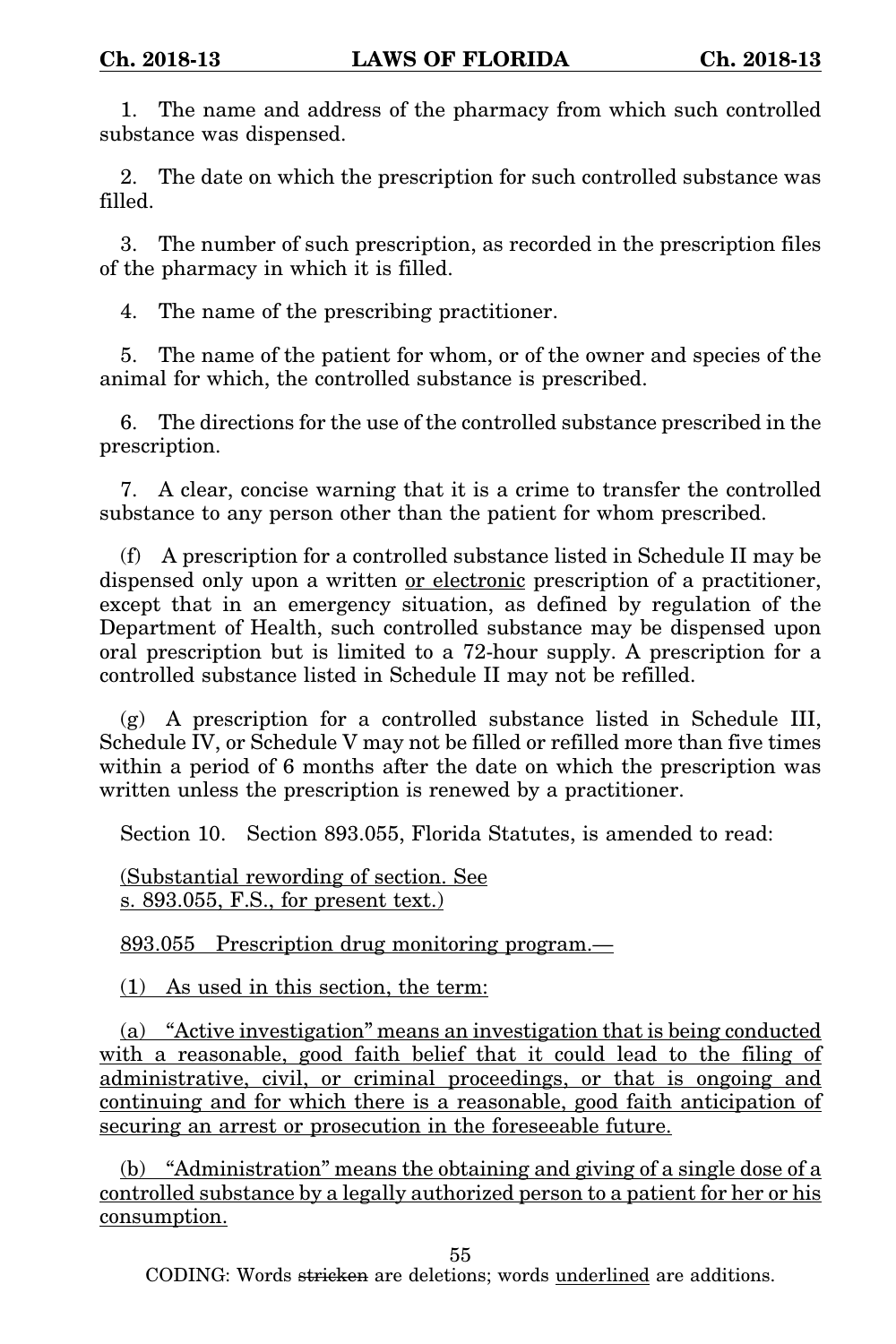1. The name and address of the pharmacy from which such controlled substance was dispensed.

2. The date on which the prescription for such controlled substance was filled.

3. The number of such prescription, as recorded in the prescription files of the pharmacy in which it is filled.

4. The name of the prescribing practitioner.

5. The name of the patient for whom, or of the owner and species of the animal for which, the controlled substance is prescribed.

6. The directions for the use of the controlled substance prescribed in the prescription.

7. A clear, concise warning that it is a crime to transfer the controlled substance to any person other than the patient for whom prescribed.

(f) A prescription for a controlled substance listed in Schedule II may be dispensed only upon a written <u>or electronic</u> prescription of a practitioner, except that in an emergency situation, as defined by regulation of the Department of Health, such controlled substance may be dispensed upon oral prescription but is limited to a 72-hour supply. A prescription for a controlled substance listed in Schedule II may not be refilled.

(g) A prescription for a controlled substance listed in Schedule III, Schedule IV, or Schedule V may not be filled or refilled more than five times within a period of 6 months after the date on which the prescription was written unless the prescription is renewed by a practitioner.

Section 10. Section 893.055, Florida Statutes, is amended to read:

<u>(Substantial rewording of section. See s. 893.055, F.S., for present text.)</u>

<u>893.055 Prescription drug monitoring program.—</u>

<u>(1) As used in this section, the term:</u>

<u>(a) "Active investigation" means an investigation that is being conducted with a reasonable, good faith belief that it could lead to the filing of administrative, civil, or criminal proceedings, or that is ongoing and continuing and for which there is a reasonable, good faith anticipation of securing an arrest or prosecution in the foreseeable future.</u>

<u>(b) "Administration" means the obtaining and giving of a single dose of a controlled substance by a legally authorized person to a patient for her or his consumption.</u>

CODING: Words ~~stricken~~ are deletions; words <u>underlined</u> are additions.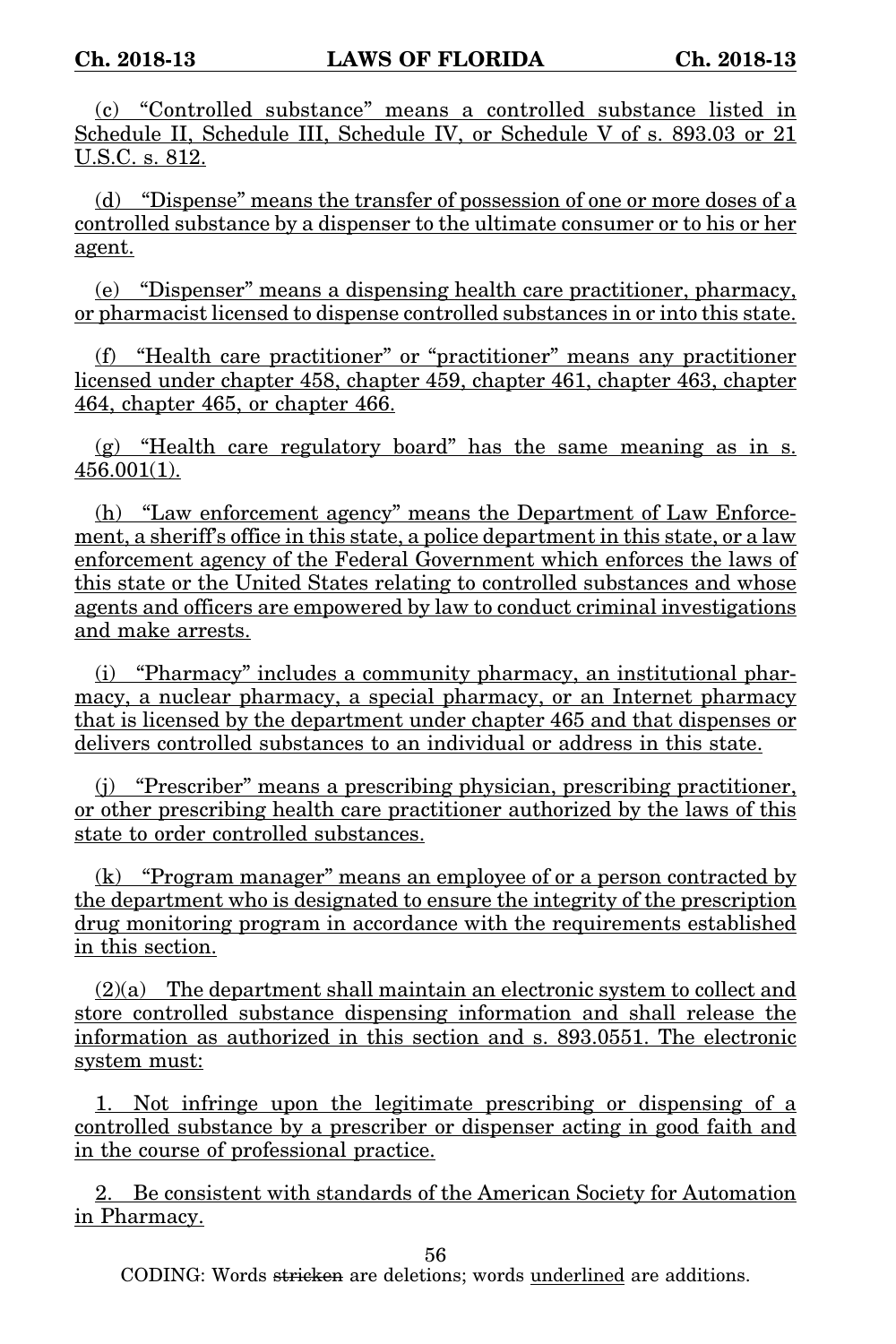(c) "Controlled substance" means a controlled substance listed in Schedule II, Schedule III, Schedule IV, or Schedule V of s. 893.03 or 21 U.S.C. s. 812.

(d) "Dispense" means the transfer of possession of one or more doses of a controlled substance by a dispenser to the ultimate consumer or to his or her agent.

(e) "Dispenser" means a dispensing health care practitioner, pharmacy, or pharmacist licensed to dispense controlled substances in or into this state.

(f) "Health care practitioner" or "practitioner" means any practitioner licensed under chapter 458, chapter 459, chapter 461, chapter 463, chapter 464, chapter 465, or chapter 466.

(g) "Health care regulatory board" has the same meaning as in s. 456.001(1).

(h) "Law enforcement agency" means the Department of Law Enforcement, a sheriff's office in this state, a police department in this state, or a law enforcement agency of the Federal Government which enforces the laws of this state or the United States relating to controlled substances and whose agents and officers are empowered by law to conduct criminal investigations and make arrests.

(i) "Pharmacy" includes a community pharmacy, an institutional pharmacy, a nuclear pharmacy, a special pharmacy, or an Internet pharmacy that is licensed by the department under chapter 465 and that dispenses or delivers controlled substances to an individual or address in this state.

(j) "Prescriber" means a prescribing physician, prescribing practitioner, or other prescribing health care practitioner authorized by the laws of this state to order controlled substances.

(k) "Program manager" means an employee of or a person contracted by the department who is designated to ensure the integrity of the prescription drug monitoring program in accordance with the requirements established in this section.

(2)(a) The department shall maintain an electronic system to collect and store controlled substance dispensing information and shall release the information as authorized in this section and s. 893.0551. The electronic system must:

1. Not infringe upon the legitimate prescribing or dispensing of a controlled substance by a prescriber or dispenser acting in good faith and in the course of professional practice.

2. Be consistent with standards of the American Society for Automation in Pharmacy.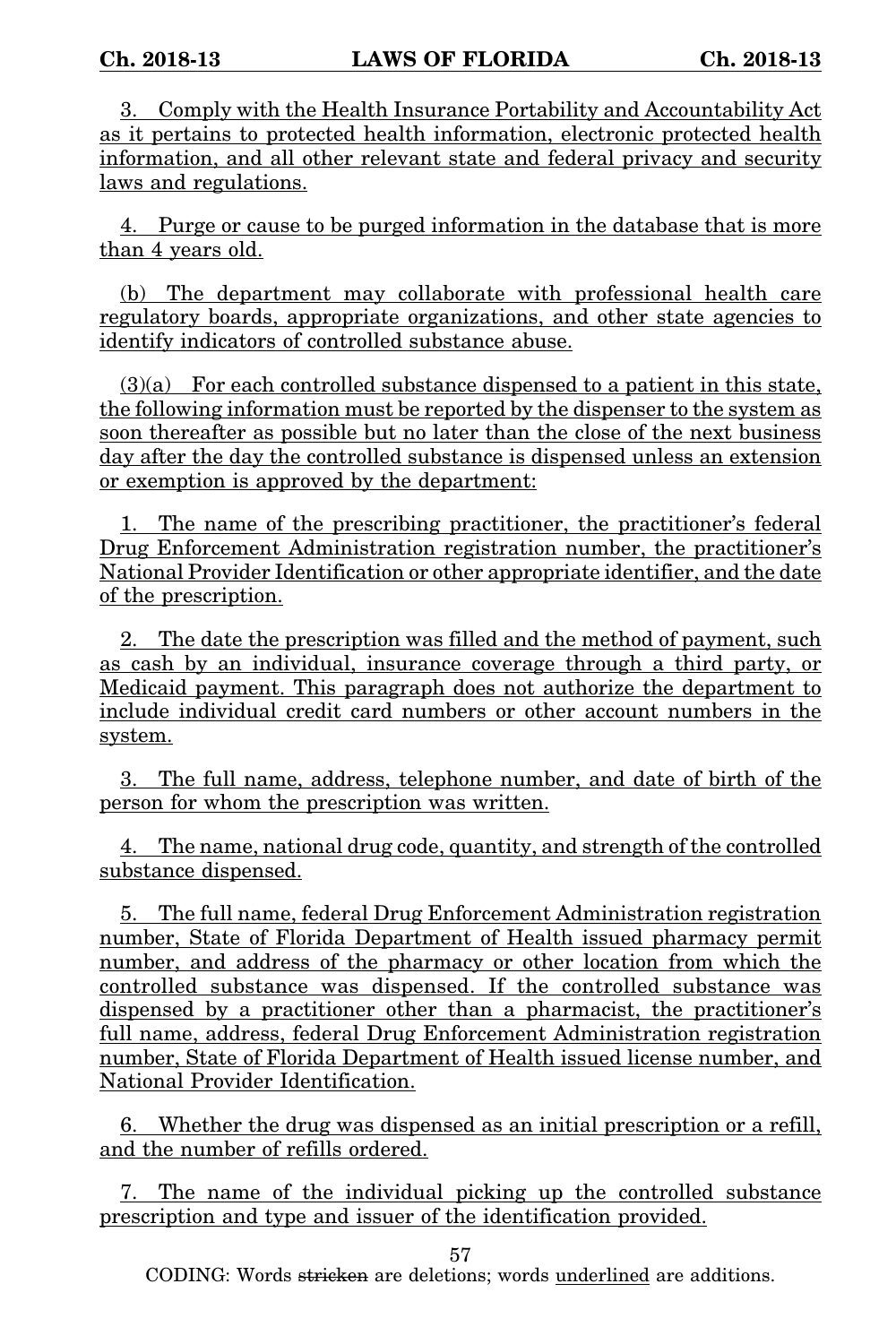3. Comply with the Health Insurance Portability and Accountability Act as it pertains to protected health information, electronic protected health information, and all other relevant state and federal privacy and security laws and regulations.

4. Purge or cause to be purged information in the database that is more than 4 years old.

(b) The department may collaborate with professional health care regulatory boards, appropriate organizations, and other state agencies to identify indicators of controlled substance abuse.

(3)(a) For each controlled substance dispensed to a patient in this state, the following information must be reported by the dispenser to the system as soon thereafter as possible but no later than the close of the next business day after the day the controlled substance is dispensed unless an extension or exemption is approved by the department:

1. The name of the prescribing practitioner, the practitioner's federal Drug Enforcement Administration registration number, the practitioner's National Provider Identification or other appropriate identifier, and the date of the prescription.

2. The date the prescription was filled and the method of payment, such as cash by an individual, insurance coverage through a third party, or Medicaid payment. This paragraph does not authorize the department to include individual credit card numbers or other account numbers in the system.

3. The full name, address, telephone number, and date of birth of the person for whom the prescription was written.

4. The name, national drug code, quantity, and strength of the controlled substance dispensed.

5. The full name, federal Drug Enforcement Administration registration number, State of Florida Department of Health issued pharmacy permit number, and address of the pharmacy or other location from which the controlled substance was dispensed. If the controlled substance was dispensed by a practitioner other than a pharmacist, the practitioner's full name, address, federal Drug Enforcement Administration registration number, State of Florida Department of Health issued license number, and National Provider Identification.

6. Whether the drug was dispensed as an initial prescription or a refill, and the number of refills ordered.

7. The name of the individual picking up the controlled substance prescription and type and issuer of the identification provided.

CODING: Words ~~stricken~~ are deletions; words underlined are additions.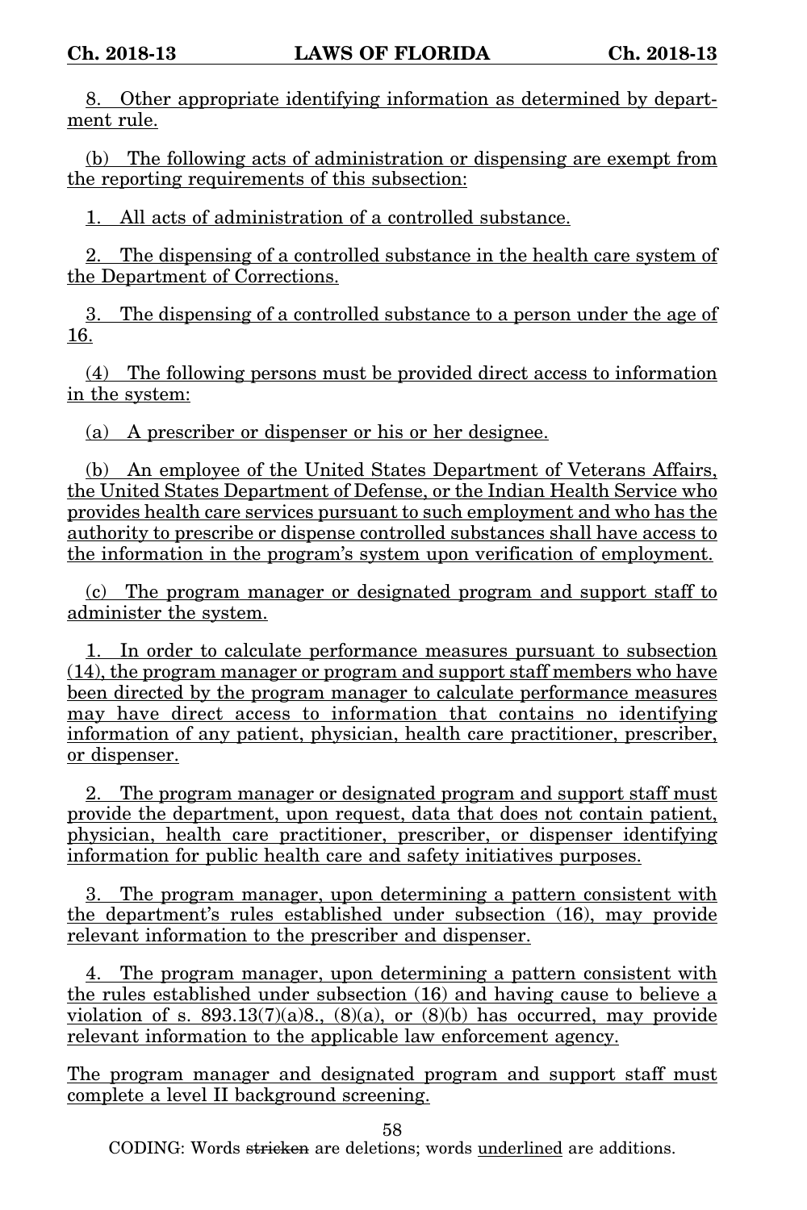8. Other appropriate identifying information as determined by department rule.

(b) The following acts of administration or dispensing are exempt from the reporting requirements of this subsection:

1. All acts of administration of a controlled substance.

2. The dispensing of a controlled substance in the health care system of the Department of Corrections.

3. The dispensing of a controlled substance to a person under the age of 16.

(4) The following persons must be provided direct access to information in the system:

(a) A prescriber or dispenser or his or her designee.

(b) An employee of the United States Department of Veterans Affairs, the United States Department of Defense, or the Indian Health Service who provides health care services pursuant to such employment and who has the authority to prescribe or dispense controlled substances shall have access to the information in the program's system upon verification of employment.

(c) The program manager or designated program and support staff to administer the system.

1. In order to calculate performance measures pursuant to subsection (14), the program manager or program and support staff members who have been directed by the program manager to calculate performance measures may have direct access to information that contains no identifying information of any patient, physician, health care practitioner, prescriber, or dispenser.

2. The program manager or designated program and support staff must provide the department, upon request, data that does not contain patient, physician, health care practitioner, prescriber, or dispenser identifying information for public health care and safety initiatives purposes.

3. The program manager, upon determining a pattern consistent with the department's rules established under subsection (16), may provide relevant information to the prescriber and dispenser.

4. The program manager, upon determining a pattern consistent with the rules established under subsection (16) and having cause to believe a violation of s. 893.13(7)(a)8., (8)(a), or (8)(b) has occurred, may provide relevant information to the applicable law enforcement agency.

The program manager and designated program and support staff must complete a level II background screening.

CODING: Words ~~stricken~~ are deletions; words underlined are additions.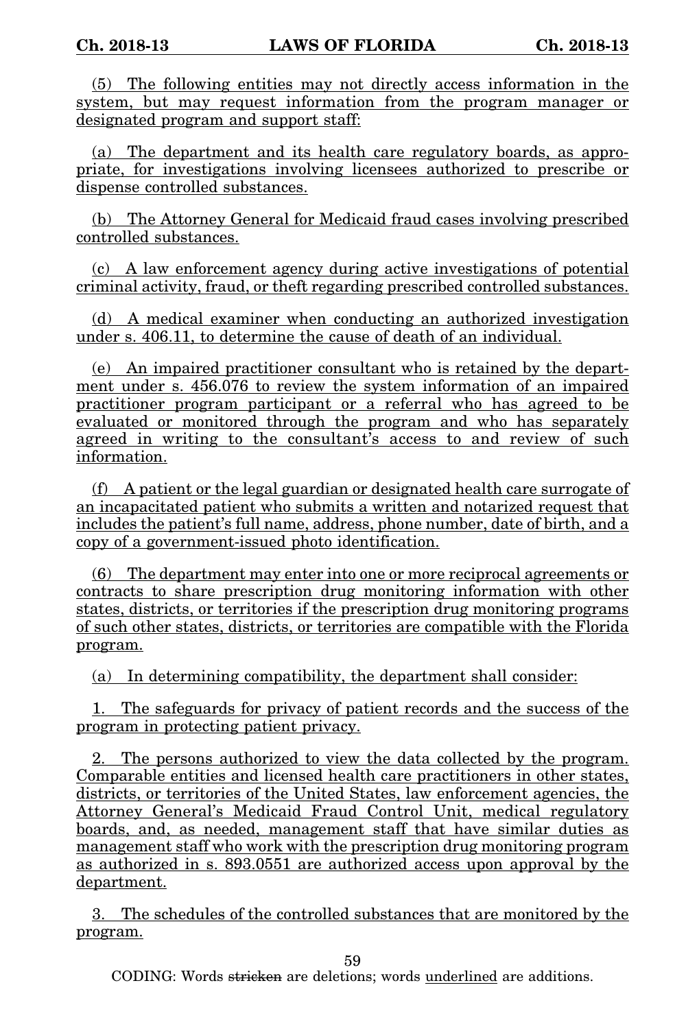(5) The following entities may not directly access information in the system, but may request information from the program manager or designated program and support staff:

(a) The department and its health care regulatory boards, as appropriate, for investigations involving licensees authorized to prescribe or dispense controlled substances.

(b) The Attorney General for Medicaid fraud cases involving prescribed controlled substances.

(c) A law enforcement agency during active investigations of potential criminal activity, fraud, or theft regarding prescribed controlled substances.

(d) A medical examiner when conducting an authorized investigation under s. 406.11, to determine the cause of death of an individual.

(e) An impaired practitioner consultant who is retained by the department under s. 456.076 to review the system information of an impaired practitioner program participant or a referral who has agreed to be evaluated or monitored through the program and who has separately agreed in writing to the consultant's access to and review of such information.

(f) A patient or the legal guardian or designated health care surrogate of an incapacitated patient who submits a written and notarized request that includes the patient's full name, address, phone number, date of birth, and a copy of a government-issued photo identification.

(6) The department may enter into one or more reciprocal agreements or contracts to share prescription drug monitoring information with other states, districts, or territories if the prescription drug monitoring programs of such other states, districts, or territories are compatible with the Florida program.

(a) In determining compatibility, the department shall consider:

1. The safeguards for privacy of patient records and the success of the program in protecting patient privacy.

2. The persons authorized to view the data collected by the program. Comparable entities and licensed health care practitioners in other states, districts, or territories of the United States, law enforcement agencies, the Attorney General's Medicaid Fraud Control Unit, medical regulatory boards, and, as needed, management staff that have similar duties as management staff who work with the prescription drug monitoring program as authorized in s. 893.0551 are authorized access upon approval by the department.

3. The schedules of the controlled substances that are monitored by the program.

CODING: Words ~~stricken~~ are deletions; words underlined are additions.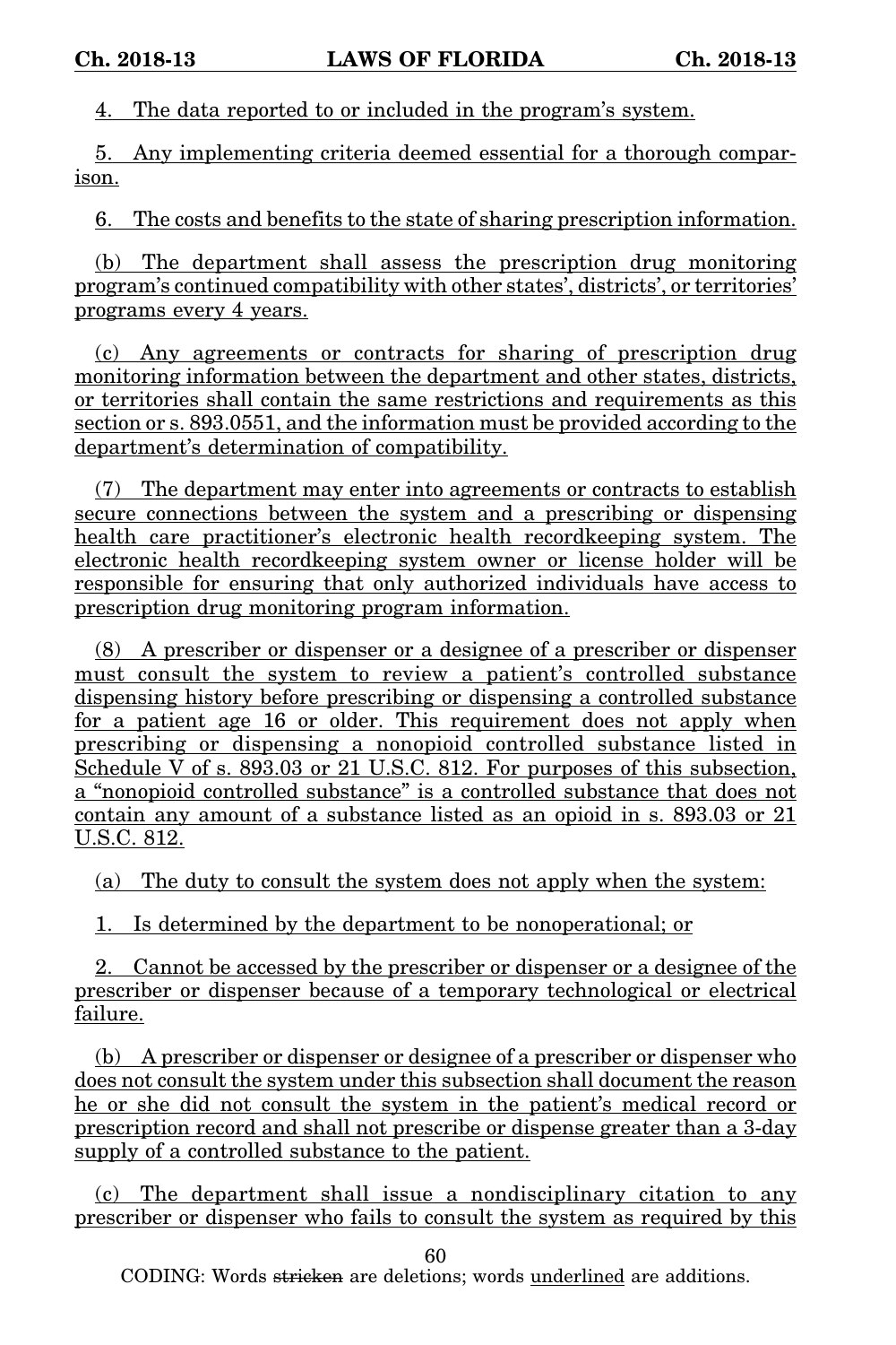4. The data reported to or included in the program's system.

5. Any implementing criteria deemed essential for a thorough comparison.

6. The costs and benefits to the state of sharing prescription information.

(b) The department shall assess the prescription drug monitoring program's continued compatibility with other states', districts', or territories' programs every 4 years.

(c) Any agreements or contracts for sharing of prescription drug monitoring information between the department and other states, districts, or territories shall contain the same restrictions and requirements as this section or s. 893.0551, and the information must be provided according to the department's determination of compatibility.

(7) The department may enter into agreements or contracts to establish secure connections between the system and a prescribing or dispensing health care practitioner's electronic health recordkeeping system. The electronic health recordkeeping system owner or license holder will be responsible for ensuring that only authorized individuals have access to prescription drug monitoring program information.

(8) A prescriber or dispenser or a designee of a prescriber or dispenser must consult the system to review a patient's controlled substance dispensing history before prescribing or dispensing a controlled substance for a patient age 16 or older. This requirement does not apply when prescribing or dispensing a nonopioid controlled substance listed in Schedule V of s. 893.03 or 21 U.S.C. 812. For purposes of this subsection, a "nonopioid controlled substance" is a controlled substance that does not contain any amount of a substance listed as an opioid in s. 893.03 or 21 U.S.C. 812.

(a) The duty to consult the system does not apply when the system:

1. Is determined by the department to be nonoperational; or

2. Cannot be accessed by the prescriber or dispenser or a designee of the prescriber or dispenser because of a temporary technological or electrical failure.

(b) A prescriber or dispenser or designee of a prescriber or dispenser who does not consult the system under this subsection shall document the reason he or she did not consult the system in the patient's medical record or prescription record and shall not prescribe or dispense greater than a 3-day supply of a controlled substance to the patient.

(c) The department shall issue a nondisciplinary citation to any prescriber or dispenser who fails to consult the system as required by this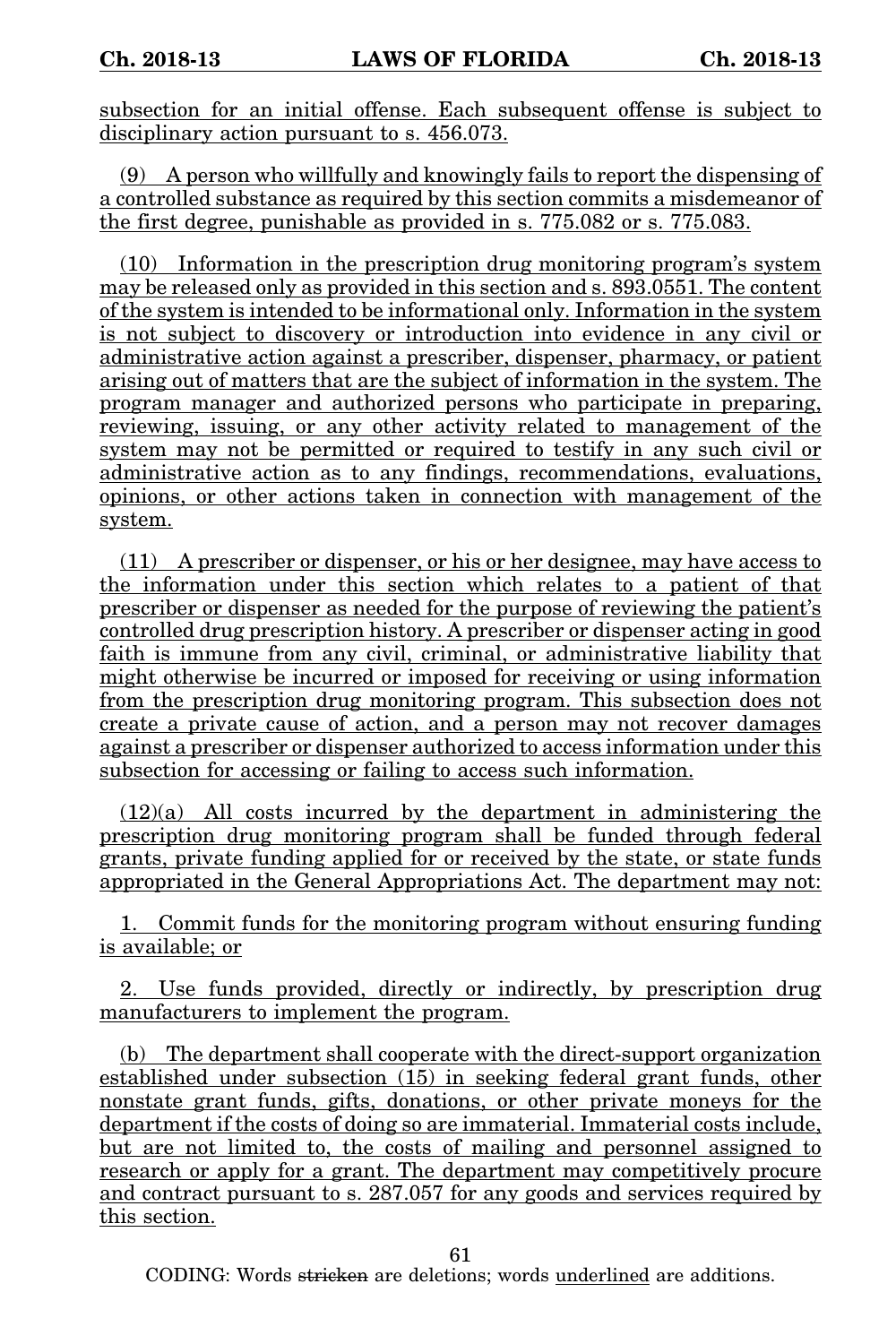subsection for an initial offense. Each subsequent offense is subject to disciplinary action pursuant to s. 456.073.

(9) A person who willfully and knowingly fails to report the dispensing of a controlled substance as required by this section commits a misdemeanor of the first degree, punishable as provided in s. 775.082 or s. 775.083.

(10) Information in the prescription drug monitoring program's system may be released only as provided in this section and s. 893.0551. The content of the system is intended to be informational only. Information in the system is not subject to discovery or introduction into evidence in any civil or administrative action against a prescriber, dispenser, pharmacy, or patient arising out of matters that are the subject of information in the system. The program manager and authorized persons who participate in preparing, reviewing, issuing, or any other activity related to management of the system may not be permitted or required to testify in any such civil or administrative action as to any findings, recommendations, evaluations, opinions, or other actions taken in connection with management of the system.

(11) A prescriber or dispenser, or his or her designee, may have access to the information under this section which relates to a patient of that prescriber or dispenser as needed for the purpose of reviewing the patient's controlled drug prescription history. A prescriber or dispenser acting in good faith is immune from any civil, criminal, or administrative liability that might otherwise be incurred or imposed for receiving or using information from the prescription drug monitoring program. This subsection does not create a private cause of action, and a person may not recover damages against a prescriber or dispenser authorized to access information under this subsection for accessing or failing to access such information.

(12)(a) All costs incurred by the department in administering the prescription drug monitoring program shall be funded through federal grants, private funding applied for or received by the state, or state funds appropriated in the General Appropriations Act. The department may not:

1. Commit funds for the monitoring program without ensuring funding is available; or

2. Use funds provided, directly or indirectly, by prescription drug manufacturers to implement the program.

(b) The department shall cooperate with the direct-support organization established under subsection (15) in seeking federal grant funds, other nonstate grant funds, gifts, donations, or other private moneys for the department if the costs of doing so are immaterial. Immaterial costs include, but are not limited to, the costs of mailing and personnel assigned to research or apply for a grant. The department may competitively procure and contract pursuant to s. 287.057 for any goods and services required by this section.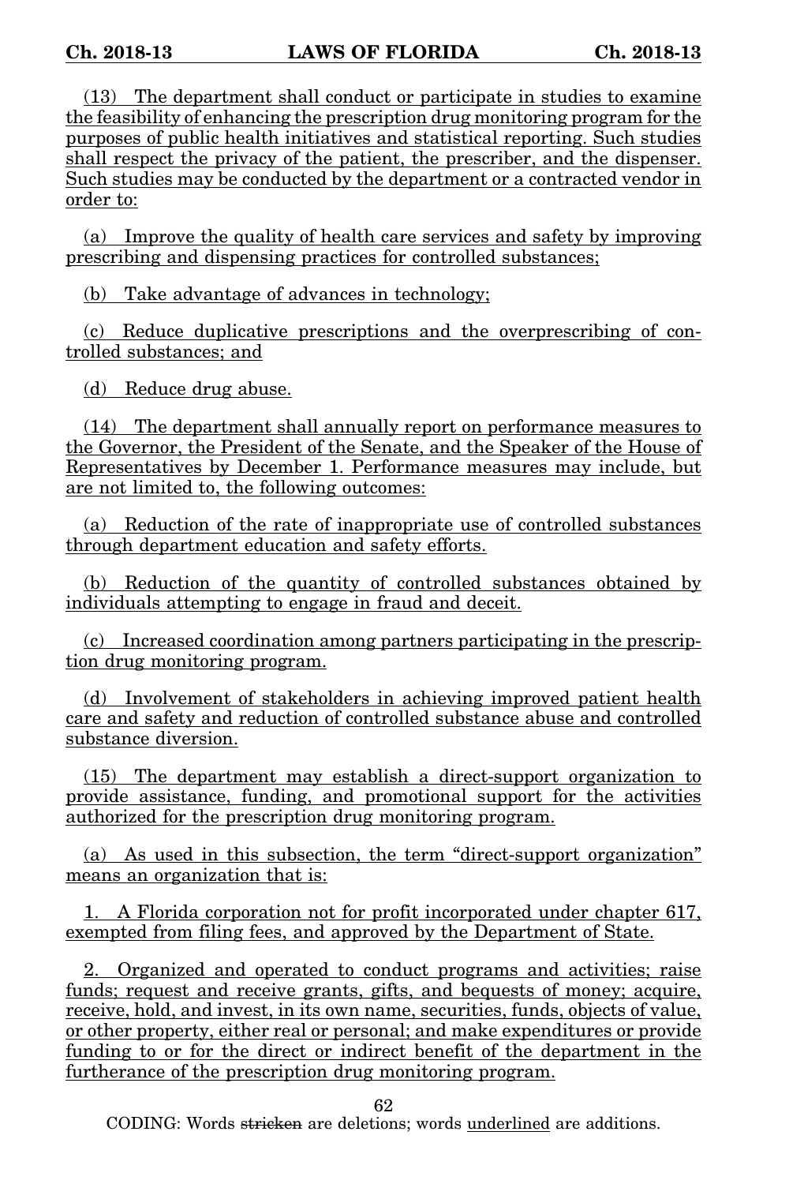(13) The department shall conduct or participate in studies to examine the feasibility of enhancing the prescription drug monitoring program for the purposes of public health initiatives and statistical reporting. Such studies shall respect the privacy of the patient, the prescriber, and the dispenser. Such studies may be conducted by the department or a contracted vendor in order to:

(a) Improve the quality of health care services and safety by improving prescribing and dispensing practices for controlled substances;

(b) Take advantage of advances in technology;

(c) Reduce duplicative prescriptions and the overprescribing of controlled substances; and

(d) Reduce drug abuse.

(14) The department shall annually report on performance measures to the Governor, the President of the Senate, and the Speaker of the House of Representatives by December 1. Performance measures may include, but are not limited to, the following outcomes:

(a) Reduction of the rate of inappropriate use of controlled substances through department education and safety efforts.

(b) Reduction of the quantity of controlled substances obtained by individuals attempting to engage in fraud and deceit.

(c) Increased coordination among partners participating in the prescription drug monitoring program.

(d) Involvement of stakeholders in achieving improved patient health care and safety and reduction of controlled substance abuse and controlled substance diversion.

(15) The department may establish a direct-support organization to provide assistance, funding, and promotional support for the activities authorized for the prescription drug monitoring program.

(a) As used in this subsection, the term "direct-support organization" means an organization that is:

1. A Florida corporation not for profit incorporated under chapter 617, exempted from filing fees, and approved by the Department of State.

2. Organized and operated to conduct programs and activities; raise funds; request and receive grants, gifts, and bequests of money; acquire, receive, hold, and invest, in its own name, securities, funds, objects of value, or other property, either real or personal; and make expenditures or provide funding to or for the direct or indirect benefit of the department in the furtherance of the prescription drug monitoring program.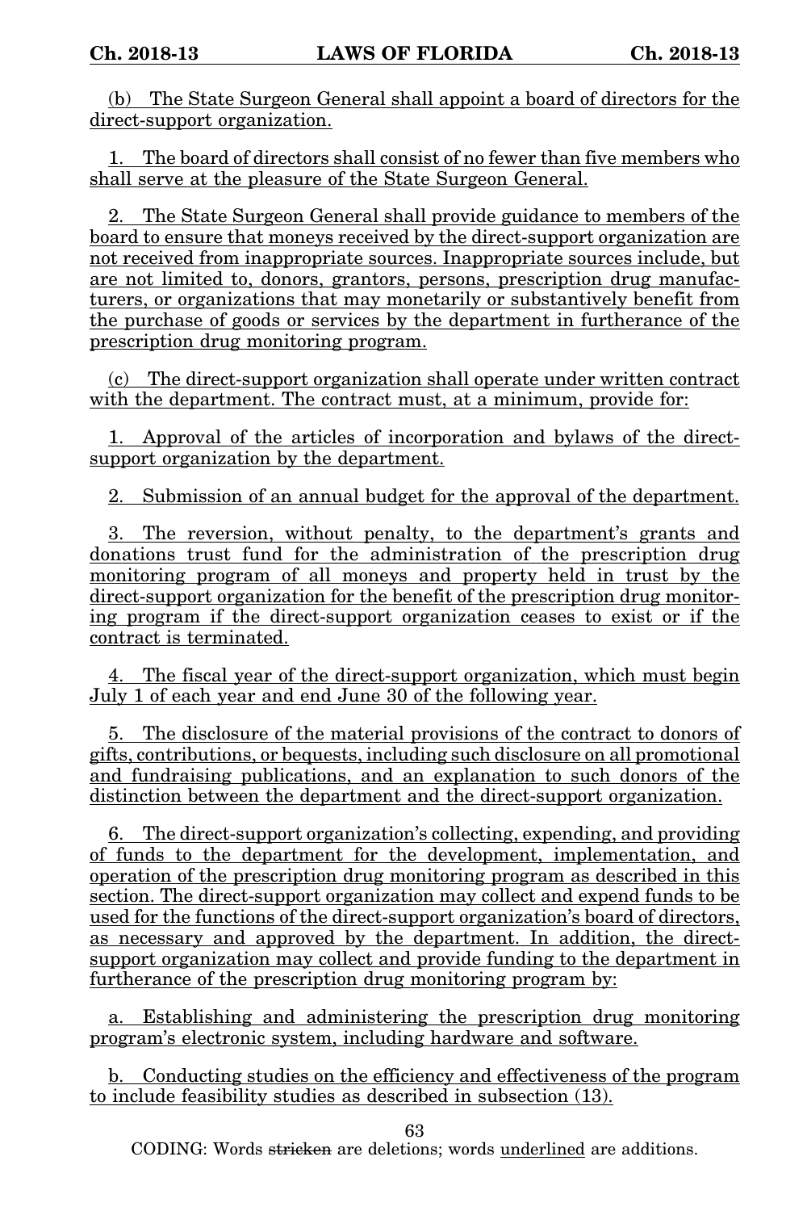(b) The State Surgeon General shall appoint a board of directors for the direct-support organization.

1. The board of directors shall consist of no fewer than five members who shall serve at the pleasure of the State Surgeon General.

2. The State Surgeon General shall provide guidance to members of the board to ensure that moneys received by the direct-support organization are not received from inappropriate sources. Inappropriate sources include, but are not limited to, donors, grantors, persons, prescription drug manufacturers, or organizations that may monetarily or substantively benefit from the purchase of goods or services by the department in furtherance of the prescription drug monitoring program.

(c) The direct-support organization shall operate under written contract with the department. The contract must, at a minimum, provide for:

1. Approval of the articles of incorporation and bylaws of the direct-support organization by the department.

2. Submission of an annual budget for the approval of the department.

3. The reversion, without penalty, to the department's grants and donations trust fund for the administration of the prescription drug monitoring program of all moneys and property held in trust by the direct-support organization for the benefit of the prescription drug monitoring program if the direct-support organization ceases to exist or if the contract is terminated.

4. The fiscal year of the direct-support organization, which must begin July 1 of each year and end June 30 of the following year.

5. The disclosure of the material provisions of the contract to donors of gifts, contributions, or bequests, including such disclosure on all promotional and fundraising publications, and an explanation to such donors of the distinction between the department and the direct-support organization.

6. The direct-support organization's collecting, expending, and providing of funds to the department for the development, implementation, and operation of the prescription drug monitoring program as described in this section. The direct-support organization may collect and expend funds to be used for the functions of the direct-support organization's board of directors, as necessary and approved by the department. In addition, the direct-support organization may collect and provide funding to the department in furtherance of the prescription drug monitoring program by:

a. Establishing and administering the prescription drug monitoring program's electronic system, including hardware and software.

b. Conducting studies on the efficiency and effectiveness of the program to include feasibility studies as described in subsection (13).

CODING: Words ~~stricken~~ are deletions; words underlined are additions.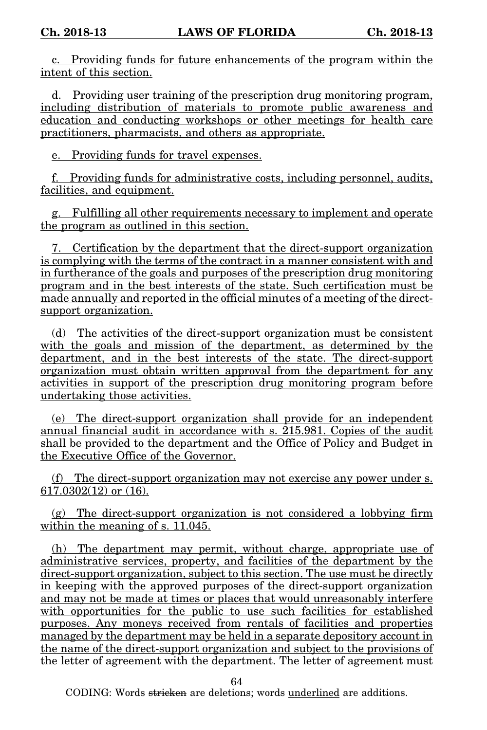c. Providing funds for future enhancements of the program within the intent of this section.

d. Providing user training of the prescription drug monitoring program, including distribution of materials to promote public awareness and education and conducting workshops or other meetings for health care practitioners, pharmacists, and others as appropriate.

e. Providing funds for travel expenses.

f. Providing funds for administrative costs, including personnel, audits, facilities, and equipment.

g. Fulfilling all other requirements necessary to implement and operate the program as outlined in this section.

7. Certification by the department that the direct-support organization is complying with the terms of the contract in a manner consistent with and in furtherance of the goals and purposes of the prescription drug monitoring program and in the best interests of the state. Such certification must be made annually and reported in the official minutes of a meeting of the direct-support organization.

(d) The activities of the direct-support organization must be consistent with the goals and mission of the department, as determined by the department, and in the best interests of the state. The direct-support organization must obtain written approval from the department for any activities in support of the prescription drug monitoring program before undertaking those activities.

(e) The direct-support organization shall provide for an independent annual financial audit in accordance with s. 215.981. Copies of the audit shall be provided to the department and the Office of Policy and Budget in the Executive Office of the Governor.

(f) The direct-support organization may not exercise any power under s. 617.0302(12) or (16).

(g) The direct-support organization is not considered a lobbying firm within the meaning of s. 11.045.

(h) The department may permit, without charge, appropriate use of administrative services, property, and facilities of the department by the direct-support organization, subject to this section. The use must be directly in keeping with the approved purposes of the direct-support organization and may not be made at times or places that would unreasonably interfere with opportunities for the public to use such facilities for established purposes. Any moneys received from rentals of facilities and properties managed by the department may be held in a separate depository account in the name of the direct-support organization and subject to the provisions of the letter of agreement with the department. The letter of agreement must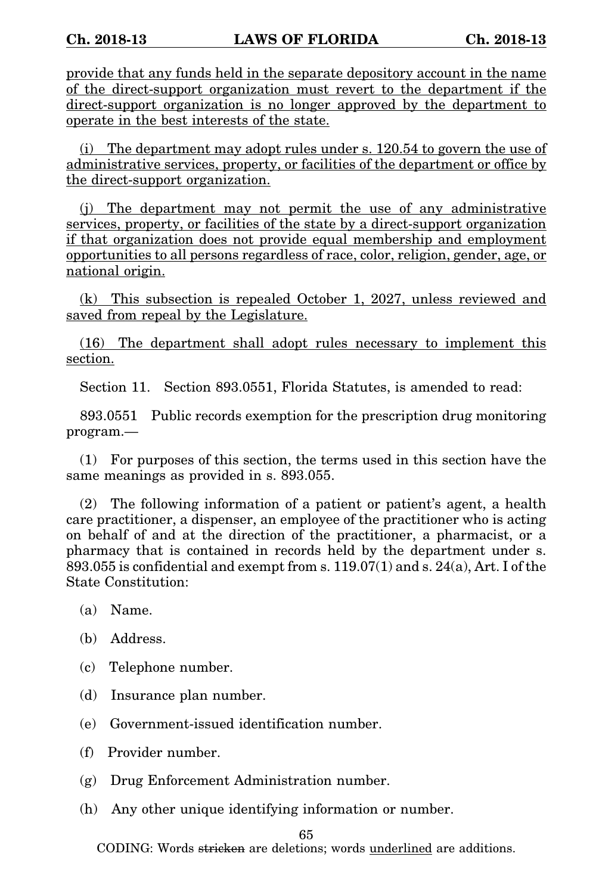provide that any funds held in the separate depository account in the name of the direct-support organization must revert to the department if the direct-support organization is no longer approved by the department to operate in the best interests of the state.

(i) The department may adopt rules under s. 120.54 to govern the use of administrative services, property, or facilities of the department or office by the direct-support organization.

(j) The department may not permit the use of any administrative services, property, or facilities of the state by a direct-support organization if that organization does not provide equal membership and employment opportunities to all persons regardless of race, color, religion, gender, age, or national origin.

(k) This subsection is repealed October 1, 2027, unless reviewed and saved from repeal by the Legislature.

(16) The department shall adopt rules necessary to implement this section.

Section 11. Section 893.0551, Florida Statutes, is amended to read:

893.0551 Public records exemption for the prescription drug monitoring program.—

(1) For purposes of this section, the terms used in this section have the same meanings as provided in s. 893.055.

(2) The following information of a patient or patient's agent, a health care practitioner, a dispenser, an employee of the practitioner who is acting on behalf of and at the direction of the practitioner, a pharmacist, or a pharmacy that is contained in records held by the department under s. 893.055 is confidential and exempt from s. 119.07(1) and s. 24(a), Art. I of the State Constitution:

(a) Name.

(b) Address.

(c) Telephone number.

(d) Insurance plan number.

(e) Government-issued identification number.

(f) Provider number.

(g) Drug Enforcement Administration number.

(h) Any other unique identifying information or number.

CODING: Words ~~stricken~~ are deletions; words underlined are additions.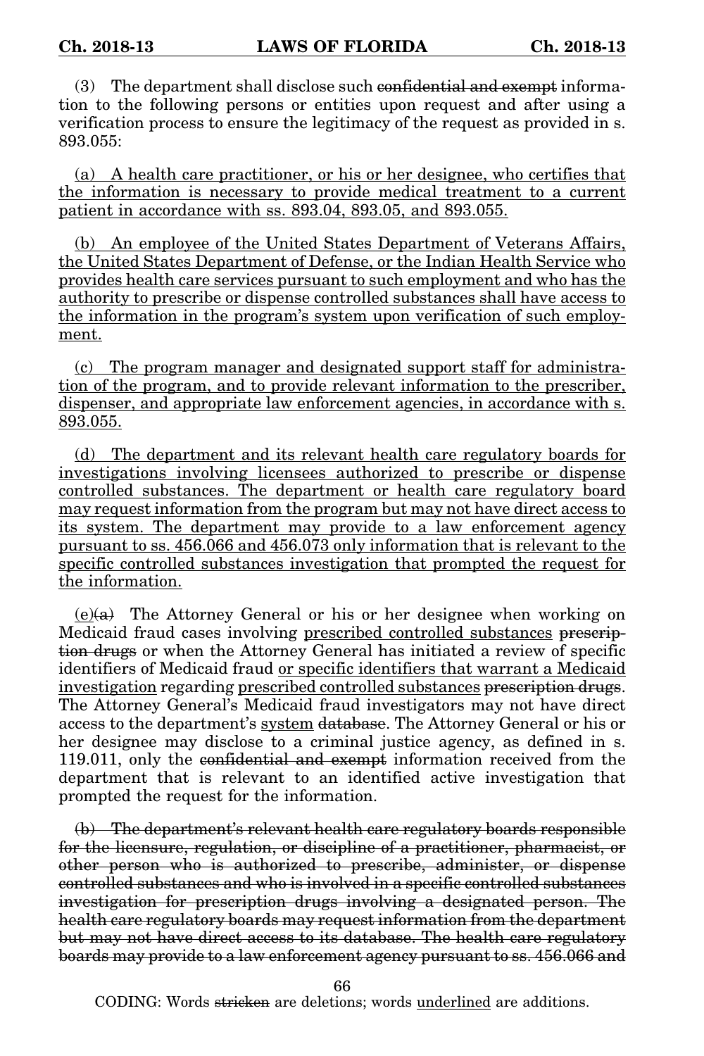(3) The department shall disclose such ~~confidential and exempt~~ information to the following persons or entities upon request and after using a verification process to ensure the legitimacy of the request as provided in s. 893.055:

<u>(a) A health care practitioner, or his or her designee, who certifies that the information is necessary to provide medical treatment to a current patient in accordance with ss. 893.04, 893.05, and 893.055.</u>

<u>(b) An employee of the United States Department of Veterans Affairs, the United States Department of Defense, or the Indian Health Service who provides health care services pursuant to such employment and who has the authority to prescribe or dispense controlled substances shall have access to the information in the program's system upon verification of such employment.</u>

<u>(c) The program manager and designated support staff for administration of the program, and to provide relevant information to the prescriber, dispenser, and appropriate law enforcement agencies, in accordance with s. 893.055.</u>

<u>(d) The department and its relevant health care regulatory boards for investigations involving licensees authorized to prescribe or dispense controlled substances. The department or health care regulatory board may request information from the program but may not have direct access to its system. The department may provide to a law enforcement agency pursuant to ss. 456.066 and 456.073 only information that is relevant to the specific controlled substances investigation that prompted the request for the information.</u>

<u>(e)</u>~~(a)~~ The Attorney General or his or her designee when working on Medicaid fraud cases involving <u>prescribed controlled substances</u> ~~prescription drugs~~ or when the Attorney General has initiated a review of specific identifiers of Medicaid fraud <u>or specific identifiers that warrant a Medicaid investigation</u> regarding <u>prescribed controlled substances</u> ~~prescription drugs~~. The Attorney General's Medicaid fraud investigators may not have direct access to the department's <u>system</u> ~~database~~. The Attorney General or his or her designee may disclose to a criminal justice agency, as defined in s. 119.011, only the ~~confidential and exempt~~ information received from the department that is relevant to an identified active investigation that prompted the request for the information.

~~(b) The department's relevant health care regulatory boards responsible for the licensure, regulation, or discipline of a practitioner, pharmacist, or other person who is authorized to prescribe, administer, or dispense controlled substances and who is involved in a specific controlled substances investigation for prescription drugs involving a designated person. The health care regulatory boards may request information from the department but may not have direct access to its database. The health care regulatory boards may provide to a law enforcement agency pursuant to ss. 456.066 and~~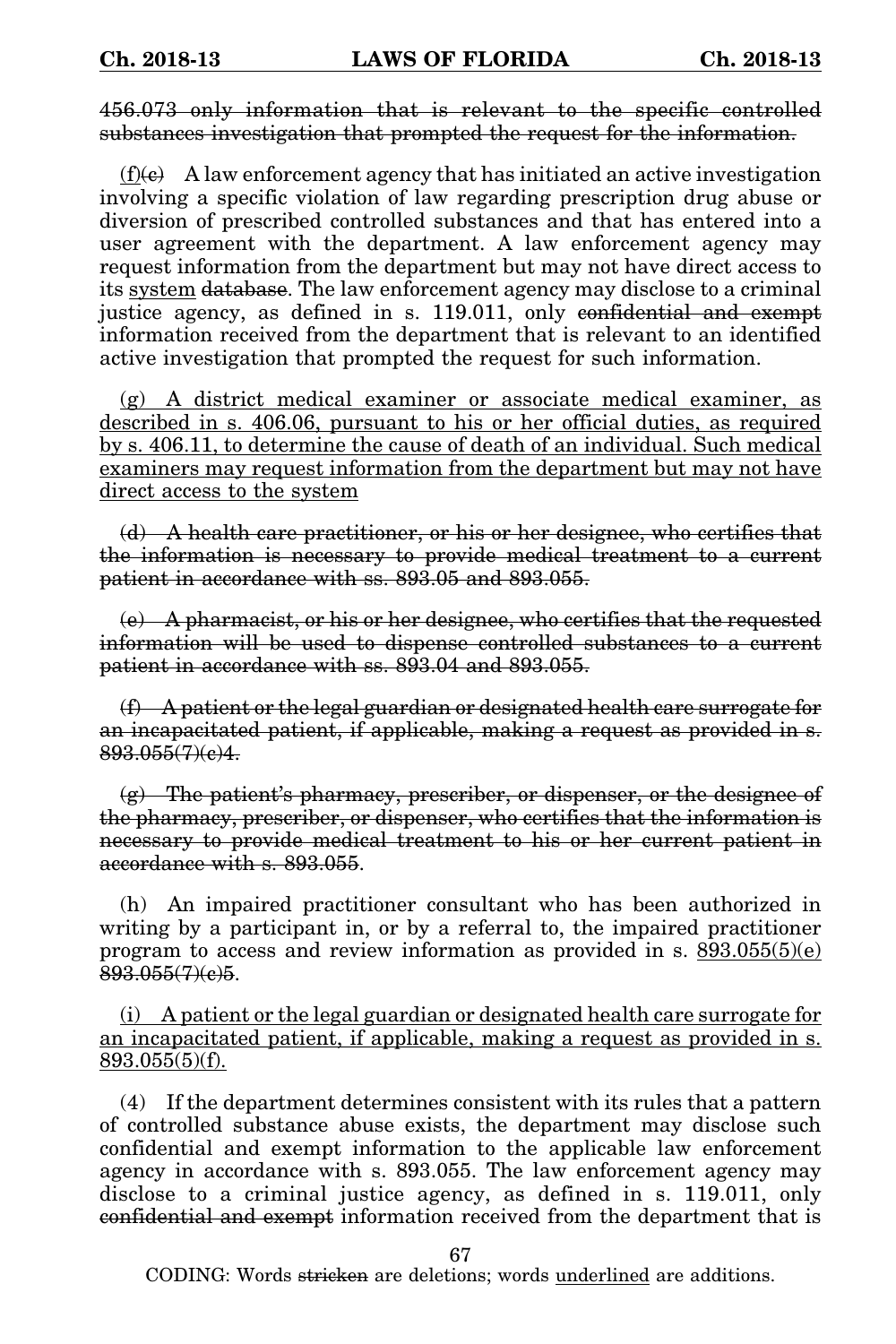~~456.073 only information that is relevant to the specific controlled substances investigation that prompted the request for the information.~~

<u>(f)</u>~~(c)~~ A law enforcement agency that has initiated an active investigation involving a specific violation of law regarding prescription drug abuse or diversion of prescribed controlled substances and that has entered into a user agreement with the department. A law enforcement agency may request information from the department but may not have direct access to its <u>system</u> ~~database~~. The law enforcement agency may disclose to a criminal justice agency, as defined in s. 119.011, only ~~confidential and exempt~~ information received from the department that is relevant to an identified active investigation that prompted the request for such information.

<u>(g) A district medical examiner or associate medical examiner, as described in s. 406.06, pursuant to his or her official duties, as required by s. 406.11, to determine the cause of death of an individual. Such medical examiners may request information from the department but may not have direct access to the system</u>

~~(d) A health care practitioner, or his or her designee, who certifies that the information is necessary to provide medical treatment to a current patient in accordance with ss. 893.05 and 893.055.~~

~~(e) A pharmacist, or his or her designee, who certifies that the requested information will be used to dispense controlled substances to a current patient in accordance with ss. 893.04 and 893.055.~~

~~(f) A patient or the legal guardian or designated health care surrogate for an incapacitated patient, if applicable, making a request as provided in s. 893.055(7)(c)4.~~

~~(g) The patient's pharmacy, prescriber, or dispenser, or the designee of the pharmacy, prescriber, or dispenser, who certifies that the information is necessary to provide medical treatment to his or her current patient in accordance with s. 893.055.~~

(h) An impaired practitioner consultant who has been authorized in writing by a participant in, or by a referral to, the impaired practitioner program to access and review information as provided in s. <u>893.055(5)(e)</u> ~~893.055(7)(c)5~~.

<u>(i) A patient or the legal guardian or designated health care surrogate for an incapacitated patient, if applicable, making a request as provided in s. 893.055(5)(f).</u>

(4) If the department determines consistent with its rules that a pattern of controlled substance abuse exists, the department may disclose such confidential and exempt information to the applicable law enforcement agency in accordance with s. 893.055. The law enforcement agency may disclose to a criminal justice agency, as defined in s. 119.011, only ~~confidential and exempt~~ information received from the department that is

CODING: Words ~~stricken~~ are deletions; words <u>underlined</u> are additions.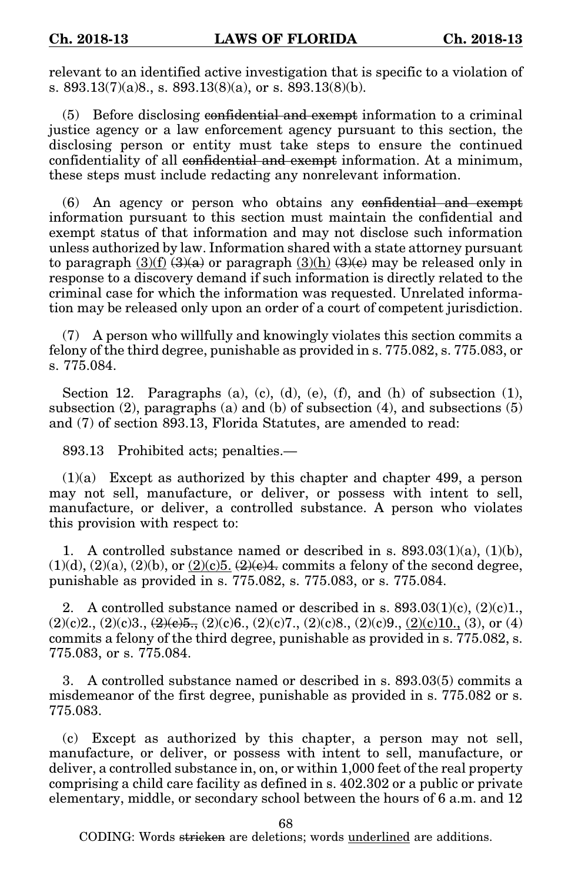relevant to an identified active investigation that is specific to a violation of s. 893.13(7)(a)8., s. 893.13(8)(a), or s. 893.13(8)(b).

(5) Before disclosing ~~confidential and exempt~~ information to a criminal justice agency or a law enforcement agency pursuant to this section, the disclosing person or entity must take steps to ensure the continued confidentiality of all ~~confidential and exempt~~ information. At a minimum, these steps must include redacting any nonrelevant information.

(6) An agency or person who obtains any ~~confidential and exempt~~ information pursuant to this section must maintain the confidential and exempt status of that information and may not disclose such information unless authorized by law. Information shared with a state attorney pursuant to paragraph <u>(3)(f)</u> ~~(3)(a)~~ or paragraph <u>(3)(h)</u> ~~(3)(c)~~ may be released only in response to a discovery demand if such information is directly related to the criminal case for which the information was requested. Unrelated information may be released only upon an order of a court of competent jurisdiction.

(7) A person who willfully and knowingly violates this section commits a felony of the third degree, punishable as provided in s. 775.082, s. 775.083, or s. 775.084.

Section 12. Paragraphs (a), (c), (d), (e), (f), and (h) of subsection (1), subsection (2), paragraphs (a) and (b) of subsection (4), and subsections (5) and (7) of section 893.13, Florida Statutes, are amended to read:

893.13 Prohibited acts; penalties.—

(1)(a) Except as authorized by this chapter and chapter 499, a person may not sell, manufacture, or deliver, or possess with intent to sell, manufacture, or deliver, a controlled substance. A person who violates this provision with respect to:

1. A controlled substance named or described in s. 893.03(1)(a), (1)(b), (1)(d), (2)(a), (2)(b), or <u>(2)(c)5.</u> ~~(2)(c)4.~~ commits a felony of the second degree, punishable as provided in s. 775.082, s. 775.083, or s. 775.084.

2. A controlled substance named or described in s. 893.03(1)(c), (2)(c)1., (2)(c)2., (2)(c)3., ~~(2)(c)5.,~~ (2)(c)6., (2)(c)7., (2)(c)8., (2)(c)9., <u>(2)(c)10.,</u> (3), or (4) commits a felony of the third degree, punishable as provided in s. 775.082, s. 775.083, or s. 775.084.

3. A controlled substance named or described in s. 893.03(5) commits a misdemeanor of the first degree, punishable as provided in s. 775.082 or s. 775.083.

(c) Except as authorized by this chapter, a person may not sell, manufacture, or deliver, or possess with intent to sell, manufacture, or deliver, a controlled substance in, on, or within 1,000 feet of the real property comprising a child care facility as defined in s. 402.302 or a public or private elementary, middle, or secondary school between the hours of 6 a.m. and 12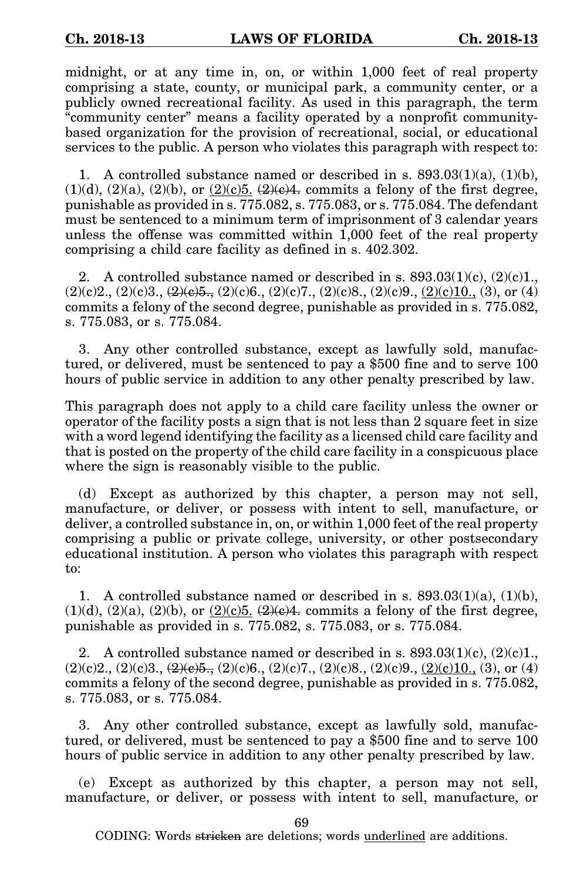midnight, or at any time in, on, or within 1,000 feet of real property comprising a state, county, or municipal park, a community center, or a publicly owned recreational facility. As used in this paragraph, the term "community center" means a facility operated by a nonprofit community-based organization for the provision of recreational, social, or educational services to the public. A person who violates this paragraph with respect to:

1. A controlled substance named or described in s. 893.03(1)(a), (1)(b), (1)(d), (2)(a), (2)(b), or <u>(2)(c)5.</u> ~~(2)(c)4.~~ commits a felony of the first degree, punishable as provided in s. 775.082, s. 775.083, or s. 775.084. The defendant must be sentenced to a minimum term of imprisonment of 3 calendar years unless the offense was committed within 1,000 feet of the real property comprising a child care facility as defined in s. 402.302.

2. A controlled substance named or described in s. 893.03(1)(c), (2)(c)1., (2)(c)2., (2)(c)3., ~~(2)(c)5.,~~ (2)(c)6., (2)(c)7., (2)(c)8., (2)(c)9., <u>(2)(c)10.,</u> (3), or (4) commits a felony of the second degree, punishable as provided in s. 775.082, s. 775.083, or s. 775.084.

3. Any other controlled substance, except as lawfully sold, manufactured, or delivered, must be sentenced to pay a $500 fine and to serve 100 hours of public service in addition to any other penalty prescribed by law.

This paragraph does not apply to a child care facility unless the owner or operator of the facility posts a sign that is not less than 2 square feet in size with a word legend identifying the facility as a licensed child care facility and that is posted on the property of the child care facility in a conspicuous place where the sign is reasonably visible to the public.

(d) Except as authorized by this chapter, a person may not sell, manufacture, or deliver, or possess with intent to sell, manufacture, or deliver, a controlled substance in, on, or within 1,000 feet of the real property comprising a public or private college, university, or other postsecondary educational institution. A person who violates this paragraph with respect to:

1. A controlled substance named or described in s. 893.03(1)(a), (1)(b), (1)(d), (2)(a), (2)(b), or <u>(2)(c)5.</u> ~~(2)(c)4.~~ commits a felony of the first degree, punishable as provided in s. 775.082, s. 775.083, or s. 775.084.

2. A controlled substance named or described in s. 893.03(1)(c), (2)(c)1., (2)(c)2., (2)(c)3., ~~(2)(c)5.,~~ (2)(c)6., (2)(c)7., (2)(c)8., (2)(c)9., <u>(2)(c)10.,</u> (3), or (4) commits a felony of the second degree, punishable as provided in s. 775.082, s. 775.083, or s. 775.084.

3. Any other controlled substance, except as lawfully sold, manufactured, or delivered, must be sentenced to pay a $500 fine and to serve 100 hours of public service in addition to any other penalty prescribed by law.

(e) Except as authorized by this chapter, a person may not sell, manufacture, or deliver, or possess with intent to sell, manufacture, or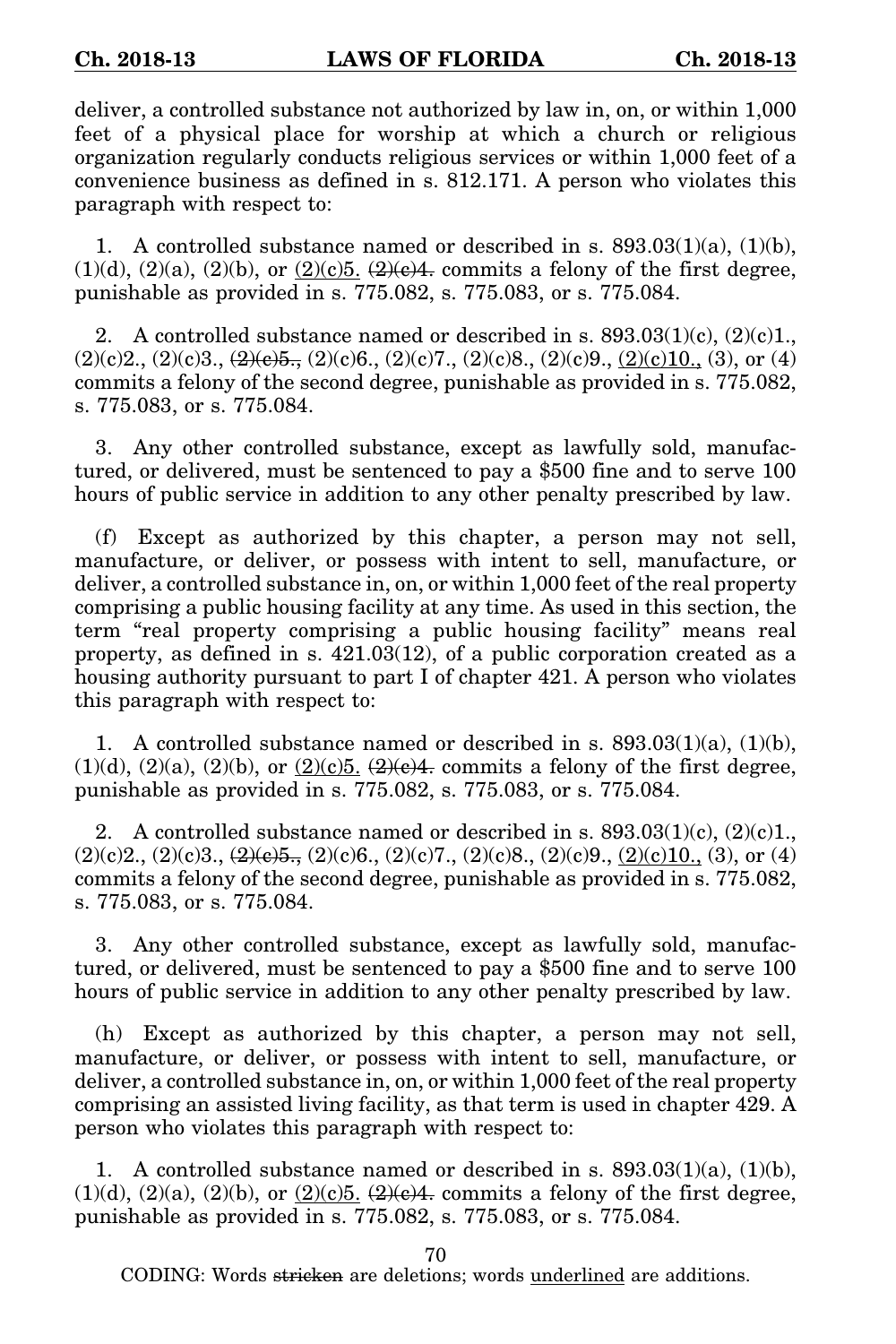deliver, a controlled substance not authorized by law in, on, or within 1,000 feet of a physical place for worship at which a church or religious organization regularly conducts religious services or within 1,000 feet of a convenience business as defined in s. 812.171. A person who violates this paragraph with respect to:

1. A controlled substance named or described in s. 893.03(1)(a), (1)(b), (1)(d), (2)(a), (2)(b), or <u>(2)(c)5.</u> ~~(2)(c)4.~~ commits a felony of the first degree, punishable as provided in s. 775.082, s. 775.083, or s. 775.084.

2. A controlled substance named or described in s. 893.03(1)(c), (2)(c)1., (2)(c)2., (2)(c)3., ~~(2)(c)5.,~~ (2)(c)6., (2)(c)7., (2)(c)8., (2)(c)9., <u>(2)(c)10.,</u> (3), or (4) commits a felony of the second degree, punishable as provided in s. 775.082, s. 775.083, or s. 775.084.

3. Any other controlled substance, except as lawfully sold, manufactured, or delivered, must be sentenced to pay a $500 fine and to serve 100 hours of public service in addition to any other penalty prescribed by law.

(f) Except as authorized by this chapter, a person may not sell, manufacture, or deliver, or possess with intent to sell, manufacture, or deliver, a controlled substance in, on, or within 1,000 feet of the real property comprising a public housing facility at any time. As used in this section, the term "real property comprising a public housing facility" means real property, as defined in s. 421.03(12), of a public corporation created as a housing authority pursuant to part I of chapter 421. A person who violates this paragraph with respect to:

1. A controlled substance named or described in s. 893.03(1)(a), (1)(b), (1)(d), (2)(a), (2)(b), or <u>(2)(c)5.</u> ~~(2)(c)4.~~ commits a felony of the first degree, punishable as provided in s. 775.082, s. 775.083, or s. 775.084.

2. A controlled substance named or described in s. 893.03(1)(c), (2)(c)1., (2)(c)2., (2)(c)3., ~~(2)(c)5.,~~ (2)(c)6., (2)(c)7., (2)(c)8., (2)(c)9., <u>(2)(c)10.,</u> (3), or (4) commits a felony of the second degree, punishable as provided in s. 775.082, s. 775.083, or s. 775.084.

3. Any other controlled substance, except as lawfully sold, manufactured, or delivered, must be sentenced to pay a $500 fine and to serve 100 hours of public service in addition to any other penalty prescribed by law.

(h) Except as authorized by this chapter, a person may not sell, manufacture, or deliver, or possess with intent to sell, manufacture, or deliver, a controlled substance in, on, or within 1,000 feet of the real property comprising an assisted living facility, as that term is used in chapter 429. A person who violates this paragraph with respect to:

1. A controlled substance named or described in s. 893.03(1)(a), (1)(b), (1)(d), (2)(a), (2)(b), or <u>(2)(c)5.</u> ~~(2)(c)4.~~ commits a felony of the first degree, punishable as provided in s. 775.082, s. 775.083, or s. 775.084.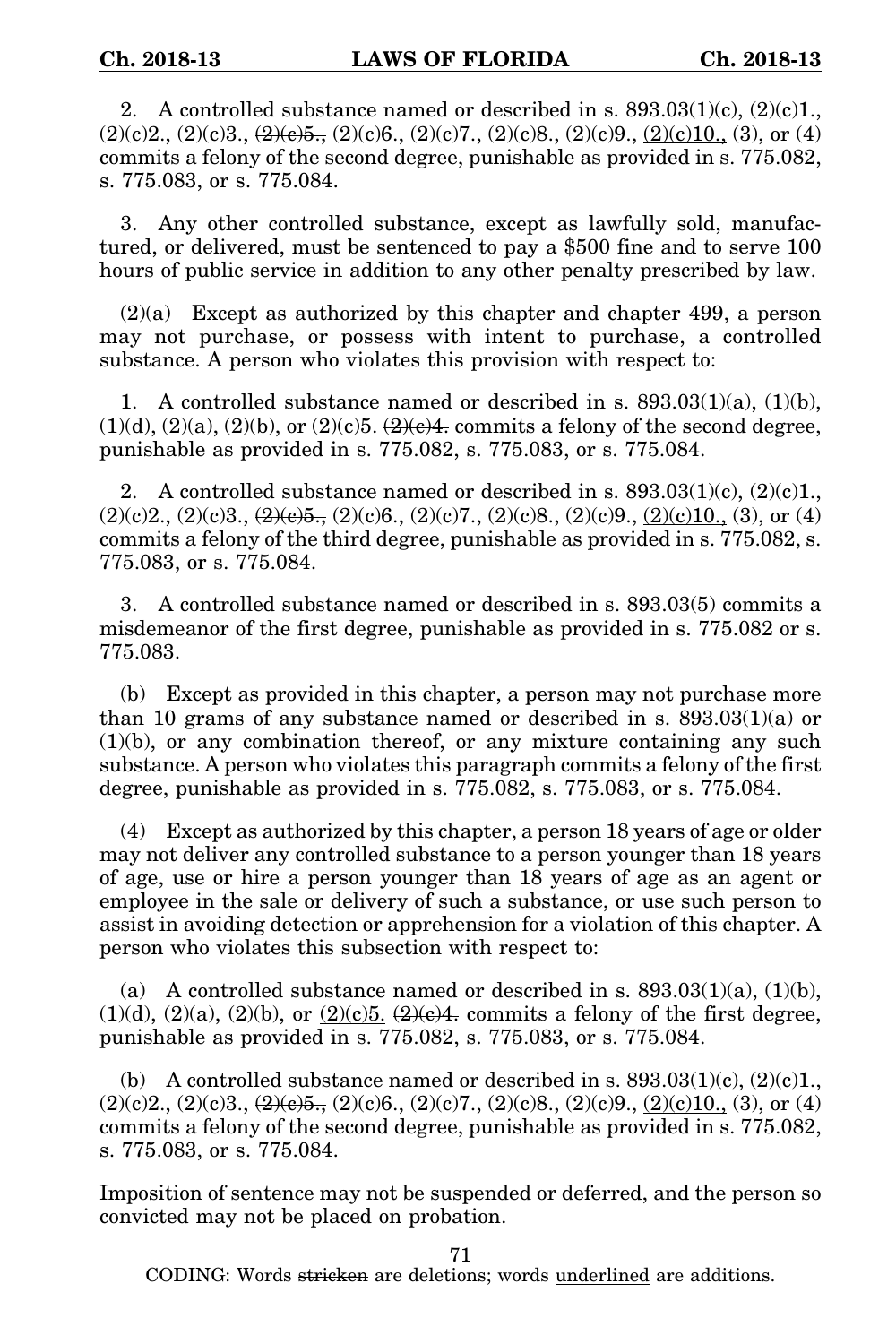2. A controlled substance named or described in s. 893.03(1)(c), (2)(c)1., (2)(c)2., (2)(c)3., ~~(2)(c)5.,~~ (2)(c)6., (2)(c)7., (2)(c)8., (2)(c)9., <u>(2)(c)10.,</u> (3), or (4) commits a felony of the second degree, punishable as provided in s. 775.082, s. 775.083, or s. 775.084.

3. Any other controlled substance, except as lawfully sold, manufactured, or delivered, must be sentenced to pay a $500 fine and to serve 100 hours of public service in addition to any other penalty prescribed by law.

(2)(a) Except as authorized by this chapter and chapter 499, a person may not purchase, or possess with intent to purchase, a controlled substance. A person who violates this provision with respect to:

1. A controlled substance named or described in s. 893.03(1)(a), (1)(b), (1)(d), (2)(a), (2)(b), or <u>(2)(c)5.</u> ~~(2)(c)4.~~ commits a felony of the second degree, punishable as provided in s. 775.082, s. 775.083, or s. 775.084.

2. A controlled substance named or described in s. 893.03(1)(c), (2)(c)1., (2)(c)2., (2)(c)3., ~~(2)(c)5.,~~ (2)(c)6., (2)(c)7., (2)(c)8., (2)(c)9., <u>(2)(c)10.,</u> (3), or (4) commits a felony of the third degree, punishable as provided in s. 775.082, s. 775.083, or s. 775.084.

3. A controlled substance named or described in s. 893.03(5) commits a misdemeanor of the first degree, punishable as provided in s. 775.082 or s. 775.083.

(b) Except as provided in this chapter, a person may not purchase more than 10 grams of any substance named or described in s. 893.03(1)(a) or (1)(b), or any combination thereof, or any mixture containing any such substance. A person who violates this paragraph commits a felony of the first degree, punishable as provided in s. 775.082, s. 775.083, or s. 775.084.

(4) Except as authorized by this chapter, a person 18 years of age or older may not deliver any controlled substance to a person younger than 18 years of age, use or hire a person younger than 18 years of age as an agent or employee in the sale or delivery of such a substance, or use such person to assist in avoiding detection or apprehension for a violation of this chapter. A person who violates this subsection with respect to:

(a) A controlled substance named or described in s. 893.03(1)(a), (1)(b), (1)(d), (2)(a), (2)(b), or <u>(2)(c)5.</u> ~~(2)(c)4.~~ commits a felony of the first degree, punishable as provided in s. 775.082, s. 775.083, or s. 775.084.

(b) A controlled substance named or described in s. 893.03(1)(c), (2)(c)1., (2)(c)2., (2)(c)3., ~~(2)(c)5.,~~ (2)(c)6., (2)(c)7., (2)(c)8., (2)(c)9., <u>(2)(c)10.,</u> (3), or (4) commits a felony of the second degree, punishable as provided in s. 775.082, s. 775.083, or s. 775.084.

Imposition of sentence may not be suspended or deferred, and the person so convicted may not be placed on probation.

CODING: Words ~~stricken~~ are deletions; words <u>underlined</u> are additions.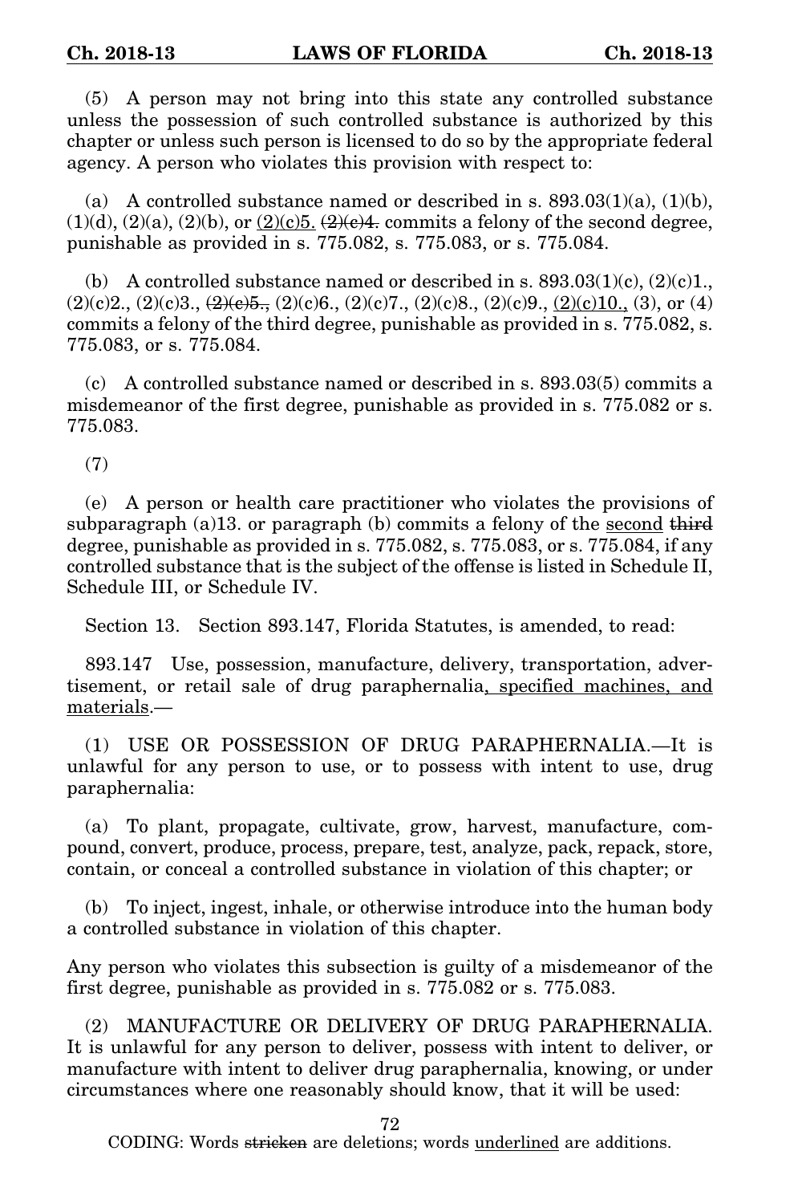(5) A person may not bring into this state any controlled substance unless the possession of such controlled substance is authorized by this chapter or unless such person is licensed to do so by the appropriate federal agency. A person who violates this provision with respect to:

(a) A controlled substance named or described in s. 893.03(1)(a), (1)(b), (1)(d), (2)(a), (2)(b), or <u>(2)(c)5.</u> ~~(2)(c)4.~~ commits a felony of the second degree, punishable as provided in s. 775.082, s. 775.083, or s. 775.084.

(b) A controlled substance named or described in s. 893.03(1)(c), (2)(c)1., (2)(c)2., (2)(c)3., ~~(2)(c)5.,~~ (2)(c)6., (2)(c)7., (2)(c)8., (2)(c)9., <u>(2)(c)10.,</u> (3), or (4) commits a felony of the third degree, punishable as provided in s. 775.082, s. 775.083, or s. 775.084.

(c) A controlled substance named or described in s. 893.03(5) commits a misdemeanor of the first degree, punishable as provided in s. 775.082 or s. 775.083.

(7)

(e) A person or health care practitioner who violates the provisions of subparagraph (a)13. or paragraph (b) commits a felony of the <u>second</u> ~~third~~ degree, punishable as provided in s. 775.082, s. 775.083, or s. 775.084, if any controlled substance that is the subject of the offense is listed in Schedule II, Schedule III, or Schedule IV.

Section 13. Section 893.147, Florida Statutes, is amended, to read:

893.147 Use, possession, manufacture, delivery, transportation, advertisement, or retail sale of drug paraphernalia<u>, specified machines, and materials</u>.—

(1) USE OR POSSESSION OF DRUG PARAPHERNALIA.—It is unlawful for any person to use, or to possess with intent to use, drug paraphernalia:

(a) To plant, propagate, cultivate, grow, harvest, manufacture, compound, convert, produce, process, prepare, test, analyze, pack, repack, store, contain, or conceal a controlled substance in violation of this chapter; or

(b) To inject, ingest, inhale, or otherwise introduce into the human body a controlled substance in violation of this chapter.

Any person who violates this subsection is guilty of a misdemeanor of the first degree, punishable as provided in s. 775.082 or s. 775.083.

(2) MANUFACTURE OR DELIVERY OF DRUG PARAPHERNALIA. It is unlawful for any person to deliver, possess with intent to deliver, or manufacture with intent to deliver drug paraphernalia, knowing, or under circumstances where one reasonably should know, that it will be used:

CODING: Words ~~stricken~~ are deletions; words <u>underlined</u> are additions.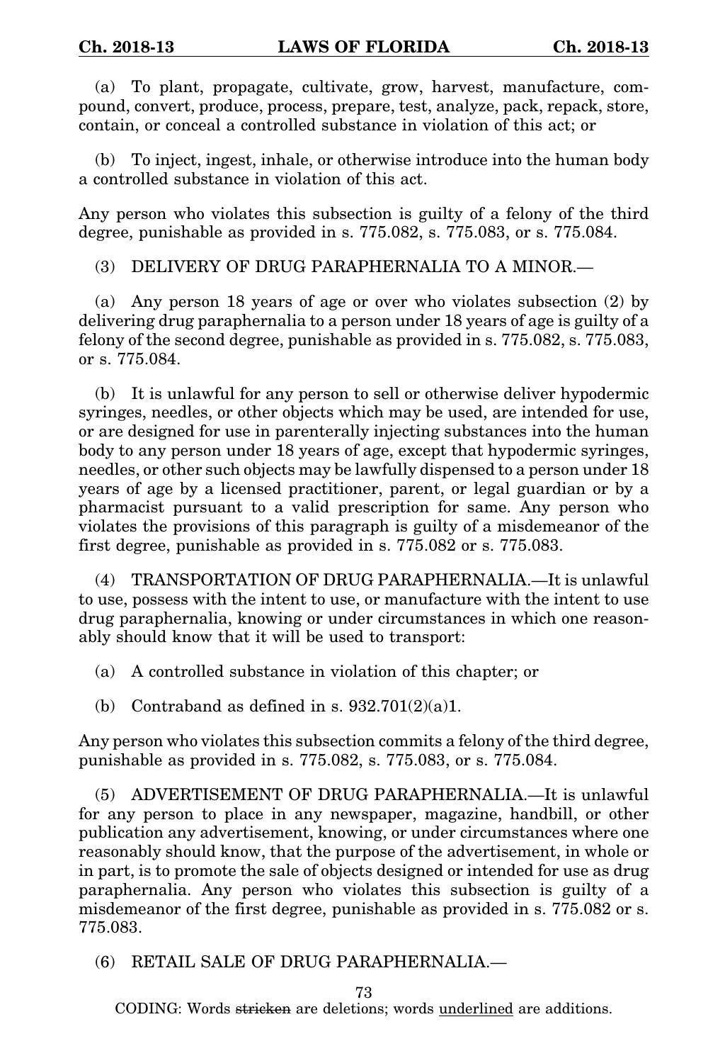(a) To plant, propagate, cultivate, grow, harvest, manufacture, compound, convert, produce, process, prepare, test, analyze, pack, repack, store, contain, or conceal a controlled substance in violation of this act; or

(b) To inject, ingest, inhale, or otherwise introduce into the human body a controlled substance in violation of this act.

Any person who violates this subsection is guilty of a felony of the third degree, punishable as provided in s. 775.082, s. 775.083, or s. 775.084.

(3) DELIVERY OF DRUG PARAPHERNALIA TO A MINOR.—

(a) Any person 18 years of age or over who violates subsection (2) by delivering drug paraphernalia to a person under 18 years of age is guilty of a felony of the second degree, punishable as provided in s. 775.082, s. 775.083, or s. 775.084.

(b) It is unlawful for any person to sell or otherwise deliver hypodermic syringes, needles, or other objects which may be used, are intended for use, or are designed for use in parenterally injecting substances into the human body to any person under 18 years of age, except that hypodermic syringes, needles, or other such objects may be lawfully dispensed to a person under 18 years of age by a licensed practitioner, parent, or legal guardian or by a pharmacist pursuant to a valid prescription for same. Any person who violates the provisions of this paragraph is guilty of a misdemeanor of the first degree, punishable as provided in s. 775.082 or s. 775.083.

(4) TRANSPORTATION OF DRUG PARAPHERNALIA.—It is unlawful to use, possess with the intent to use, or manufacture with the intent to use drug paraphernalia, knowing or under circumstances in which one reasonably should know that it will be used to transport:

(a) A controlled substance in violation of this chapter; or

(b) Contraband as defined in s. 932.701(2)(a)1.

Any person who violates this subsection commits a felony of the third degree, punishable as provided in s. 775.082, s. 775.083, or s. 775.084.

(5) ADVERTISEMENT OF DRUG PARAPHERNALIA.—It is unlawful for any person to place in any newspaper, magazine, handbill, or other publication any advertisement, knowing, or under circumstances where one reasonably should know, that the purpose of the advertisement, in whole or in part, is to promote the sale of objects designed or intended for use as drug paraphernalia. Any person who violates this subsection is guilty of a misdemeanor of the first degree, punishable as provided in s. 775.082 or s. 775.083.

(6) RETAIL SALE OF DRUG PARAPHERNALIA.—

CODING: Words ~~stricken~~ are deletions; words <u>underlined</u> are additions.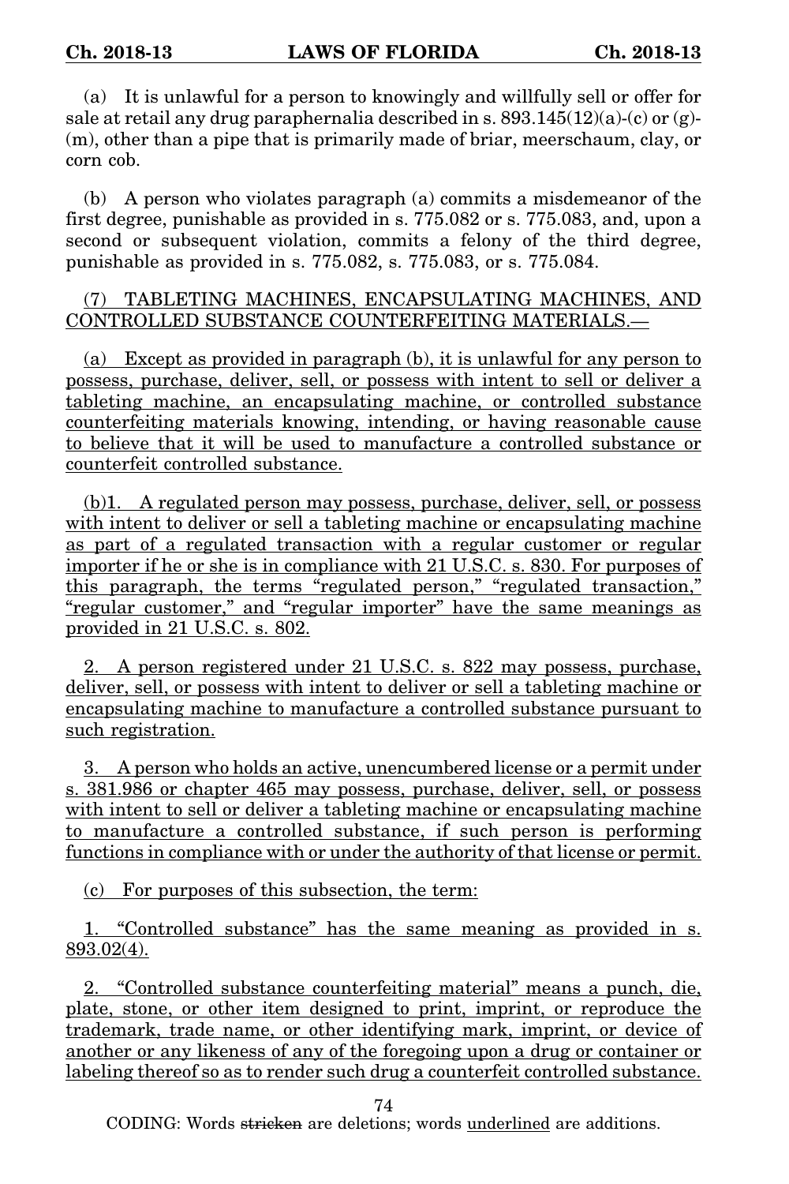(a) It is unlawful for a person to knowingly and willfully sell or offer for sale at retail any drug paraphernalia described in s. 893.145(12)(a)-(c) or (g)-(m), other than a pipe that is primarily made of briar, meerschaum, clay, or corn cob.

(b) A person who violates paragraph (a) commits a misdemeanor of the first degree, punishable as provided in s. 775.082 or s. 775.083, and, upon a second or subsequent violation, commits a felony of the third degree, punishable as provided in s. 775.082, s. 775.083, or s. 775.084.

<u>(7) TABLETING MACHINES, ENCAPSULATING MACHINES, AND CONTROLLED SUBSTANCE COUNTERFEITING MATERIALS.—</u>

<u>(a) Except as provided in paragraph (b), it is unlawful for any person to possess, purchase, deliver, sell, or possess with intent to sell or deliver a tableting machine, an encapsulating machine, or controlled substance counterfeiting materials knowing, intending, or having reasonable cause to believe that it will be used to manufacture a controlled substance or counterfeit controlled substance.</u>

<u>(b)1. A regulated person may possess, purchase, deliver, sell, or possess with intent to deliver or sell a tableting machine or encapsulating machine as part of a regulated transaction with a regular customer or regular importer if he or she is in compliance with 21 U.S.C. s. 830. For purposes of this paragraph, the terms "regulated person," "regulated transaction," "regular customer," and "regular importer" have the same meanings as provided in 21 U.S.C. s. 802.</u>

<u>2. A person registered under 21 U.S.C. s. 822 may possess, purchase, deliver, sell, or possess with intent to deliver or sell a tableting machine or encapsulating machine to manufacture a controlled substance pursuant to such registration.</u>

<u>3. A person who holds an active, unencumbered license or a permit under s. 381.986 or chapter 465 may possess, purchase, deliver, sell, or possess with intent to sell or deliver a tableting machine or encapsulating machine to manufacture a controlled substance, if such person is performing functions in compliance with or under the authority of that license or permit.</u>

<u>(c) For purposes of this subsection, the term:</u>

<u>1. "Controlled substance" has the same meaning as provided in s. 893.02(4).</u>

<u>2. "Controlled substance counterfeiting material" means a punch, die, plate, stone, or other item designed to print, imprint, or reproduce the trademark, trade name, or other identifying mark, imprint, or device of another or any likeness of any of the foregoing upon a drug or container or labeling thereof so as to render such drug a counterfeit controlled substance.</u>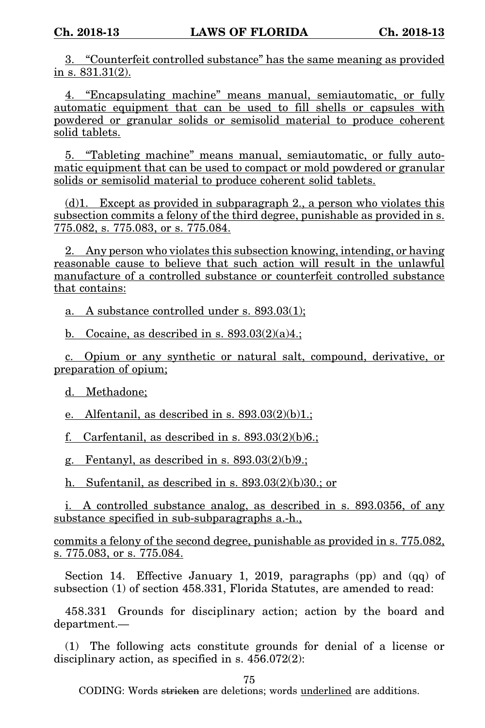3. “Counterfeit controlled substance” has the same meaning as provided in s. 831.31(2).

4. “Encapsulating machine” means manual, semiautomatic, or fully automatic equipment that can be used to fill shells or capsules with powdered or granular solids or semisolid material to produce coherent solid tablets.

5. “Tableting machine” means manual, semiautomatic, or fully automatic equipment that can be used to compact or mold powdered or granular solids or semisolid material to produce coherent solid tablets.

(d)1. Except as provided in subparagraph 2., a person who violates this subsection commits a felony of the third degree, punishable as provided in s. 775.082, s. 775.083, or s. 775.084.

2. Any person who violates this subsection knowing, intending, or having reasonable cause to believe that such action will result in the unlawful manufacture of a controlled substance or counterfeit controlled substance that contains:

a. A substance controlled under s. 893.03(1);

b. Cocaine, as described in s. 893.03(2)(a)4.;

c. Opium or any synthetic or natural salt, compound, derivative, or preparation of opium;

d. Methadone;

e. Alfentanil, as described in s. 893.03(2)(b)1.;

f. Carfentanil, as described in s. 893.03(2)(b)6.;

g. Fentanyl, as described in s. 893.03(2)(b)9.;

h. Sufentanil, as described in s. 893.03(2)(b)30.; or

i. A controlled substance analog, as described in s. 893.0356, of any substance specified in sub-subparagraphs a.-h.,

commits a felony of the second degree, punishable as provided in s. 775.082, s. 775.083, or s. 775.084.

Section 14. Effective January 1, 2019, paragraphs (pp) and (qq) of subsection (1) of section 458.331, Florida Statutes, are amended to read:

458.331 Grounds for disciplinary action; action by the board and department.—

(1) The following acts constitute grounds for denial of a license or disciplinary action, as specified in s. 456.072(2):

CODING: Words stricken are deletions; words underlined are additions.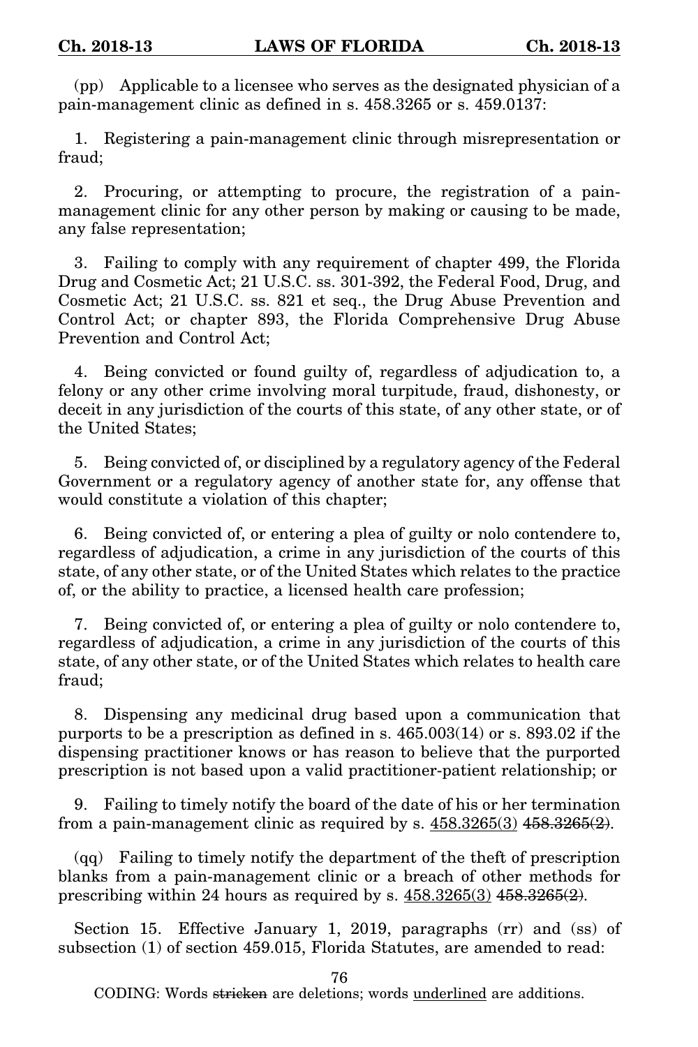(pp) Applicable to a licensee who serves as the designated physician of a pain-management clinic as defined in s. 458.3265 or s. 459.0137:

1. Registering a pain-management clinic through misrepresentation or fraud;

2. Procuring, or attempting to procure, the registration of a pain-management clinic for any other person by making or causing to be made, any false representation;

3. Failing to comply with any requirement of chapter 499, the Florida Drug and Cosmetic Act; 21 U.S.C. ss. 301-392, the Federal Food, Drug, and Cosmetic Act; 21 U.S.C. ss. 821 et seq., the Drug Abuse Prevention and Control Act; or chapter 893, the Florida Comprehensive Drug Abuse Prevention and Control Act;

4. Being convicted or found guilty of, regardless of adjudication to, a felony or any other crime involving moral turpitude, fraud, dishonesty, or deceit in any jurisdiction of the courts of this state, of any other state, or of the United States;

5. Being convicted of, or disciplined by a regulatory agency of the Federal Government or a regulatory agency of another state for, any offense that would constitute a violation of this chapter;

6. Being convicted of, or entering a plea of guilty or nolo contendere to, regardless of adjudication, a crime in any jurisdiction of the courts of this state, of any other state, or of the United States which relates to the practice of, or the ability to practice, a licensed health care profession;

7. Being convicted of, or entering a plea of guilty or nolo contendere to, regardless of adjudication, a crime in any jurisdiction of the courts of this state, of any other state, or of the United States which relates to health care fraud;

8. Dispensing any medicinal drug based upon a communication that purports to be a prescription as defined in s. 465.003(14) or s. 893.02 if the dispensing practitioner knows or has reason to believe that the purported prescription is not based upon a valid practitioner-patient relationship; or

9. Failing to timely notify the board of the date of his or her termination from a pain-management clinic as required by s. <u>458.3265(3)</u> ~~458.3265(2)~~.

(qq) Failing to timely notify the department of the theft of prescription blanks from a pain-management clinic or a breach of other methods for prescribing within 24 hours as required by s. <u>458.3265(3)</u> ~~458.3265(2)~~.

Section 15. Effective January 1, 2019, paragraphs (rr) and (ss) of subsection (1) of section 459.015, Florida Statutes, are amended to read:

CODING: Words ~~stricken~~ are deletions; words <u>underlined</u> are additions.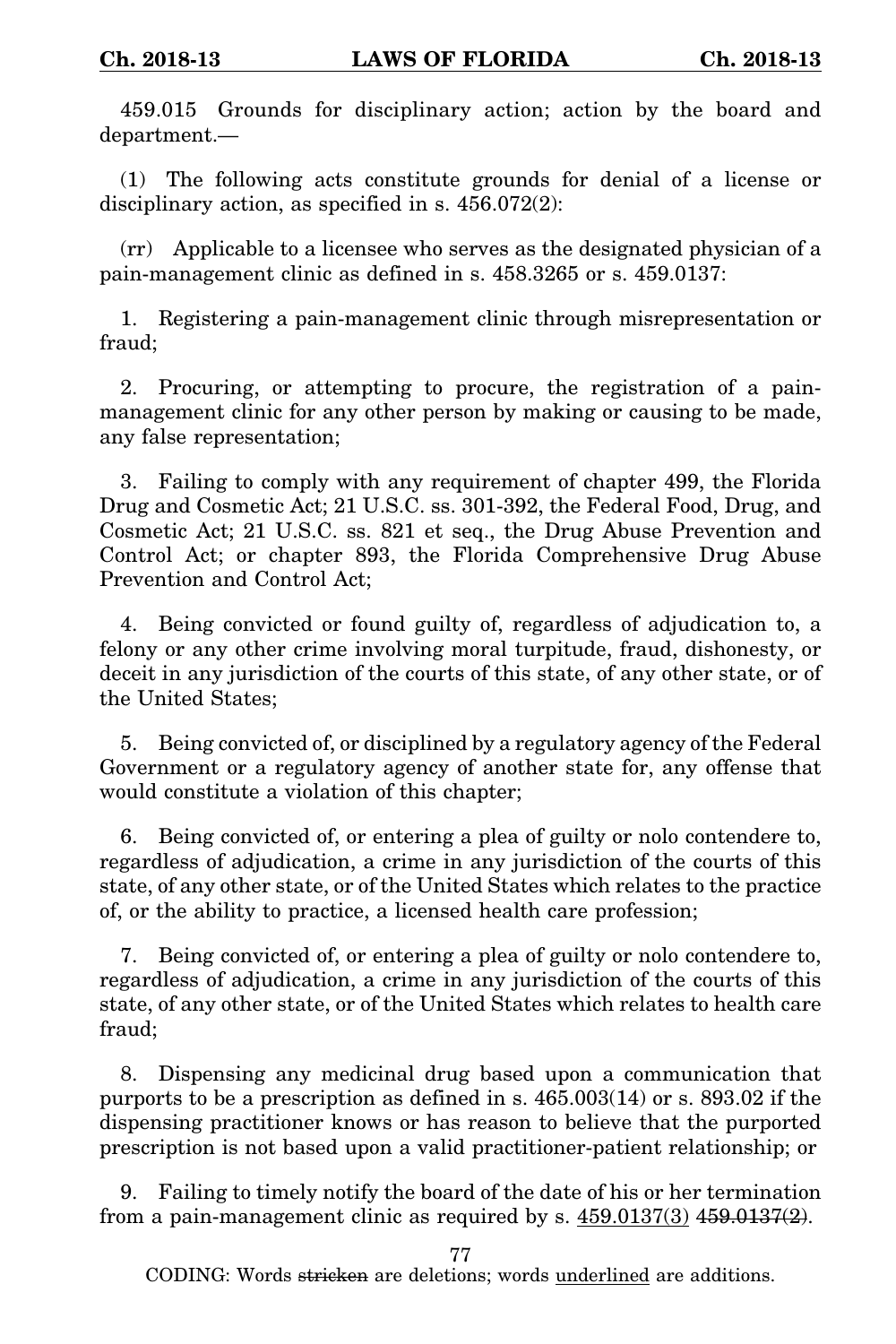459.015 Grounds for disciplinary action; action by the board and department.—

(1) The following acts constitute grounds for denial of a license or disciplinary action, as specified in s. 456.072(2):

(rr) Applicable to a licensee who serves as the designated physician of a pain-management clinic as defined in s. 458.3265 or s. 459.0137:

1. Registering a pain-management clinic through misrepresentation or fraud;

2. Procuring, or attempting to procure, the registration of a pain-management clinic for any other person by making or causing to be made, any false representation;

3. Failing to comply with any requirement of chapter 499, the Florida Drug and Cosmetic Act; 21 U.S.C. ss. 301-392, the Federal Food, Drug, and Cosmetic Act; 21 U.S.C. ss. 821 et seq., the Drug Abuse Prevention and Control Act; or chapter 893, the Florida Comprehensive Drug Abuse Prevention and Control Act;

4. Being convicted or found guilty of, regardless of adjudication to, a felony or any other crime involving moral turpitude, fraud, dishonesty, or deceit in any jurisdiction of the courts of this state, of any other state, or of the United States;

5. Being convicted of, or disciplined by a regulatory agency of the Federal Government or a regulatory agency of another state for, any offense that would constitute a violation of this chapter;

6. Being convicted of, or entering a plea of guilty or nolo contendere to, regardless of adjudication, a crime in any jurisdiction of the courts of this state, of any other state, or of the United States which relates to the practice of, or the ability to practice, a licensed health care profession;

7. Being convicted of, or entering a plea of guilty or nolo contendere to, regardless of adjudication, a crime in any jurisdiction of the courts of this state, of any other state, or of the United States which relates to health care fraud;

8. Dispensing any medicinal drug based upon a communication that purports to be a prescription as defined in s. 465.003(14) or s. 893.02 if the dispensing practitioner knows or has reason to believe that the purported prescription is not based upon a valid practitioner-patient relationship; or

9. Failing to timely notify the board of the date of his or her termination from a pain-management clinic as required by s. <u>459.0137(3)</u> ~~459.0137(2)~~.

CODING: Words ~~stricken~~ are deletions; words <u>underlined</u> are additions.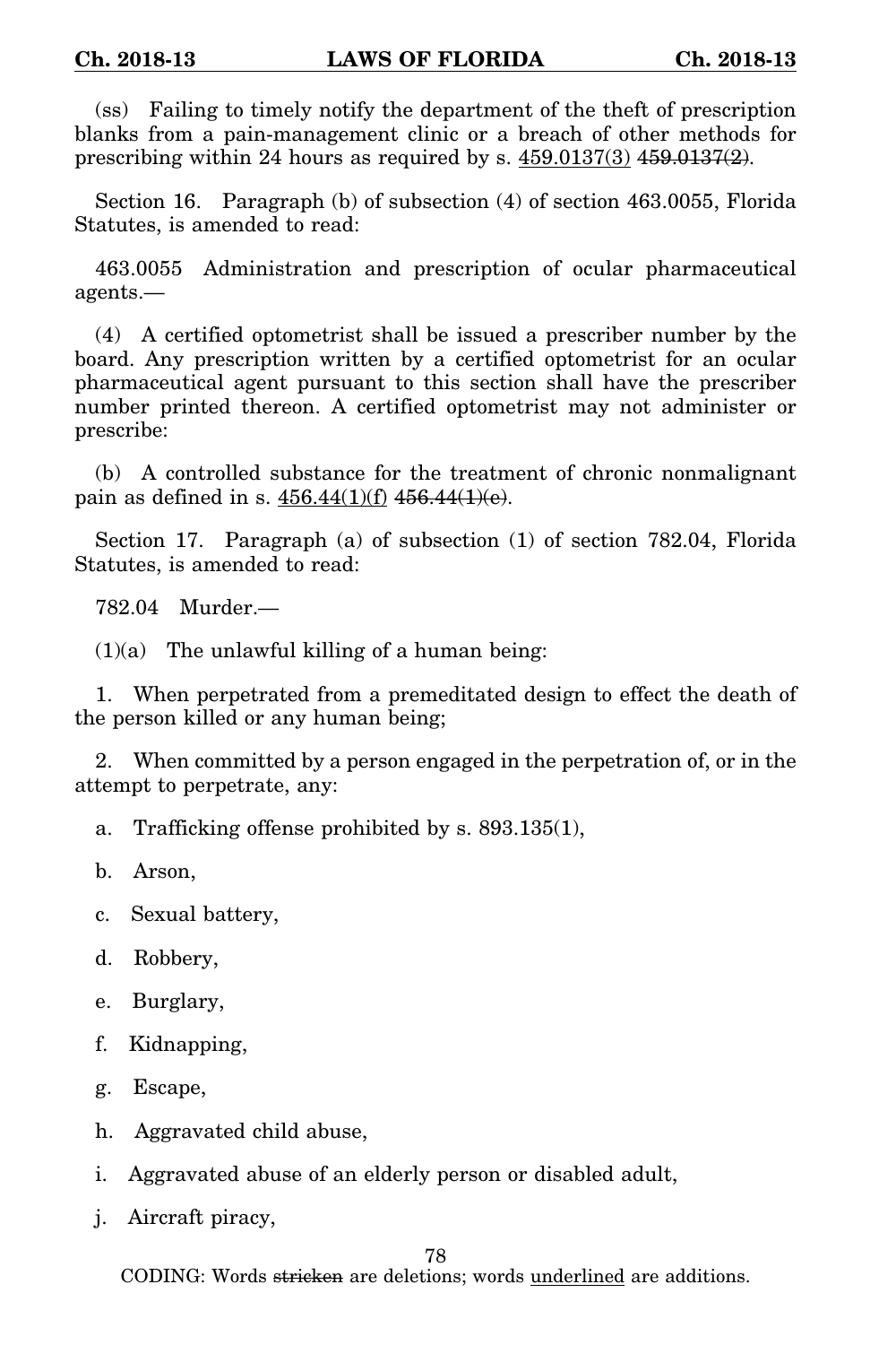(ss) Failing to timely notify the department of the theft of prescription blanks from a pain-management clinic or a breach of other methods for prescribing within 24 hours as required by s. <u>459.0137(3)</u> ~~459.0137(2)~~.

Section 16. Paragraph (b) of subsection (4) of section 463.0055, Florida Statutes, is amended to read:

463.0055 Administration and prescription of ocular pharmaceutical agents.—

(4) A certified optometrist shall be issued a prescriber number by the board. Any prescription written by a certified optometrist for an ocular pharmaceutical agent pursuant to this section shall have the prescriber number printed thereon. A certified optometrist may not administer or prescribe:

(b) A controlled substance for the treatment of chronic nonmalignant pain as defined in s. <u>456.44(1)(f)</u> ~~456.44(1)(e)~~.

Section 17. Paragraph (a) of subsection (1) of section 782.04, Florida Statutes, is amended to read:

782.04 Murder.—

(1)(a) The unlawful killing of a human being:

1. When perpetrated from a premeditated design to effect the death of the person killed or any human being;

2. When committed by a person engaged in the perpetration of, or in the attempt to perpetrate, any:

a. Trafficking offense prohibited by s. 893.135(1),

b. Arson,

c. Sexual battery,

d. Robbery,

e. Burglary,

f. Kidnapping,

g. Escape,

h. Aggravated child abuse,

i. Aggravated abuse of an elderly person or disabled adult,

j. Aircraft piracy,

CODING: Words ~~stricken~~ are deletions; words <u>underlined</u> are additions.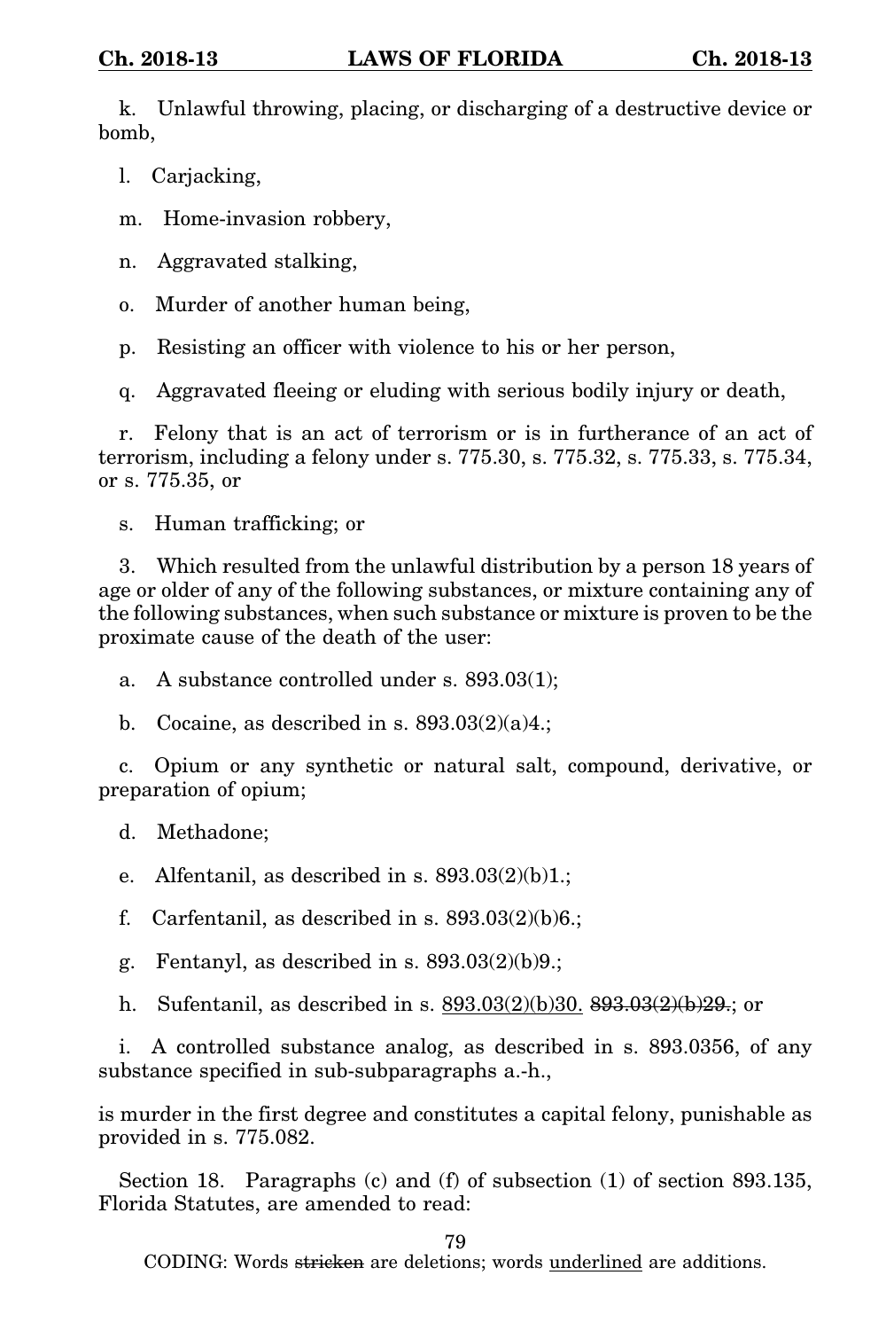k. Unlawful throwing, placing, or discharging of a destructive device or bomb,

l. Carjacking,

m. Home-invasion robbery,

n. Aggravated stalking,

o. Murder of another human being,

p. Resisting an officer with violence to his or her person,

q. Aggravated fleeing or eluding with serious bodily injury or death,

r. Felony that is an act of terrorism or is in furtherance of an act of terrorism, including a felony under s. 775.30, s. 775.32, s. 775.33, s. 775.34, or s. 775.35, or

s. Human trafficking; or

3. Which resulted from the unlawful distribution by a person 18 years of age or older of any of the following substances, or mixture containing any of the following substances, when such substance or mixture is proven to be the proximate cause of the death of the user:

a. A substance controlled under s. 893.03(1);

b. Cocaine, as described in s. 893.03(2)(a)4.;

c. Opium or any synthetic or natural salt, compound, derivative, or preparation of opium;

d. Methadone;

e. Alfentanil, as described in s. 893.03(2)(b)1.;

f. Carfentanil, as described in s. 893.03(2)(b)6.;

g. Fentanyl, as described in s. 893.03(2)(b)9.;

h. Sufentanil, as described in s. <u>893.03(2)(b)30.</u> ~~893.03(2)(b)29.~~; or

i. A controlled substance analog, as described in s. 893.0356, of any substance specified in sub-subparagraphs a.-h.,

is murder in the first degree and constitutes a capital felony, punishable as provided in s. 775.082.

Section 18. Paragraphs (c) and (f) of subsection (1) of section 893.135, Florida Statutes, are amended to read: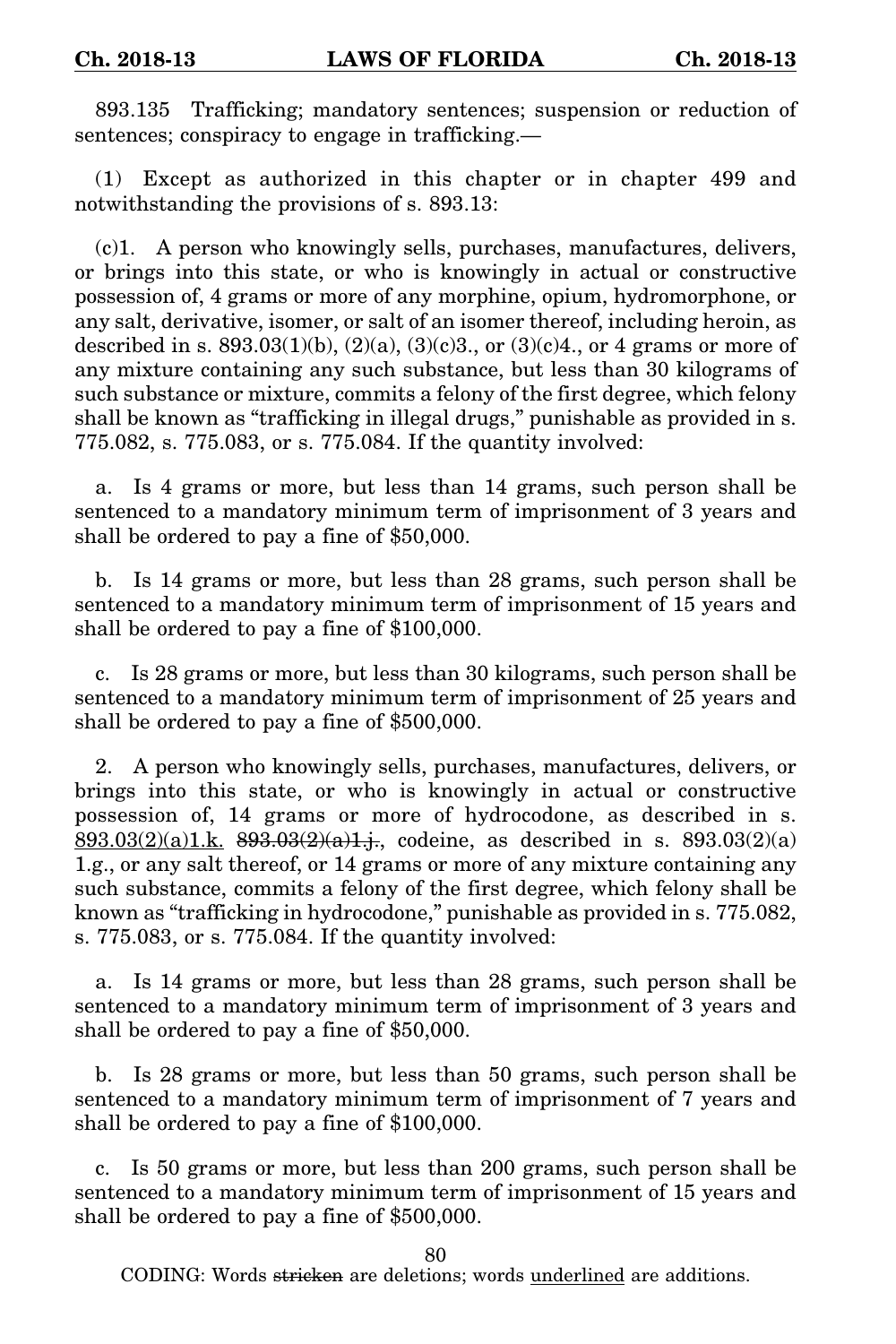893.135 Trafficking; mandatory sentences; suspension or reduction of sentences; conspiracy to engage in trafficking.—

(1) Except as authorized in this chapter or in chapter 499 and notwithstanding the provisions of s. 893.13:

(c)1. A person who knowingly sells, purchases, manufactures, delivers, or brings into this state, or who is knowingly in actual or constructive possession of, 4 grams or more of any morphine, opium, hydromorphone, or any salt, derivative, isomer, or salt of an isomer thereof, including heroin, as described in s. 893.03(1)(b), (2)(a), (3)(c)3., or (3)(c)4., or 4 grams or more of any mixture containing any such substance, but less than 30 kilograms of such substance or mixture, commits a felony of the first degree, which felony shall be known as "trafficking in illegal drugs," punishable as provided in s. 775.082, s. 775.083, or s. 775.084. If the quantity involved:

a. Is 4 grams or more, but less than 14 grams, such person shall be sentenced to a mandatory minimum term of imprisonment of 3 years and shall be ordered to pay a fine of $50,000.

b. Is 14 grams or more, but less than 28 grams, such person shall be sentenced to a mandatory minimum term of imprisonment of 15 years and shall be ordered to pay a fine of $100,000.

c. Is 28 grams or more, but less than 30 kilograms, such person shall be sentenced to a mandatory minimum term of imprisonment of 25 years and shall be ordered to pay a fine of $500,000.

2. A person who knowingly sells, purchases, manufactures, delivers, or brings into this state, or who is knowingly in actual or constructive possession of, 14 grams or more of hydrocodone, as described in s. 893.03(2)(a)1.k. ~~893.03(2)(a)1.j.~~, codeine, as described in s. 893.03(2)(a)1.g., or any salt thereof, or 14 grams or more of any mixture containing any such substance, commits a felony of the first degree, which felony shall be known as "trafficking in hydrocodone," punishable as provided in s. 775.082, s. 775.083, or s. 775.084. If the quantity involved:

a. Is 14 grams or more, but less than 28 grams, such person shall be sentenced to a mandatory minimum term of imprisonment of 3 years and shall be ordered to pay a fine of $50,000.

b. Is 28 grams or more, but less than 50 grams, such person shall be sentenced to a mandatory minimum term of imprisonment of 7 years and shall be ordered to pay a fine of $100,000.

c. Is 50 grams or more, but less than 200 grams, such person shall be sentenced to a mandatory minimum term of imprisonment of 15 years and shall be ordered to pay a fine of $500,000.

CODING: Words ~~stricken~~ are deletions; words underlined are additions.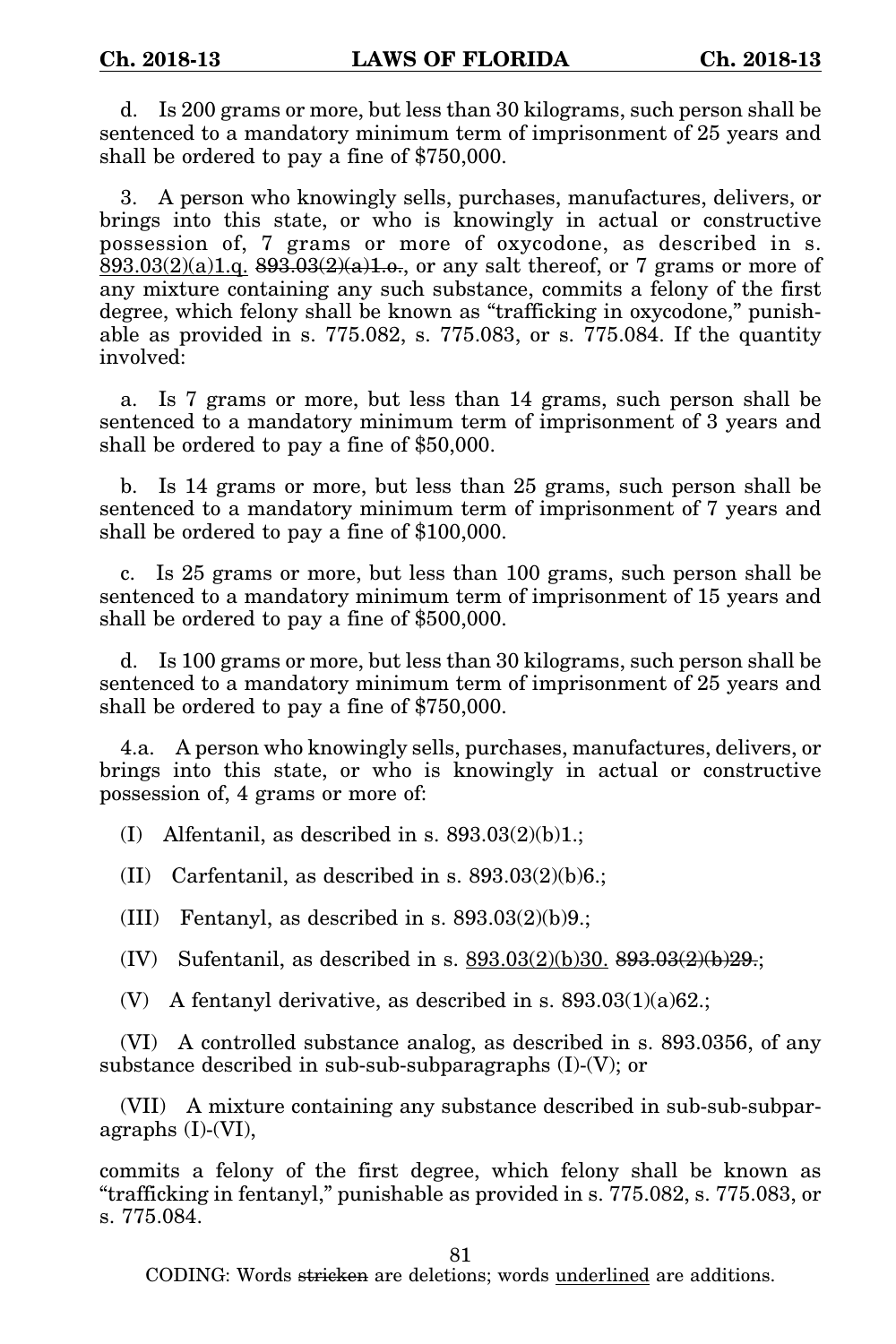d. Is 200 grams or more, but less than 30 kilograms, such person shall be sentenced to a mandatory minimum term of imprisonment of 25 years and shall be ordered to pay a fine of $750,000.

3. A person who knowingly sells, purchases, manufactures, delivers, or brings into this state, or who is knowingly in actual or constructive possession of, 7 grams or more of oxycodone, as described in s. 893.03(2)(a)1.q. ~~893.03(2)(a)1.o.~~, or any salt thereof, or 7 grams or more of any mixture containing any such substance, commits a felony of the first degree, which felony shall be known as "trafficking in oxycodone," punishable as provided in s. 775.082, s. 775.083, or s. 775.084. If the quantity involved:

a. Is 7 grams or more, but less than 14 grams, such person shall be sentenced to a mandatory minimum term of imprisonment of 3 years and shall be ordered to pay a fine of $50,000.

b. Is 14 grams or more, but less than 25 grams, such person shall be sentenced to a mandatory minimum term of imprisonment of 7 years and shall be ordered to pay a fine of $100,000.

c. Is 25 grams or more, but less than 100 grams, such person shall be sentenced to a mandatory minimum term of imprisonment of 15 years and shall be ordered to pay a fine of $500,000.

d. Is 100 grams or more, but less than 30 kilograms, such person shall be sentenced to a mandatory minimum term of imprisonment of 25 years and shall be ordered to pay a fine of $750,000.

4.a. A person who knowingly sells, purchases, manufactures, delivers, or brings into this state, or who is knowingly in actual or constructive possession of, 4 grams or more of:

(I) Alfentanil, as described in s. 893.03(2)(b)1.;

(II) Carfentanil, as described in s. 893.03(2)(b)6.;

(III) Fentanyl, as described in s. 893.03(2)(b)9.;

(IV) Sufentanil, as described in s. 893.03(2)(b)30. ~~893.03(2)(b)29.~~;

(V) A fentanyl derivative, as described in s. 893.03(1)(a)62.;

(VI) A controlled substance analog, as described in s. 893.0356, of any substance described in sub-sub-subparagraphs (I)-(V); or

(VII) A mixture containing any substance described in sub-sub-subparagraphs (I)-(VI),

commits a felony of the first degree, which felony shall be known as "trafficking in fentanyl," punishable as provided in s. 775.082, s. 775.083, or s. 775.084.

CODING: Words ~~stricken~~ are deletions; words underlined are additions.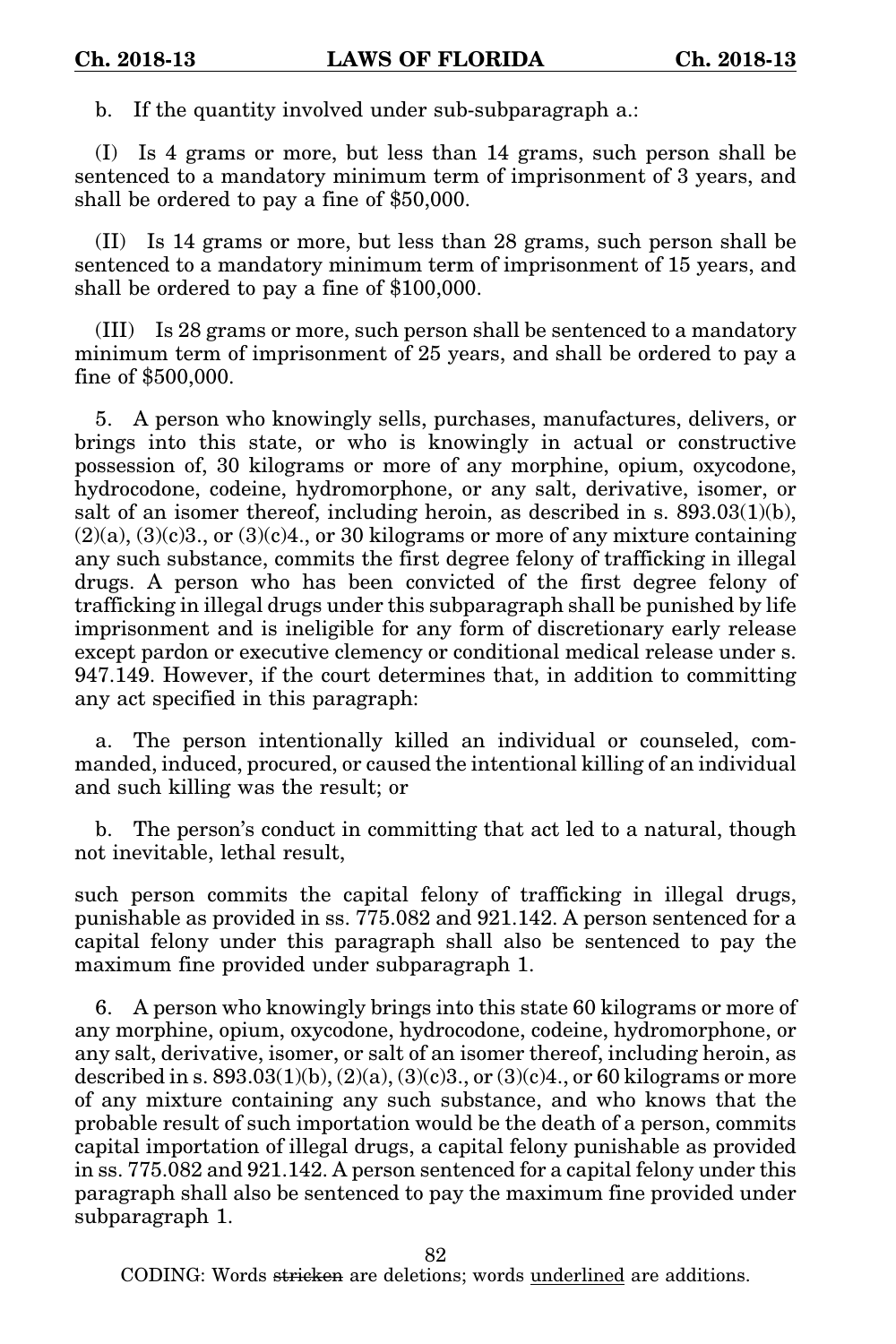b. If the quantity involved under sub-subparagraph a.:

(I) Is 4 grams or more, but less than 14 grams, such person shall be sentenced to a mandatory minimum term of imprisonment of 3 years, and shall be ordered to pay a fine of $50,000.

(II) Is 14 grams or more, but less than 28 grams, such person shall be sentenced to a mandatory minimum term of imprisonment of 15 years, and shall be ordered to pay a fine of $100,000.

(III) Is 28 grams or more, such person shall be sentenced to a mandatory minimum term of imprisonment of 25 years, and shall be ordered to pay a fine of $500,000.

5. A person who knowingly sells, purchases, manufactures, delivers, or brings into this state, or who is knowingly in actual or constructive possession of, 30 kilograms or more of any morphine, opium, oxycodone, hydrocodone, codeine, hydromorphone, or any salt, derivative, isomer, or salt of an isomer thereof, including heroin, as described in s. 893.03(1)(b), (2)(a), (3)(c)3., or (3)(c)4., or 30 kilograms or more of any mixture containing any such substance, commits the first degree felony of trafficking in illegal drugs. A person who has been convicted of the first degree felony of trafficking in illegal drugs under this subparagraph shall be punished by life imprisonment and is ineligible for any form of discretionary early release except pardon or executive clemency or conditional medical release under s. 947.149. However, if the court determines that, in addition to committing any act specified in this paragraph:

a. The person intentionally killed an individual or counseled, commanded, induced, procured, or caused the intentional killing of an individual and such killing was the result; or

b. The person's conduct in committing that act led to a natural, though not inevitable, lethal result,

such person commits the capital felony of trafficking in illegal drugs, punishable as provided in ss. 775.082 and 921.142. A person sentenced for a capital felony under this paragraph shall also be sentenced to pay the maximum fine provided under subparagraph 1.

6. A person who knowingly brings into this state 60 kilograms or more of any morphine, opium, oxycodone, hydrocodone, codeine, hydromorphone, or any salt, derivative, isomer, or salt of an isomer thereof, including heroin, as described in s. 893.03(1)(b), (2)(a), (3)(c)3., or (3)(c)4., or 60 kilograms or more of any mixture containing any such substance, and who knows that the probable result of such importation would be the death of a person, commits capital importation of illegal drugs, a capital felony punishable as provided in ss. 775.082 and 921.142. A person sentenced for a capital felony under this paragraph shall also be sentenced to pay the maximum fine provided under subparagraph 1.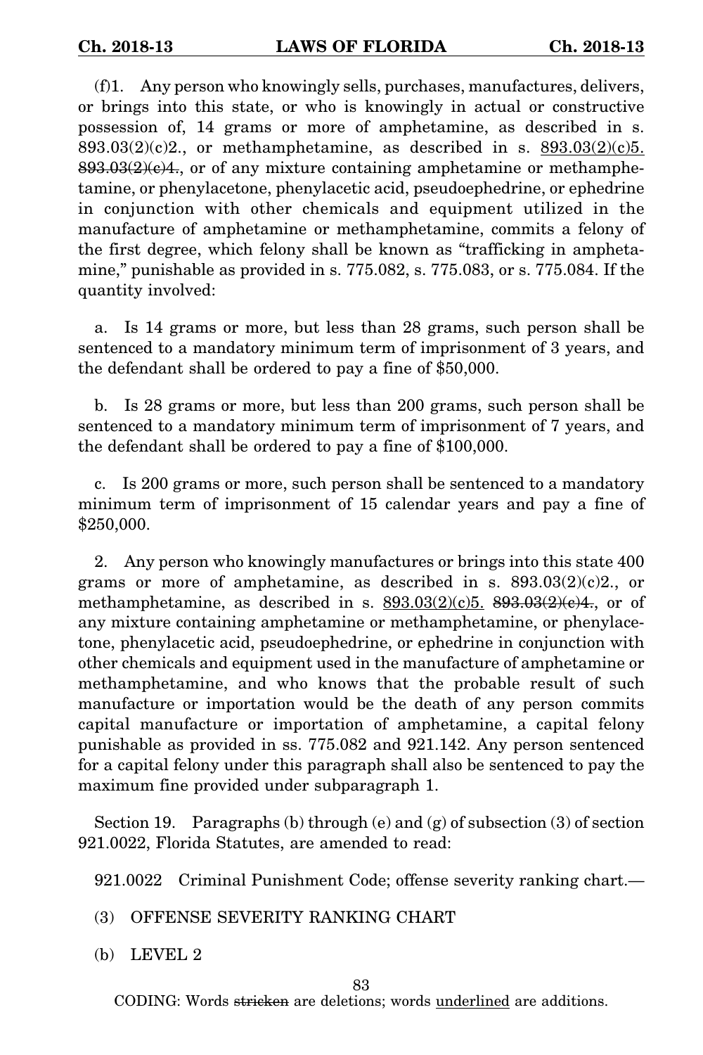(f)1. Any person who knowingly sells, purchases, manufactures, delivers, or brings into this state, or who is knowingly in actual or constructive possession of, 14 grams or more of amphetamine, as described in s. 893.03(2)(c)2., or methamphetamine, as described in s. <u>893.03(2)(c)5.</u> ~~893.03(2)(c)4.~~, or of any mixture containing amphetamine or methamphetamine, or phenylacetone, phenylacetic acid, pseudoephedrine, or ephedrine in conjunction with other chemicals and equipment utilized in the manufacture of amphetamine or methamphetamine, commits a felony of the first degree, which felony shall be known as "trafficking in amphetamine," punishable as provided in s. 775.082, s. 775.083, or s. 775.084. If the quantity involved:

a. Is 14 grams or more, but less than 28 grams, such person shall be sentenced to a mandatory minimum term of imprisonment of 3 years, and the defendant shall be ordered to pay a fine of $50,000.

b. Is 28 grams or more, but less than 200 grams, such person shall be sentenced to a mandatory minimum term of imprisonment of 7 years, and the defendant shall be ordered to pay a fine of $100,000.

c. Is 200 grams or more, such person shall be sentenced to a mandatory minimum term of imprisonment of 15 calendar years and pay a fine of $250,000.

2. Any person who knowingly manufactures or brings into this state 400 grams or more of amphetamine, as described in s. 893.03(2)(c)2., or methamphetamine, as described in s. <u>893.03(2)(c)5.</u> ~~893.03(2)(c)4.~~, or of any mixture containing amphetamine or methamphetamine, or phenylacetone, phenylacetic acid, pseudoephedrine, or ephedrine in conjunction with other chemicals and equipment used in the manufacture of amphetamine or methamphetamine, and who knows that the probable result of such manufacture or importation would be the death of any person commits capital manufacture or importation of amphetamine, a capital felony punishable as provided in ss. 775.082 and 921.142. Any person sentenced for a capital felony under this paragraph shall also be sentenced to pay the maximum fine provided under subparagraph 1.

Section 19. Paragraphs (b) through (e) and (g) of subsection (3) of section 921.0022, Florida Statutes, are amended to read:

921.0022 Criminal Punishment Code; offense severity ranking chart.—

(3) OFFENSE SEVERITY RANKING CHART

(b) LEVEL 2

CODING: Words ~~stricken~~ are deletions; words <u>underlined</u> are additions.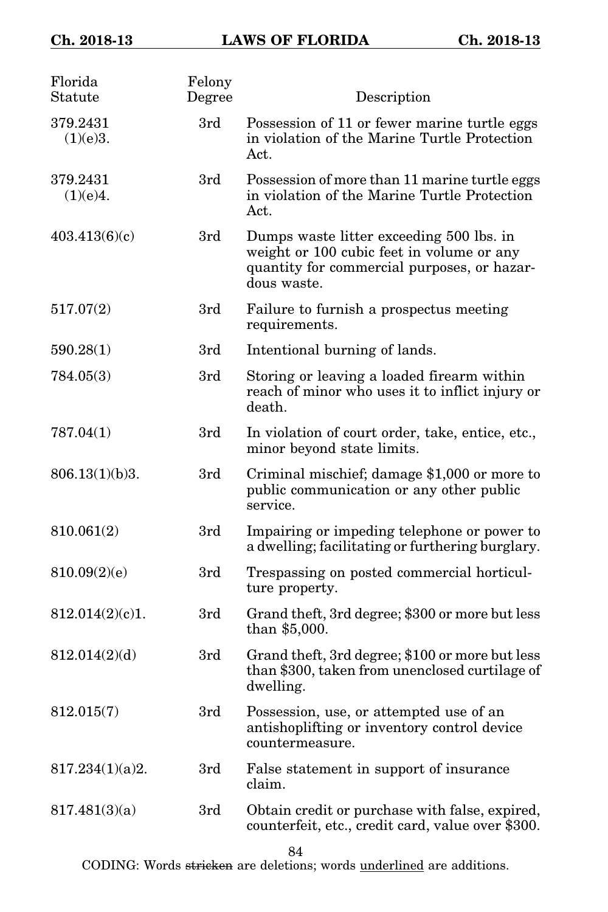| Florida Statute | Felony Degree | Description |
|---|---|---|
| 379.2431 (1)(e)3. | 3rd | Possession of 11 or fewer marine turtle eggs in violation of the Marine Turtle Protection Act. |
| 379.2431 (1)(e)4. | 3rd | Possession of more than 11 marine turtle eggs in violation of the Marine Turtle Protection Act. |
| 403.413(6)(c) | 3rd | Dumps waste litter exceeding 500 lbs. in weight or 100 cubic feet in volume or any quantity for commercial purposes, or hazardous waste. |
| 517.07(2) | 3rd | Failure to furnish a prospectus meeting requirements. |
| 590.28(1) | 3rd | Intentional burning of lands. |
| 784.05(3) | 3rd | Storing or leaving a loaded firearm within reach of minor who uses it to inflict injury or death. |
| 787.04(1) | 3rd | In violation of court order, take, entice, etc., minor beyond state limits. |
| 806.13(1)(b)3. | 3rd | Criminal mischief; damage $1,000 or more to public communication or any other public service. |
| 810.061(2) | 3rd | Impairing or impeding telephone or power to a dwelling; facilitating or furthering burglary. |
| 810.09(2)(e) | 3rd | Trespassing on posted commercial horticulture property. |
| 812.014(2)(c)1. | 3rd | Grand theft, 3rd degree; $300 or more but less than $5,000. |
| 812.014(2)(d) | 3rd | Grand theft, 3rd degree; $100 or more but less than $300, taken from unenclosed curtilage of dwelling. |
| 812.015(7) | 3rd | Possession, use, or attempted use of an antishoplifting or inventory control device countermeasure. |
| 817.234(1)(a)2. | 3rd | False statement in support of insurance claim. |
| 817.481(3)(a) | 3rd | Obtain credit or purchase with false, expired, counterfeit, etc., credit card, value over $300. |

CODING: Words ~~stricken~~ are deletions; words underlined are additions.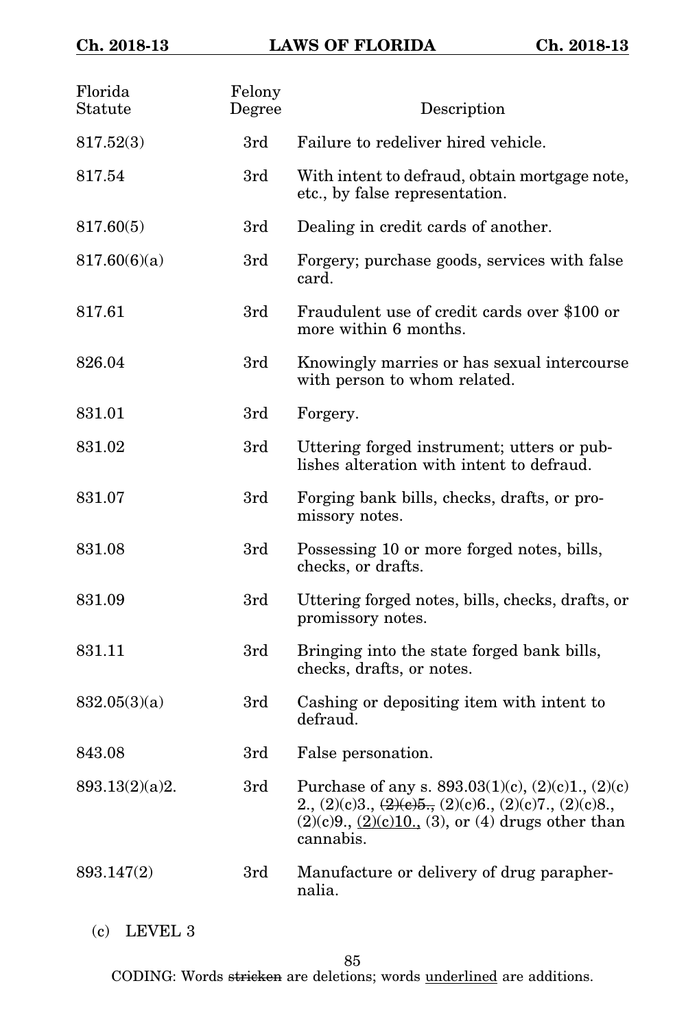| Florida Statute | Felony Degree | Description |
|---|---|---|
| 817.52(3) | 3rd | Failure to redeliver hired vehicle. |
| 817.54 | 3rd | With intent to defraud, obtain mortgage note, etc., by false representation. |
| 817.60(5) | 3rd | Dealing in credit cards of another. |
| 817.60(6)(a) | 3rd | Forgery; purchase goods, services with false card. |
| 817.61 | 3rd | Fraudulent use of credit cards over $100 or more within 6 months. |
| 826.04 | 3rd | Knowingly marries or has sexual intercourse with person to whom related. |
| 831.01 | 3rd | Forgery. |
| 831.02 | 3rd | Uttering forged instrument; utters or publishes alteration with intent to defraud. |
| 831.07 | 3rd | Forging bank bills, checks, drafts, or promissory notes. |
| 831.08 | 3rd | Possessing 10 or more forged notes, bills, checks, or drafts. |
| 831.09 | 3rd | Uttering forged notes, bills, checks, drafts, or promissory notes. |
| 831.11 | 3rd | Bringing into the state forged bank bills, checks, drafts, or notes. |
| 832.05(3)(a) | 3rd | Cashing or depositing item with intent to defraud. |
| 843.08 | 3rd | False personation. |
| 893.13(2)(a)2. | 3rd | Purchase of any s. 893.03(1)(c), (2)(c)1., (2)(c)2., (2)(c)3., ~~(2)(c)5.,~~ (2)(c)6., (2)(c)7., (2)(c)8., (2)(c)9., <u>(2)(c)10.,</u> (3), or (4) drugs other than cannabis. |
| 893.147(2) | 3rd | Manufacture or delivery of drug paraphernalia. |

(c) LEVEL 3

CODING: Words ~~stricken~~ are deletions; words <u>underlined</u> are additions.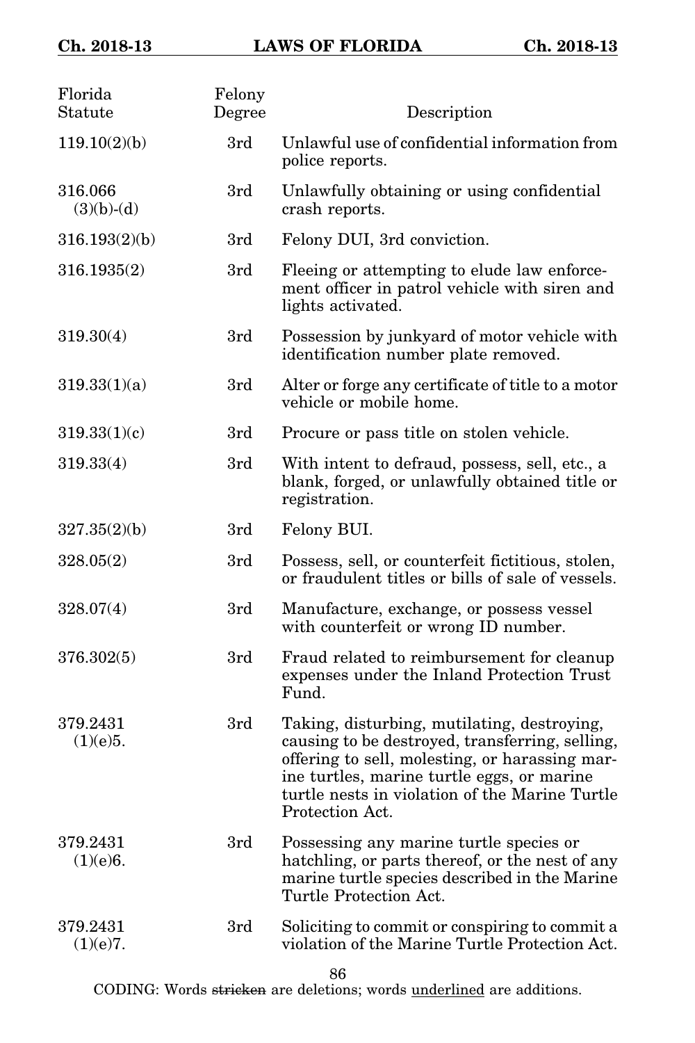| Florida Statute | Felony Degree | Description |
|---|---|---|
| 119.10(2)(b) | 3rd | Unlawful use of confidential information from police reports. |
| 316.066 (3)(b)-(d) | 3rd | Unlawfully obtaining or using confidential crash reports. |
| 316.193(2)(b) | 3rd | Felony DUI, 3rd conviction. |
| 316.1935(2) | 3rd | Fleeing or attempting to elude law enforcement officer in patrol vehicle with siren and lights activated. |
| 319.30(4) | 3rd | Possession by junkyard of motor vehicle with identification number plate removed. |
| 319.33(1)(a) | 3rd | Alter or forge any certificate of title to a motor vehicle or mobile home. |
| 319.33(1)(c) | 3rd | Procure or pass title on stolen vehicle. |
| 319.33(4) | 3rd | With intent to defraud, possess, sell, etc., a blank, forged, or unlawfully obtained title or registration. |
| 327.35(2)(b) | 3rd | Felony BUI. |
| 328.05(2) | 3rd | Possess, sell, or counterfeit fictitious, stolen, or fraudulent titles or bills of sale of vessels. |
| 328.07(4) | 3rd | Manufacture, exchange, or possess vessel with counterfeit or wrong ID number. |
| 376.302(5) | 3rd | Fraud related to reimbursement for cleanup expenses under the Inland Protection Trust Fund. |
| 379.2431 (1)(e)5. | 3rd | Taking, disturbing, mutilating, destroying, causing to be destroyed, transferring, selling, offering to sell, molesting, or harassing marine turtles, marine turtle eggs, or marine turtle nests in violation of the Marine Turtle Protection Act. |
| 379.2431 (1)(e)6. | 3rd | Possessing any marine turtle species or hatchling, or parts thereof, or the nest of any marine turtle species described in the Marine Turtle Protection Act. |
| 379.2431 (1)(e)7. | 3rd | Soliciting to commit or conspiring to commit a violation of the Marine Turtle Protection Act. |

CODING: Words stricken are deletions; words underlined are additions.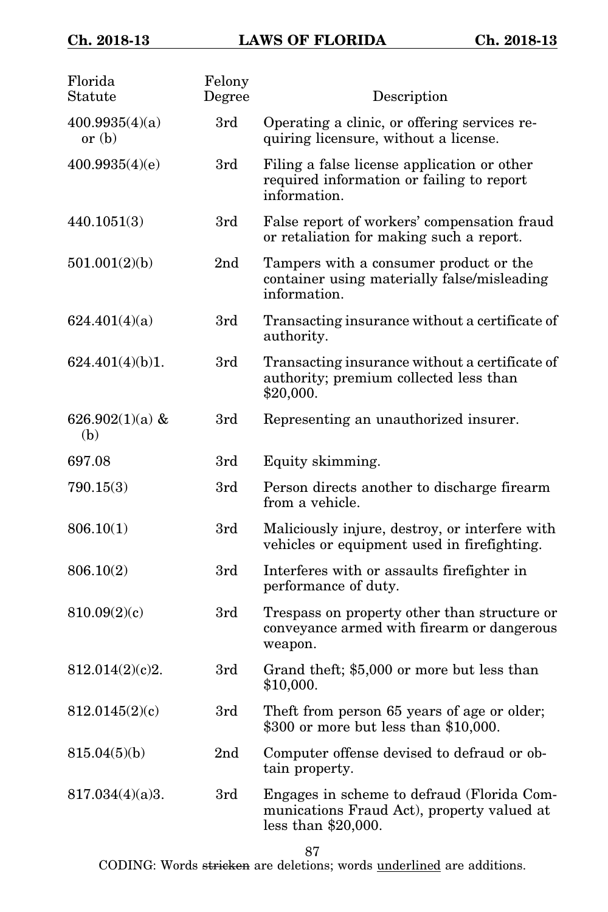| Florida Statute | Felony Degree | Description |
| --- | --- | --- |
| 400.9935(4)(a) or (b) | 3rd | Operating a clinic, or offering services requiring licensure, without a license. |
| 400.9935(4)(e) | 3rd | Filing a false license application or other required information or failing to report information. |
| 440.1051(3) | 3rd | False report of workers' compensation fraud or retaliation for making such a report. |
| 501.001(2)(b) | 2nd | Tampers with a consumer product or the container using materially false/misleading information. |
| 624.401(4)(a) | 3rd | Transacting insurance without a certificate of authority. |
| 624.401(4)(b)1. | 3rd | Transacting insurance without a certificate of authority; premium collected less than $20,000. |
| 626.902(1)(a) & (b) | 3rd | Representing an unauthorized insurer. |
| 697.08 | 3rd | Equity skimming. |
| 790.15(3) | 3rd | Person directs another to discharge firearm from a vehicle. |
| 806.10(1) | 3rd | Maliciously injure, destroy, or interfere with vehicles or equipment used in firefighting. |
| 806.10(2) | 3rd | Interferes with or assaults firefighter in performance of duty. |
| 810.09(2)(c) | 3rd | Trespass on property other than structure or conveyance armed with firearm or dangerous weapon. |
| 812.014(2)(c)2. | 3rd | Grand theft; $5,000 or more but less than $10,000. |
| 812.0145(2)(c) | 3rd | Theft from person 65 years of age or older; $300 or more but less than $10,000. |
| 815.04(5)(b) | 2nd | Computer offense devised to defraud or obtain property. |
| 817.034(4)(a)3. | 3rd | Engages in scheme to defraud (Florida Communications Fraud Act), property valued at less than $20,000. |

CODING: Words ~~stricken~~ are deletions; words <u>underlined</u> are additions.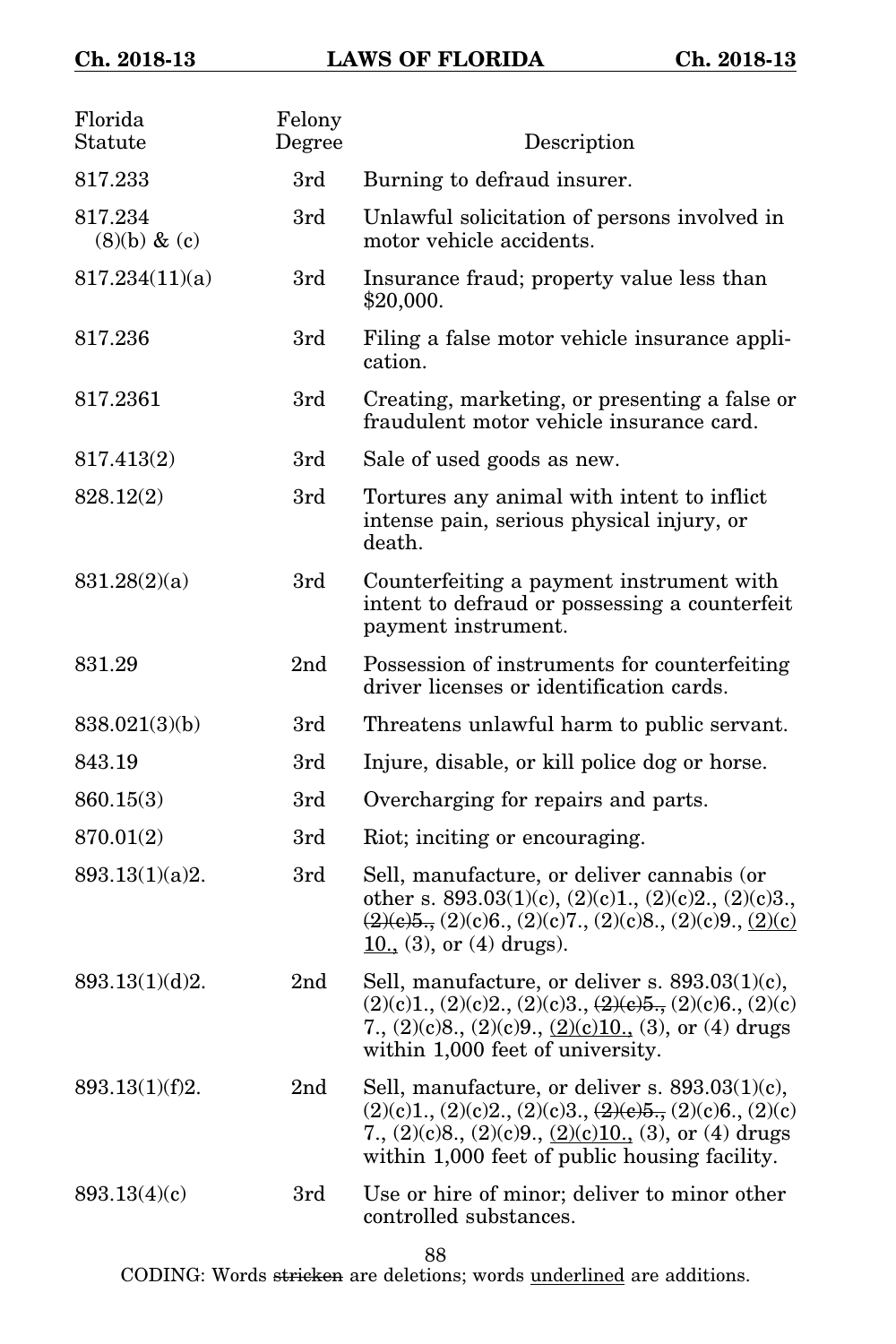| Florida Statute | Felony Degree | Description |
|---|---|---|
| 817.233 | 3rd | Burning to defraud insurer. |
| 817.234 (8)(b) & (c) | 3rd | Unlawful solicitation of persons involved in motor vehicle accidents. |
| 817.234(11)(a) | 3rd | Insurance fraud; property value less than $20,000. |
| 817.236 | 3rd | Filing a false motor vehicle insurance application. |
| 817.2361 | 3rd | Creating, marketing, or presenting a false or fraudulent motor vehicle insurance card. |
| 817.413(2) | 3rd | Sale of used goods as new. |
| 828.12(2) | 3rd | Tortures any animal with intent to inflict intense pain, serious physical injury, or death. |
| 831.28(2)(a) | 3rd | Counterfeiting a payment instrument with intent to defraud or possessing a counterfeit payment instrument. |
| 831.29 | 2nd | Possession of instruments for counterfeiting driver licenses or identification cards. |
| 838.021(3)(b) | 3rd | Threatens unlawful harm to public servant. |
| 843.19 | 3rd | Injure, disable, or kill police dog or horse. |
| 860.15(3) | 3rd | Overcharging for repairs and parts. |
| 870.01(2) | 3rd | Riot; inciting or encouraging. |
| 893.13(1)(a)2. | 3rd | Sell, manufacture, or deliver cannabis (or other s. 893.03(1)(c), (2)(c)1., (2)(c)2., (2)(c)3., ~~(2)(c)5.,~~ (2)(c)6., (2)(c)7., (2)(c)8., (2)(c)9., <u>(2)(c)10.,</u> (3), or (4) drugs). |
| 893.13(1)(d)2. | 2nd | Sell, manufacture, or deliver s. 893.03(1)(c), (2)(c)1., (2)(c)2., (2)(c)3., ~~(2)(c)5.,~~ (2)(c)6., (2)(c)7., (2)(c)8., (2)(c)9., <u>(2)(c)10.,</u> (3), or (4) drugs within 1,000 feet of university. |
| 893.13(1)(f)2. | 2nd | Sell, manufacture, or deliver s. 893.03(1)(c), (2)(c)1., (2)(c)2., (2)(c)3., ~~(2)(c)5.,~~ (2)(c)6., (2)(c)7., (2)(c)8., (2)(c)9., <u>(2)(c)10.,</u> (3), or (4) drugs within 1,000 feet of public housing facility. |
| 893.13(4)(c) | 3rd | Use or hire of minor; deliver to minor other controlled substances. |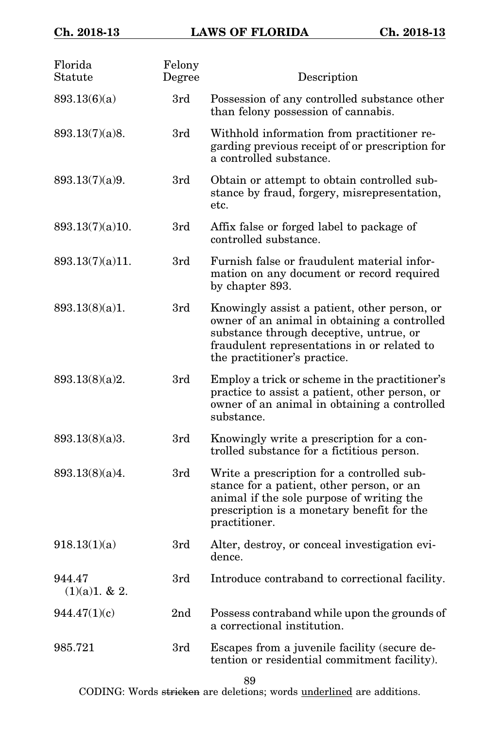| Florida Statute | Felony Degree | Description |
|---|---|---|
| 893.13(6)(a) | 3rd | Possession of any controlled substance other than felony possession of cannabis. |
| 893.13(7)(a)8. | 3rd | Withhold information from practitioner regarding previous receipt of or prescription for a controlled substance. |
| 893.13(7)(a)9. | 3rd | Obtain or attempt to obtain controlled substance by fraud, forgery, misrepresentation, etc. |
| 893.13(7)(a)10. | 3rd | Affix false or forged label to package of controlled substance. |
| 893.13(7)(a)11. | 3rd | Furnish false or fraudulent material information on any document or record required by chapter 893. |
| 893.13(8)(a)1. | 3rd | Knowingly assist a patient, other person, or owner of an animal in obtaining a controlled substance through deceptive, untrue, or fraudulent representations in or related to the practitioner's practice. |
| 893.13(8)(a)2. | 3rd | Employ a trick or scheme in the practitioner's practice to assist a patient, other person, or owner of an animal in obtaining a controlled substance. |
| 893.13(8)(a)3. | 3rd | Knowingly write a prescription for a controlled substance for a fictitious person. |
| 893.13(8)(a)4. | 3rd | Write a prescription for a controlled substance for a patient, other person, or an animal if the sole purpose of writing the prescription is a monetary benefit for the practitioner. |
| 918.13(1)(a) | 3rd | Alter, destroy, or conceal investigation evidence. |
| 944.47 (1)(a)1. & 2. | 3rd | Introduce contraband to correctional facility. |
| 944.47(1)(c) | 2nd | Possess contraband while upon the grounds of a correctional institution. |
| 985.721 | 3rd | Escapes from a juvenile facility (secure detention or residential commitment facility). |

CODING: Words ~~stricken~~ are deletions; words <u>underlined</u> are additions.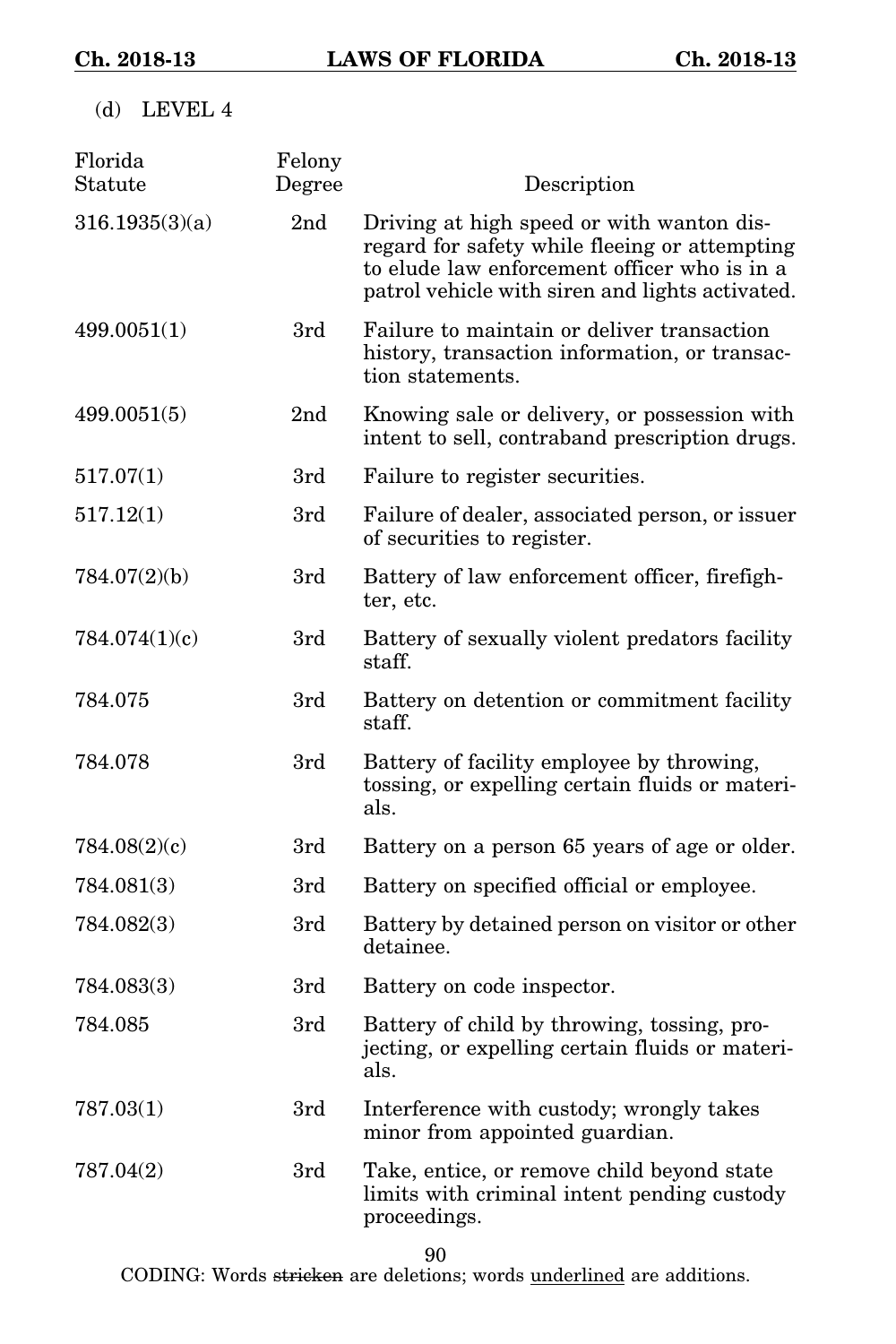(d) LEVEL 4

| Florida Statute | Felony Degree | Description |
|---|---|---|
| 316.1935(3)(a) | 2nd | Driving at high speed or with wanton disregard for safety while fleeing or attempting to elude law enforcement officer who is in a patrol vehicle with siren and lights activated. |
| 499.0051(1) | 3rd | Failure to maintain or deliver transaction history, transaction information, or transaction statements. |
| 499.0051(5) | 2nd | Knowing sale or delivery, or possession with intent to sell, contraband prescription drugs. |
| 517.07(1) | 3rd | Failure to register securities. |
| 517.12(1) | 3rd | Failure of dealer, associated person, or issuer of securities to register. |
| 784.07(2)(b) | 3rd | Battery of law enforcement officer, firefighter, etc. |
| 784.074(1)(c) | 3rd | Battery of sexually violent predators facility staff. |
| 784.075 | 3rd | Battery on detention or commitment facility staff. |
| 784.078 | 3rd | Battery of facility employee by throwing, tossing, or expelling certain fluids or materials. |
| 784.08(2)(c) | 3rd | Battery on a person 65 years of age or older. |
| 784.081(3) | 3rd | Battery on specified official or employee. |
| 784.082(3) | 3rd | Battery by detained person on visitor or other detainee. |
| 784.083(3) | 3rd | Battery on code inspector. |
| 784.085 | 3rd | Battery of child by throwing, tossing, projecting, or expelling certain fluids or materials. |
| 787.03(1) | 3rd | Interference with custody; wrongly takes minor from appointed guardian. |
| 787.04(2) | 3rd | Take, entice, or remove child beyond state limits with criminal intent pending custody proceedings. |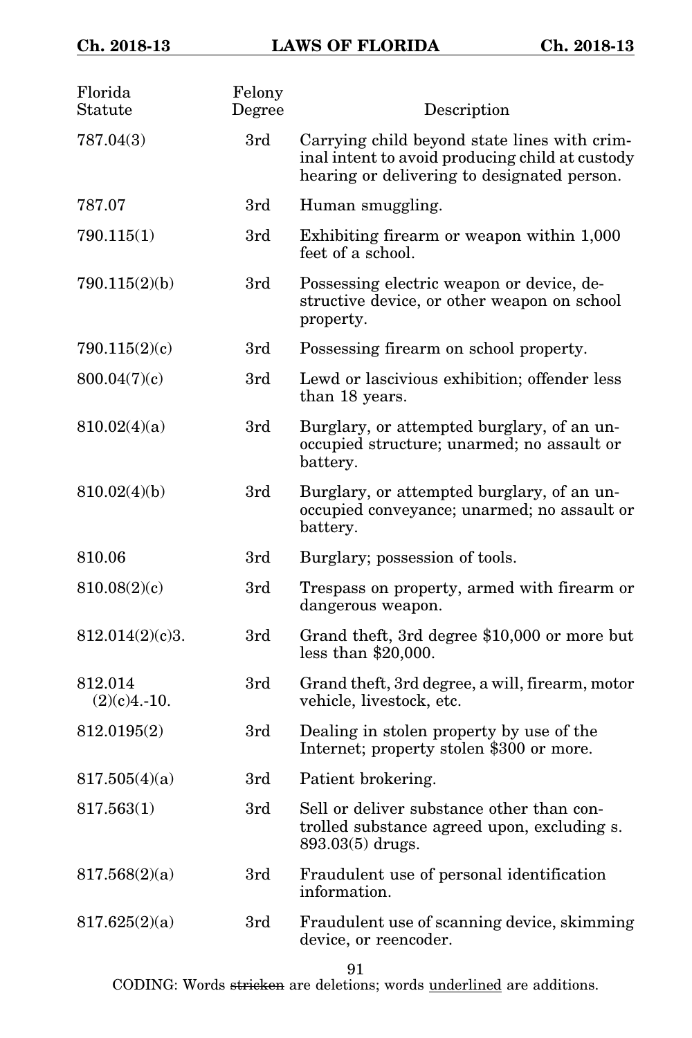| Florida Statute | Felony Degree | Description |
|---|---|---|
| 787.04(3) | 3rd | Carrying child beyond state lines with criminal intent to avoid producing child at custody hearing or delivering to designated person. |
| 787.07 | 3rd | Human smuggling. |
| 790.115(1) | 3rd | Exhibiting firearm or weapon within 1,000 feet of a school. |
| 790.115(2)(b) | 3rd | Possessing electric weapon or device, destructive device, or other weapon on school property. |
| 790.115(2)(c) | 3rd | Possessing firearm on school property. |
| 800.04(7)(c) | 3rd | Lewd or lascivious exhibition; offender less than 18 years. |
| 810.02(4)(a) | 3rd | Burglary, or attempted burglary, of an unoccupied structure; unarmed; no assault or battery. |
| 810.02(4)(b) | 3rd | Burglary, or attempted burglary, of an unoccupied conveyance; unarmed; no assault or battery. |
| 810.06 | 3rd | Burglary; possession of tools. |
| 810.08(2)(c) | 3rd | Trespass on property, armed with firearm or dangerous weapon. |
| 812.014(2)(c)3. | 3rd | Grand theft, 3rd degree $10,000 or more but less than $20,000. |
| 812.014 (2)(c)4.-10. | 3rd | Grand theft, 3rd degree, a will, firearm, motor vehicle, livestock, etc. |
| 812.0195(2) | 3rd | Dealing in stolen property by use of the Internet; property stolen $300 or more. |
| 817.505(4)(a) | 3rd | Patient brokering. |
| 817.563(1) | 3rd | Sell or deliver substance other than controlled substance agreed upon, excluding s. 893.03(5) drugs. |
| 817.568(2)(a) | 3rd | Fraudulent use of personal identification information. |
| 817.625(2)(a) | 3rd | Fraudulent use of scanning device, skimming device, or reencoder. |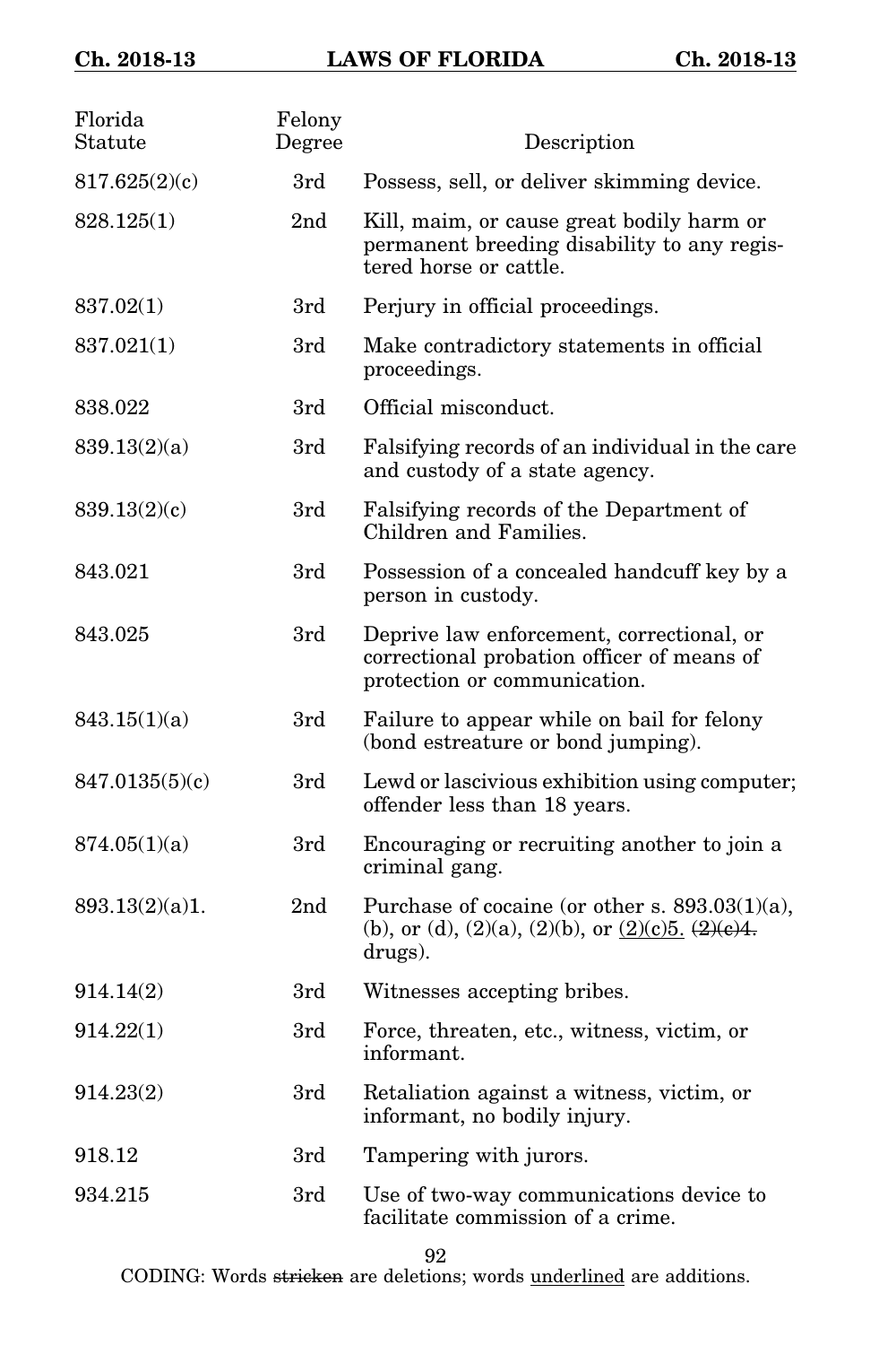| Florida Statute | Felony Degree | Description |
|---|---|---|
| 817.625(2)(c) | 3rd | Possess, sell, or deliver skimming device. |
| 828.125(1) | 2nd | Kill, maim, or cause great bodily harm or permanent breeding disability to any registered horse or cattle. |
| 837.02(1) | 3rd | Perjury in official proceedings. |
| 837.021(1) | 3rd | Make contradictory statements in official proceedings. |
| 838.022 | 3rd | Official misconduct. |
| 839.13(2)(a) | 3rd | Falsifying records of an individual in the care and custody of a state agency. |
| 839.13(2)(c) | 3rd | Falsifying records of the Department of Children and Families. |
| 843.021 | 3rd | Possession of a concealed handcuff key by a person in custody. |
| 843.025 | 3rd | Deprive law enforcement, correctional, or correctional probation officer of means of protection or communication. |
| 843.15(1)(a) | 3rd | Failure to appear while on bail for felony (bond estreature or bond jumping). |
| 847.0135(5)(c) | 3rd | Lewd or lascivious exhibition using computer; offender less than 18 years. |
| 874.05(1)(a) | 3rd | Encouraging or recruiting another to join a criminal gang. |
| 893.13(2)(a)1. | 2nd | Purchase of cocaine (or other s. 893.03(1)(a), (b), or (d), (2)(a), (2)(b), or <u>(2)(c)5.</u> ~~(2)(c)4.~~ drugs). |
| 914.14(2) | 3rd | Witnesses accepting bribes. |
| 914.22(1) | 3rd | Force, threaten, etc., witness, victim, or informant. |
| 914.23(2) | 3rd | Retaliation against a witness, victim, or informant, no bodily injury. |
| 918.12 | 3rd | Tampering with jurors. |
| 934.215 | 3rd | Use of two-way communications device to facilitate commission of a crime. |

CODING: Words ~~stricken~~ are deletions; words <u>underlined</u> are additions.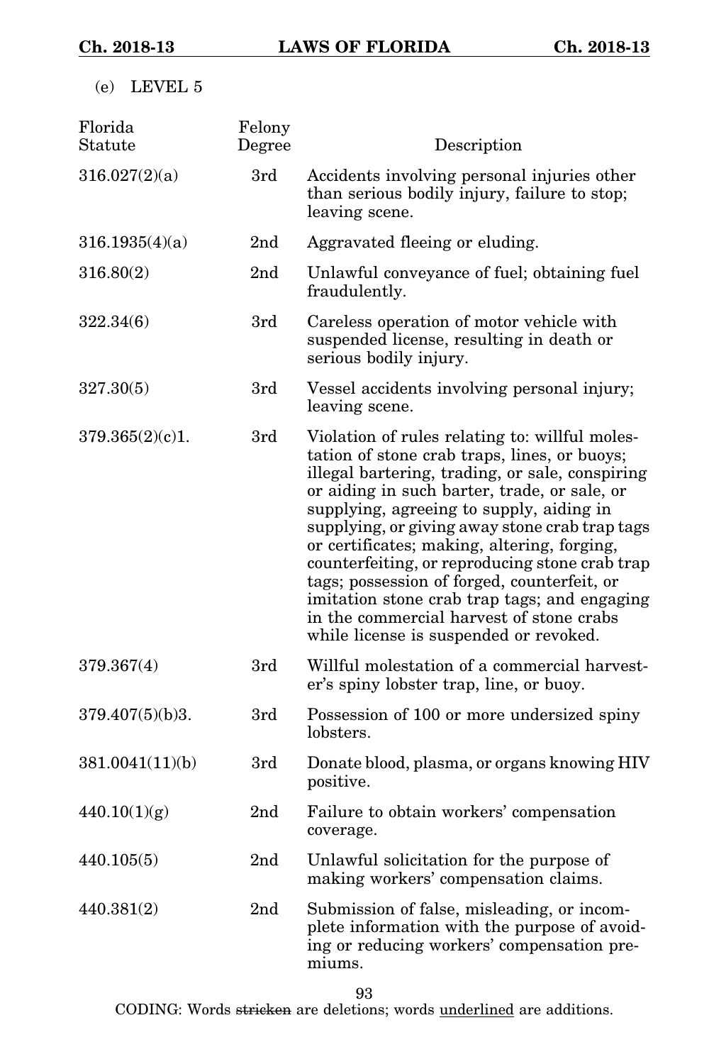(e) LEVEL 5

| Florida Statute | Felony Degree | Description |
|---|---|---|
| 316.027(2)(a) | 3rd | Accidents involving personal injuries other than serious bodily injury, failure to stop; leaving scene. |
| 316.1935(4)(a) | 2nd | Aggravated fleeing or eluding. |
| 316.80(2) | 2nd | Unlawful conveyance of fuel; obtaining fuel fraudulently. |
| 322.34(6) | 3rd | Careless operation of motor vehicle with suspended license, resulting in death or serious bodily injury. |
| 327.30(5) | 3rd | Vessel accidents involving personal injury; leaving scene. |
| 379.365(2)(c)1. | 3rd | Violation of rules relating to: willful molestation of stone crab traps, lines, or buoys; illegal bartering, trading, or sale, conspiring or aiding in such barter, trade, or sale, or supplying, agreeing to supply, aiding in supplying, or giving away stone crab trap tags or certificates; making, altering, forging, counterfeiting, or reproducing stone crab trap tags; possession of forged, counterfeit, or imitation stone crab trap tags; and engaging in the commercial harvest of stone crabs while license is suspended or revoked. |
| 379.367(4) | 3rd | Willful molestation of a commercial harvester's spiny lobster trap, line, or buoy. |
| 379.407(5)(b)3. | 3rd | Possession of 100 or more undersized spiny lobsters. |
| 381.0041(11)(b) | 3rd | Donate blood, plasma, or organs knowing HIV positive. |
| 440.10(1)(g) | 2nd | Failure to obtain workers' compensation coverage. |
| 440.105(5) | 2nd | Unlawful solicitation for the purpose of making workers' compensation claims. |
| 440.381(2) | 2nd | Submission of false, misleading, or incomplete information with the purpose of avoiding or reducing workers' compensation premiums. |

CODING: Words ~~stricken~~ are deletions; words <u>underlined</u> are additions.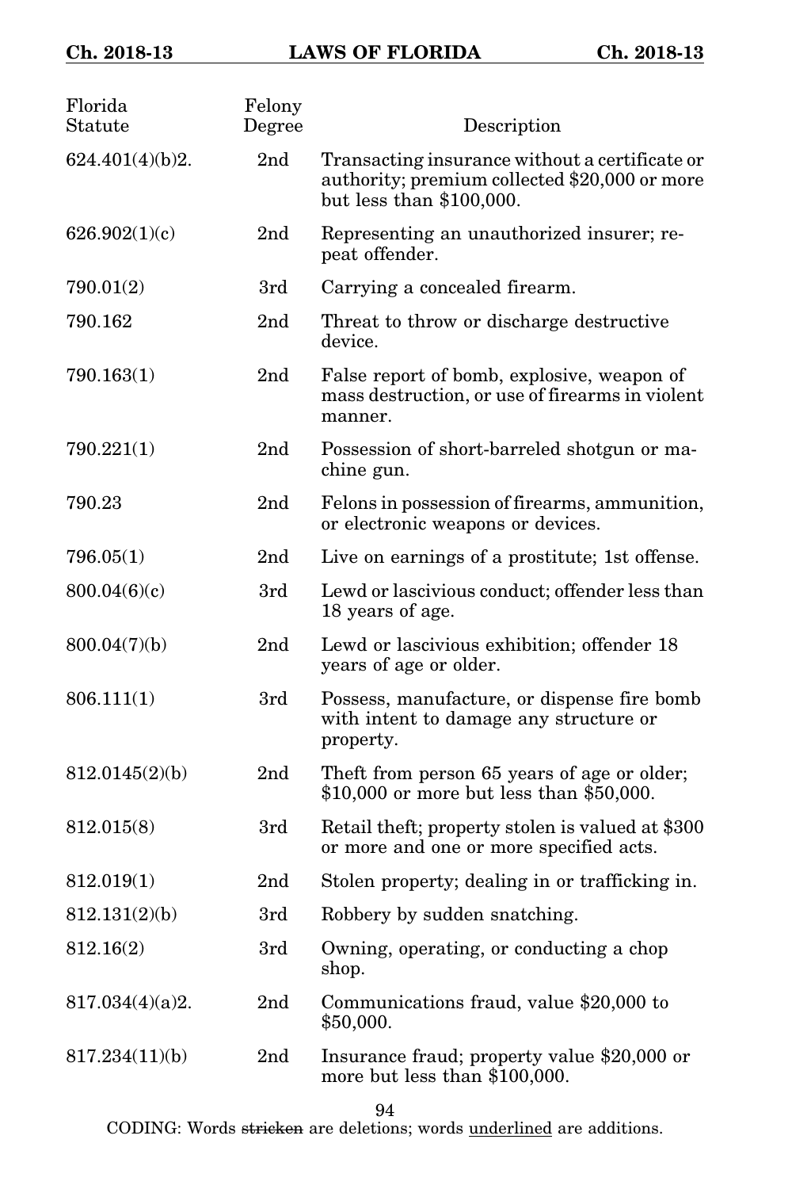| Florida Statute | Felony Degree | Description |
|---|---|---|
| 624.401(4)(b)2. | 2nd | Transacting insurance without a certificate or authority; premium collected $20,000 or more but less than $100,000. |
| 626.902(1)(c) | 2nd | Representing an unauthorized insurer; repeat offender. |
| 790.01(2) | 3rd | Carrying a concealed firearm. |
| 790.162 | 2nd | Threat to throw or discharge destructive device. |
| 790.163(1) | 2nd | False report of bomb, explosive, weapon of mass destruction, or use of firearms in violent manner. |
| 790.221(1) | 2nd | Possession of short-barreled shotgun or machine gun. |
| 790.23 | 2nd | Felons in possession of firearms, ammunition, or electronic weapons or devices. |
| 796.05(1) | 2nd | Live on earnings of a prostitute; 1st offense. |
| 800.04(6)(c) | 3rd | Lewd or lascivious conduct; offender less than 18 years of age. |
| 800.04(7)(b) | 2nd | Lewd or lascivious exhibition; offender 18 years of age or older. |
| 806.111(1) | 3rd | Possess, manufacture, or dispense fire bomb with intent to damage any structure or property. |
| 812.0145(2)(b) | 2nd | Theft from person 65 years of age or older; $10,000 or more but less than $50,000. |
| 812.015(8) | 3rd | Retail theft; property stolen is valued at $300 or more and one or more specified acts. |
| 812.019(1) | 2nd | Stolen property; dealing in or trafficking in. |
| 812.131(2)(b) | 3rd | Robbery by sudden snatching. |
| 812.16(2) | 3rd | Owning, operating, or conducting a chop shop. |
| 817.034(4)(a)2. | 2nd | Communications fraud, value $20,000 to $50,000. |
| 817.234(11)(b) | 2nd | Insurance fraud; property value $20,000 or more but less than $100,000. |

CODING: Words ~~stricken~~ are deletions; words underlined are additions.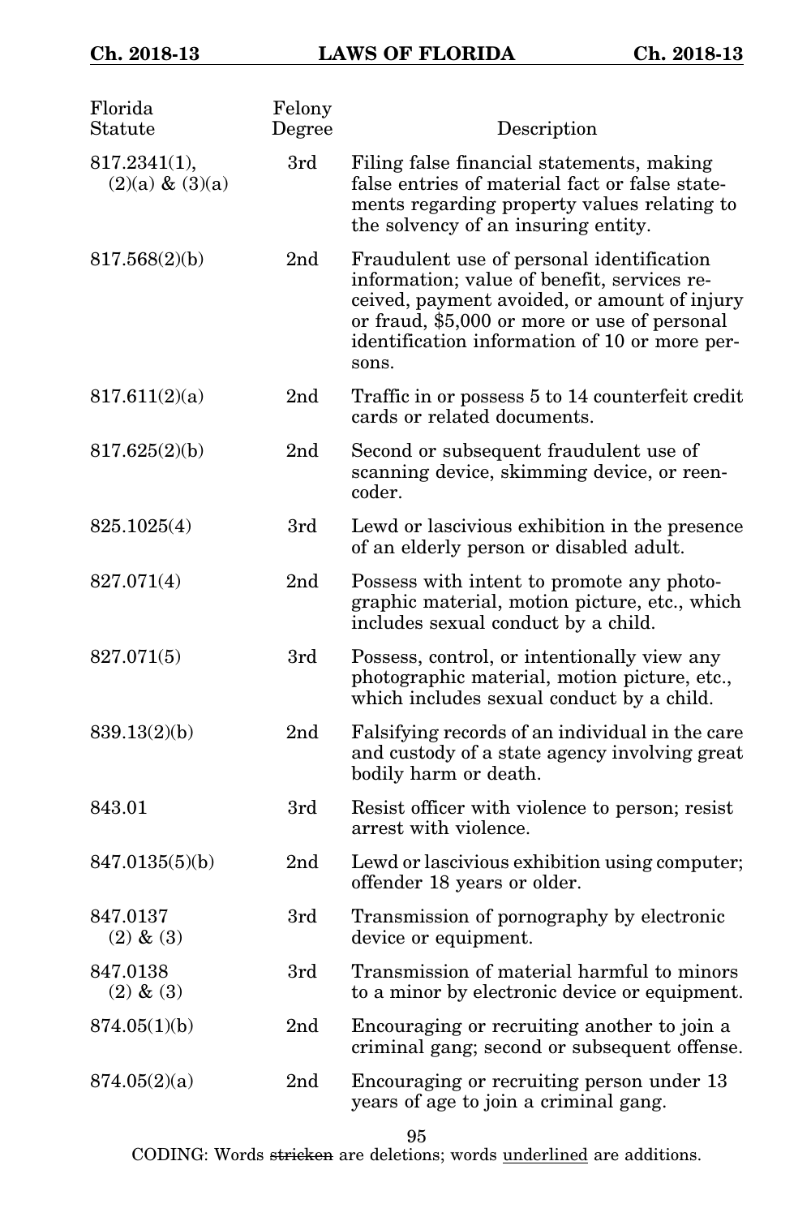| Florida Statute | Felony Degree | Description |
|---|---|---|
| 817.2341(1), (2)(a) & (3)(a) | 3rd | Filing false financial statements, making false entries of material fact or false statements regarding property values relating to the solvency of an insuring entity. |
| 817.568(2)(b) | 2nd | Fraudulent use of personal identification information; value of benefit, services received, payment avoided, or amount of injury or fraud, $5,000 or more or use of personal identification information of 10 or more persons. |
| 817.611(2)(a) | 2nd | Traffic in or possess 5 to 14 counterfeit credit cards or related documents. |
| 817.625(2)(b) | 2nd | Second or subsequent fraudulent use of scanning device, skimming device, or reencoder. |
| 825.1025(4) | 3rd | Lewd or lascivious exhibition in the presence of an elderly person or disabled adult. |
| 827.071(4) | 2nd | Possess with intent to promote any photographic material, motion picture, etc., which includes sexual conduct by a child. |
| 827.071(5) | 3rd | Possess, control, or intentionally view any photographic material, motion picture, etc., which includes sexual conduct by a child. |
| 839.13(2)(b) | 2nd | Falsifying records of an individual in the care and custody of a state agency involving great bodily harm or death. |
| 843.01 | 3rd | Resist officer with violence to person; resist arrest with violence. |
| 847.0135(5)(b) | 2nd | Lewd or lascivious exhibition using computer; offender 18 years or older. |
| 847.0137 (2) & (3) | 3rd | Transmission of pornography by electronic device or equipment. |
| 847.0138 (2) & (3) | 3rd | Transmission of material harmful to minors to a minor by electronic device or equipment. |
| 874.05(1)(b) | 2nd | Encouraging or recruiting another to join a criminal gang; second or subsequent offense. |
| 874.05(2)(a) | 2nd | Encouraging or recruiting person under 13 years of age to join a criminal gang. |

CODING: Words ~~stricken~~ are deletions; words <u>underlined</u> are additions.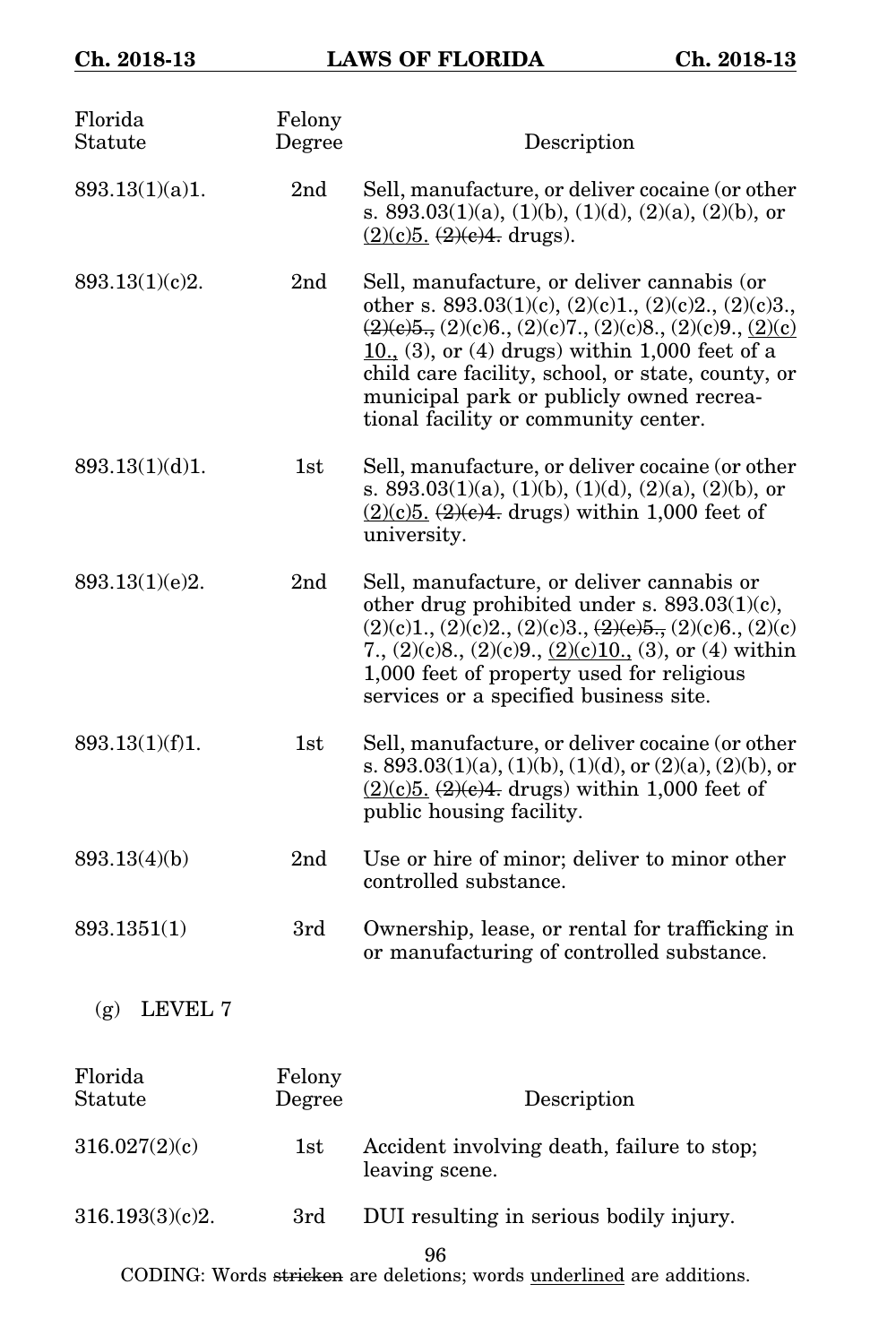| Florida Statute | Felony Degree | Description |
|---|---|---|
| 893.13(1)(a)1. | 2nd | Sell, manufacture, or deliver cocaine (or other s. 893.03(1)(a), (1)(b), (1)(d), (2)(a), (2)(b), or <u>(2)(c)5.</u> ~~(2)(c)4.~~ drugs). |
| 893.13(1)(c)2. | 2nd | Sell, manufacture, or deliver cannabis (or other s. 893.03(1)(c), (2)(c)1., (2)(c)2., (2)(c)3., ~~(2)(c)5.,~~ (2)(c)6., (2)(c)7., (2)(c)8., (2)(c)9., <u>(2)(c)10.,</u> (3), or (4) drugs) within 1,000 feet of a child care facility, school, or state, county, or municipal park or publicly owned recreational facility or community center. |
| 893.13(1)(d)1. | 1st | Sell, manufacture, or deliver cocaine (or other s. 893.03(1)(a), (1)(b), (1)(d), (2)(a), (2)(b), or <u>(2)(c)5.</u> ~~(2)(c)4.~~ drugs) within 1,000 feet of university. |
| 893.13(1)(e)2. | 2nd | Sell, manufacture, or deliver cannabis or other drug prohibited under s. 893.03(1)(c), (2)(c)1., (2)(c)2., (2)(c)3., ~~(2)(c)5.,~~ (2)(c)6., (2)(c)7., (2)(c)8., (2)(c)9., <u>(2)(c)10.,</u> (3), or (4) within 1,000 feet of property used for religious services or a specified business site. |
| 893.13(1)(f)1. | 1st | Sell, manufacture, or deliver cocaine (or other s. 893.03(1)(a), (1)(b), (1)(d), or (2)(a), (2)(b), or <u>(2)(c)5.</u> ~~(2)(c)4.~~ drugs) within 1,000 feet of public housing facility. |
| 893.13(4)(b) | 2nd | Use or hire of minor; deliver to minor other controlled substance. |
| 893.1351(1) | 3rd | Ownership, lease, or rental for trafficking in or manufacturing of controlled substance. |

(g) LEVEL 7

| Florida Statute | Felony Degree | Description |
|---|---|---|
| 316.027(2)(c) | 1st | Accident involving death, failure to stop; leaving scene. |
| 316.193(3)(c)2. | 3rd | DUI resulting in serious bodily injury. |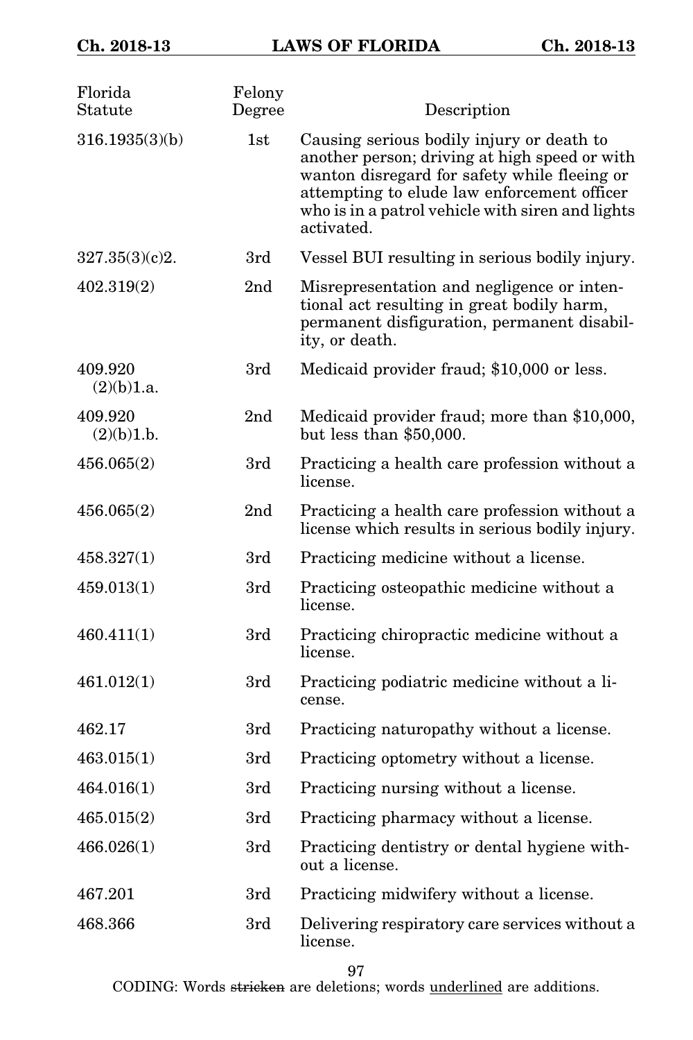| Florida Statute | Felony Degree | Description |
|---|---|---|
| 316.1935(3)(b) | 1st | Causing serious bodily injury or death to another person; driving at high speed or with wanton disregard for safety while fleeing or attempting to elude law enforcement officer who is in a patrol vehicle with siren and lights activated. |
| 327.35(3)(c)2. | 3rd | Vessel BUI resulting in serious bodily injury. |
| 402.319(2) | 2nd | Misrepresentation and negligence or intentional act resulting in great bodily harm, permanent disfiguration, permanent disability, or death. |
| 409.920 (2)(b)1.a. | 3rd | Medicaid provider fraud; $10,000 or less. |
| 409.920 (2)(b)1.b. | 2nd | Medicaid provider fraud; more than $10,000, but less than $50,000. |
| 456.065(2) | 3rd | Practicing a health care profession without a license. |
| 456.065(2) | 2nd | Practicing a health care profession without a license which results in serious bodily injury. |
| 458.327(1) | 3rd | Practicing medicine without a license. |
| 459.013(1) | 3rd | Practicing osteopathic medicine without a license. |
| 460.411(1) | 3rd | Practicing chiropractic medicine without a license. |
| 461.012(1) | 3rd | Practicing podiatric medicine without a license. |
| 462.17 | 3rd | Practicing naturopathy without a license. |
| 463.015(1) | 3rd | Practicing optometry without a license. |
| 464.016(1) | 3rd | Practicing nursing without a license. |
| 465.015(2) | 3rd | Practicing pharmacy without a license. |
| 466.026(1) | 3rd | Practicing dentistry or dental hygiene without a license. |
| 467.201 | 3rd | Practicing midwifery without a license. |
| 468.366 | 3rd | Delivering respiratory care services without a license. |

CODING: Words ~~stricken~~ are deletions; words <u>underlined</u> are additions.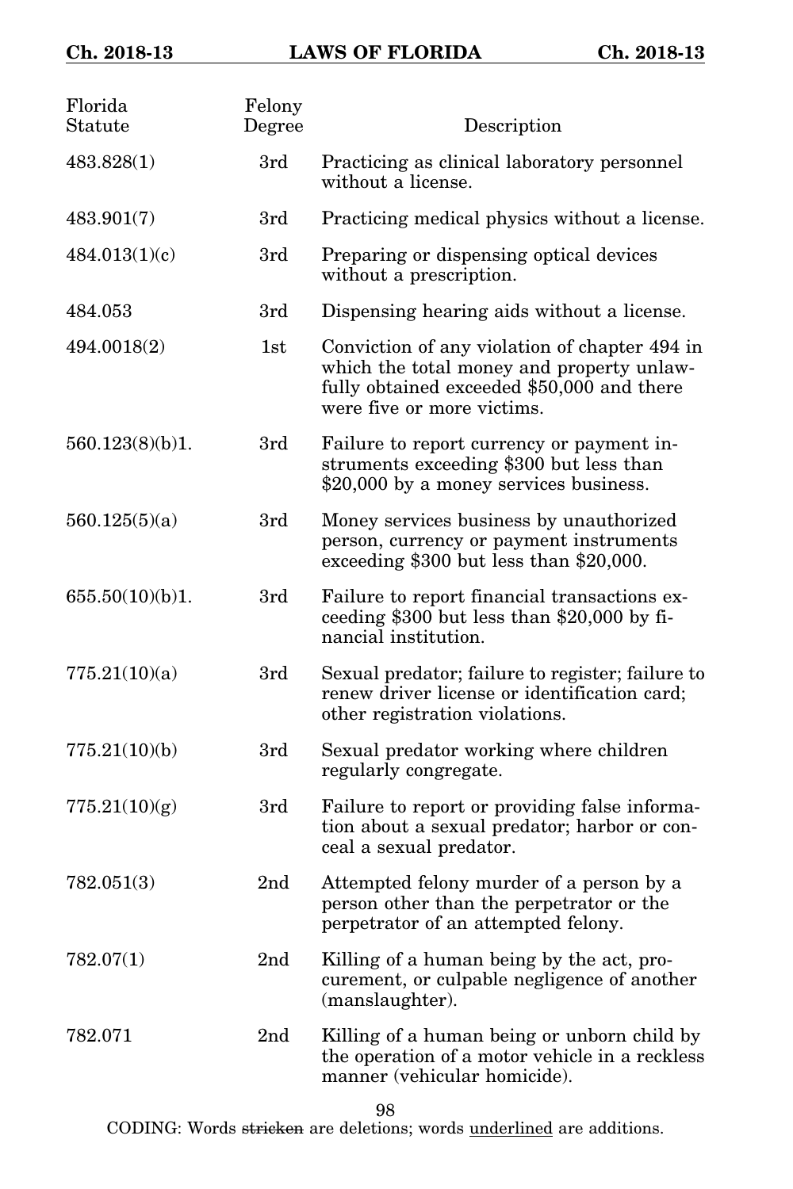| Florida Statute | Felony Degree | Description |
|---|---|---|
| 483.828(1) | 3rd | Practicing as clinical laboratory personnel without a license. |
| 483.901(7) | 3rd | Practicing medical physics without a license. |
| 484.013(1)(c) | 3rd | Preparing or dispensing optical devices without a prescription. |
| 484.053 | 3rd | Dispensing hearing aids without a license. |
| 494.0018(2) | 1st | Conviction of any violation of chapter 494 in which the total money and property unlawfully obtained exceeded $50,000 and there were five or more victims. |
| 560.123(8)(b)1. | 3rd | Failure to report currency or payment instruments exceeding $300 but less than $20,000 by a money services business. |
| 560.125(5)(a) | 3rd | Money services business by unauthorized person, currency or payment instruments exceeding $300 but less than $20,000. |
| 655.50(10)(b)1. | 3rd | Failure to report financial transactions exceeding $300 but less than $20,000 by financial institution. |
| 775.21(10)(a) | 3rd | Sexual predator; failure to register; failure to renew driver license or identification card; other registration violations. |
| 775.21(10)(b) | 3rd | Sexual predator working where children regularly congregate. |
| 775.21(10)(g) | 3rd | Failure to report or providing false information about a sexual predator; harbor or conceal a sexual predator. |
| 782.051(3) | 2nd | Attempted felony murder of a person by a person other than the perpetrator or the perpetrator of an attempted felony. |
| 782.07(1) | 2nd | Killing of a human being by the act, procurement, or culpable negligence of another (manslaughter). |
| 782.071 | 2nd | Killing of a human being or unborn child by the operation of a motor vehicle in a reckless manner (vehicular homicide). |

CODING: Words ~~stricken~~ are deletions; words underlined are additions.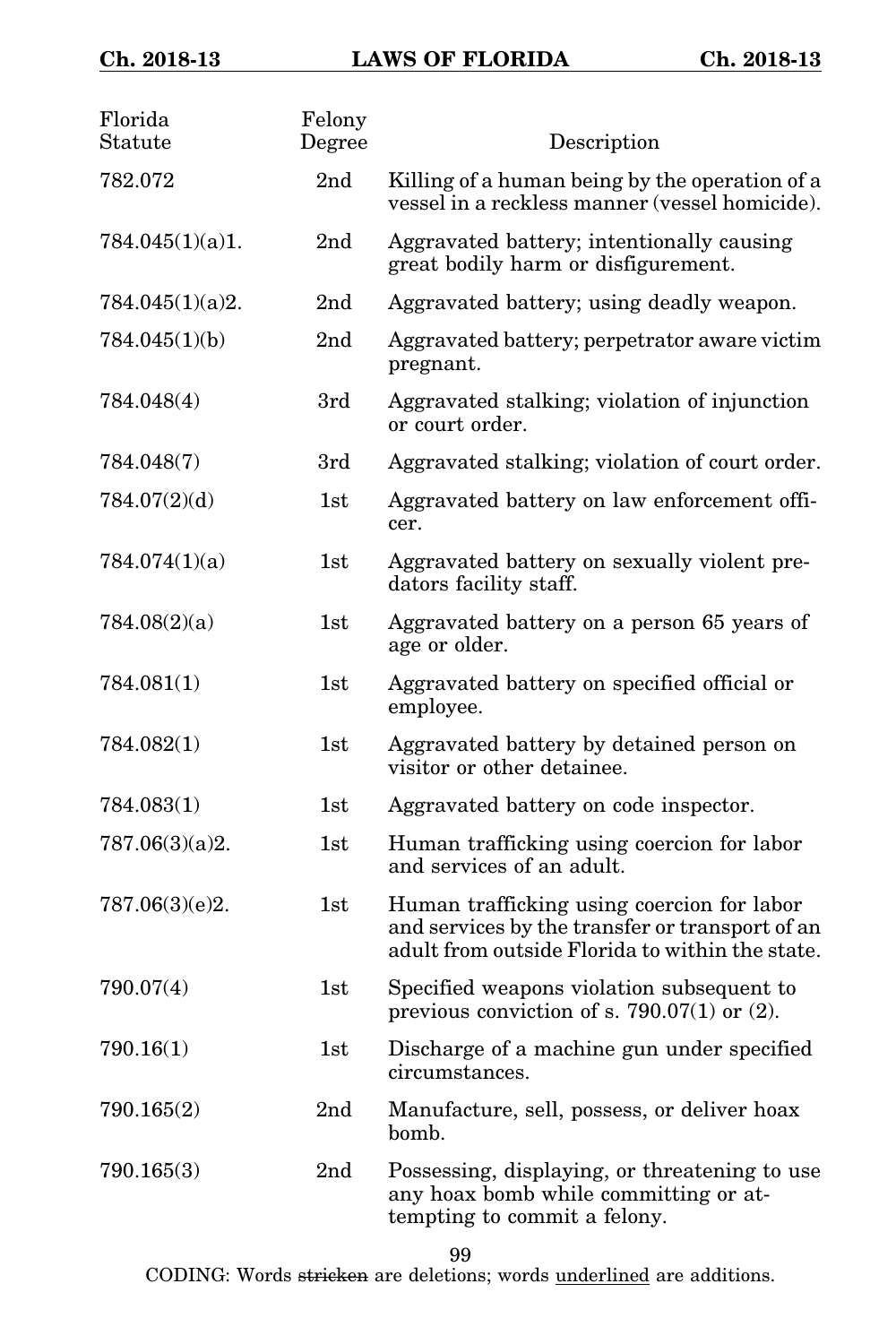| Florida Statute | Felony Degree | Description |
|---|---|---|
| 782.072 | 2nd | Killing of a human being by the operation of a vessel in a reckless manner (vessel homicide). |
| 784.045(1)(a)1. | 2nd | Aggravated battery; intentionally causing great bodily harm or disfigurement. |
| 784.045(1)(a)2. | 2nd | Aggravated battery; using deadly weapon. |
| 784.045(1)(b) | 2nd | Aggravated battery; perpetrator aware victim pregnant. |
| 784.048(4) | 3rd | Aggravated stalking; violation of injunction or court order. |
| 784.048(7) | 3rd | Aggravated stalking; violation of court order. |
| 784.07(2)(d) | 1st | Aggravated battery on law enforcement officer. |
| 784.074(1)(a) | 1st | Aggravated battery on sexually violent predators facility staff. |
| 784.08(2)(a) | 1st | Aggravated battery on a person 65 years of age or older. |
| 784.081(1) | 1st | Aggravated battery on specified official or employee. |
| 784.082(1) | 1st | Aggravated battery by detained person on visitor or other detainee. |
| 784.083(1) | 1st | Aggravated battery on code inspector. |
| 787.06(3)(a)2. | 1st | Human trafficking using coercion for labor and services of an adult. |
| 787.06(3)(e)2. | 1st | Human trafficking using coercion for labor and services by the transfer or transport of an adult from outside Florida to within the state. |
| 790.07(4) | 1st | Specified weapons violation subsequent to previous conviction of s. 790.07(1) or (2). |
| 790.16(1) | 1st | Discharge of a machine gun under specified circumstances. |
| 790.165(2) | 2nd | Manufacture, sell, possess, or deliver hoax bomb. |
| 790.165(3) | 2nd | Possessing, displaying, or threatening to use any hoax bomb while committing or attempting to commit a felony. |

CODING: Words ~~stricken~~ are deletions; words <u>underlined</u> are additions.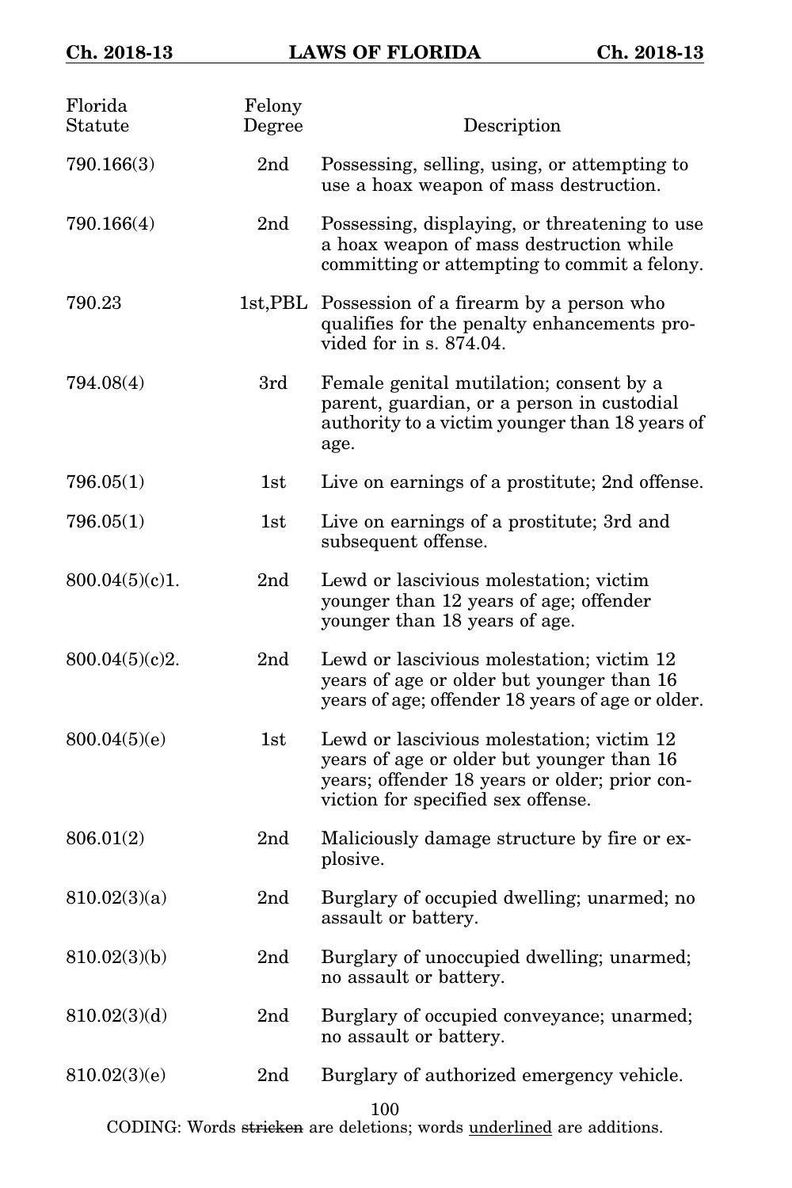| Florida Statute | Felony Degree | Description |
|---|---|---|
| 790.166(3) | 2nd | Possessing, selling, using, or attempting to use a hoax weapon of mass destruction. |
| 790.166(4) | 2nd | Possessing, displaying, or threatening to use a hoax weapon of mass destruction while committing or attempting to commit a felony. |
| 790.23 | 1st,PBL | Possession of a firearm by a person who qualifies for the penalty enhancements provided for in s. 874.04. |
| 794.08(4) | 3rd | Female genital mutilation; consent by a parent, guardian, or a person in custodial authority to a victim younger than 18 years of age. |
| 796.05(1) | 1st | Live on earnings of a prostitute; 2nd offense. |
| 796.05(1) | 1st | Live on earnings of a prostitute; 3rd and subsequent offense. |
| 800.04(5)(c)1. | 2nd | Lewd or lascivious molestation; victim younger than 12 years of age; offender younger than 18 years of age. |
| 800.04(5)(c)2. | 2nd | Lewd or lascivious molestation; victim 12 years of age or older but younger than 16 years of age; offender 18 years of age or older. |
| 800.04(5)(e) | 1st | Lewd or lascivious molestation; victim 12 years of age or older but younger than 16 years; offender 18 years or older; prior conviction for specified sex offense. |
| 806.01(2) | 2nd | Maliciously damage structure by fire or explosive. |
| 810.02(3)(a) | 2nd | Burglary of occupied dwelling; unarmed; no assault or battery. |
| 810.02(3)(b) | 2nd | Burglary of unoccupied dwelling; unarmed; no assault or battery. |
| 810.02(3)(d) | 2nd | Burglary of occupied conveyance; unarmed; no assault or battery. |
| 810.02(3)(e) | 2nd | Burglary of authorized emergency vehicle. |

CODING: Words ~~stricken~~ are deletions; words <u>underlined</u> are additions.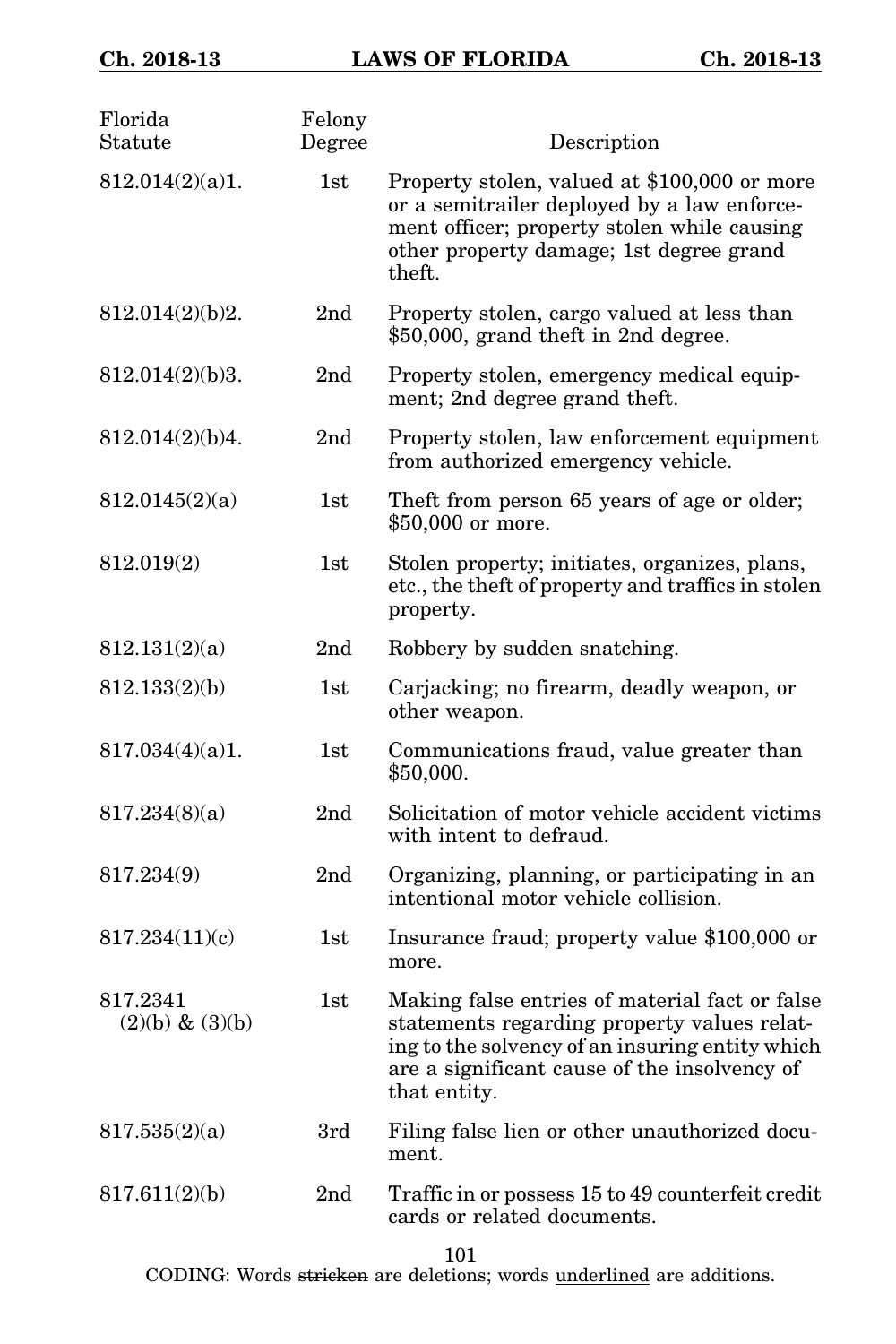| Florida Statute | Felony Degree | Description |
|---|---|---|
| 812.014(2)(a)1. | 1st | Property stolen, valued at $100,000 or more or a semitrailer deployed by a law enforcement officer; property stolen while causing other property damage; 1st degree grand theft. |
| 812.014(2)(b)2. | 2nd | Property stolen, cargo valued at less than $50,000, grand theft in 2nd degree. |
| 812.014(2)(b)3. | 2nd | Property stolen, emergency medical equipment; 2nd degree grand theft. |
| 812.014(2)(b)4. | 2nd | Property stolen, law enforcement equipment from authorized emergency vehicle. |
| 812.0145(2)(a) | 1st | Theft from person 65 years of age or older; $50,000 or more. |
| 812.019(2) | 1st | Stolen property; initiates, organizes, plans, etc., the theft of property and traffics in stolen property. |
| 812.131(2)(a) | 2nd | Robbery by sudden snatching. |
| 812.133(2)(b) | 1st | Carjacking; no firearm, deadly weapon, or other weapon. |
| 817.034(4)(a)1. | 1st | Communications fraud, value greater than $50,000. |
| 817.234(8)(a) | 2nd | Solicitation of motor vehicle accident victims with intent to defraud. |
| 817.234(9) | 2nd | Organizing, planning, or participating in an intentional motor vehicle collision. |
| 817.234(11)(c) | 1st | Insurance fraud; property value $100,000 or more. |
| 817.2341 (2)(b) & (3)(b) | 1st | Making false entries of material fact or false statements regarding property values relating to the solvency of an insuring entity which are a significant cause of the insolvency of that entity. |
| 817.535(2)(a) | 3rd | Filing false lien or other unauthorized document. |
| 817.611(2)(b) | 2nd | Traffic in or possess 15 to 49 counterfeit credit cards or related documents. |

CODING: Words ~~stricken~~ are deletions; words <u>underlined</u> are additions.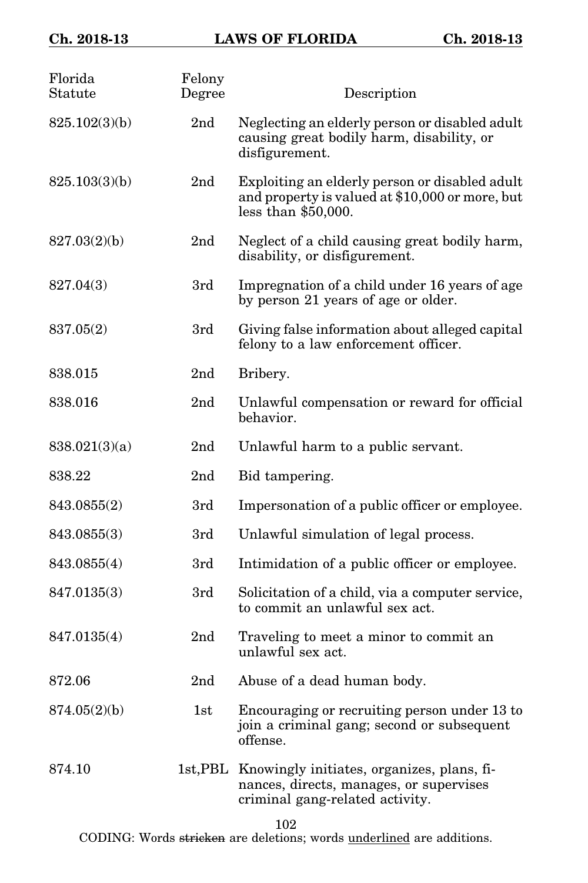| Florida Statute | Felony Degree | Description |
|---|---|---|
| 825.102(3)(b) | 2nd | Neglecting an elderly person or disabled adult causing great bodily harm, disability, or disfigurement. |
| 825.103(3)(b) | 2nd | Exploiting an elderly person or disabled adult and property is valued at $10,000 or more, but less than $50,000. |
| 827.03(2)(b) | 2nd | Neglect of a child causing great bodily harm, disability, or disfigurement. |
| 827.04(3) | 3rd | Impregnation of a child under 16 years of age by person 21 years of age or older. |
| 837.05(2) | 3rd | Giving false information about alleged capital felony to a law enforcement officer. |
| 838.015 | 2nd | Bribery. |
| 838.016 | 2nd | Unlawful compensation or reward for official behavior. |
| 838.021(3)(a) | 2nd | Unlawful harm to a public servant. |
| 838.22 | 2nd | Bid tampering. |
| 843.0855(2) | 3rd | Impersonation of a public officer or employee. |
| 843.0855(3) | 3rd | Unlawful simulation of legal process. |
| 843.0855(4) | 3rd | Intimidation of a public officer or employee. |
| 847.0135(3) | 3rd | Solicitation of a child, via a computer service, to commit an unlawful sex act. |
| 847.0135(4) | 2nd | Traveling to meet a minor to commit an unlawful sex act. |
| 872.06 | 2nd | Abuse of a dead human body. |
| 874.05(2)(b) | 1st | Encouraging or recruiting person under 13 to join a criminal gang; second or subsequent offense. |
| 874.10 | 1st,PBL | Knowingly initiates, organizes, plans, finances, directs, manages, or supervises criminal gang-related activity. |

CODING: Words ~~stricken~~ are deletions; words <u>underlined</u> are additions.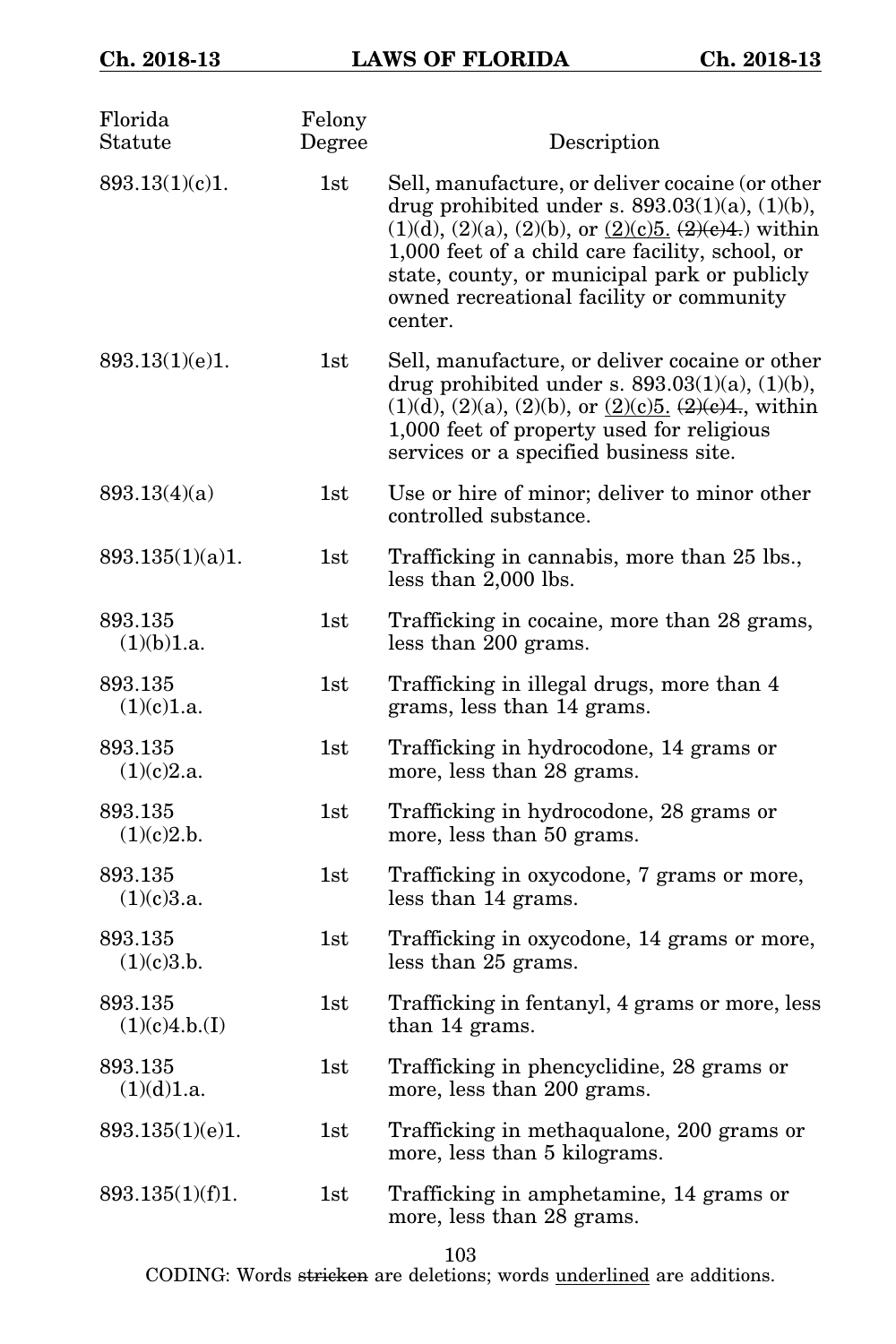| Florida Statute | Felony Degree | Description |
|---|---|---|
| 893.13(1)(c)1. | 1st | Sell, manufacture, or deliver cocaine (or other drug prohibited under s. 893.03(1)(a), (1)(b), (1)(d), (2)(a), (2)(b), or <u>(2)(c)5.</u> ~~(2)(c)4.~~) within 1,000 feet of a child care facility, school, or state, county, or municipal park or publicly owned recreational facility or community center. |
| 893.13(1)(e)1. | 1st | Sell, manufacture, or deliver cocaine or other drug prohibited under s. 893.03(1)(a), (1)(b), (1)(d), (2)(a), (2)(b), or <u>(2)(c)5.</u> ~~(2)(c)4.~~, within 1,000 feet of property used for religious services or a specified business site. |
| 893.13(4)(a) | 1st | Use or hire of minor; deliver to minor other controlled substance. |
| 893.135(1)(a)1. | 1st | Trafficking in cannabis, more than 25 lbs., less than 2,000 lbs. |
| 893.135 (1)(b)1.a. | 1st | Trafficking in cocaine, more than 28 grams, less than 200 grams. |
| 893.135 (1)(c)1.a. | 1st | Trafficking in illegal drugs, more than 4 grams, less than 14 grams. |
| 893.135 (1)(c)2.a. | 1st | Trafficking in hydrocodone, 14 grams or more, less than 28 grams. |
| 893.135 (1)(c)2.b. | 1st | Trafficking in hydrocodone, 28 grams or more, less than 50 grams. |
| 893.135 (1)(c)3.a. | 1st | Trafficking in oxycodone, 7 grams or more, less than 14 grams. |
| 893.135 (1)(c)3.b. | 1st | Trafficking in oxycodone, 14 grams or more, less than 25 grams. |
| 893.135 (1)(c)4.b.(I) | 1st | Trafficking in fentanyl, 4 grams or more, less than 14 grams. |
| 893.135 (1)(d)1.a. | 1st | Trafficking in phencyclidine, 28 grams or more, less than 200 grams. |
| 893.135(1)(e)1. | 1st | Trafficking in methaqualone, 200 grams or more, less than 5 kilograms. |
| 893.135(1)(f)1. | 1st | Trafficking in amphetamine, 14 grams or more, less than 28 grams. |

CODING: Words ~~stricken~~ are deletions; words <u>underlined</u> are additions.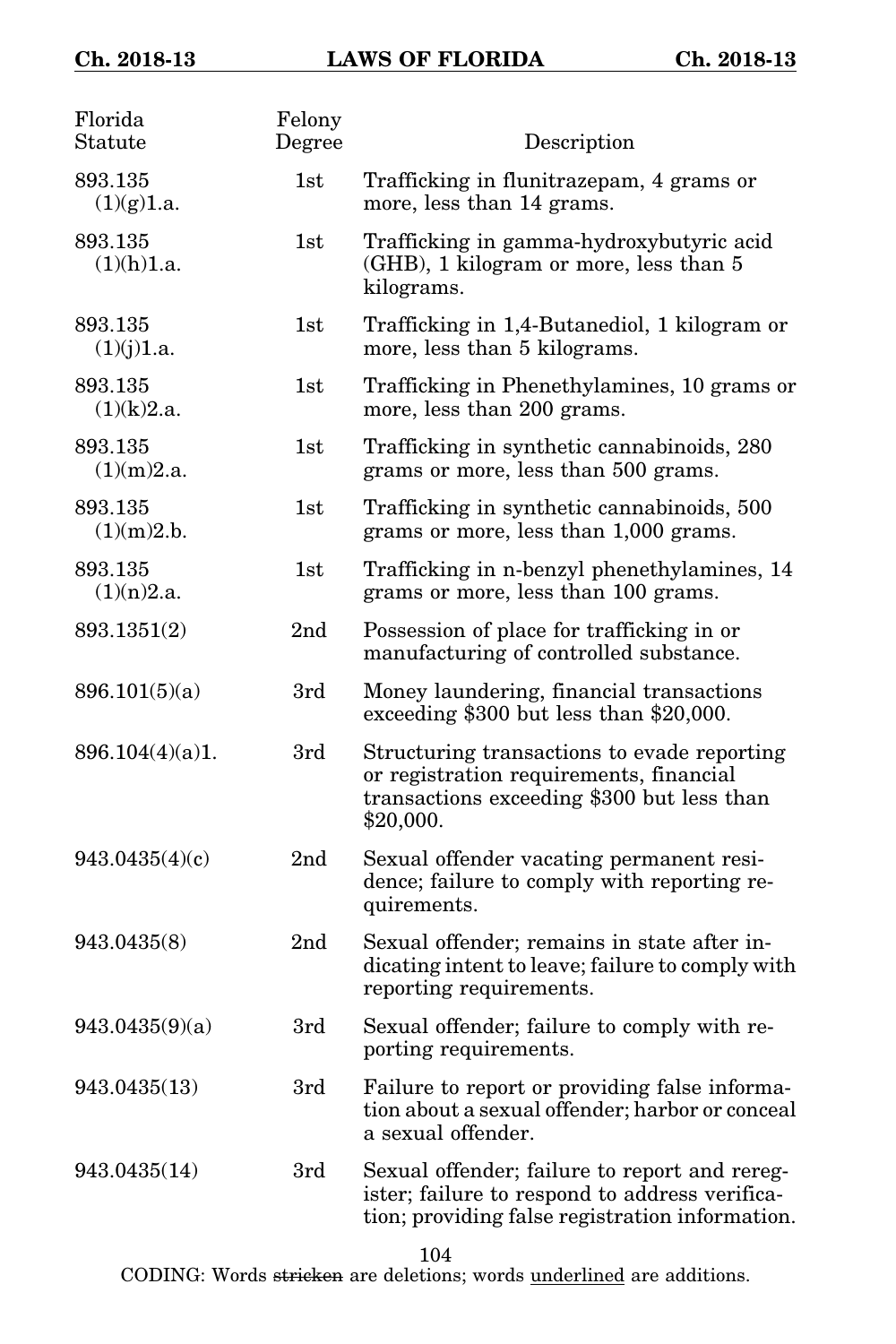| Florida Statute | Felony Degree | Description |
|---|---|---|
| 893.135 (1)(g)1.a. | 1st | Trafficking in flunitrazepam, 4 grams or more, less than 14 grams. |
| 893.135 (1)(h)1.a. | 1st | Trafficking in gamma-hydroxybutyric acid (GHB), 1 kilogram or more, less than 5 kilograms. |
| 893.135 (1)(j)1.a. | 1st | Trafficking in 1,4-Butanediol, 1 kilogram or more, less than 5 kilograms. |
| 893.135 (1)(k)2.a. | 1st | Trafficking in Phenethylamines, 10 grams or more, less than 200 grams. |
| 893.135 (1)(m)2.a. | 1st | Trafficking in synthetic cannabinoids, 280 grams or more, less than 500 grams. |
| 893.135 (1)(m)2.b. | 1st | Trafficking in synthetic cannabinoids, 500 grams or more, less than 1,000 grams. |
| 893.135 (1)(n)2.a. | 1st | Trafficking in n-benzyl phenethylamines, 14 grams or more, less than 100 grams. |
| 893.1351(2) | 2nd | Possession of place for trafficking in or manufacturing of controlled substance. |
| 896.101(5)(a) | 3rd | Money laundering, financial transactions exceeding $300 but less than $20,000. |
| 896.104(4)(a)1. | 3rd | Structuring transactions to evade reporting or registration requirements, financial transactions exceeding $300 but less than $20,000. |
| 943.0435(4)(c) | 2nd | Sexual offender vacating permanent residence; failure to comply with reporting requirements. |
| 943.0435(8) | 2nd | Sexual offender; remains in state after indicating intent to leave; failure to comply with reporting requirements. |
| 943.0435(9)(a) | 3rd | Sexual offender; failure to comply with reporting requirements. |
| 943.0435(13) | 3rd | Failure to report or providing false information about a sexual offender; harbor or conceal a sexual offender. |
| 943.0435(14) | 3rd | Sexual offender; failure to report and reregister; failure to respond to address verification; providing false registration information. |

CODING: Words stricken are deletions; words underlined are additions.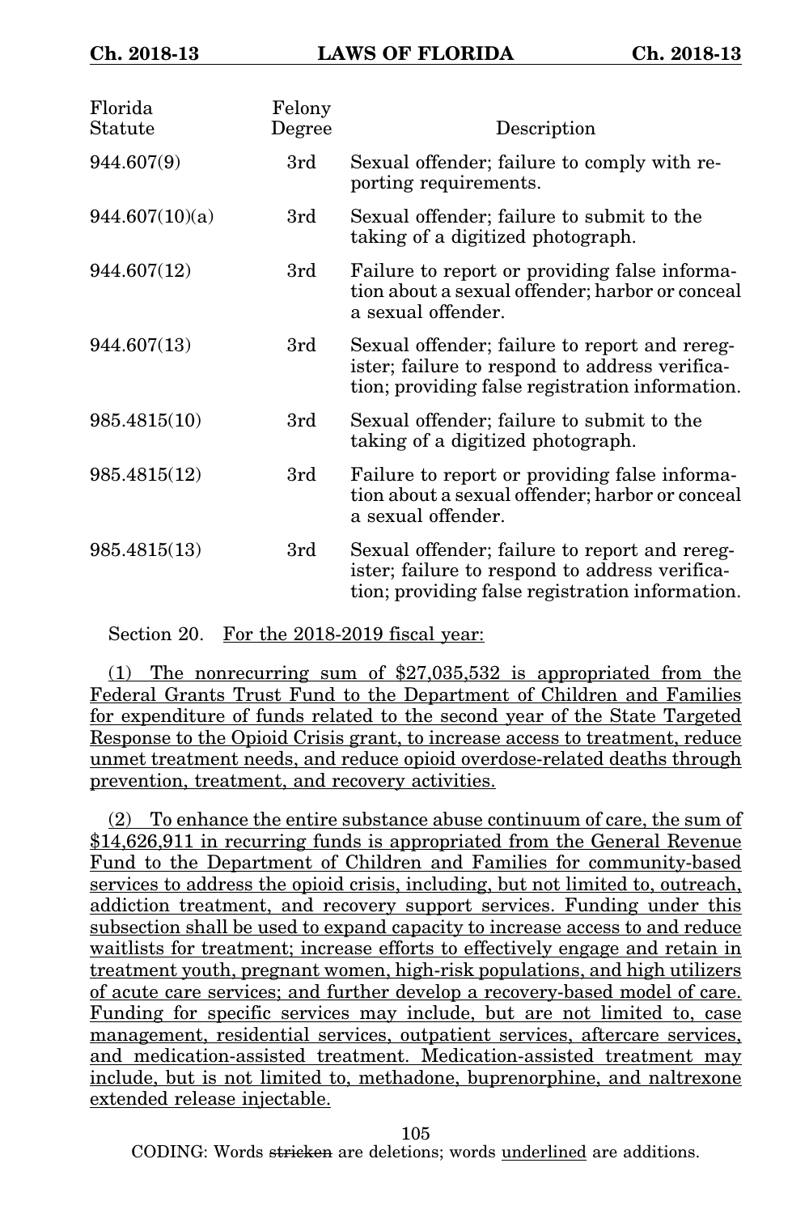| Florida Statute | Felony Degree | Description |
|---|---|---|
| 944.607(9) | 3rd | Sexual offender; failure to comply with reporting requirements. |
| 944.607(10)(a) | 3rd | Sexual offender; failure to submit to the taking of a digitized photograph. |
| 944.607(12) | 3rd | Failure to report or providing false information about a sexual offender; harbor or conceal a sexual offender. |
| 944.607(13) | 3rd | Sexual offender; failure to report and reregister; failure to respond to address verification; providing false registration information. |
| 985.4815(10) | 3rd | Sexual offender; failure to submit to the taking of a digitized photograph. |
| 985.4815(12) | 3rd | Failure to report or providing false information about a sexual offender; harbor or conceal a sexual offender. |
| 985.4815(13) | 3rd | Sexual offender; failure to report and reregister; failure to respond to address verification; providing false registration information. |

Section 20. For the 2018-2019 fiscal year:

(1) The nonrecurring sum of $27,035,532 is appropriated from the Federal Grants Trust Fund to the Department of Children and Families for expenditure of funds related to the second year of the State Targeted Response to the Opioid Crisis grant, to increase access to treatment, reduce unmet treatment needs, and reduce opioid overdose-related deaths through prevention, treatment, and recovery activities.

(2) To enhance the entire substance abuse continuum of care, the sum of $14,626,911 in recurring funds is appropriated from the General Revenue Fund to the Department of Children and Families for community-based services to address the opioid crisis, including, but not limited to, outreach, addiction treatment, and recovery support services. Funding under this subsection shall be used to expand capacity to increase access to and reduce waitlists for treatment; increase efforts to effectively engage and retain in treatment youth, pregnant women, high-risk populations, and high utilizers of acute care services; and further develop a recovery-based model of care. Funding for specific services may include, but are not limited to, case management, residential services, outpatient services, aftercare services, and medication-assisted treatment. Medication-assisted treatment may include, but is not limited to, methadone, buprenorphine, and naltrexone extended release injectable.

CODING: Words ~~stricken~~ are deletions; words underlined are additions.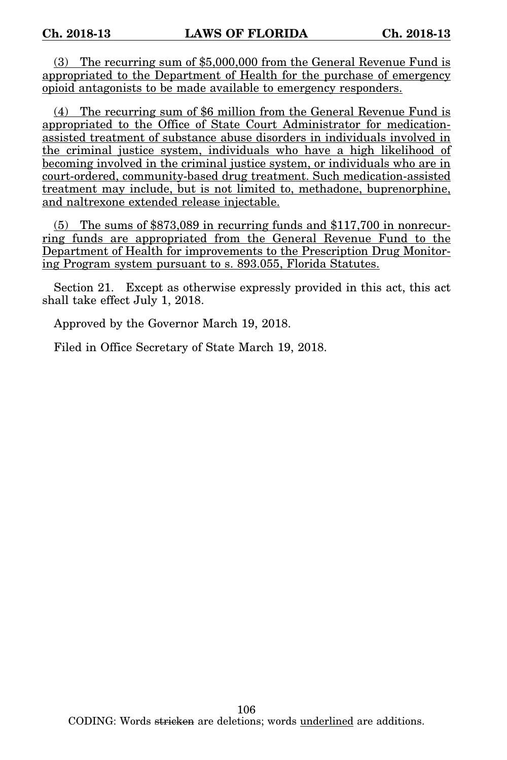(3) The recurring sum of $5,000,000 from the General Revenue Fund is appropriated to the Department of Health for the purchase of emergency opioid antagonists to be made available to emergency responders.

(4) The recurring sum of $6 million from the General Revenue Fund is appropriated to the Office of State Court Administrator for medication-assisted treatment of substance abuse disorders in individuals involved in the criminal justice system, individuals who have a high likelihood of becoming involved in the criminal justice system, or individuals who are in court-ordered, community-based drug treatment. Such medication-assisted treatment may include, but is not limited to, methadone, buprenorphine, and naltrexone extended release injectable.

(5) The sums of $873,089 in recurring funds and $117,700 in nonrecurring funds are appropriated from the General Revenue Fund to the Department of Health for improvements to the Prescription Drug Monitoring Program system pursuant to s. 893.055, Florida Statutes.

Section 21. Except as otherwise expressly provided in this act, this act shall take effect July 1, 2018.

Approved by the Governor March 19, 2018.

Filed in Office Secretary of State March 19, 2018.

CODING: Words ~~stricken~~ are deletions; words <u>underlined</u> are additions.